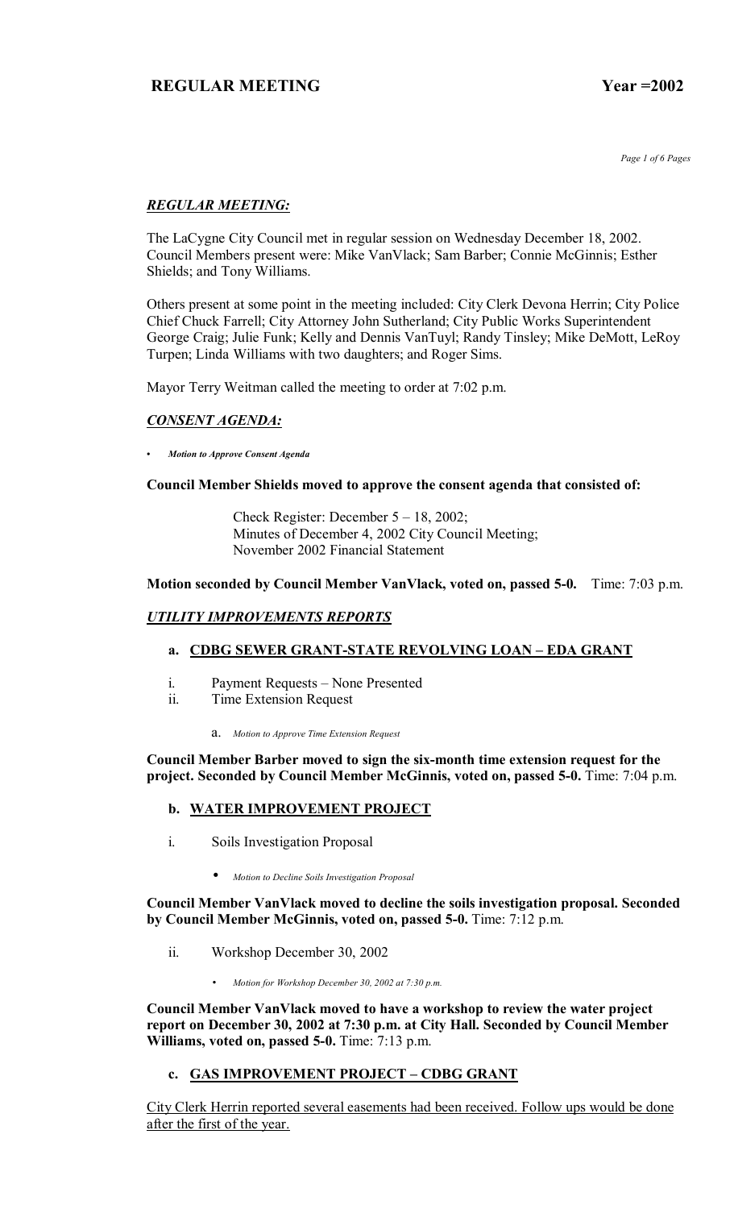# REGULAR MEETING Year =2002

## *REGULAR MEETING:*

The LaCygne City Council met in regular session on Wednesday December 18, 2002. Council Members present were: Mike VanVlack; Sam Barber; Connie McGinnis; Esther Shields; and Tony Williams.

Others present at some point in the meeting included: City Clerk Devona Herrin; City Police Chief Chuck Farrell; City Attorney John Sutherland; City Public Works Superintendent George Craig; Julie Funk; Kelly and Dennis VanTuyl; Randy Tinsley; Mike DeMott, LeRoy Turpen; Linda Williams with two daughters; and Roger Sims.

Mayor Terry Weitman called the meeting to order at 7:02 p.m.

## *CONSENT AGENDA:*

- *Motion to Approve Consent Agenda*

**Council Member Shields moved to approve the consent agenda that consisted of:**

Check Register: December 5 – 18, 2002;
Minutes of December 4, 2002 City Council Meeting;
November 2002 Financial Statement

**Motion seconded by Council Member VanVlack, voted on, passed 5-0.** Time: 7:03 p.m.

## *UTILITY IMPROVEMENTS REPORTS*

### a. CDBG SEWER GRANT-STATE REVOLVING LOAN – EDA GRANT

i. Payment Requests – None Presented
ii. Time Extension Request

a. *Motion to Approve Time Extension Request*

**Council Member Barber moved to sign the six-month time extension request for the project. Seconded by Council Member McGinnis, voted on, passed 5-0.** Time: 7:04 p.m.

### b. WATER IMPROVEMENT PROJECT

i. Soils Investigation Proposal

- *Motion to Decline Soils Investigation Proposal*

**Council Member VanVlack moved to decline the soils investigation proposal. Seconded by Council Member McGinnis, voted on, passed 5-0.** Time: 7:12 p.m.

ii. Workshop December 30, 2002

- *Motion for Workshop December 30, 2002 at 7:30 p.m.*

**Council Member VanVlack moved to have a workshop to review the water project report on December 30, 2002 at 7:30 p.m. at City Hall. Seconded by Council Member Williams, voted on, passed 5-0.** Time: 7:13 p.m.

### c. GAS IMPROVEMENT PROJECT – CDBG GRANT

City Clerk Herrin reported several easements had been received. Follow ups would be done after the first of the year.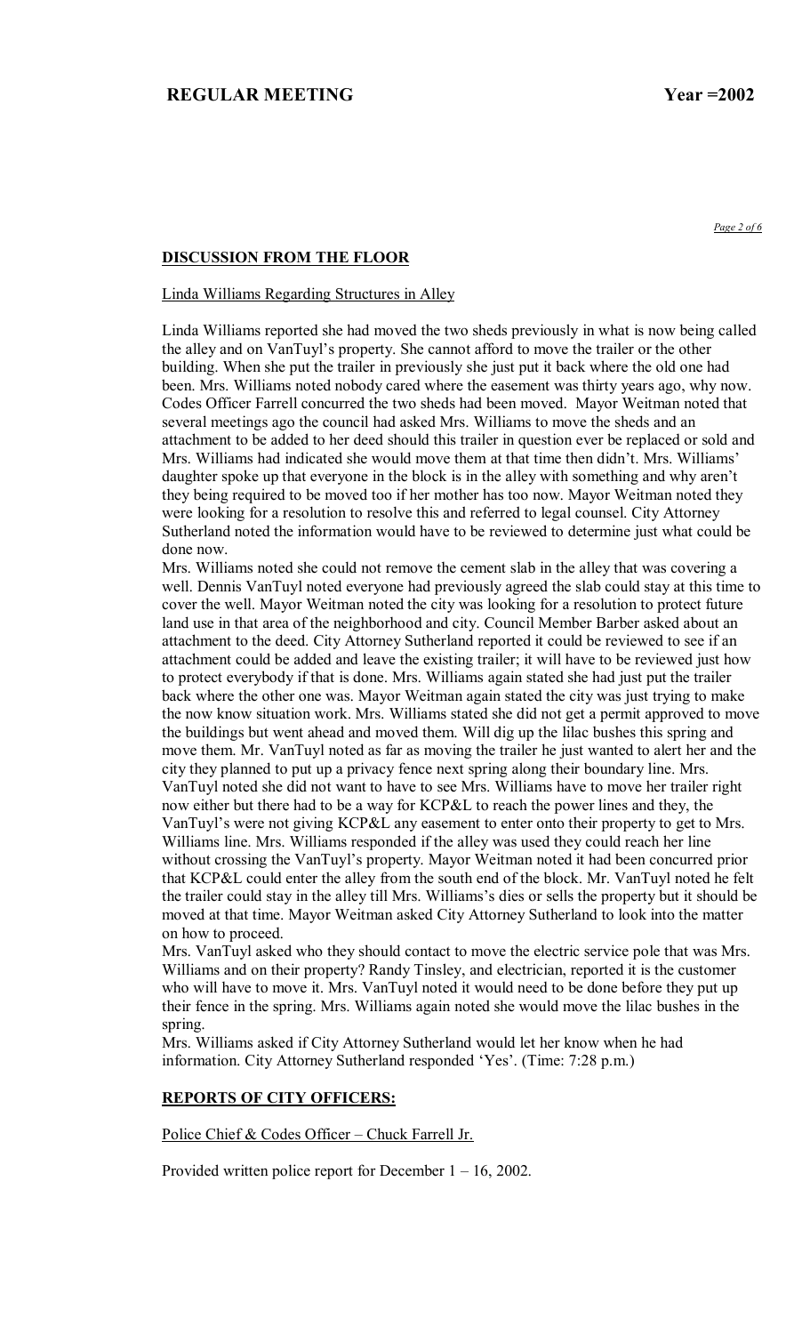## DISCUSSION FROM THE FLOOR

Linda Williams Regarding Structures in Alley

Linda Williams reported she had moved the two sheds previously in what is now being called the alley and on VanTuyl's property. She cannot afford to move the trailer or the other building. When she put the trailer in previously she just put it back where the old one had been. Mrs. Williams noted nobody cared where the easement was thirty years ago, why now. Codes Officer Farrell concurred the two sheds had been moved. Mayor Weitman noted that several meetings ago the council had asked Mrs. Williams to move the sheds and an attachment to be added to her deed should this trailer in question ever be replaced or sold and Mrs. Williams had indicated she would move them at that time then didn't. Mrs. Williams' daughter spoke up that everyone in the block is in the alley with something and why aren't they being required to be moved too if her mother has too now. Mayor Weitman noted they were looking for a resolution to resolve this and referred to legal counsel. City Attorney Sutherland noted the information would have to be reviewed to determine just what could be done now.

Mrs. Williams noted she could not remove the cement slab in the alley that was covering a well. Dennis VanTuyl noted everyone had previously agreed the slab could stay at this time to cover the well. Mayor Weitman noted the city was looking for a resolution to protect future land use in that area of the neighborhood and city. Council Member Barber asked about an attachment to the deed. City Attorney Sutherland reported it could be reviewed to see if an attachment could be added and leave the existing trailer; it will have to be reviewed just how to protect everybody if that is done. Mrs. Williams again stated she had just put the trailer back where the other one was. Mayor Weitman again stated the city was just trying to make the now know situation work. Mrs. Williams stated she did not get a permit approved to move the buildings but went ahead and moved them. Will dig up the lilac bushes this spring and move them. Mr. VanTuyl noted as far as moving the trailer he just wanted to alert her and the city they planned to put up a privacy fence next spring along their boundary line. Mrs. VanTuyl noted she did not want to have to see Mrs. Williams have to move her trailer right now either but there had to be a way for KCP&L to reach the power lines and they, the VanTuyl's were not giving KCP&L any easement to enter onto their property to get to Mrs. Williams line. Mrs. Williams responded if the alley was used they could reach her line without crossing the VanTuyl's property. Mayor Weitman noted it had been concurred prior that KCP&L could enter the alley from the south end of the block. Mr. VanTuyl noted he felt the trailer could stay in the alley till Mrs. Williams's dies or sells the property but it should be moved at that time. Mayor Weitman asked City Attorney Sutherland to look into the matter on how to proceed.

Mrs. VanTuyl asked who they should contact to move the electric service pole that was Mrs. Williams and on their property? Randy Tinsley, and electrician, reported it is the customer who will have to move it. Mrs. VanTuyl noted it would need to be done before they put up their fence in the spring. Mrs. Williams again noted she would move the lilac bushes in the spring.

Mrs. Williams asked if City Attorney Sutherland would let her know when he had information. City Attorney Sutherland responded 'Yes'. (Time: 7:28 p.m.)

## REPORTS OF CITY OFFICERS:

Police Chief & Codes Officer – Chuck Farrell Jr.

Provided written police report for December 1 – 16, 2002.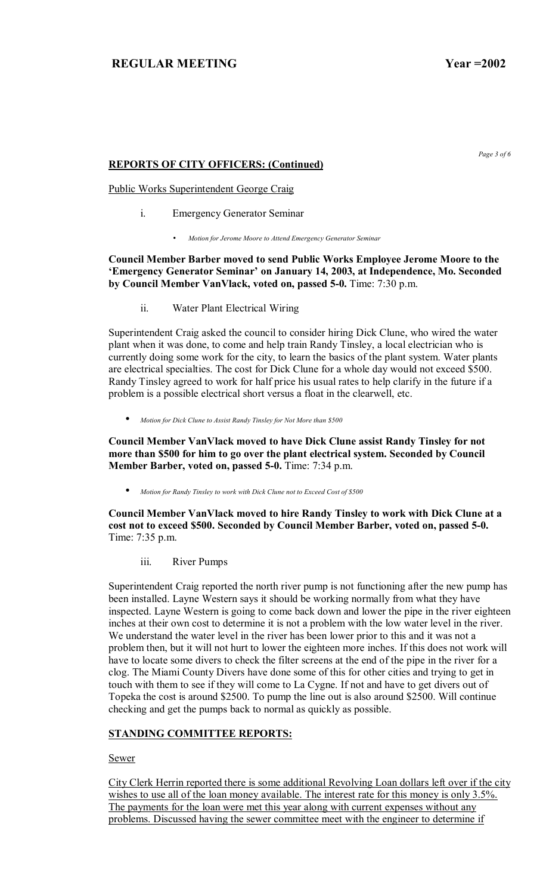## REPORTS OF CITY OFFICERS: (Continued)

Public Works Superintendent George Craig

i. Emergency Generator Seminar

- *Motion for Jerome Moore to Attend Emergency Generator Seminar*

**Council Member Barber moved to send Public Works Employee Jerome Moore to the 'Emergency Generator Seminar' on January 14, 2003, at Independence, Mo. Seconded by Council Member VanVlack, voted on, passed 5-0.** Time: 7:30 p.m.

ii. Water Plant Electrical Wiring

Superintendent Craig asked the council to consider hiring Dick Clune, who wired the water plant when it was done, to come and help train Randy Tinsley, a local electrician who is currently doing some work for the city, to learn the basics of the plant system. Water plants are electrical specialties. The cost for Dick Clune for a whole day would not exceed $500. Randy Tinsley agreed to work for half price his usual rates to help clarify in the future if a problem is a possible electrical short versus a float in the clearwell, etc.

- *Motion for Dick Clune to Assist Randy Tinsley for Not More than $500*

**Council Member VanVlack moved to have Dick Clune assist Randy Tinsley for not more than $500 for him to go over the plant electrical system. Seconded by Council Member Barber, voted on, passed 5-0.** Time: 7:34 p.m.

- *Motion for Randy Tinsley to work with Dick Clune not to Exceed Cost of $500*

**Council Member VanVlack moved to hire Randy Tinsley to work with Dick Clune at a cost not to exceed $500. Seconded by Council Member Barber, voted on, passed 5-0.** Time: 7:35 p.m.

iii. River Pumps

Superintendent Craig reported the north river pump is not functioning after the new pump has been installed. Layne Western says it should be working normally from what they have inspected. Layne Western is going to come back down and lower the pipe in the river eighteen inches at their own cost to determine it is not a problem with the low water level in the river. We understand the water level in the river has been lower prior to this and it was not a problem then, but it will not hurt to lower the eighteen more inches. If this does not work will have to locate some divers to check the filter screens at the end of the pipe in the river for a clog. The Miami County Divers have done some of this for other cities and trying to get in touch with them to see if they will come to La Cygne. If not and have to get divers out of Topeka the cost is around $2500. To pump the line out is also around $2500. Will continue checking and get the pumps back to normal as quickly as possible.

## STANDING COMMITTEE REPORTS:

Sewer

City Clerk Herrin reported there is some additional Revolving Loan dollars left over if the city wishes to use all of the loan money available. The interest rate for this money is only 3.5%. The payments for the loan were met this year along with current expenses without any problems. Discussed having the sewer committee meet with the engineer to determine if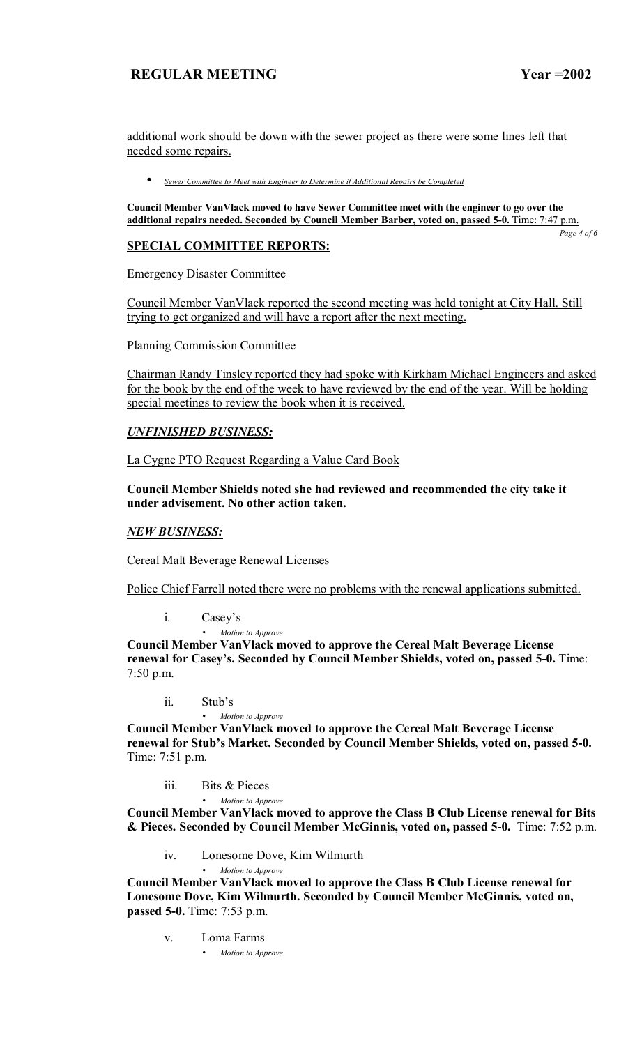additional work should be down with the sewer project as there were some lines left that needed some repairs.

- *Sewer Committee to Meet with Engineer to Determine if Additional Repairs be Completed*

**Council Member VanVlack moved to have Sewer Committee meet with the engineer to go over the additional repairs needed. Seconded by Council Member Barber, voted on, passed 5-0.** Time: 7:47 p.m.

## SPECIAL COMMITTEE REPORTS:

Emergency Disaster Committee

Council Member VanVlack reported the second meeting was held tonight at City Hall. Still trying to get organized and will have a report after the next meeting.

Planning Commission Committee

Chairman Randy Tinsley reported they had spoke with Kirkham Michael Engineers and asked for the book by the end of the week to have reviewed by the end of the year. Will be holding special meetings to review the book when it is received.

## *UNFINISHED BUSINESS:*

La Cygne PTO Request Regarding a Value Card Book

**Council Member Shields noted she had reviewed and recommended the city take it under advisement. No other action taken.**

## *NEW BUSINESS:*

Cereal Malt Beverage Renewal Licenses

Police Chief Farrell noted there were no problems with the renewal applications submitted.

i. Casey's
   - *Motion to Approve*

**Council Member VanVlack moved to approve the Cereal Malt Beverage License renewal for Casey's. Seconded by Council Member Shields, voted on, passed 5-0.** Time: 7:50 p.m.

ii. Stub's
   - *Motion to Approve*

**Council Member VanVlack moved to approve the Cereal Malt Beverage License renewal for Stub's Market. Seconded by Council Member Shields, voted on, passed 5-0.** Time: 7:51 p.m.

iii. Bits & Pieces
   - *Motion to Approve*

**Council Member VanVlack moved to approve the Class B Club License renewal for Bits & Pieces. Seconded by Council Member McGinnis, voted on, passed 5-0.** Time: 7:52 p.m.

iv. Lonesome Dove, Kim Wilmurth
   - *Motion to Approve*

**Council Member VanVlack moved to approve the Class B Club License renewal for Lonesome Dove, Kim Wilmurth. Seconded by Council Member McGinnis, voted on, passed 5-0.** Time: 7:53 p.m.

v. Loma Farms
   - *Motion to Approve*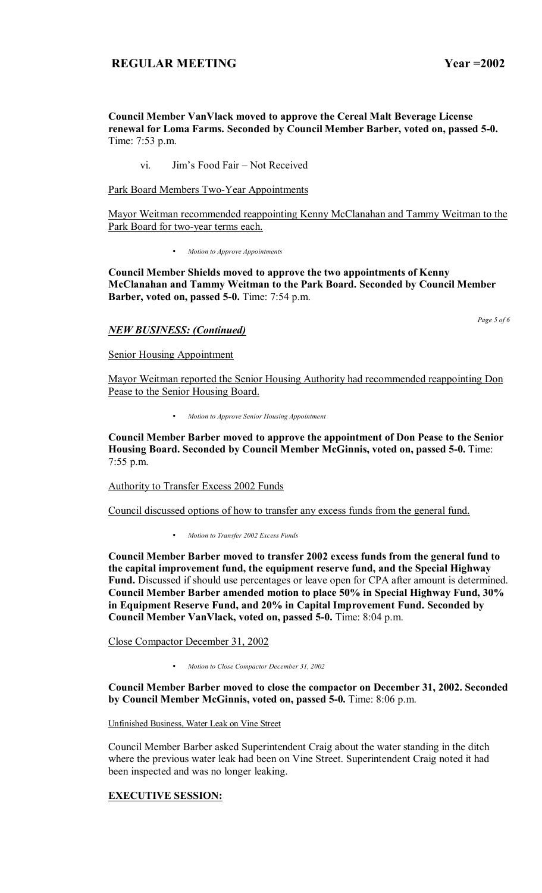**Council Member VanVlack moved to approve the Cereal Malt Beverage License renewal for Loma Farms. Seconded by Council Member Barber, voted on, passed 5-0.** Time: 7:53 p.m.

vi. Jim's Food Fair – Not Received

Park Board Members Two-Year Appointments

Mayor Weitman recommended reappointing Kenny McClanahan and Tammy Weitman to the Park Board for two-year terms each.

- *Motion to Approve Appointments*

**Council Member Shields moved to approve the two appointments of Kenny McClanahan and Tammy Weitman to the Park Board. Seconded by Council Member Barber, voted on, passed 5-0.** Time: 7:54 p.m.

***NEW BUSINESS: (Continued)***

Senior Housing Appointment

Mayor Weitman reported the Senior Housing Authority had recommended reappointing Don Pease to the Senior Housing Board.

- *Motion to Approve Senior Housing Appointment*

**Council Member Barber moved to approve the appointment of Don Pease to the Senior Housing Board. Seconded by Council Member McGinnis, voted on, passed 5-0.** Time: 7:55 p.m.

Authority to Transfer Excess 2002 Funds

Council discussed options of how to transfer any excess funds from the general fund.

- *Motion to Transfer 2002 Excess Funds*

**Council Member Barber moved to transfer 2002 excess funds from the general fund to the capital improvement fund, the equipment reserve fund, and the Special Highway Fund.** Discussed if should use percentages or leave open for CPA after amount is determined. **Council Member Barber amended motion to place 50% in Special Highway Fund, 30% in Equipment Reserve Fund, and 20% in Capital Improvement Fund. Seconded by Council Member VanVlack, voted on, passed 5-0.** Time: 8:04 p.m.

Close Compactor December 31, 2002

- *Motion to Close Compactor December 31, 2002*

**Council Member Barber moved to close the compactor on December 31, 2002. Seconded by Council Member McGinnis, voted on, passed 5-0.** Time: 8:06 p.m.

Unfinished Business, Water Leak on Vine Street

Council Member Barber asked Superintendent Craig about the water standing in the ditch where the previous water leak had been on Vine Street. Superintendent Craig noted it had been inspected and was no longer leaking.

**EXECUTIVE SESSION:**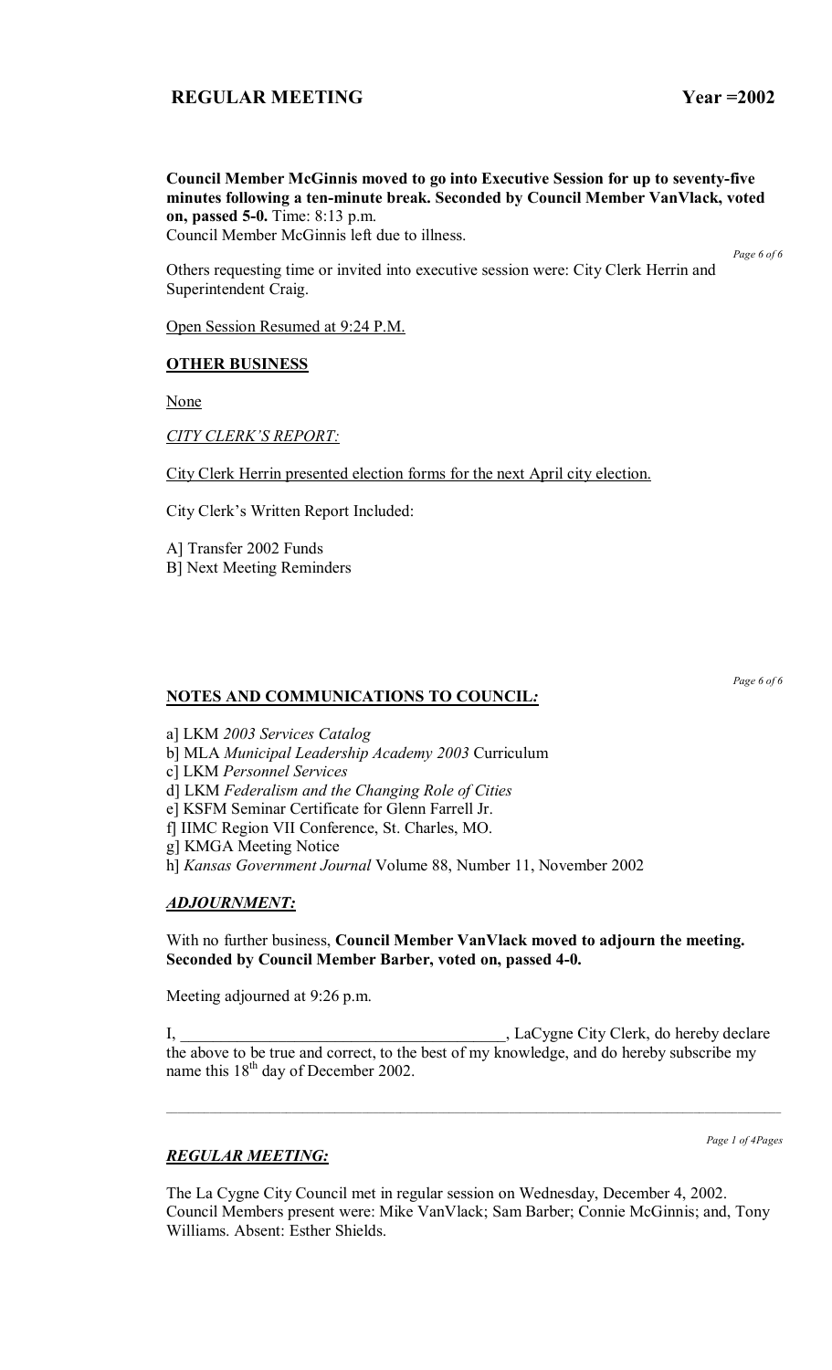**Council Member McGinnis moved to go into Executive Session for up to seventy-five minutes following a ten-minute break. Seconded by Council Member VanVlack, voted on, passed 5-0.** Time: 8:13 p.m.
Council Member McGinnis left due to illness.

Others requesting time or invited into executive session were: City Clerk Herrin and Superintendent Craig.

Open Session Resumed at 9:24 P.M.

**OTHER BUSINESS**

None

*CITY CLERK'S REPORT:*

City Clerk Herrin presented election forms for the next April city election.

City Clerk's Written Report Included:

A] Transfer 2002 Funds
B] Next Meeting Reminders

**NOTES AND COMMUNICATIONS TO COUNCIL*:***

a] LKM *2003 Services Catalog*
b] MLA *Municipal Leadership Academy 2003* Curriculum
c] LKM *Personnel Services*
d] LKM *Federalism and the Changing Role of Cities*
e] KSFM Seminar Certificate for Glenn Farrell Jr.
f] IIMC Region VII Conference, St. Charles, MO.
g] KMGA Meeting Notice
h] *Kansas Government Journal* Volume 88, Number 11, November 2002

***ADJOURNMENT:***

With no further business, **Council Member VanVlack moved to adjourn the meeting. Seconded by Council Member Barber, voted on, passed 4-0.**

Meeting adjourned at 9:26 p.m.

I, ________________________________________, LaCygne City Clerk, do hereby declare the above to be true and correct, to the best of my knowledge, and do hereby subscribe my name this 18th day of December 2002.

---

***REGULAR MEETING:***

The La Cygne City Council met in regular session on Wednesday, December 4, 2002. Council Members present were: Mike VanVlack; Sam Barber; Connie McGinnis; and, Tony Williams. Absent: Esther Shields.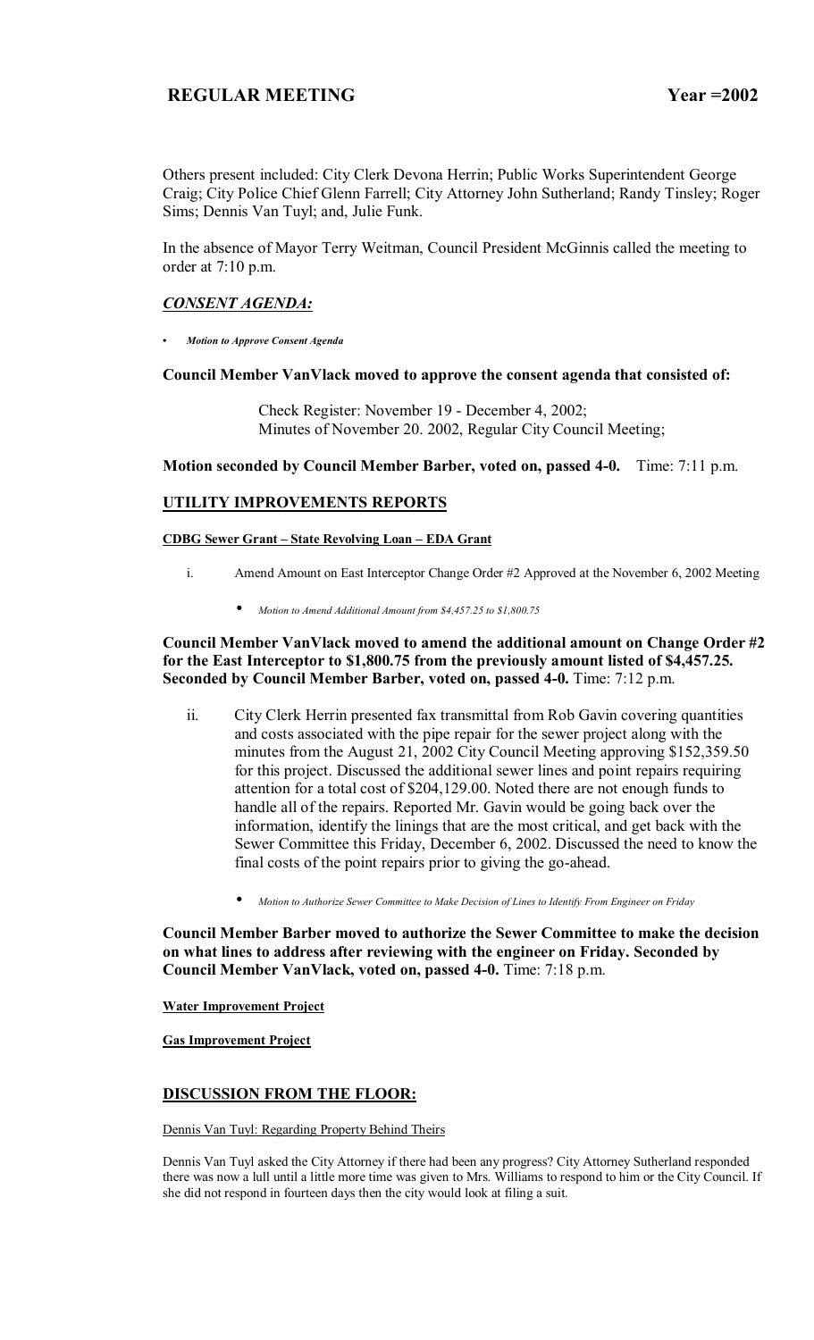# REGULAR MEETING Year =2002

Others present included: City Clerk Devona Herrin; Public Works Superintendent George Craig; City Police Chief Glenn Farrell; City Attorney John Sutherland; Randy Tinsley; Roger Sims; Dennis Van Tuyl; and, Julie Funk.

In the absence of Mayor Terry Weitman, Council President McGinnis called the meeting to order at 7:10 p.m.

## *CONSENT AGENDA:*

- ***Motion to Approve Consent Agenda***

**Council Member VanVlack moved to approve the consent agenda that consisted of:**

> Check Register: November 19 - December 4, 2002;
> Minutes of November 20. 2002, Regular City Council Meeting;

**Motion seconded by Council Member Barber, voted on, passed 4-0.** Time: 7:11 p.m.

## UTILITY IMPROVEMENTS REPORTS

**CDBG Sewer Grant – State Revolving Loan – EDA Grant**

i. Amend Amount on East Interceptor Change Order #2 Approved at the November 6, 2002 Meeting

- *Motion to Amend Additional Amount from $4,457.25 to $1,800.75*

**Council Member VanVlack moved to amend the additional amount on Change Order #2 for the East Interceptor to $1,800.75 from the previously amount listed of $4,457.25. Seconded by Council Member Barber, voted on, passed 4-0.** Time: 7:12 p.m.

ii. City Clerk Herrin presented fax transmittal from Rob Gavin covering quantities and costs associated with the pipe repair for the sewer project along with the minutes from the August 21, 2002 City Council Meeting approving $152,359.50 for this project. Discussed the additional sewer lines and point repairs requiring attention for a total cost of $204,129.00. Noted there are not enough funds to handle all of the repairs. Reported Mr. Gavin would be going back over the information, identify the linings that are the most critical, and get back with the Sewer Committee this Friday, December 6, 2002. Discussed the need to know the final costs of the point repairs prior to giving the go-ahead.

- *Motion to Authorize Sewer Committee to Make Decision of Lines to Identify From Engineer on Friday*

**Council Member Barber moved to authorize the Sewer Committee to make the decision on what lines to address after reviewing with the engineer on Friday. Seconded by Council Member VanVlack, voted on, passed 4-0.** Time: 7:18 p.m.

**Water Improvement Project**

**Gas Improvement Project**

## DISCUSSION FROM THE FLOOR:

Dennis Van Tuyl: Regarding Property Behind Theirs

Dennis Van Tuyl asked the City Attorney if there had been any progress? City Attorney Sutherland responded there was now a lull until a little more time was given to Mrs. Williams to respond to him or the City Council. If she did not respond in fourteen days then the city would look at filing a suit.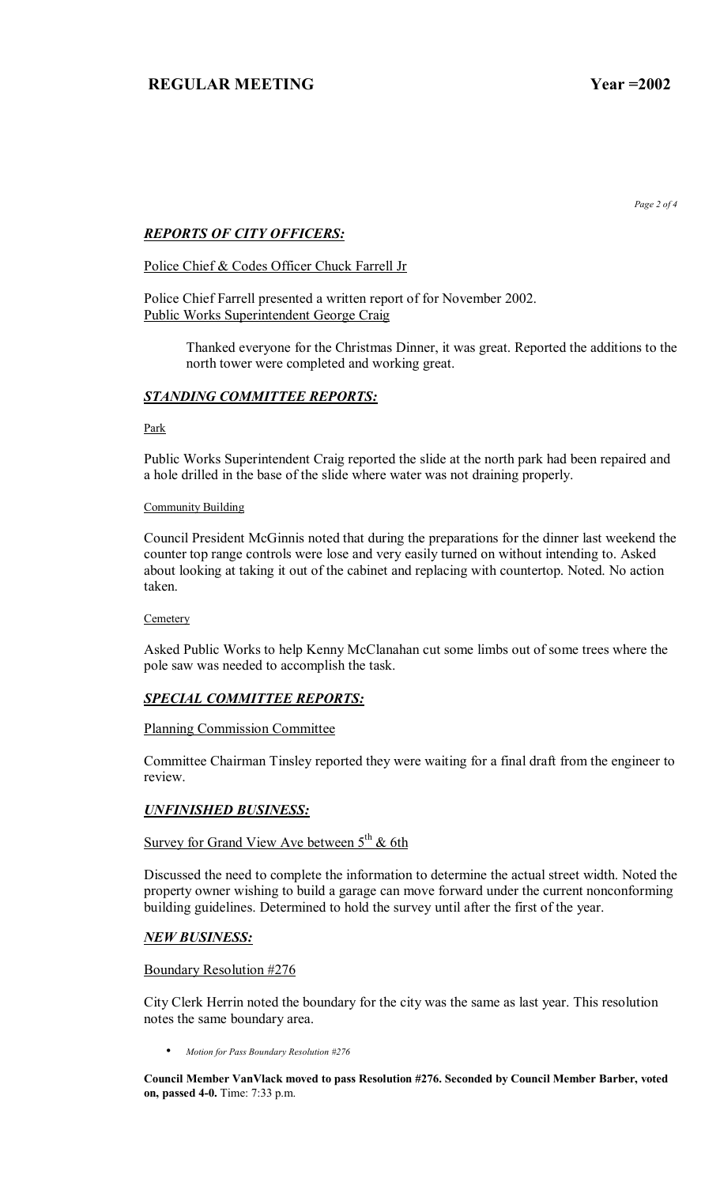## *REPORTS OF CITY OFFICERS:*

Police Chief & Codes Officer Chuck Farrell Jr

Police Chief Farrell presented a written report of for November 2002.

Public Works Superintendent George Craig

Thanked everyone for the Christmas Dinner, it was great. Reported the additions to the north tower were completed and working great.

## *STANDING COMMITTEE REPORTS:*

Park

Public Works Superintendent Craig reported the slide at the north park had been repaired and a hole drilled in the base of the slide where water was not draining properly.

Community Building

Council President McGinnis noted that during the preparations for the dinner last weekend the counter top range controls were lose and very easily turned on without intending to. Asked about looking at taking it out of the cabinet and replacing with countertop. Noted. No action taken.

Cemetery

Asked Public Works to help Kenny McClanahan cut some limbs out of some trees where the pole saw was needed to accomplish the task.

## *SPECIAL COMMITTEE REPORTS:*

Planning Commission Committee

Committee Chairman Tinsley reported they were waiting for a final draft from the engineer to review.

## *UNFINISHED BUSINESS:*

Survey for Grand View Ave between 5th & 6th

Discussed the need to complete the information to determine the actual street width. Noted the property owner wishing to build a garage can move forward under the current nonconforming building guidelines. Determined to hold the survey until after the first of the year.

## *NEW BUSINESS:*

Boundary Resolution #276

City Clerk Herrin noted the boundary for the city was the same as last year. This resolution notes the same boundary area.

- *Motion for Pass Boundary Resolution #276*

**Council Member VanVlack moved to pass Resolution #276. Seconded by Council Member Barber, voted on, passed 4-0.** Time: 7:33 p.m.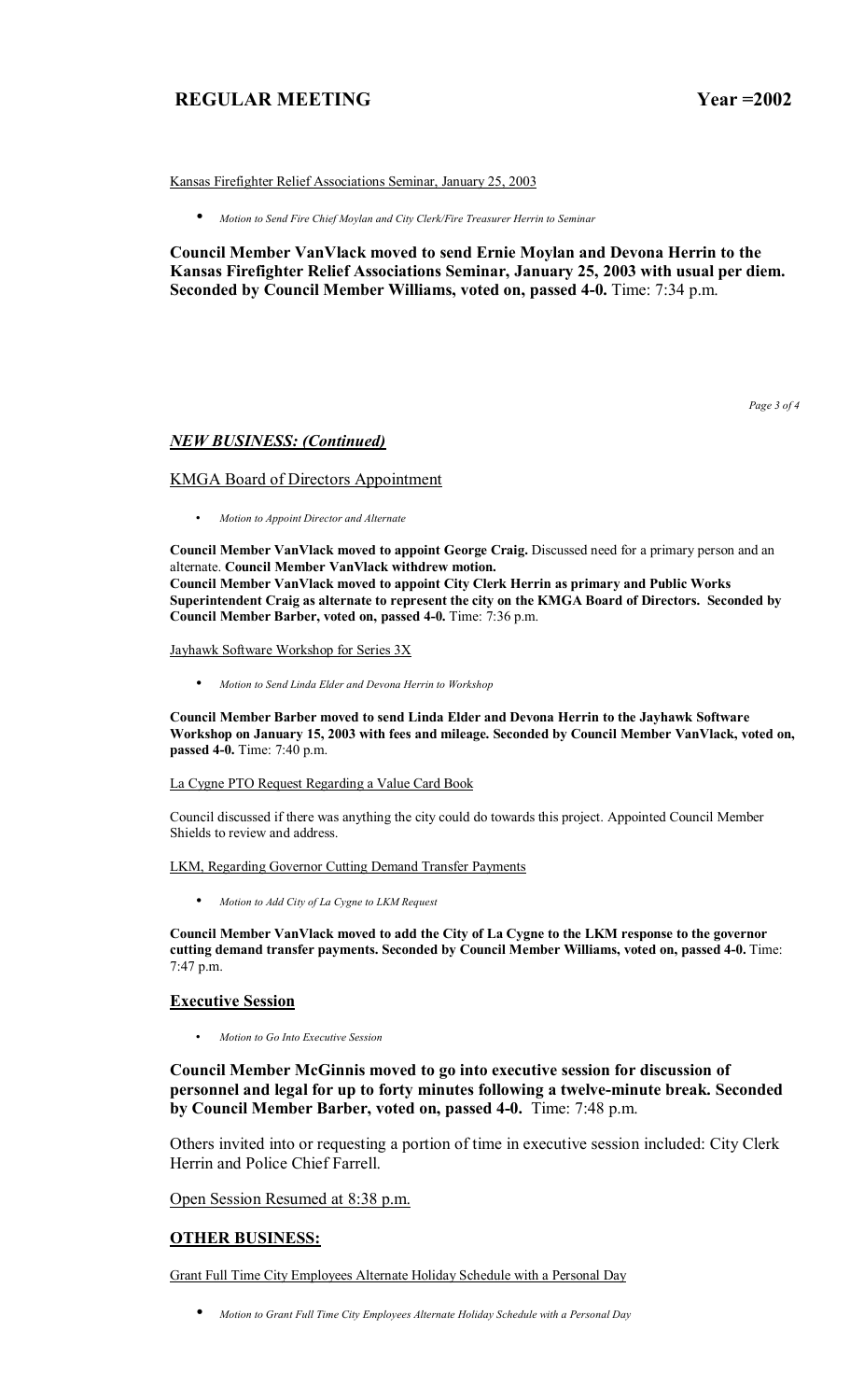Kansas Firefighter Relief Associations Seminar, January 25, 2003

- *Motion to Send Fire Chief Moylan and City Clerk/Fire Treasurer Herrin to Seminar*

**Council Member VanVlack moved to send Ernie Moylan and Devona Herrin to the Kansas Firefighter Relief Associations Seminar, January 25, 2003 with usual per diem. Seconded by Council Member Williams, voted on, passed 4-0.** Time: 7:34 p.m.

## *NEW BUSINESS: (Continued)*

KMGA Board of Directors Appointment

- *Motion to Appoint Director and Alternate*

**Council Member VanVlack moved to appoint George Craig.** Discussed need for a primary person and an alternate. **Council Member VanVlack withdrew motion.**
**Council Member VanVlack moved to appoint City Clerk Herrin as primary and Public Works Superintendent Craig as alternate to represent the city on the KMGA Board of Directors. Seconded by Council Member Barber, voted on, passed 4-0.** Time: 7:36 p.m.

Jayhawk Software Workshop for Series 3X

- *Motion to Send Linda Elder and Devona Herrin to Workshop*

**Council Member Barber moved to send Linda Elder and Devona Herrin to the Jayhawk Software Workshop on January 15, 2003 with fees and mileage. Seconded by Council Member VanVlack, voted on, passed 4-0.** Time: 7:40 p.m.

La Cygne PTO Request Regarding a Value Card Book

Council discussed if there was anything the city could do towards this project. Appointed Council Member Shields to review and address.

LKM, Regarding Governor Cutting Demand Transfer Payments

- *Motion to Add City of La Cygne to LKM Request*

**Council Member VanVlack moved to add the City of La Cygne to the LKM response to the governor cutting demand transfer payments. Seconded by Council Member Williams, voted on, passed 4-0.** Time: 7:47 p.m.

## **Executive Session**

- *Motion to Go Into Executive Session*

**Council Member McGinnis moved to go into executive session for discussion of personnel and legal for up to forty minutes following a twelve-minute break. Seconded by Council Member Barber, voted on, passed 4-0.** Time: 7:48 p.m.

Others invited into or requesting a portion of time in executive session included: City Clerk Herrin and Police Chief Farrell.

Open Session Resumed at 8:38 p.m.

## **OTHER BUSINESS:**

Grant Full Time City Employees Alternate Holiday Schedule with a Personal Day

- *Motion to Grant Full Time City Employees Alternate Holiday Schedule with a Personal Day*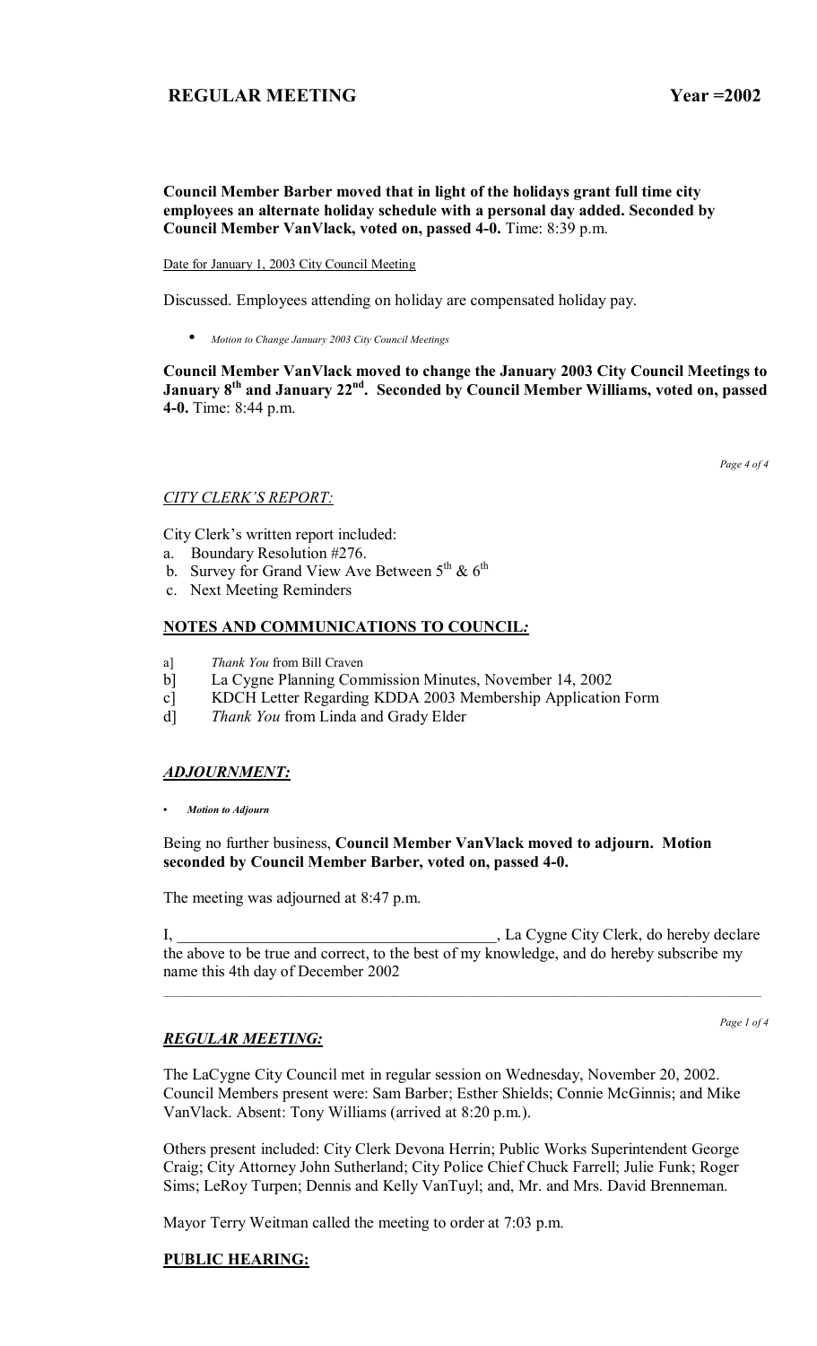**Council Member Barber moved that in light of the holidays grant full time city employees an alternate holiday schedule with a personal day added. Seconded by Council Member VanVlack, voted on, passed 4-0.** Time: 8:39 p.m.

Date for January 1, 2003 City Council Meeting

Discussed. Employees attending on holiday are compensated holiday pay.

- *Motion to Change January 2003 City Council Meetings*

**Council Member VanVlack moved to change the January 2003 City Council Meetings to January 8th and January 22nd. Seconded by Council Member Williams, voted on, passed 4-0.** Time: 8:44 p.m.

## *CITY CLERK'S REPORT:*

City Clerk's written report included:

a. Boundary Resolution #276.
b. Survey for Grand View Ave Between 5th & 6th
c. Next Meeting Reminders

## NOTES AND COMMUNICATIONS TO COUNCIL*:*

a] *Thank You* from Bill Craven
b] La Cygne Planning Commission Minutes, November 14, 2002
c] KDCH Letter Regarding KDDA 2003 Membership Application Form
d] *Thank You* from Linda and Grady Elder

## *ADJOURNMENT:*

- ***Motion to Adjourn***

Being no further business, **Council Member VanVlack moved to adjourn. Motion seconded by Council Member Barber, voted on, passed 4-0.**

The meeting was adjourned at 8:47 p.m.

I, ________________________________________, La Cygne City Clerk, do hereby declare the above to be true and correct, to the best of my knowledge, and do hereby subscribe my name this 4th day of December 2002

---

## *REGULAR MEETING:*

The LaCygne City Council met in regular session on Wednesday, November 20, 2002. Council Members present were: Sam Barber; Esther Shields; Connie McGinnis; and Mike VanVlack. Absent: Tony Williams (arrived at 8:20 p.m.).

Others present included: City Clerk Devona Herrin; Public Works Superintendent George Craig; City Attorney John Sutherland; City Police Chief Chuck Farrell; Julie Funk; Roger Sims; LeRoy Turpen; Dennis and Kelly VanTuyl; and, Mr. and Mrs. David Brenneman.

Mayor Terry Weitman called the meeting to order at 7:03 p.m.

## PUBLIC HEARING: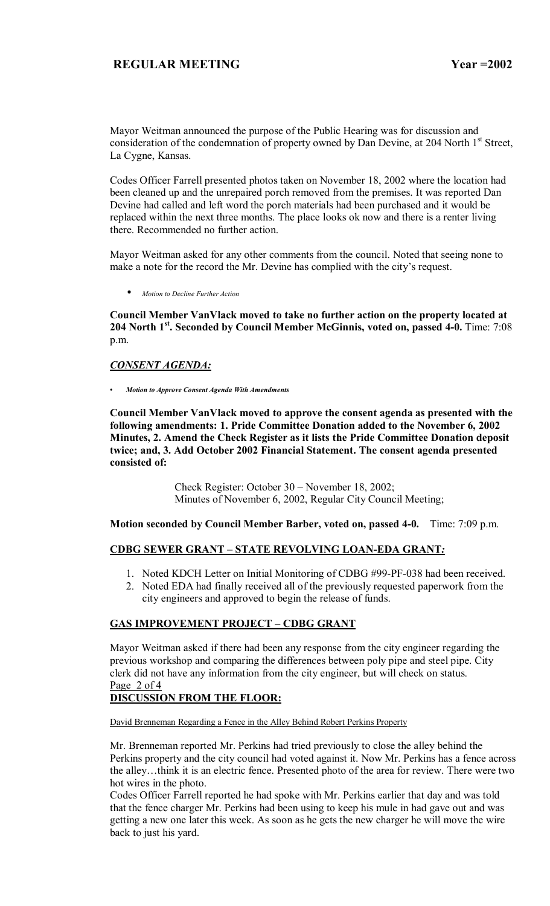Mayor Weitman announced the purpose of the Public Hearing was for discussion and consideration of the condemnation of property owned by Dan Devine, at 204 North 1st Street, La Cygne, Kansas.

Codes Officer Farrell presented photos taken on November 18, 2002 where the location had been cleaned up and the unrepaired porch removed from the premises. It was reported Dan Devine had called and left word the porch materials had been purchased and it would be replaced within the next three months. The place looks ok now and there is a renter living there. Recommended no further action.

Mayor Weitman asked for any other comments from the council. Noted that seeing none to make a note for the record the Mr. Devine has complied with the city's request.

- *Motion to Decline Further Action*

**Council Member VanVlack moved to take no further action on the property located at 204 North 1st. Seconded by Council Member McGinnis, voted on, passed 4-0.** Time: 7:08 p.m.

## ***CONSENT AGENDA:***

- ***Motion to Approve Consent Agenda With Amendments***

**Council Member VanVlack moved to approve the consent agenda as presented with the following amendments: 1. Pride Committee Donation added to the November 6, 2002 Minutes, 2. Amend the Check Register as it lists the Pride Committee Donation deposit twice; and, 3. Add October 2002 Financial Statement. The consent agenda presented consisted of:**

Check Register: October 30 – November 18, 2002;
Minutes of November 6, 2002, Regular City Council Meeting;

**Motion seconded by Council Member Barber, voted on, passed 4-0.** Time: 7:09 p.m.

## **CDBG SEWER GRANT – STATE REVOLVING LOAN-EDA GRANT*:***

1. Noted KDCH Letter on Initial Monitoring of CDBG #99-PF-038 had been received.
2. Noted EDA had finally received all of the previously requested paperwork from the city engineers and approved to begin the release of funds.

## **GAS IMPROVEMENT PROJECT – CDBG GRANT**

Mayor Weitman asked if there had been any response from the city engineer regarding the previous workshop and comparing the differences between poly pipe and steel pipe. City clerk did not have any information from the city engineer, but will check on status.

## **DISCUSSION FROM THE FLOOR:**

David Brenneman Regarding a Fence in the Alley Behind Robert Perkins Property

Mr. Brenneman reported Mr. Perkins had tried previously to close the alley behind the Perkins property and the city council had voted against it. Now Mr. Perkins has a fence across the alley…think it is an electric fence. Presented photo of the area for review. There were two hot wires in the photo.

Codes Officer Farrell reported he had spoke with Mr. Perkins earlier that day and was told that the fence charger Mr. Perkins had been using to keep his mule in had gave out and was getting a new one later this week. As soon as he gets the new charger he will move the wire back to just his yard.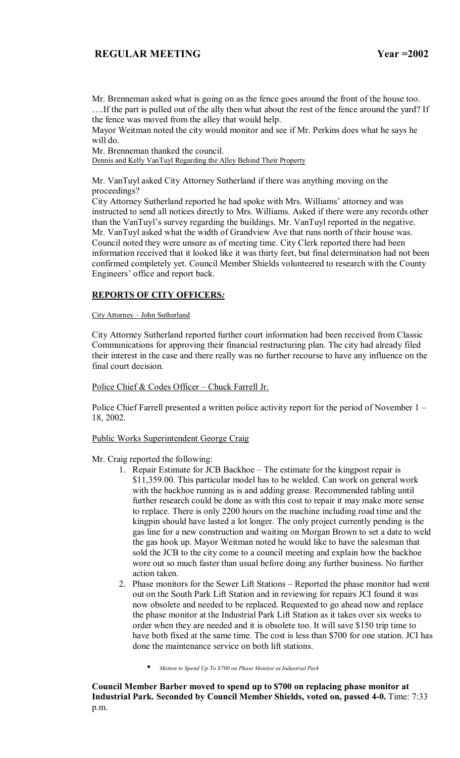Mr. Brenneman asked what is going on as the fence goes around the front of the house too. ….If the part is pulled out of the ally then what about the rest of the fence around the yard? If the fence was moved from the alley that would help.

Mayor Weitman noted the city would monitor and see if Mr. Perkins does what he says he will do.

Mr. Brenneman thanked the council.

Dennis and Kelly VanTuyl Regarding the Alley Behind Their Property

Mr. VanTuyl asked City Attorney Sutherland if there was anything moving on the proceedings?

City Attorney Sutherland reported he had spoke with Mrs. Williams' attorney and was instructed to send all notices directly to Mrs. Williams. Asked if there were any records other than the VanTuyl's survey regarding the buildings. Mr. VanTuyl reported in the negative. Mr. VanTuyl asked what the width of Grandview Ave that runs north of their house was. Council noted they were unsure as of meeting time. City Clerk reported there had been information received that it looked like it was thirty feet, but final determination had not been confirmed completely yet. Council Member Shields volunteered to research with the County Engineers' office and report back.

## REPORTS OF CITY OFFICERS:

City Attorney – John Sutherland

City Attorney Sutherland reported further court information had been received from Classic Communications for approving their financial restructuring plan. The city had already filed their interest in the case and there really was no further recourse to have any influence on the final court decision.

Police Chief & Codes Officer – Chuck Farrell Jr.

Police Chief Farrell presented a written police activity report for the period of November 1 – 18, 2002.

Public Works Superintendent George Craig

Mr. Craig reported the following:

1. Repair Estimate for JCB Backhoe – The estimate for the kingpost repair is $11,359.00. This particular model has to be welded. Can work on general work with the backhoe running as is and adding grease. Recommended tabling until further research could be done as with this cost to repair it may make more sense to replace. There is only 2200 hours on the machine including road time and the kingpin should have lasted a lot longer. The only project currently pending is the gas line for a new construction and waiting on Morgan Brown to set a date to weld the gas hook up. Mayor Weitman noted he would like to have the salesman that sold the JCB to the city come to a council meeting and explain how the backhoe wore out so much faster than usual before doing any further business. No further action taken.
2. Phase monitors for the Sewer Lift Stations – Reported the phase monitor had went out on the South Park Lift Station and in reviewing for repairs JCI found it was now obsolete and needed to be replaced. Requested to go ahead now and replace the phase monitor at the Industrial Park Lift Station as it takes over six weeks to order when they are needed and it is obsolete too. It will save $150 trip time to have both fixed at the same time. The cost is less than $700 for one station. JCI has done the maintenance service on both lift stations.

    - *Motion to Spend Up To $700 on Phase Monitor at Industrial Park*

**Council Member Barber moved to spend up to $700 on replacing phase monitor at Industrial Park. Seconded by Council Member Shields, voted on, passed 4-0.** Time: 7:33 p.m.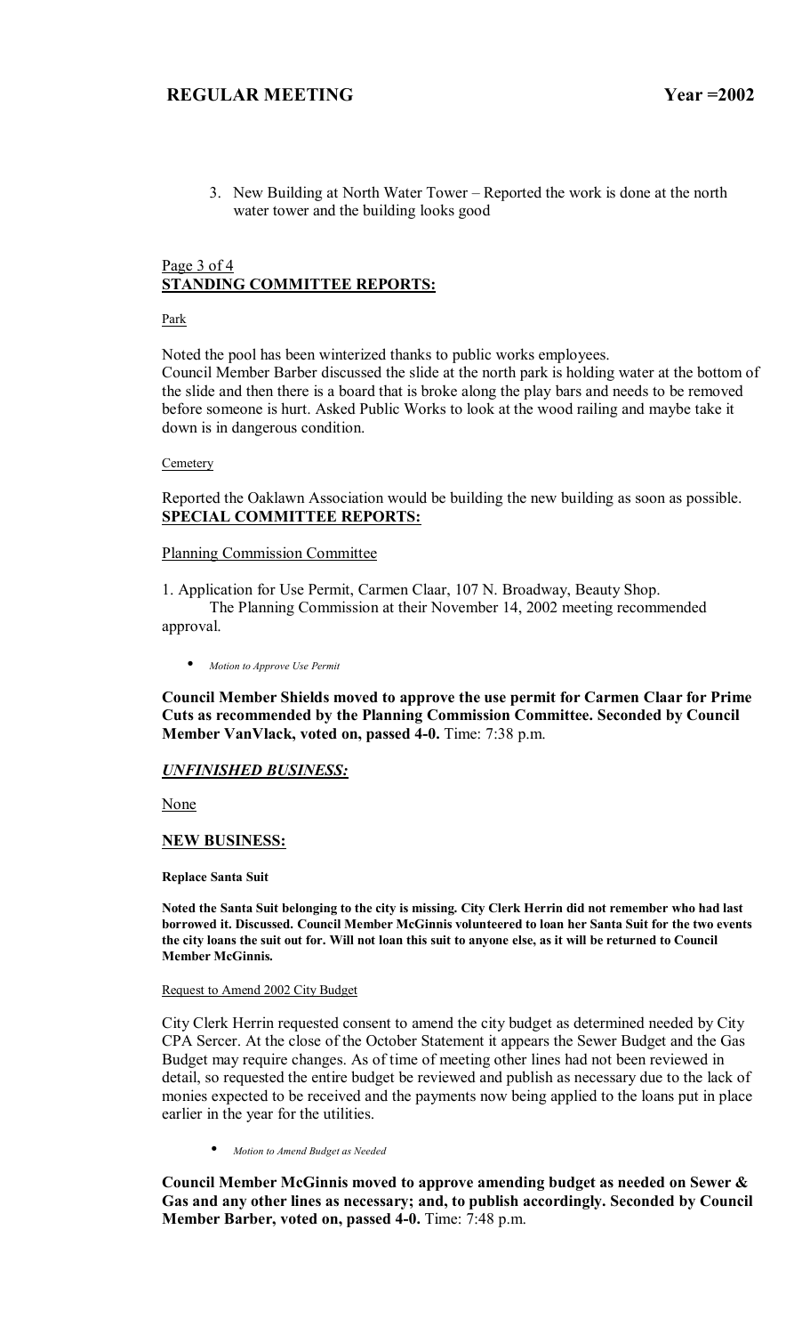3. New Building at North Water Tower – Reported the work is done at the north water tower and the building looks good

Page 3 of 4

## STANDING COMMITTEE REPORTS:

Park

Noted the pool has been winterized thanks to public works employees.
Council Member Barber discussed the slide at the north park is holding water at the bottom of the slide and then there is a board that is broke along the play bars and needs to be removed before someone is hurt. Asked Public Works to look at the wood railing and maybe take it down is in dangerous condition.

Cemetery

Reported the Oaklawn Association would be building the new building as soon as possible.

## SPECIAL COMMITTEE REPORTS:

Planning Commission Committee

1. Application for Use Permit, Carmen Claar, 107 N. Broadway, Beauty Shop.
   The Planning Commission at their November 14, 2002 meeting recommended approval.

- *Motion to Approve Use Permit*

**Council Member Shields moved to approve the use permit for Carmen Claar for Prime Cuts as recommended by the Planning Commission Committee. Seconded by Council Member VanVlack, voted on, passed 4-0.** Time: 7:38 p.m.

## *UNFINISHED BUSINESS:*

None

## NEW BUSINESS:

**Replace Santa Suit**

**Noted the Santa Suit belonging to the city is missing. City Clerk Herrin did not remember who had last borrowed it. Discussed. Council Member McGinnis volunteered to loan her Santa Suit for the two events the city loans the suit out for. Will not loan this suit to anyone else, as it will be returned to Council Member McGinnis.**

Request to Amend 2002 City Budget

City Clerk Herrin requested consent to amend the city budget as determined needed by City CPA Sercer. At the close of the October Statement it appears the Sewer Budget and the Gas Budget may require changes. As of time of meeting other lines had not been reviewed in detail, so requested the entire budget be reviewed and publish as necessary due to the lack of monies expected to be received and the payments now being applied to the loans put in place earlier in the year for the utilities.

- *Motion to Amend Budget as Needed*

**Council Member McGinnis moved to approve amending budget as needed on Sewer & Gas and any other lines as necessary; and, to publish accordingly. Seconded by Council Member Barber, voted on, passed 4-0.** Time: 7:48 p.m.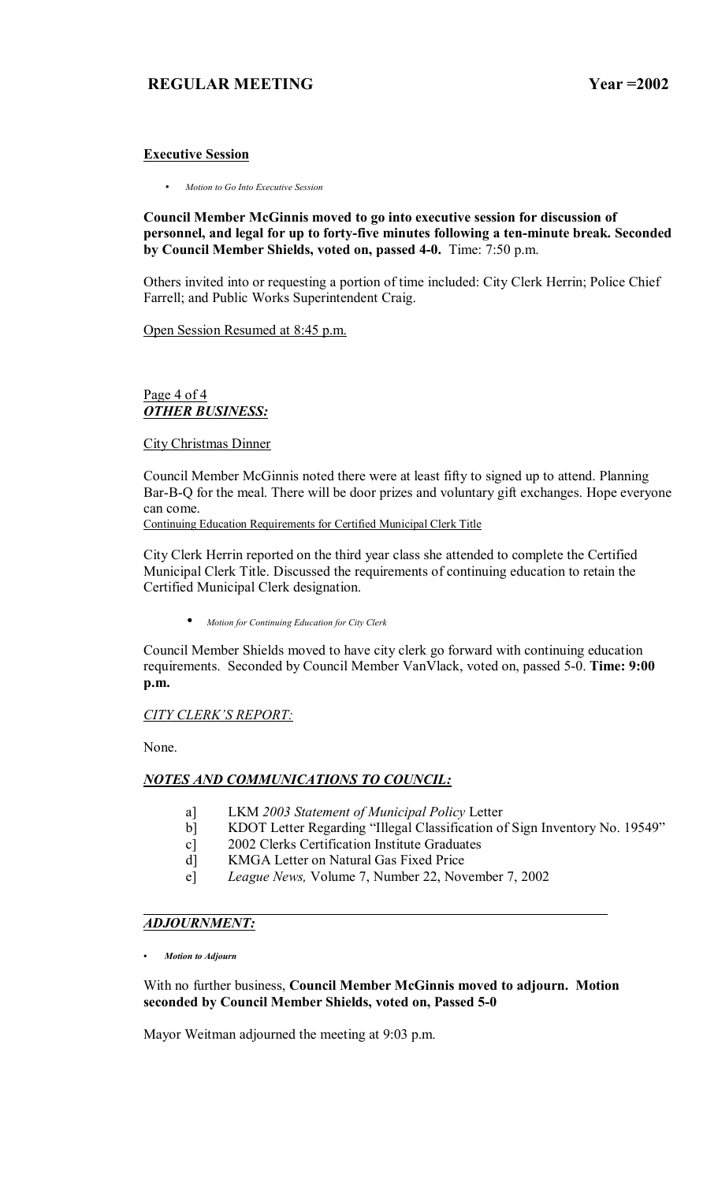## Executive Session

- *Motion to Go Into Executive Session*

**Council Member McGinnis moved to go into executive session for discussion of personnel, and legal for up to forty-five minutes following a ten-minute break. Seconded by Council Member Shields, voted on, passed 4-0.** Time: 7:50 p.m.

Others invited into or requesting a portion of time included: City Clerk Herrin; Police Chief Farrell; and Public Works Superintendent Craig.

Open Session Resumed at 8:45 p.m.

### ***OTHER BUSINESS:***

City Christmas Dinner

Council Member McGinnis noted there were at least fifty to signed up to attend. Planning Bar-B-Q for the meal. There will be door prizes and voluntary gift exchanges. Hope everyone can come.

Continuing Education Requirements for Certified Municipal Clerk Title

City Clerk Herrin reported on the third year class she attended to complete the Certified Municipal Clerk Title. Discussed the requirements of continuing education to retain the Certified Municipal Clerk designation.

- *Motion for Continuing Education for City Clerk*

Council Member Shields moved to have city clerk go forward with continuing education requirements. Seconded by Council Member VanVlack, voted on, passed 5-0. **Time: 9:00 p.m.**

*CITY CLERK'S REPORT:*

None.

### ***NOTES AND COMMUNICATIONS TO COUNCIL:***

a] LKM *2003 Statement of Municipal Policy* Letter
b] KDOT Letter Regarding "Illegal Classification of Sign Inventory No. 19549"
c] 2002 Clerks Certification Institute Graduates
d] KMGA Letter on Natural Gas Fixed Price
e] *League News,* Volume 7, Number 22, November 7, 2002

### ***ADJOURNMENT:***

- ***Motion to Adjourn***

With no further business, **Council Member McGinnis moved to adjourn. Motion seconded by Council Member Shields, voted on, Passed 5-0**

Mayor Weitman adjourned the meeting at 9:03 p.m.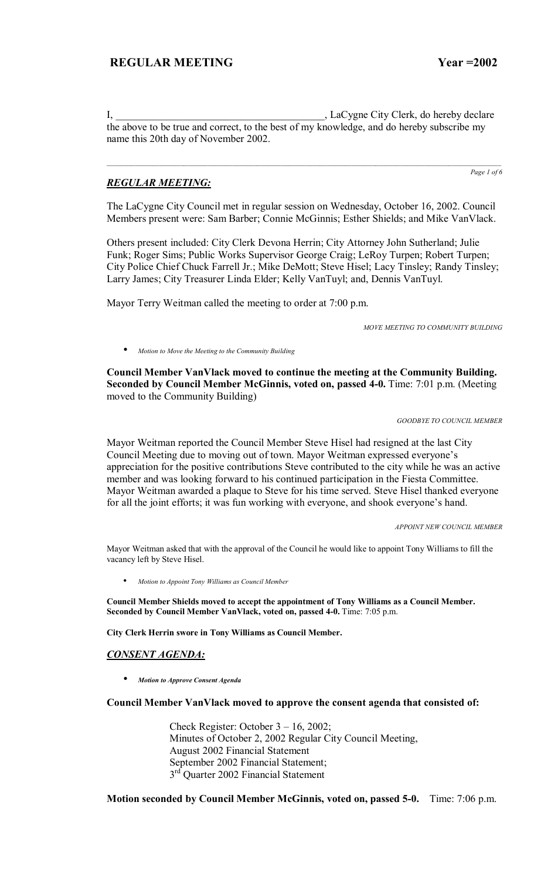I, _______________________________________, LaCygne City Clerk, do hereby declare the above to be true and correct, to the best of my knowledge, and do hereby subscribe my name this 20th day of November 2002.

## *REGULAR MEETING:*

The LaCygne City Council met in regular session on Wednesday, October 16, 2002. Council Members present were: Sam Barber; Connie McGinnis; Esther Shields; and Mike VanVlack.

Others present included: City Clerk Devona Herrin; City Attorney John Sutherland; Julie Funk; Roger Sims; Public Works Supervisor George Craig; LeRoy Turpen; Robert Turpen; City Police Chief Chuck Farrell Jr.; Mike DeMott; Steve Hisel; Lacy Tinsley; Randy Tinsley; Larry James; City Treasurer Linda Elder; Kelly VanTuyl; and, Dennis VanTuyl.

Mayor Terry Weitman called the meeting to order at 7:00 p.m.

*MOVE MEETING TO COMMUNITY BUILDING*

- *Motion to Move the Meeting to the Community Building*

**Council Member VanVlack moved to continue the meeting at the Community Building. Seconded by Council Member McGinnis, voted on, passed 4-0.** Time: 7:01 p.m. (Meeting moved to the Community Building)

*GOODBYE TO COUNCIL MEMBER*

Mayor Weitman reported the Council Member Steve Hisel had resigned at the last City Council Meeting due to moving out of town. Mayor Weitman expressed everyone's appreciation for the positive contributions Steve contributed to the city while he was an active member and was looking forward to his continued participation in the Fiesta Committee. Mayor Weitman awarded a plaque to Steve for his time served. Steve Hisel thanked everyone for all the joint efforts; it was fun working with everyone, and shook everyone's hand.

*APPOINT NEW COUNCIL MEMBER*

Mayor Weitman asked that with the approval of the Council he would like to appoint Tony Williams to fill the vacancy left by Steve Hisel.

- *Motion to Appoint Tony Williams as Council Member*

**Council Member Shields moved to accept the appointment of Tony Williams as a Council Member. Seconded by Council Member VanVlack, voted on, passed 4-0.** Time: 7:05 p.m.

**City Clerk Herrin swore in Tony Williams as Council Member.**

## *CONSENT AGENDA:*

- ***Motion to Approve Consent Agenda***

**Council Member VanVlack moved to approve the consent agenda that consisted of:**

Check Register: October 3 – 16, 2002;
Minutes of October 2, 2002 Regular City Council Meeting,
August 2002 Financial Statement
September 2002 Financial Statement;
3rd Quarter 2002 Financial Statement

**Motion seconded by Council Member McGinnis, voted on, passed 5-0.** Time: 7:06 p.m.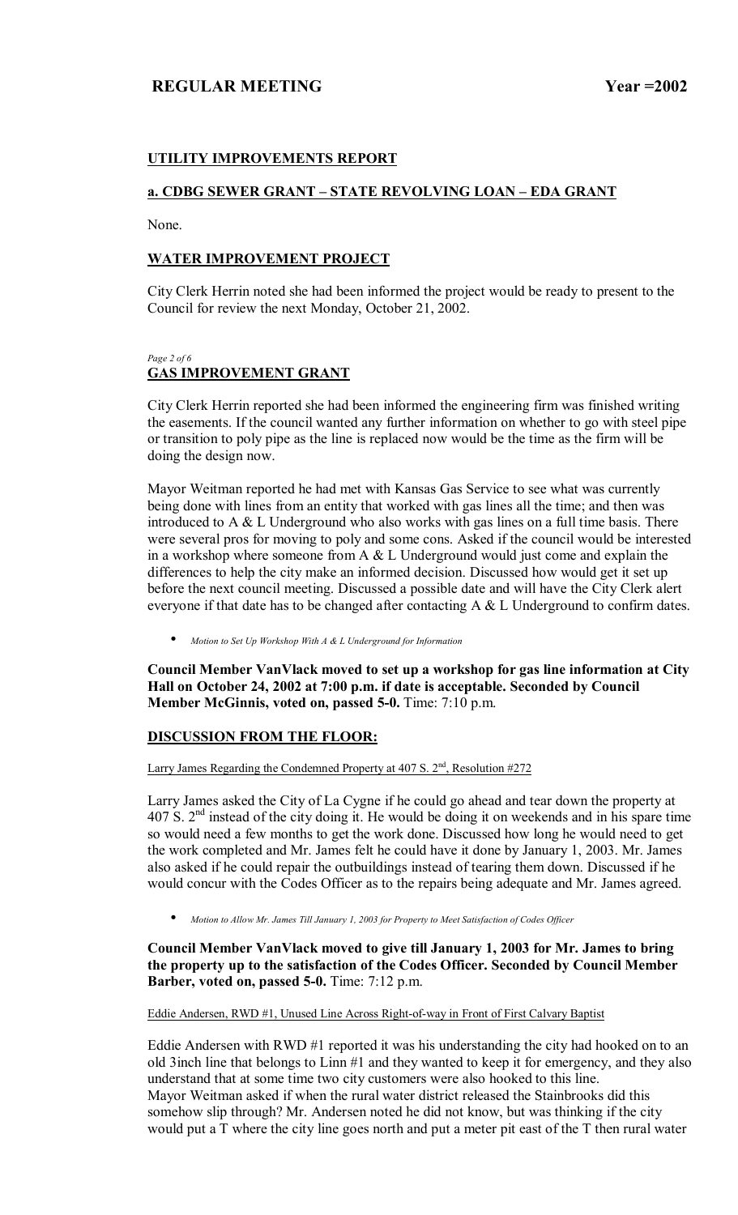## UTILITY IMPROVEMENTS REPORT

### a. CDBG SEWER GRANT – STATE REVOLVING LOAN – EDA GRANT

None.

### WATER IMPROVEMENT PROJECT

City Clerk Herrin noted she had been informed the project would be ready to present to the Council for review the next Monday, October 21, 2002.

### GAS IMPROVEMENT GRANT

City Clerk Herrin reported she had been informed the engineering firm was finished writing the easements. If the council wanted any further information on whether to go with steel pipe or transition to poly pipe as the line is replaced now would be the time as the firm will be doing the design now.

Mayor Weitman reported he had met with Kansas Gas Service to see what was currently being done with lines from an entity that worked with gas lines all the time; and then was introduced to A & L Underground who also works with gas lines on a full time basis. There were several pros for moving to poly and some cons. Asked if the council would be interested in a workshop where someone from A & L Underground would just come and explain the differences to help the city make an informed decision. Discussed how would get it set up before the next council meeting. Discussed a possible date and will have the City Clerk alert everyone if that date has to be changed after contacting A & L Underground to confirm dates.

- *Motion to Set Up Workshop With A & L Underground for Information*

**Council Member VanVlack moved to set up a workshop for gas line information at City Hall on October 24, 2002 at 7:00 p.m. if date is acceptable. Seconded by Council Member McGinnis, voted on, passed 5-0.** Time: 7:10 p.m.

### DISCUSSION FROM THE FLOOR:

Larry James Regarding the Condemned Property at 407 S. 2nd, Resolution #272

Larry James asked the City of La Cygne if he could go ahead and tear down the property at 407 S. 2nd instead of the city doing it. He would be doing it on weekends and in his spare time so would need a few months to get the work done. Discussed how long he would need to get the work completed and Mr. James felt he could have it done by January 1, 2003. Mr. James also asked if he could repair the outbuildings instead of tearing them down. Discussed if he would concur with the Codes Officer as to the repairs being adequate and Mr. James agreed.

- *Motion to Allow Mr. James Till January 1, 2003 for Property to Meet Satisfaction of Codes Officer*

**Council Member VanVlack moved to give till January 1, 2003 for Mr. James to bring the property up to the satisfaction of the Codes Officer. Seconded by Council Member Barber, voted on, passed 5-0.** Time: 7:12 p.m.

Eddie Andersen, RWD #1, Unused Line Across Right-of-way in Front of First Calvary Baptist

Eddie Andersen with RWD #1 reported it was his understanding the city had hooked on to an old 3inch line that belongs to Linn #1 and they wanted to keep it for emergency, and they also understand that at some time two city customers were also hooked to this line.
Mayor Weitman asked if when the rural water district released the Stainbrooks did this somehow slip through? Mr. Andersen noted he did not know, but was thinking if the city would put a T where the city line goes north and put a meter pit east of the T then rural water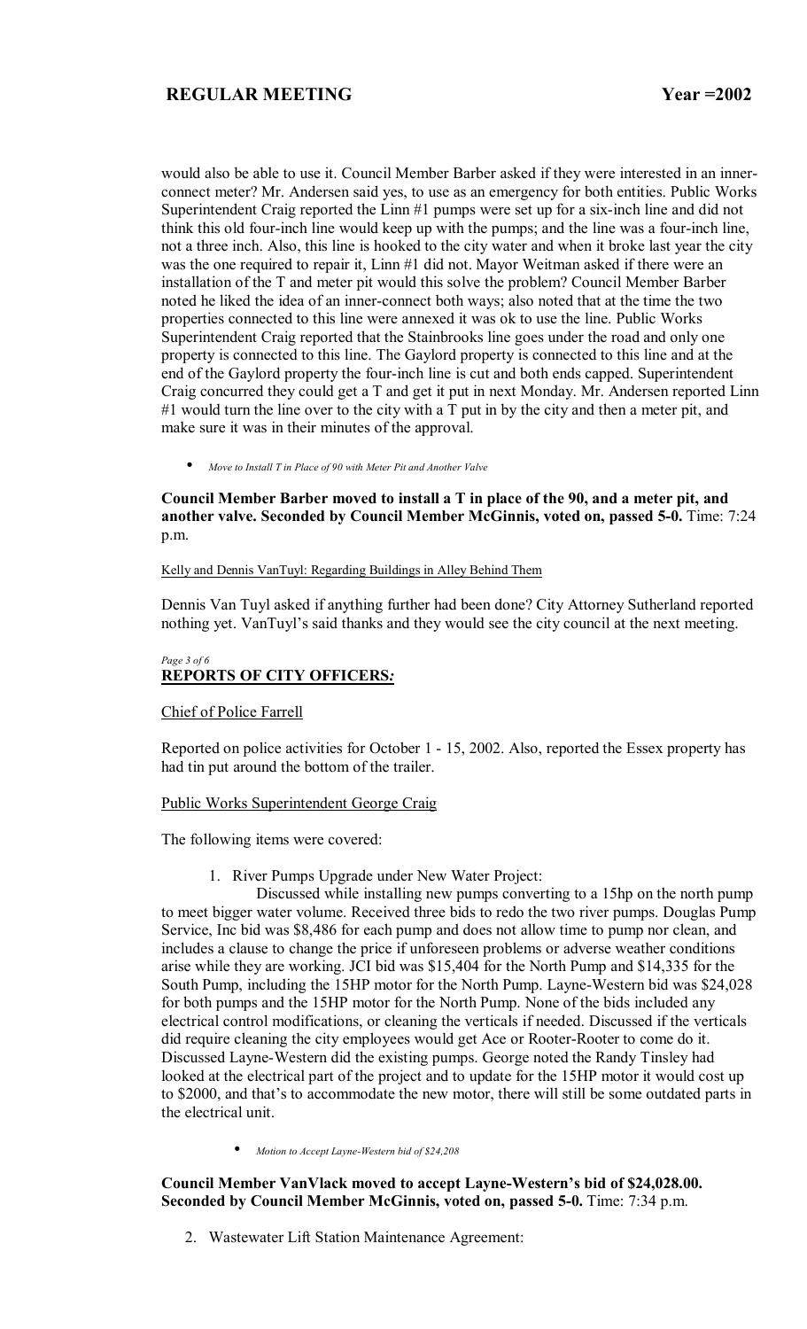would also be able to use it. Council Member Barber asked if they were interested in an inner-connect meter? Mr. Andersen said yes, to use as an emergency for both entities. Public Works Superintendent Craig reported the Linn #1 pumps were set up for a six-inch line and did not think this old four-inch line would keep up with the pumps; and the line was a four-inch line, not a three inch. Also, this line is hooked to the city water and when it broke last year the city was the one required to repair it, Linn #1 did not. Mayor Weitman asked if there were an installation of the T and meter pit would this solve the problem? Council Member Barber noted he liked the idea of an inner-connect both ways; also noted that at the time the two properties connected to this line were annexed it was ok to use the line. Public Works Superintendent Craig reported that the Stainbrooks line goes under the road and only one property is connected to this line. The Gaylord property is connected to this line and at the end of the Gaylord property the four-inch line is cut and both ends capped. Superintendent Craig concurred they could get a T and get it put in next Monday. Mr. Andersen reported Linn #1 would turn the line over to the city with a T put in by the city and then a meter pit, and make sure it was in their minutes of the approval.

- *Move to Install T in Place of 90 with Meter Pit and Another Valve*

**Council Member Barber moved to install a T in place of the 90, and a meter pit, and another valve. Seconded by Council Member McGinnis, voted on, passed 5-0.** Time: 7:24 p.m.

Kelly and Dennis VanTuyl: Regarding Buildings in Alley Behind Them

Dennis Van Tuyl asked if anything further had been done? City Attorney Sutherland reported nothing yet. VanTuyl's said thanks and they would see the city council at the next meeting.

## REPORTS OF CITY OFFICERS:

Chief of Police Farrell

Reported on police activities for October 1 - 15, 2002. Also, reported the Essex property has had tin put around the bottom of the trailer.

Public Works Superintendent George Craig

The following items were covered:

1. River Pumps Upgrade under New Water Project:

   Discussed while installing new pumps converting to a 15hp on the north pump to meet bigger water volume. Received three bids to redo the two river pumps. Douglas Pump Service, Inc bid was $8,486 for each pump and does not allow time to pump nor clean, and includes a clause to change the price if unforeseen problems or adverse weather conditions arise while they are working. JCI bid was $15,404 for the North Pump and $14,335 for the South Pump, including the 15HP motor for the North Pump. Layne-Western bid was $24,028 for both pumps and the 15HP motor for the North Pump. None of the bids included any electrical control modifications, or cleaning the verticals if needed. Discussed if the verticals did require cleaning the city employees would get Ace or Rooter-Rooter to come do it. Discussed Layne-Western did the existing pumps. George noted the Randy Tinsley had looked at the electrical part of the project and to update for the 15HP motor it would cost up to $2000, and that's to accommodate the new motor, there will still be some outdated parts in the electrical unit.

   - *Motion to Accept Layne-Western bid of $24,208*

**Council Member VanVlack moved to accept Layne-Western's bid of $24,028.00. Seconded by Council Member McGinnis, voted on, passed 5-0.** Time: 7:34 p.m.

2. Wastewater Lift Station Maintenance Agreement: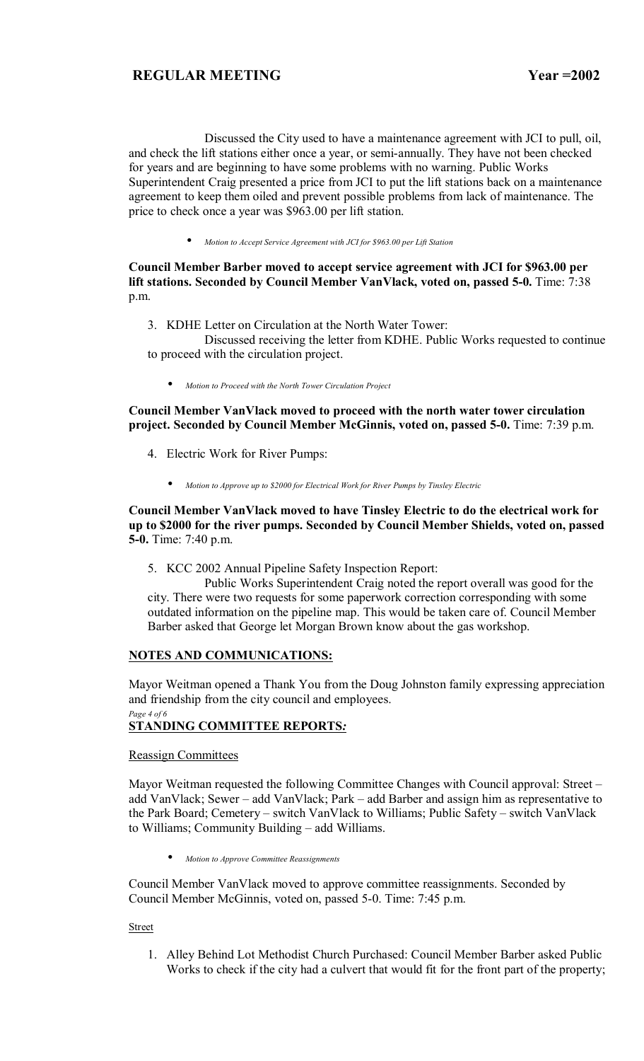Discussed the City used to have a maintenance agreement with JCI to pull, oil, and check the lift stations either once a year, or semi-annually. They have not been checked for years and are beginning to have some problems with no warning. Public Works Superintendent Craig presented a price from JCI to put the lift stations back on a maintenance agreement to keep them oiled and prevent possible problems from lack of maintenance. The price to check once a year was $963.00 per lift station.

- *Motion to Accept Service Agreement with JCI for $963.00 per Lift Station*

**Council Member Barber moved to accept service agreement with JCI for $963.00 per lift stations. Seconded by Council Member VanVlack, voted on, passed 5-0.** Time: 7:38 p.m.

3. KDHE Letter on Circulation at the North Water Tower:

   Discussed receiving the letter from KDHE. Public Works requested to continue to proceed with the circulation project.

   - *Motion to Proceed with the North Tower Circulation Project*

**Council Member VanVlack moved to proceed with the north water tower circulation project. Seconded by Council Member McGinnis, voted on, passed 5-0.** Time: 7:39 p.m.

4. Electric Work for River Pumps:

   - *Motion to Approve up to $2000 for Electrical Work for River Pumps by Tinsley Electric*

**Council Member VanVlack moved to have Tinsley Electric to do the electrical work for up to $2000 for the river pumps. Seconded by Council Member Shields, voted on, passed 5-0.** Time: 7:40 p.m.

5. KCC 2002 Annual Pipeline Safety Inspection Report:

   Public Works Superintendent Craig noted the report overall was good for the city. There were two requests for some paperwork correction corresponding with some outdated information on the pipeline map. This would be taken care of. Council Member Barber asked that George let Morgan Brown know about the gas workshop.

## NOTES AND COMMUNICATIONS:

Mayor Weitman opened a Thank You from the Doug Johnston family expressing appreciation and friendship from the city council and employees.

## STANDING COMMITTEE REPORTS:

Reassign Committees

Mayor Weitman requested the following Committee Changes with Council approval: Street – add VanVlack; Sewer – add VanVlack; Park – add Barber and assign him as representative to the Park Board; Cemetery – switch VanVlack to Williams; Public Safety – switch VanVlack to Williams; Community Building – add Williams.

- *Motion to Approve Committee Reassignments*

Council Member VanVlack moved to approve committee reassignments. Seconded by Council Member McGinnis, voted on, passed 5-0. Time: 7:45 p.m.

Street

1. Alley Behind Lot Methodist Church Purchased: Council Member Barber asked Public Works to check if the city had a culvert that would fit for the front part of the property;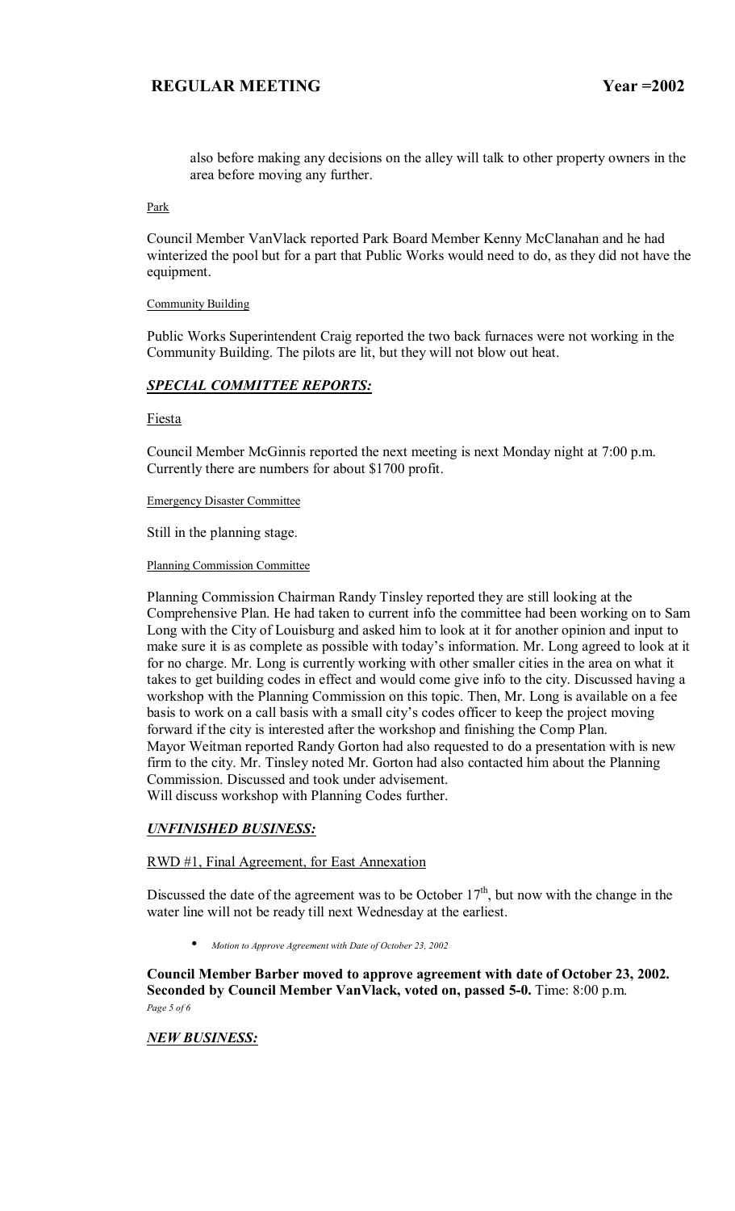also before making any decisions on the alley will talk to other property owners in the area before moving any further.

Park

Council Member VanVlack reported Park Board Member Kenny McClanahan and he had winterized the pool but for a part that Public Works would need to do, as they did not have the equipment.

Community Building

Public Works Superintendent Craig reported the two back furnaces were not working in the Community Building. The pilots are lit, but they will not blow out heat.

## ***SPECIAL COMMITTEE REPORTS:***

Fiesta

Council Member McGinnis reported the next meeting is next Monday night at 7:00 p.m. Currently there are numbers for about $1700 profit.

Emergency Disaster Committee

Still in the planning stage.

Planning Commission Committee

Planning Commission Chairman Randy Tinsley reported they are still looking at the Comprehensive Plan. He had taken to current info the committee had been working on to Sam Long with the City of Louisburg and asked him to look at it for another opinion and input to make sure it is as complete as possible with today's information. Mr. Long agreed to look at it for no charge. Mr. Long is currently working with other smaller cities in the area on what it takes to get building codes in effect and would come give info to the city. Discussed having a workshop with the Planning Commission on this topic. Then, Mr. Long is available on a fee basis to work on a call basis with a small city's codes officer to keep the project moving forward if the city is interested after the workshop and finishing the Comp Plan.
Mayor Weitman reported Randy Gorton had also requested to do a presentation with is new firm to the city. Mr. Tinsley noted Mr. Gorton had also contacted him about the Planning Commission. Discussed and took under advisement.
Will discuss workshop with Planning Codes further.

## ***UNFINISHED BUSINESS:***

RWD #1, Final Agreement, for East Annexation

Discussed the date of the agreement was to be October 17th, but now with the change in the water line will not be ready till next Wednesday at the earliest.

- *Motion to Approve Agreement with Date of October 23, 2002*

**Council Member Barber moved to approve agreement with date of October 23, 2002. Seconded by Council Member VanVlack, voted on, passed 5-0.** Time: 8:00 p.m.

## ***NEW BUSINESS:***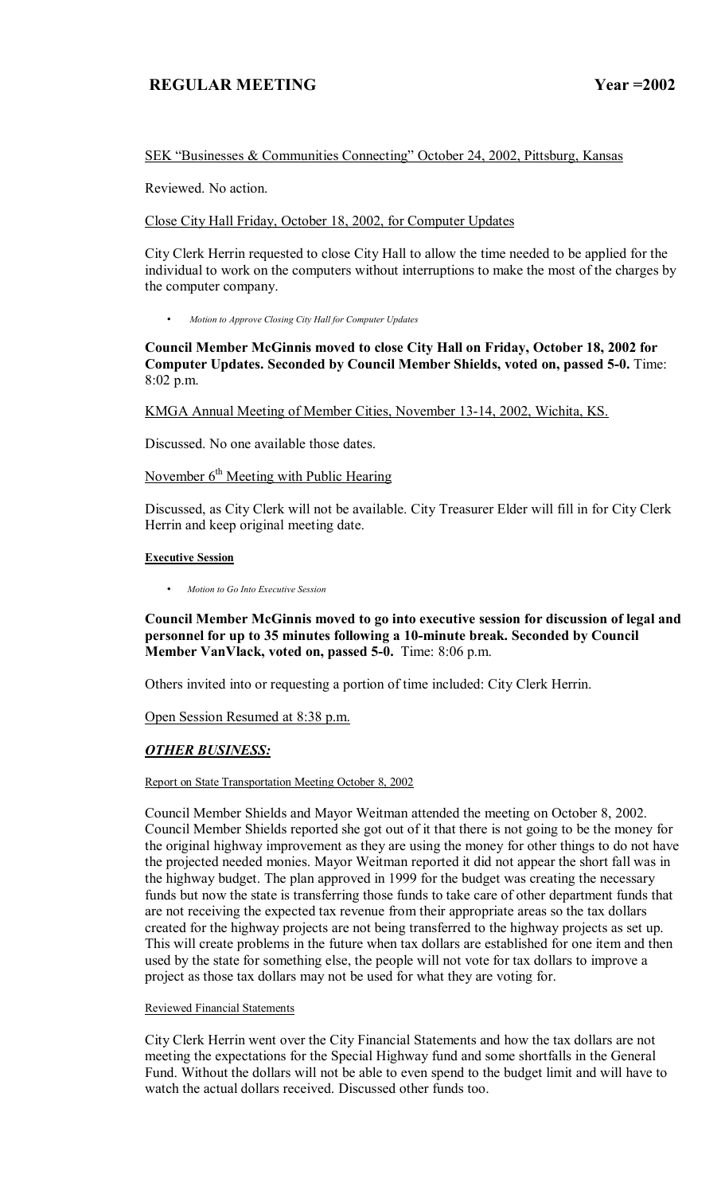SEK "Businesses & Communities Connecting" October 24, 2002, Pittsburg, Kansas

Reviewed. No action.

Close City Hall Friday, October 18, 2002, for Computer Updates

City Clerk Herrin requested to close City Hall to allow the time needed to be applied for the individual to work on the computers without interruptions to make the most of the charges by the computer company.

- *Motion to Approve Closing City Hall for Computer Updates*

**Council Member McGinnis moved to close City Hall on Friday, October 18, 2002 for Computer Updates. Seconded by Council Member Shields, voted on, passed 5-0.** Time: 8:02 p.m.

KMGA Annual Meeting of Member Cities, November 13-14, 2002, Wichita, KS.

Discussed. No one available those dates.

November 6th Meeting with Public Hearing

Discussed, as City Clerk will not be available. City Treasurer Elder will fill in for City Clerk Herrin and keep original meeting date.

#### Executive Session

- *Motion to Go Into Executive Session*

**Council Member McGinnis moved to go into executive session for discussion of legal and personnel for up to 35 minutes following a 10-minute break. Seconded by Council Member VanVlack, voted on, passed 5-0.** Time: 8:06 p.m.

Others invited into or requesting a portion of time included: City Clerk Herrin.

Open Session Resumed at 8:38 p.m.

## *OTHER BUSINESS:*

Report on State Transportation Meeting October 8, 2002

Council Member Shields and Mayor Weitman attended the meeting on October 8, 2002. Council Member Shields reported she got out of it that there is not going to be the money for the original highway improvement as they are using the money for other things to do not have the projected needed monies. Mayor Weitman reported it did not appear the short fall was in the highway budget. The plan approved in 1999 for the budget was creating the necessary funds but now the state is transferring those funds to take care of other department funds that are not receiving the expected tax revenue from their appropriate areas so the tax dollars created for the highway projects are not being transferred to the highway projects as set up. This will create problems in the future when tax dollars are established for one item and then used by the state for something else, the people will not vote for tax dollars to improve a project as those tax dollars may not be used for what they are voting for.

Reviewed Financial Statements

City Clerk Herrin went over the City Financial Statements and how the tax dollars are not meeting the expectations for the Special Highway fund and some shortfalls in the General Fund. Without the dollars will not be able to even spend to the budget limit and will have to watch the actual dollars received. Discussed other funds too.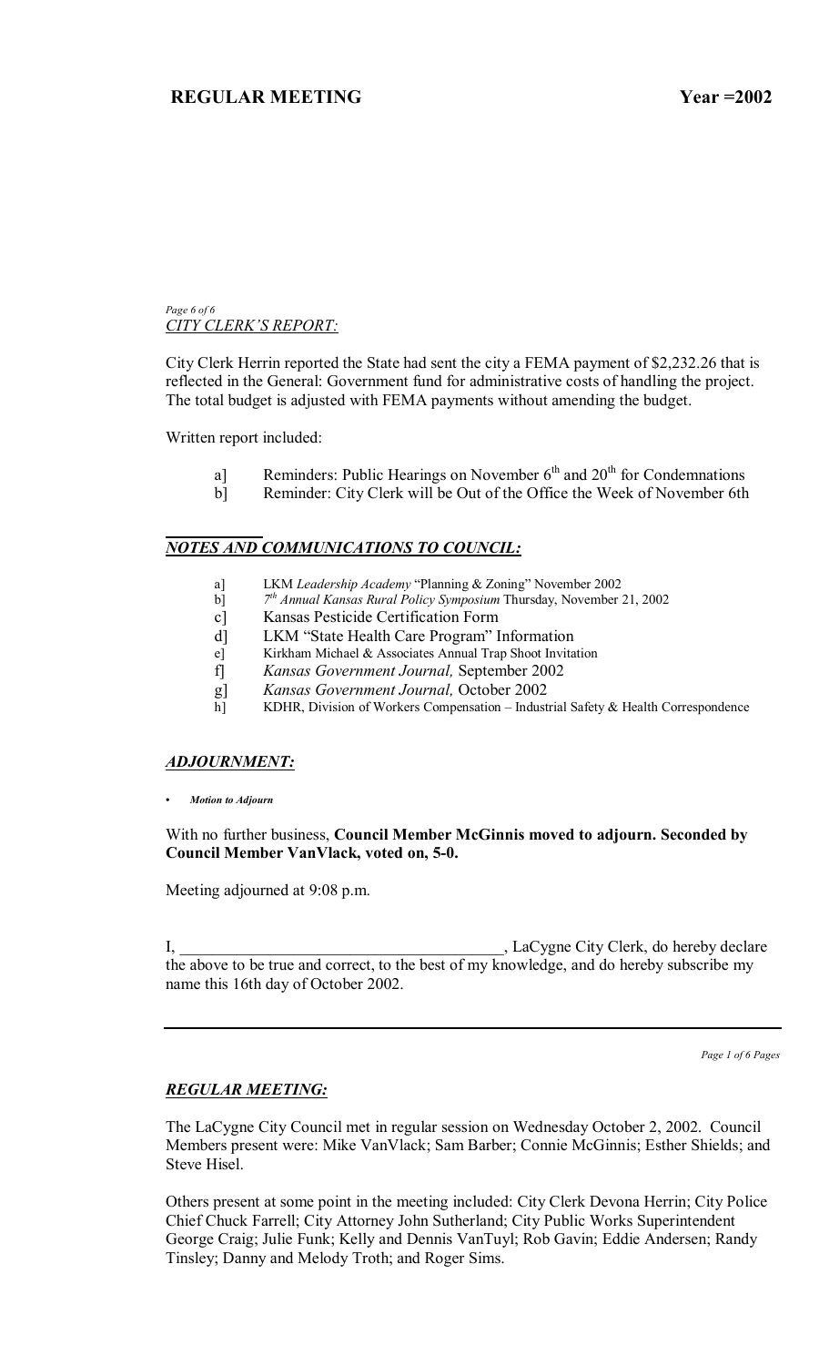*CITY CLERK'S REPORT:*

City Clerk Herrin reported the State had sent the city a FEMA payment of $2,232.26 that is reflected in the General: Government fund for administrative costs of handling the project. The total budget is adjusted with FEMA payments without amending the budget.

Written report included:

a] Reminders: Public Hearings on November 6th and 20th for Condemnations
b] Reminder: City Clerk will be Out of the Office the Week of November 6th

## *NOTES AND COMMUNICATIONS TO COUNCIL:*

a] LKM *Leadership Academy* "Planning & Zoning" November 2002
b] *7th Annual Kansas Rural Policy Symposium* Thursday, November 21, 2002
c] Kansas Pesticide Certification Form
d] LKM "State Health Care Program" Information
e] Kirkham Michael & Associates Annual Trap Shoot Invitation
f] *Kansas Government Journal,* September 2002
g] *Kansas Government Journal,* October 2002
h] KDHR, Division of Workers Compensation – Industrial Safety & Health Correspondence

## *ADJOURNMENT:*

- ***Motion to Adjourn***

With no further business, **Council Member McGinnis moved to adjourn. Seconded by Council Member VanVlack, voted on, 5-0.**

Meeting adjourned at 9:08 p.m.

I, ________________________________________, LaCygne City Clerk, do hereby declare the above to be true and correct, to the best of my knowledge, and do hereby subscribe my name this 16th day of October 2002.

---

## *REGULAR MEETING:*

The LaCygne City Council met in regular session on Wednesday October 2, 2002. Council Members present were: Mike VanVlack; Sam Barber; Connie McGinnis; Esther Shields; and Steve Hisel.

Others present at some point in the meeting included: City Clerk Devona Herrin; City Police Chief Chuck Farrell; City Attorney John Sutherland; City Public Works Superintendent George Craig; Julie Funk; Kelly and Dennis VanTuyl; Rob Gavin; Eddie Andersen; Randy Tinsley; Danny and Melody Troth; and Roger Sims.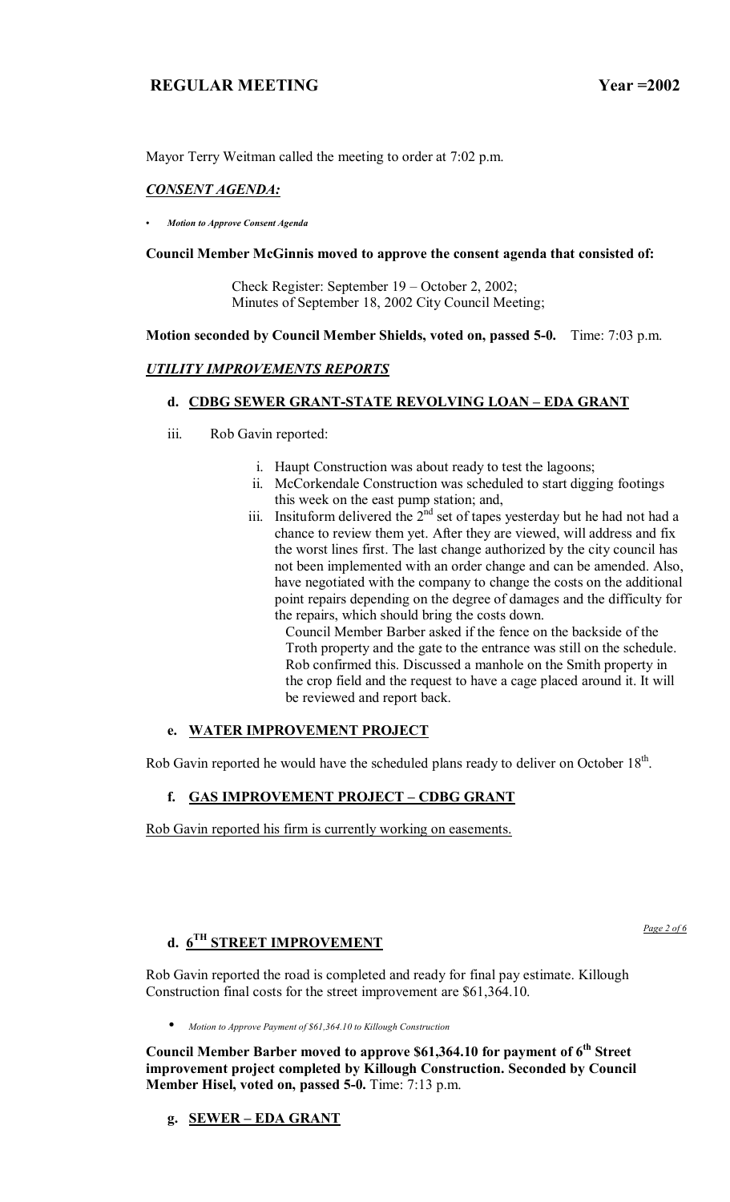**REGULAR MEETING Year =2002**

Mayor Terry Weitman called the meeting to order at 7:02 p.m.

***CONSENT AGENDA:***

- *Motion to Approve Consent Agenda*

**Council Member McGinnis moved to approve the consent agenda that consisted of:**

Check Register: September 19 – October 2, 2002;
Minutes of September 18, 2002 City Council Meeting;

**Motion seconded by Council Member Shields, voted on, passed 5-0.** Time: 7:03 p.m.

***UTILITY IMPROVEMENTS REPORTS***

### d. CDBG SEWER GRANT-STATE REVOLVING LOAN – EDA GRANT

iii. Rob Gavin reported:

i. Haupt Construction was about ready to test the lagoons;
ii. McCorkendale Construction was scheduled to start digging footings this week on the east pump station; and,
iii. Insituform delivered the 2nd set of tapes yesterday but he had not had a chance to review them yet. After they are viewed, will address and fix the worst lines first. The last change authorized by the city council has not been implemented with an order change and can be amended. Also, have negotiated with the company to change the costs on the additional point repairs depending on the degree of damages and the difficulty for the repairs, which should bring the costs down.

Council Member Barber asked if the fence on the backside of the Troth property and the gate to the entrance was still on the schedule. Rob confirmed this. Discussed a manhole on the Smith property in the crop field and the request to have a cage placed around it. It will be reviewed and report back.

### e. WATER IMPROVEMENT PROJECT

Rob Gavin reported he would have the scheduled plans ready to deliver on October 18th.

### f. GAS IMPROVEMENT PROJECT – CDBG GRANT

Rob Gavin reported his firm is currently working on easements.

### d. 6TH STREET IMPROVEMENT

Rob Gavin reported the road is completed and ready for final pay estimate. Killough Construction final costs for the street improvement are $61,364.10.

- *Motion to Approve Payment of $61,364.10 to Killough Construction*

**Council Member Barber moved to approve $61,364.10 for payment of 6th Street improvement project completed by Killough Construction. Seconded by Council Member Hisel, voted on, passed 5-0.** Time: 7:13 p.m.

### g. SEWER – EDA GRANT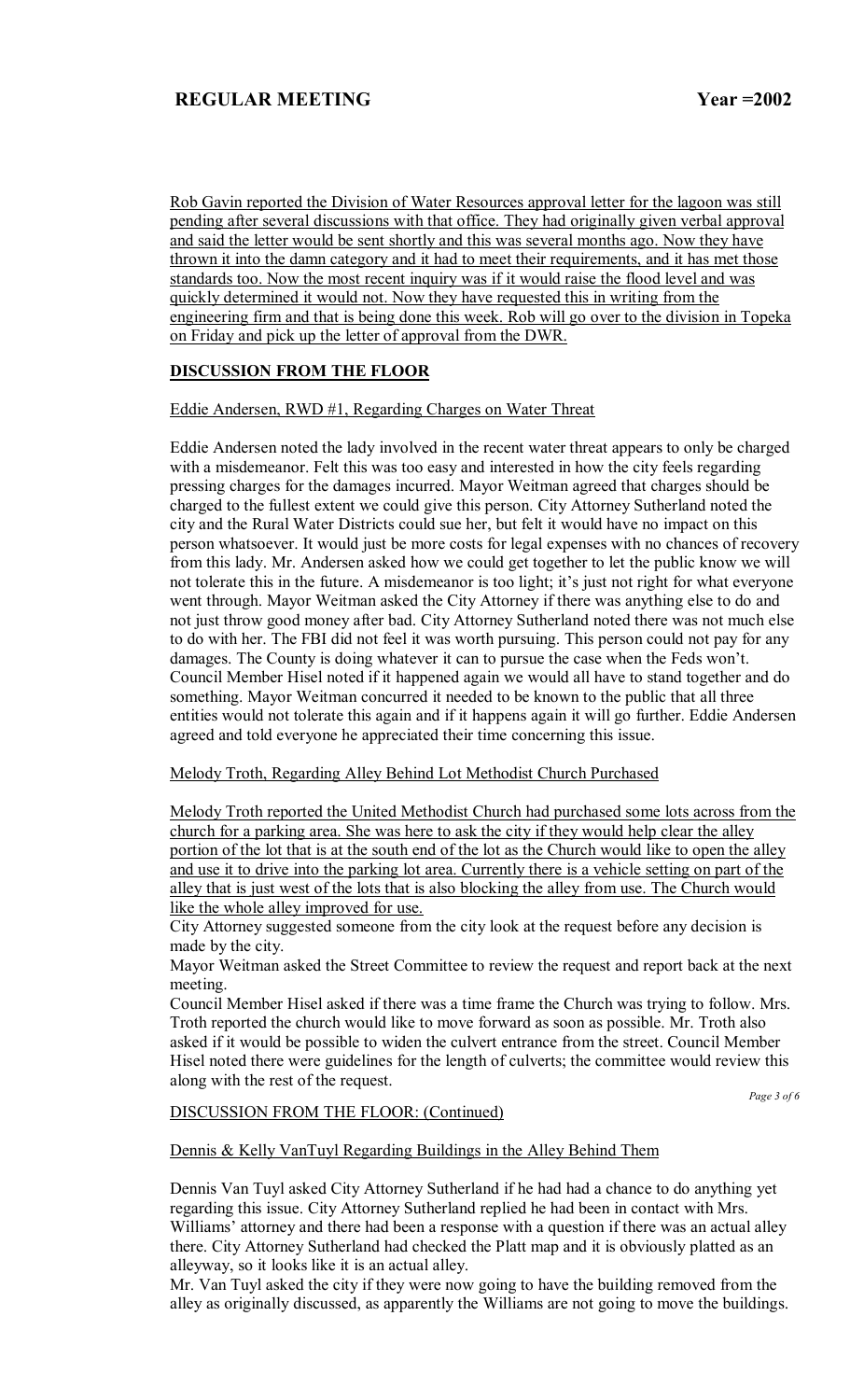Rob Gavin reported the Division of Water Resources approval letter for the lagoon was still pending after several discussions with that office. They had originally given verbal approval and said the letter would be sent shortly and this was several months ago. Now they have thrown it into the damn category and it had to meet their requirements, and it has met those standards too. Now the most recent inquiry was if it would raise the flood level and was quickly determined it would not. Now they have requested this in writing from the engineering firm and that is being done this week. Rob will go over to the division in Topeka on Friday and pick up the letter of approval from the DWR.

## DISCUSSION FROM THE FLOOR

Eddie Andersen, RWD #1, Regarding Charges on Water Threat

Eddie Andersen noted the lady involved in the recent water threat appears to only be charged with a misdemeanor. Felt this was too easy and interested in how the city feels regarding pressing charges for the damages incurred. Mayor Weitman agreed that charges should be charged to the fullest extent we could give this person. City Attorney Sutherland noted the city and the Rural Water Districts could sue her, but felt it would have no impact on this person whatsoever. It would just be more costs for legal expenses with no chances of recovery from this lady. Mr. Andersen asked how we could get together to let the public know we will not tolerate this in the future. A misdemeanor is too light; it's just not right for what everyone went through. Mayor Weitman asked the City Attorney if there was anything else to do and not just throw good money after bad. City Attorney Sutherland noted there was not much else to do with her. The FBI did not feel it was worth pursuing. This person could not pay for any damages. The County is doing whatever it can to pursue the case when the Feds won't. Council Member Hisel noted if it happened again we would all have to stand together and do something. Mayor Weitman concurred it needed to be known to the public that all three entities would not tolerate this again and if it happens again it will go further. Eddie Andersen agreed and told everyone he appreciated their time concerning this issue.

Melody Troth, Regarding Alley Behind Lot Methodist Church Purchased

Melody Troth reported the United Methodist Church had purchased some lots across from the church for a parking area. She was here to ask the city if they would help clear the alley portion of the lot that is at the south end of the lot as the Church would like to open the alley and use it to drive into the parking lot area. Currently there is a vehicle setting on part of the alley that is just west of the lots that is also blocking the alley from use. The Church would like the whole alley improved for use.

City Attorney suggested someone from the city look at the request before any decision is made by the city.

Mayor Weitman asked the Street Committee to review the request and report back at the next meeting.

Council Member Hisel asked if there was a time frame the Church was trying to follow. Mrs. Troth reported the church would like to move forward as soon as possible. Mr. Troth also asked if it would be possible to widen the culvert entrance from the street. Council Member Hisel noted there were guidelines for the length of culverts; the committee would review this along with the rest of the request.

DISCUSSION FROM THE FLOOR: (Continued)

Dennis & Kelly VanTuyl Regarding Buildings in the Alley Behind Them

Dennis Van Tuyl asked City Attorney Sutherland if he had had a chance to do anything yet regarding this issue. City Attorney Sutherland replied he had been in contact with Mrs. Williams' attorney and there had been a response with a question if there was an actual alley there. City Attorney Sutherland had checked the Platt map and it is obviously platted as an alleyway, so it looks like it is an actual alley.

Mr. Van Tuyl asked the city if they were now going to have the building removed from the alley as originally discussed, as apparently the Williams are not going to move the buildings.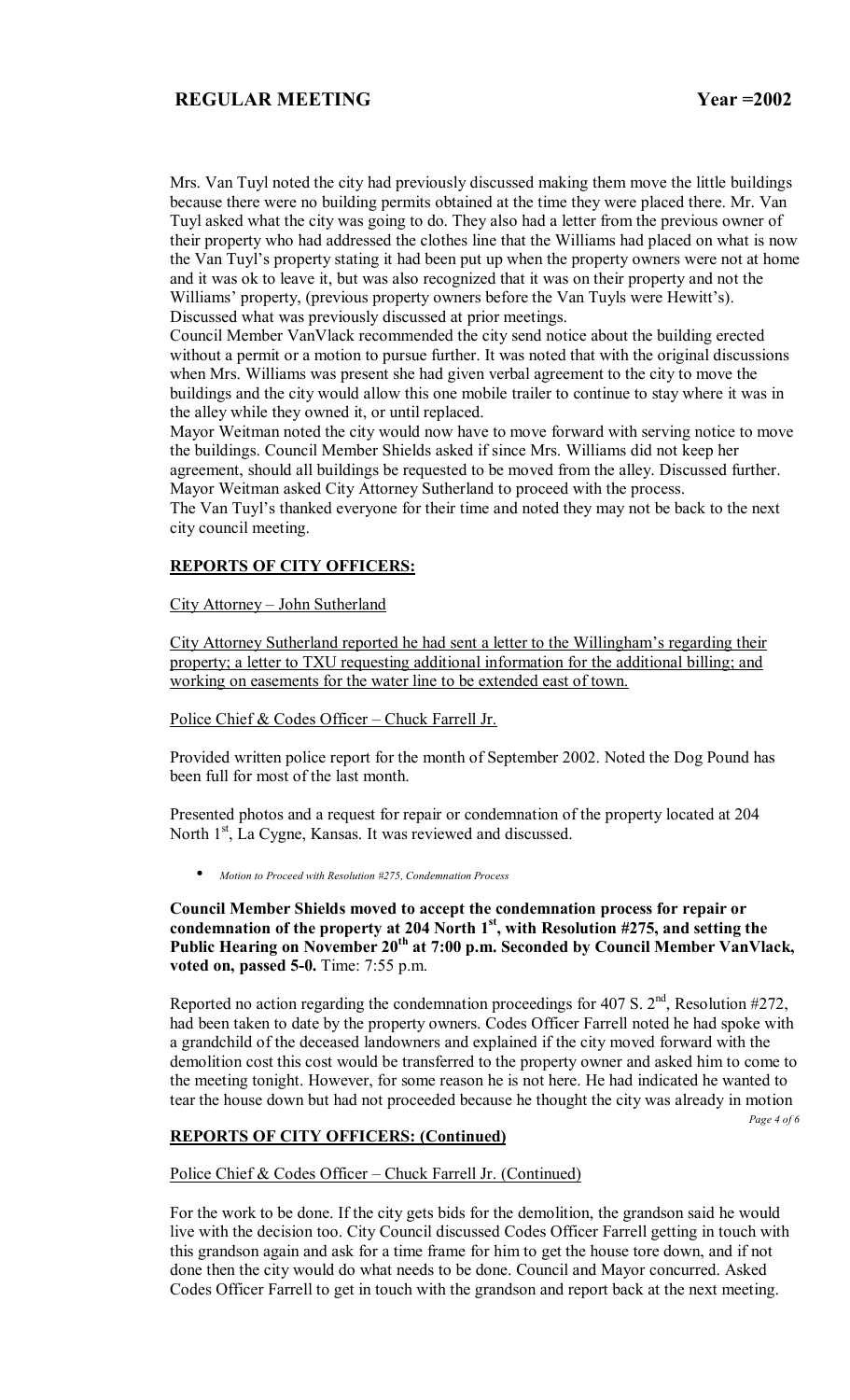Mrs. Van Tuyl noted the city had previously discussed making them move the little buildings because there were no building permits obtained at the time they were placed there. Mr. Van Tuyl asked what the city was going to do. They also had a letter from the previous owner of their property who had addressed the clothes line that the Williams had placed on what is now the Van Tuyl's property stating it had been put up when the property owners were not at home and it was ok to leave it, but was also recognized that it was on their property and not the Williams' property, (previous property owners before the Van Tuyls were Hewitt's). Discussed what was previously discussed at prior meetings.

Council Member VanVlack recommended the city send notice about the building erected without a permit or a motion to pursue further. It was noted that with the original discussions when Mrs. Williams was present she had given verbal agreement to the city to move the buildings and the city would allow this one mobile trailer to continue to stay where it was in the alley while they owned it, or until replaced.

Mayor Weitman noted the city would now have to move forward with serving notice to move the buildings. Council Member Shields asked if since Mrs. Williams did not keep her agreement, should all buildings be requested to be moved from the alley. Discussed further. Mayor Weitman asked City Attorney Sutherland to proceed with the process.

The Van Tuyl's thanked everyone for their time and noted they may not be back to the next city council meeting.

## REPORTS OF CITY OFFICERS:

City Attorney – John Sutherland

City Attorney Sutherland reported he had sent a letter to the Willingham's regarding their property; a letter to TXU requesting additional information for the additional billing; and working on easements for the water line to be extended east of town.

Police Chief & Codes Officer – Chuck Farrell Jr.

Provided written police report for the month of September 2002. Noted the Dog Pound has been full for most of the last month.

Presented photos and a request for repair or condemnation of the property located at 204 North 1st, La Cygne, Kansas. It was reviewed and discussed.

- *Motion to Proceed with Resolution #275, Condemnation Process*

**Council Member Shields moved to accept the condemnation process for repair or condemnation of the property at 204 North 1st, with Resolution #275, and setting the Public Hearing on November 20th at 7:00 p.m. Seconded by Council Member VanVlack, voted on, passed 5-0.** Time: 7:55 p.m.

Reported no action regarding the condemnation proceedings for 407 S. 2nd, Resolution #272, had been taken to date by the property owners. Codes Officer Farrell noted he had spoke with a grandchild of the deceased landowners and explained if the city moved forward with the demolition cost this cost would be transferred to the property owner and asked him to come to the meeting tonight. However, for some reason he is not here. He had indicated he wanted to tear the house down but had not proceeded because he thought the city was already in motion

## REPORTS OF CITY OFFICERS: (Continued)

Police Chief & Codes Officer – Chuck Farrell Jr. (Continued)

For the work to be done. If the city gets bids for the demolition, the grandson said he would live with the decision too. City Council discussed Codes Officer Farrell getting in touch with this grandson again and ask for a time frame for him to get the house tore down, and if not done then the city would do what needs to be done. Council and Mayor concurred. Asked Codes Officer Farrell to get in touch with the grandson and report back at the next meeting.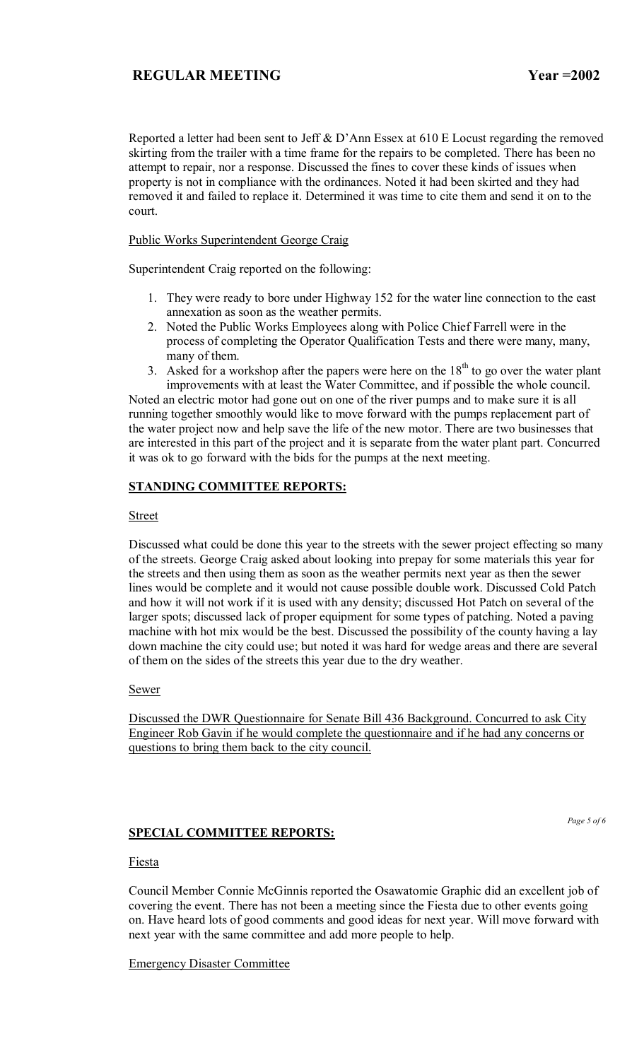Reported a letter had been sent to Jeff & D'Ann Essex at 610 E Locust regarding the removed skirting from the trailer with a time frame for the repairs to be completed. There has been no attempt to repair, nor a response. Discussed the fines to cover these kinds of issues when property is not in compliance with the ordinances. Noted it had been skirted and they had removed it and failed to replace it. Determined it was time to cite them and send it on to the court.

Public Works Superintendent George Craig

Superintendent Craig reported on the following:

1. They were ready to bore under Highway 152 for the water line connection to the east annexation as soon as the weather permits.
2. Noted the Public Works Employees along with Police Chief Farrell were in the process of completing the Operator Qualification Tests and there were many, many, many of them.
3. Asked for a workshop after the papers were here on the 18th to go over the water plant improvements with at least the Water Committee, and if possible the whole council.

Noted an electric motor had gone out on one of the river pumps and to make sure it is all running together smoothly would like to move forward with the pumps replacement part of the water project now and help save the life of the new motor. There are two businesses that are interested in this part of the project and it is separate from the water plant part. Concurred it was ok to go forward with the bids for the pumps at the next meeting.

## STANDING COMMITTEE REPORTS:

Street

Discussed what could be done this year to the streets with the sewer project effecting so many of the streets. George Craig asked about looking into prepay for some materials this year for the streets and then using them as soon as the weather permits next year as then the sewer lines would be complete and it would not cause possible double work. Discussed Cold Patch and how it will not work if it is used with any density; discussed Hot Patch on several of the larger spots; discussed lack of proper equipment for some types of patching. Noted a paving machine with hot mix would be the best. Discussed the possibility of the county having a lay down machine the city could use; but noted it was hard for wedge areas and there are several of them on the sides of the streets this year due to the dry weather.

Sewer

Discussed the DWR Questionnaire for Senate Bill 436 Background. Concurred to ask City Engineer Rob Gavin if he would complete the questionnaire and if he had any concerns or questions to bring them back to the city council.

## SPECIAL COMMITTEE REPORTS:

Fiesta

Council Member Connie McGinnis reported the Osawatomie Graphic did an excellent job of covering the event. There has not been a meeting since the Fiesta due to other events going on. Have heard lots of good comments and good ideas for next year. Will move forward with next year with the same committee and add more people to help.

Emergency Disaster Committee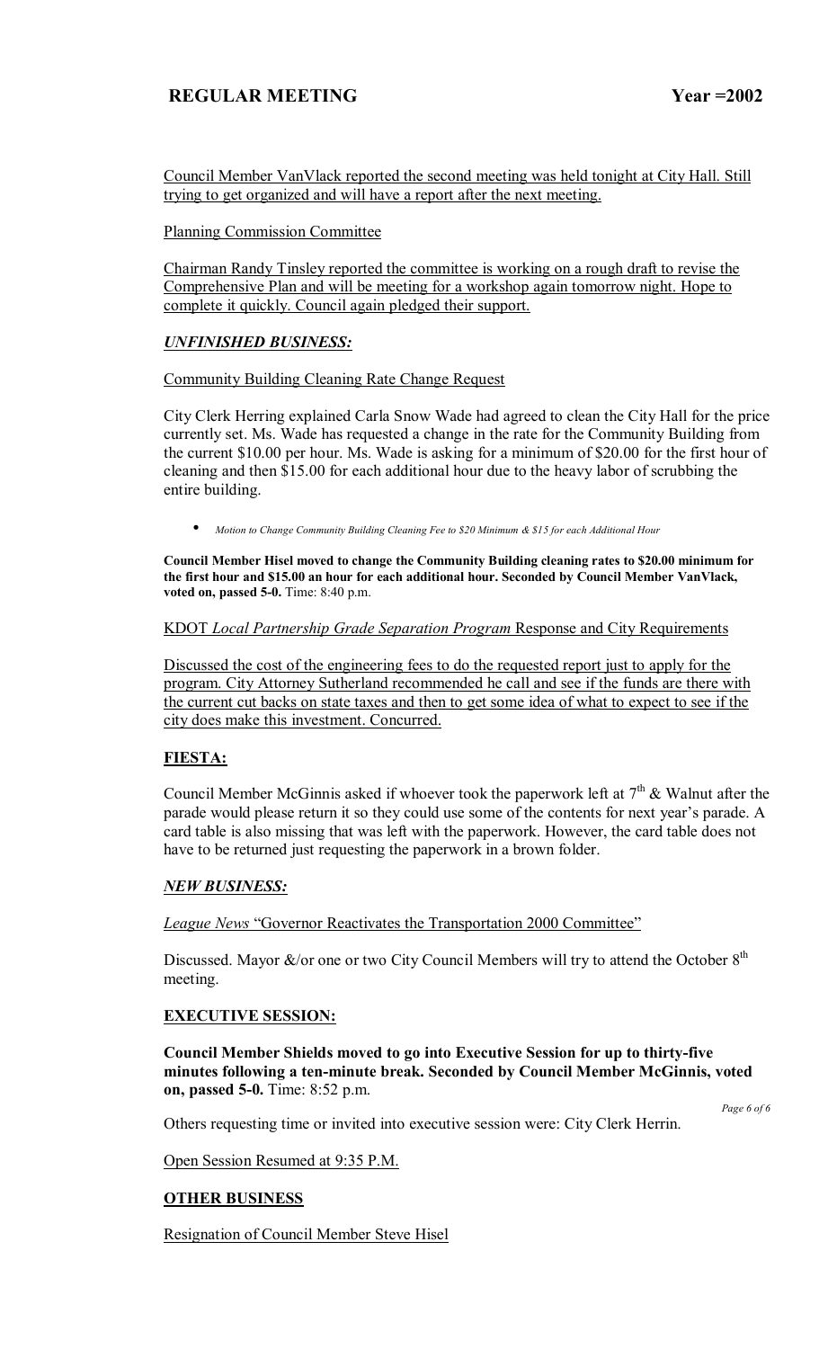Council Member VanVlack reported the second meeting was held tonight at City Hall. Still trying to get organized and will have a report after the next meeting.

Planning Commission Committee

Chairman Randy Tinsley reported the committee is working on a rough draft to revise the Comprehensive Plan and will be meeting for a workshop again tomorrow night. Hope to complete it quickly. Council again pledged their support.

### *UNFINISHED BUSINESS:*

Community Building Cleaning Rate Change Request

City Clerk Herring explained Carla Snow Wade had agreed to clean the City Hall for the price currently set. Ms. Wade has requested a change in the rate for the Community Building from the current $10.00 per hour. Ms. Wade is asking for a minimum of $20.00 for the first hour of cleaning and then $15.00 for each additional hour due to the heavy labor of scrubbing the entire building.

- *Motion to Change Community Building Cleaning Fee to $20 Minimum & $15 for each Additional Hour*

**Council Member Hisel moved to change the Community Building cleaning rates to $20.00 minimum for the first hour and $15.00 an hour for each additional hour. Seconded by Council Member VanVlack, voted on, passed 5-0.** Time: 8:40 p.m.

KDOT *Local Partnership Grade Separation Program* Response and City Requirements

Discussed the cost of the engineering fees to do the requested report just to apply for the program. City Attorney Sutherland recommended he call and see if the funds are there with the current cut backs on state taxes and then to get some idea of what to expect to see if the city does make this investment. Concurred.

### **FIESTA:**

Council Member McGinnis asked if whoever took the paperwork left at 7th & Walnut after the parade would please return it so they could use some of the contents for next year's parade. A card table is also missing that was left with the paperwork. However, the card table does not have to be returned just requesting the paperwork in a brown folder.

### *NEW BUSINESS:*

*League News* "Governor Reactivates the Transportation 2000 Committee"

Discussed. Mayor &/or one or two City Council Members will try to attend the October 8th meeting.

### **EXECUTIVE SESSION:**

**Council Member Shields moved to go into Executive Session for up to thirty-five minutes following a ten-minute break. Seconded by Council Member McGinnis, voted on, passed 5-0.** Time: 8:52 p.m.

Others requesting time or invited into executive session were: City Clerk Herrin.

Open Session Resumed at 9:35 P.M.

### **OTHER BUSINESS**

Resignation of Council Member Steve Hisel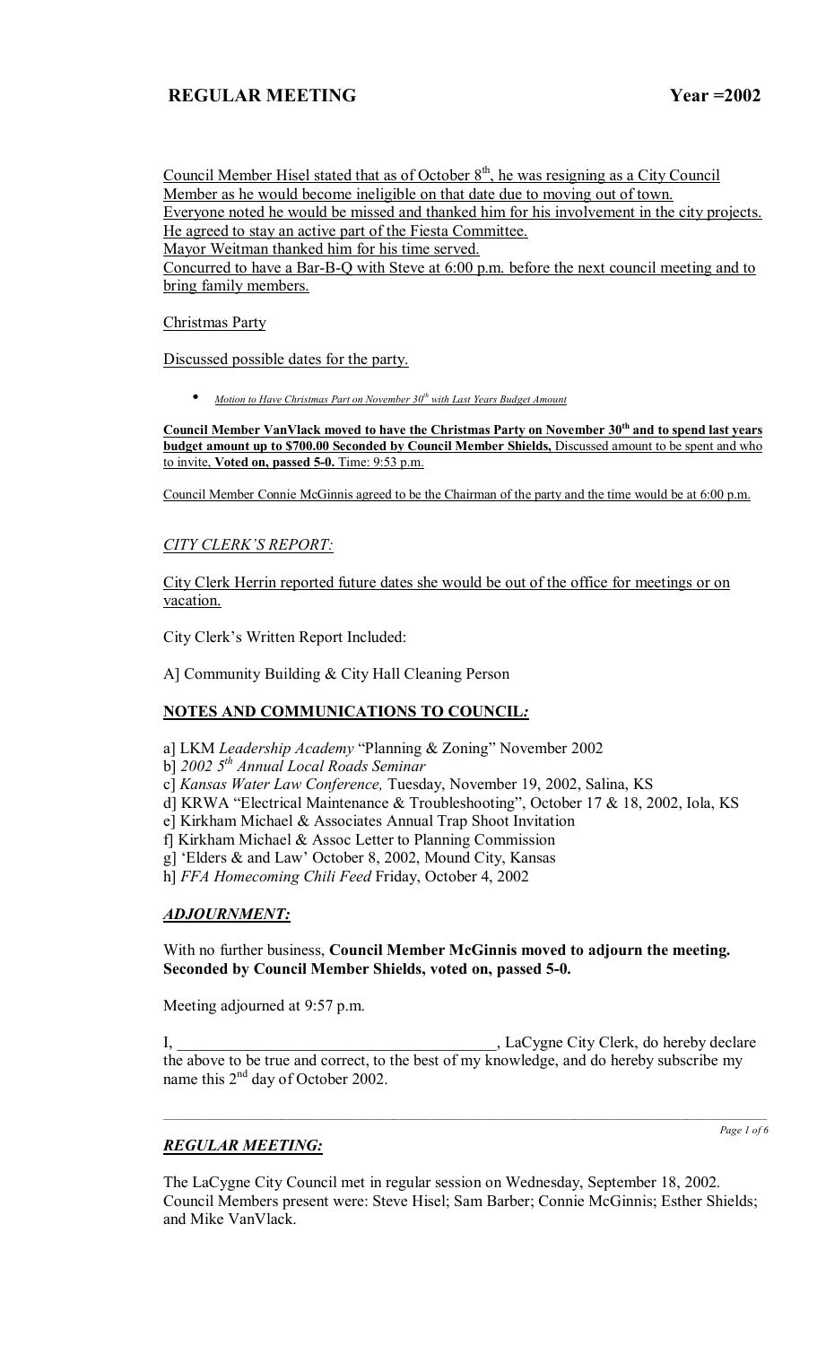Council Member Hisel stated that as of October 8th, he was resigning as a City Council Member as he would become ineligible on that date due to moving out of town.
Everyone noted he would be missed and thanked him for his involvement in the city projects.
He agreed to stay an active part of the Fiesta Committee.
Mayor Weitman thanked him for his time served.
Concurred to have a Bar-B-Q with Steve at 6:00 p.m. before the next council meeting and to bring family members.

Christmas Party

Discussed possible dates for the party.

- *Motion to Have Christmas Part on November 30th with Last Years Budget Amount*

**Council Member VanVlack moved to have the Christmas Party on November 30th and to spend last years budget amount up to $700.00 Seconded by Council Member Shields,** Discussed amount to be spent and who to invite, **Voted on, passed 5-0.** Time: 9:53 p.m.

Council Member Connie McGinnis agreed to be the Chairman of the party and the time would be at 6:00 p.m.

*CITY CLERK'S REPORT:*

City Clerk Herrin reported future dates she would be out of the office for meetings or on vacation.

City Clerk's Written Report Included:

A] Community Building & City Hall Cleaning Person

## NOTES AND COMMUNICATIONS TO COUNCIL:

a] LKM *Leadership Academy* "Planning & Zoning" November 2002
b] *2002 5th Annual Local Roads Seminar*
c] *Kansas Water Law Conference,* Tuesday, November 19, 2002, Salina, KS
d] KRWA "Electrical Maintenance & Troubleshooting", October 17 & 18, 2002, Iola, KS
e] Kirkham Michael & Associates Annual Trap Shoot Invitation
f] Kirkham Michael & Assoc Letter to Planning Commission
g] 'Elders & and Law' October 8, 2002, Mound City, Kansas
h] *FFA Homecoming Chili Feed* Friday, October 4, 2002

## *ADJOURNMENT:*

With no further business, **Council Member McGinnis moved to adjourn the meeting. Seconded by Council Member Shields, voted on, passed 5-0.**

Meeting adjourned at 9:57 p.m.

I, ________________________________________, LaCygne City Clerk, do hereby declare the above to be true and correct, to the best of my knowledge, and do hereby subscribe my name this 2nd day of October 2002.

## *REGULAR MEETING:*

The LaCygne City Council met in regular session on Wednesday, September 18, 2002. Council Members present were: Steve Hisel; Sam Barber; Connie McGinnis; Esther Shields; and Mike VanVlack.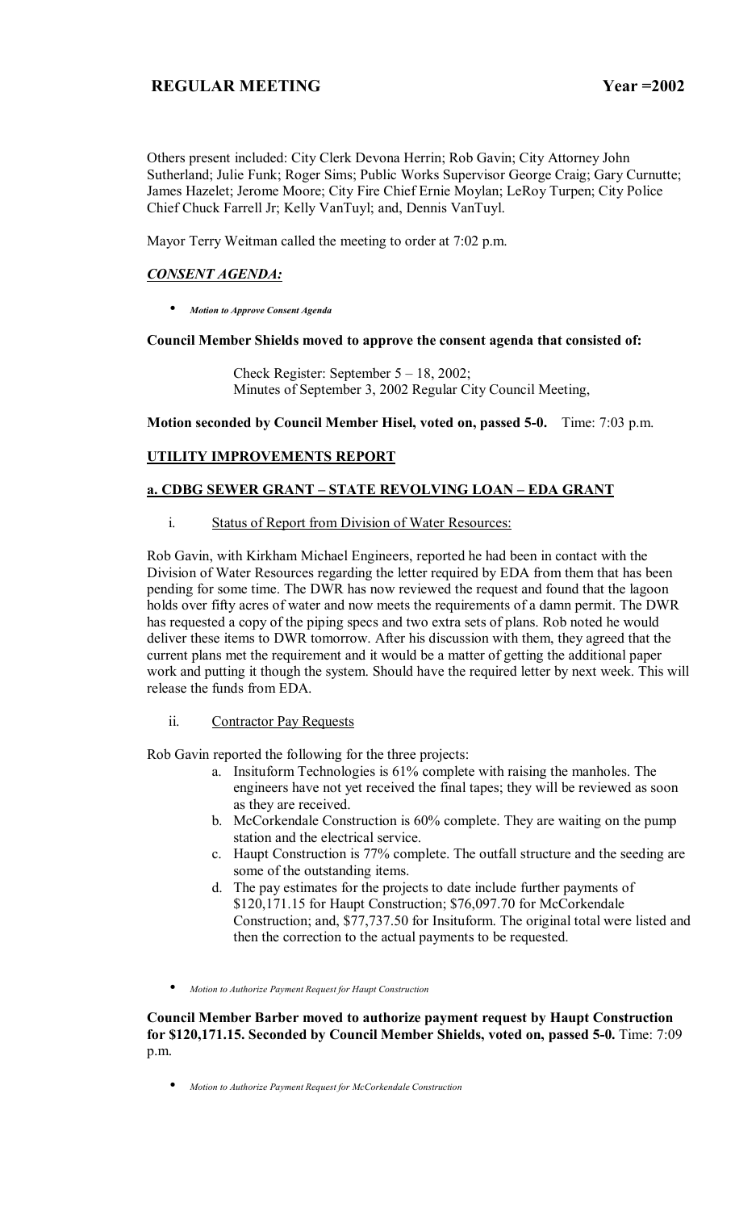Others present included: City Clerk Devona Herrin; Rob Gavin; City Attorney John Sutherland; Julie Funk; Roger Sims; Public Works Supervisor George Craig; Gary Curnutte; James Hazelet; Jerome Moore; City Fire Chief Ernie Moylan; LeRoy Turpen; City Police Chief Chuck Farrell Jr; Kelly VanTuyl; and, Dennis VanTuyl.

Mayor Terry Weitman called the meeting to order at 7:02 p.m.

## *CONSENT AGENDA:*

- ***Motion to Approve Consent Agenda***

**Council Member Shields moved to approve the consent agenda that consisted of:**

> Check Register: September 5 – 18, 2002;
> Minutes of September 3, 2002 Regular City Council Meeting,

**Motion seconded by Council Member Hisel, voted on, passed 5-0.** Time: 7:03 p.m.

## UTILITY IMPROVEMENTS REPORT

### a. CDBG SEWER GRANT – STATE REVOLVING LOAN – EDA GRANT

i. Status of Report from Division of Water Resources:

Rob Gavin, with Kirkham Michael Engineers, reported he had been in contact with the Division of Water Resources regarding the letter required by EDA from them that has been pending for some time. The DWR has now reviewed the request and found that the lagoon holds over fifty acres of water and now meets the requirements of a damn permit. The DWR has requested a copy of the piping specs and two extra sets of plans. Rob noted he would deliver these items to DWR tomorrow. After his discussion with them, they agreed that the current plans met the requirement and it would be a matter of getting the additional paper work and putting it though the system. Should have the required letter by next week. This will release the funds from EDA.

ii. Contractor Pay Requests

Rob Gavin reported the following for the three projects:

a. Insituform Technologies is 61% complete with raising the manholes. The engineers have not yet received the final tapes; they will be reviewed as soon as they are received.
b. McCorkendale Construction is 60% complete. They are waiting on the pump station and the electrical service.
c. Haupt Construction is 77% complete. The outfall structure and the seeding are some of the outstanding items.
d. The pay estimates for the projects to date include further payments of $120,171.15 for Haupt Construction; $76,097.70 for McCorkendale Construction; and, $77,737.50 for Insituform. The original total were listed and then the correction to the actual payments to be requested.

- *Motion to Authorize Payment Request for Haupt Construction*

**Council Member Barber moved to authorize payment request by Haupt Construction for $120,171.15. Seconded by Council Member Shields, voted on, passed 5-0.** Time: 7:09 p.m.

- *Motion to Authorize Payment Request for McCorkendale Construction*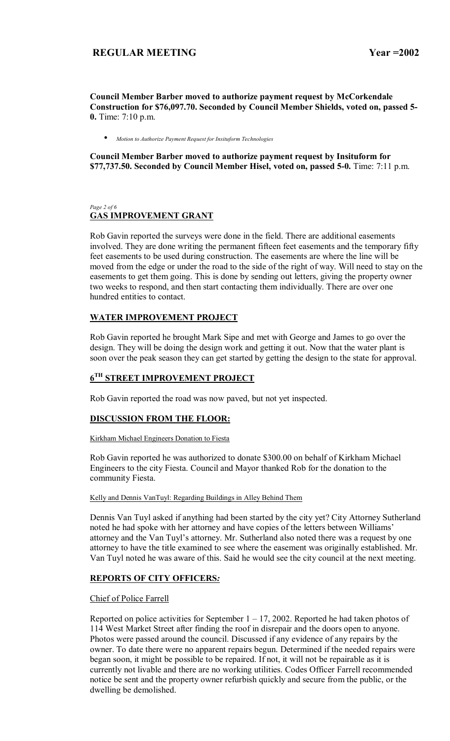**Council Member Barber moved to authorize payment request by McCorkendale Construction for $76,097.70. Seconded by Council Member Shields, voted on, passed 5-0.** Time: 7:10 p.m.

- *Motion to Authorize Payment Request for Insituform Technologies*

**Council Member Barber moved to authorize payment request by Insituform for $77,737.50. Seconded by Council Member Hisel, voted on, passed 5-0.** Time: 7:11 p.m.

## GAS IMPROVEMENT GRANT

Rob Gavin reported the surveys were done in the field. There are additional easements involved. They are done writing the permanent fifteen feet easements and the temporary fifty feet easements to be used during construction. The easements are where the line will be moved from the edge or under the road to the side of the right of way. Will need to stay on the easements to get them going. This is done by sending out letters, giving the property owner two weeks to respond, and then start contacting them individually. There are over one hundred entities to contact.

## WATER IMPROVEMENT PROJECT

Rob Gavin reported he brought Mark Sipe and met with George and James to go over the design. They will be doing the design work and getting it out. Now that the water plant is soon over the peak season they can get started by getting the design to the state for approval.

## 6TH STREET IMPROVEMENT PROJECT

Rob Gavin reported the road was now paved, but not yet inspected.

## DISCUSSION FROM THE FLOOR:

Kirkham Michael Engineers Donation to Fiesta

Rob Gavin reported he was authorized to donate $300.00 on behalf of Kirkham Michael Engineers to the city Fiesta. Council and Mayor thanked Rob for the donation to the community Fiesta.

Kelly and Dennis VanTuyl: Regarding Buildings in Alley Behind Them

Dennis Van Tuyl asked if anything had been started by the city yet? City Attorney Sutherland noted he had spoke with her attorney and have copies of the letters between Williams' attorney and the Van Tuyl's attorney. Mr. Sutherland also noted there was a request by one attorney to have the title examined to see where the easement was originally established. Mr. Van Tuyl noted he was aware of this. Said he would see the city council at the next meeting.

## REPORTS OF CITY OFFICERS*:*

Chief of Police Farrell

Reported on police activities for September 1 – 17, 2002. Reported he had taken photos of 114 West Market Street after finding the roof in disrepair and the doors open to anyone. Photos were passed around the council. Discussed if any evidence of any repairs by the owner. To date there were no apparent repairs begun. Determined if the needed repairs were began soon, it might be possible to be repaired. If not, it will not be repairable as it is currently not livable and there are no working utilities. Codes Officer Farrell recommended notice be sent and the property owner refurbish quickly and secure from the public, or the dwelling be demolished.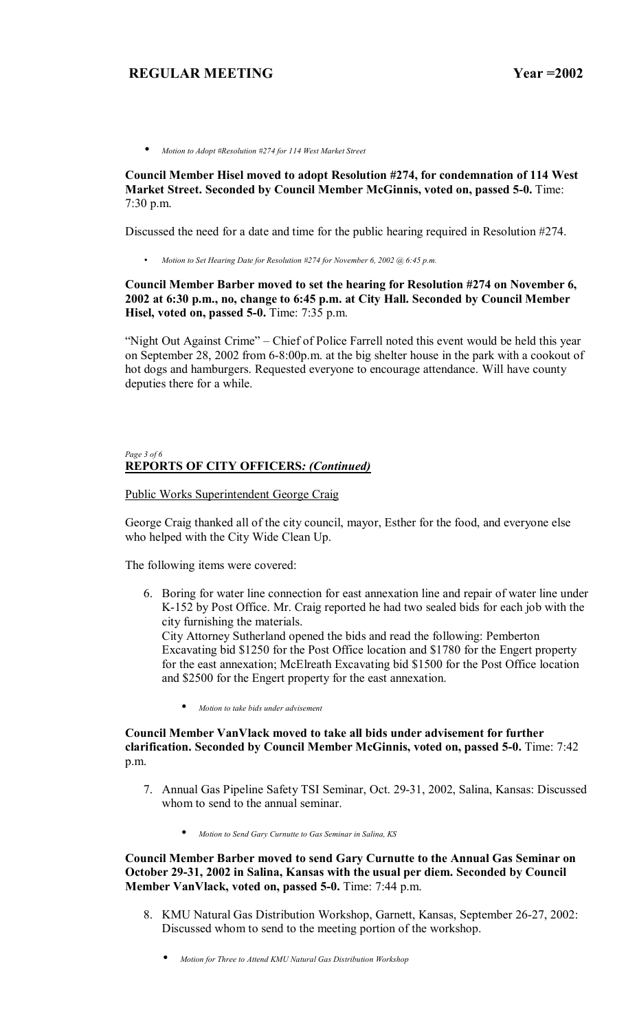- *Motion to Adopt #Resolution #274 for 114 West Market Street*

**Council Member Hisel moved to adopt Resolution #274, for condemnation of 114 West Market Street. Seconded by Council Member McGinnis, voted on, passed 5-0.** Time: 7:30 p.m.

Discussed the need for a date and time for the public hearing required in Resolution #274.

- *Motion to Set Hearing Date for Resolution #274 for November 6, 2002 @ 6:45 p.m.*

**Council Member Barber moved to set the hearing for Resolution #274 on November 6, 2002 at 6:30 p.m., no, change to 6:45 p.m. at City Hall. Seconded by Council Member Hisel, voted on, passed 5-0.** Time: 7:35 p.m.

"Night Out Against Crime" – Chief of Police Farrell noted this event would be held this year on September 28, 2002 from 6-8:00p.m. at the big shelter house in the park with a cookout of hot dogs and hamburgers. Requested everyone to encourage attendance. Will have county deputies there for a while.

## REPORTS OF CITY OFFICERS*: (Continued)*

Public Works Superintendent George Craig

George Craig thanked all of the city council, mayor, Esther for the food, and everyone else who helped with the City Wide Clean Up.

The following items were covered:

6. Boring for water line connection for east annexation line and repair of water line under K-152 by Post Office. Mr. Craig reported he had two sealed bids for each job with the city furnishing the materials.
   City Attorney Sutherland opened the bids and read the following: Pemberton Excavating bid $1250 for the Post Office location and $1780 for the Engert property for the east annexation; McElreath Excavating bid $1500 for the Post Office location and $2500 for the Engert property for the east annexation.

   - *Motion to take bids under advisement*

**Council Member VanVlack moved to take all bids under advisement for further clarification. Seconded by Council Member McGinnis, voted on, passed 5-0.** Time: 7:42 p.m.

7. Annual Gas Pipeline Safety TSI Seminar, Oct. 29-31, 2002, Salina, Kansas: Discussed whom to send to the annual seminar.

   - *Motion to Send Gary Curnutte to Gas Seminar in Salina, KS*

**Council Member Barber moved to send Gary Curnutte to the Annual Gas Seminar on October 29-31, 2002 in Salina, Kansas with the usual per diem. Seconded by Council Member VanVlack, voted on, passed 5-0.** Time: 7:44 p.m.

8. KMU Natural Gas Distribution Workshop, Garnett, Kansas, September 26-27, 2002: Discussed whom to send to the meeting portion of the workshop.

   - *Motion for Three to Attend KMU Natural Gas Distribution Workshop*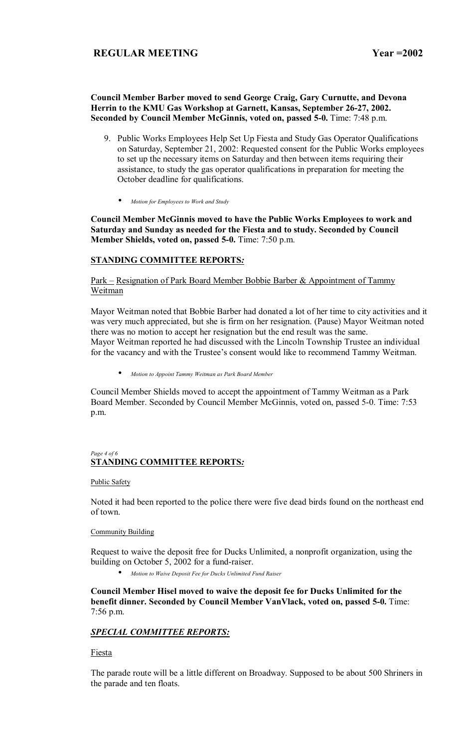**Council Member Barber moved to send George Craig, Gary Curnutte, and Devona Herrin to the KMU Gas Workshop at Garnett, Kansas, September 26-27, 2002. Seconded by Council Member McGinnis, voted on, passed 5-0.** Time: 7:48 p.m.

9. Public Works Employees Help Set Up Fiesta and Study Gas Operator Qualifications on Saturday, September 21, 2002: Requested consent for the Public Works employees to set up the necessary items on Saturday and then between items requiring their assistance, to study the gas operator qualifications in preparation for meeting the October deadline for qualifications.

    - *Motion for Employees to Work and Study*

**Council Member McGinnis moved to have the Public Works Employees to work and Saturday and Sunday as needed for the Fiesta and to study. Seconded by Council Member Shields, voted on, passed 5-0.** Time: 7:50 p.m.

## STANDING COMMITTEE REPORTS*:*

Park – Resignation of Park Board Member Bobbie Barber & Appointment of Tammy Weitman

Mayor Weitman noted that Bobbie Barber had donated a lot of her time to city activities and it was very much appreciated, but she is firm on her resignation. (Pause) Mayor Weitman noted there was no motion to accept her resignation but the end result was the same.
Mayor Weitman reported he had discussed with the Lincoln Township Trustee an individual for the vacancy and with the Trustee's consent would like to recommend Tammy Weitman.

- *Motion to Appoint Tammy Weitman as Park Board Member*

Council Member Shields moved to accept the appointment of Tammy Weitman as a Park Board Member. Seconded by Council Member McGinnis, voted on, passed 5-0. Time: 7:53 p.m.

## STANDING COMMITTEE REPORTS*:*

Public Safety

Noted it had been reported to the police there were five dead birds found on the northeast end of town.

Community Building

Request to waive the deposit free for Ducks Unlimited, a nonprofit organization, using the building on October 5, 2002 for a fund-raiser.

- *Motion to Waive Deposit Fee for Ducks Unlimited Fund Raiser*

**Council Member Hisel moved to waive the deposit fee for Ducks Unlimited for the benefit dinner. Seconded by Council Member VanVlack, voted on, passed 5-0.** Time: 7:56 p.m.

## *SPECIAL COMMITTEE REPORTS:*

Fiesta

The parade route will be a little different on Broadway. Supposed to be about 500 Shriners in the parade and ten floats.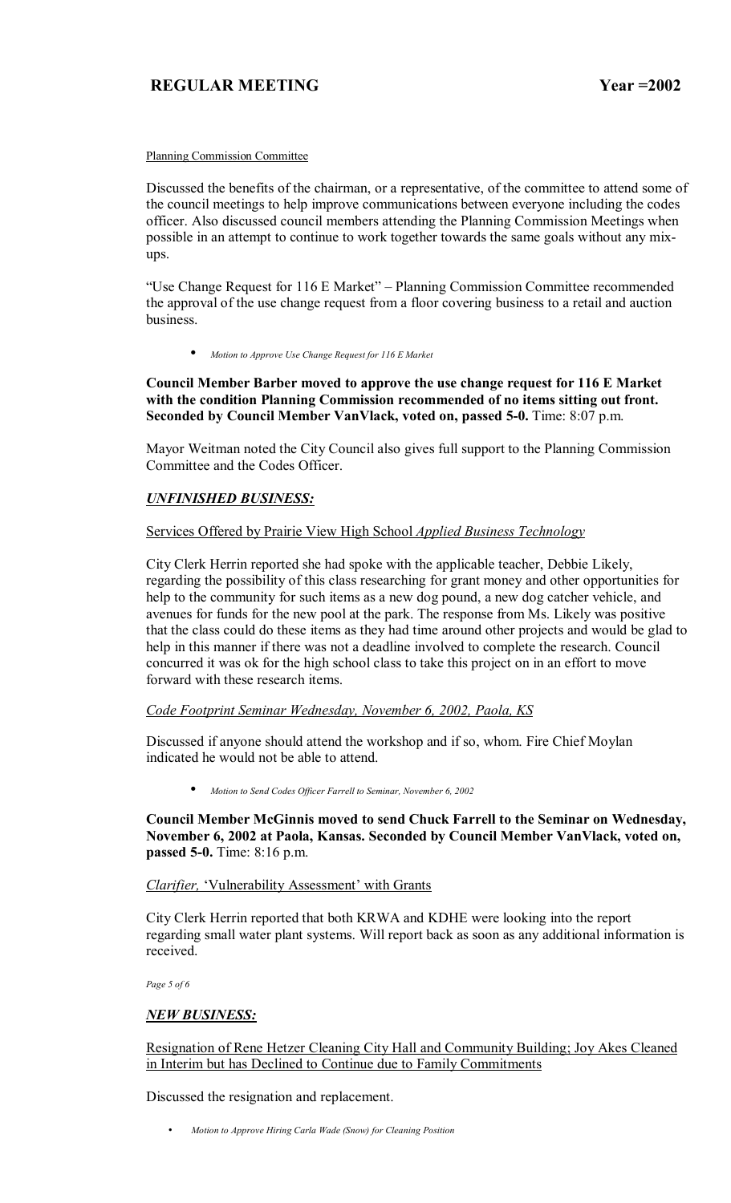Planning Commission Committee

Discussed the benefits of the chairman, or a representative, of the committee to attend some of the council meetings to help improve communications between everyone including the codes officer. Also discussed council members attending the Planning Commission Meetings when possible in an attempt to continue to work together towards the same goals without any mix-ups.

"Use Change Request for 116 E Market" – Planning Commission Committee recommended the approval of the use change request from a floor covering business to a retail and auction business.

- *Motion to Approve Use Change Request for 116 E Market*

**Council Member Barber moved to approve the use change request for 116 E Market with the condition Planning Commission recommended of no items sitting out front. Seconded by Council Member VanVlack, voted on, passed 5-0.** Time: 8:07 p.m.

Mayor Weitman noted the City Council also gives full support to the Planning Commission Committee and the Codes Officer.

## *UNFINISHED BUSINESS:*

Services Offered by Prairie View High School *Applied Business Technology*

City Clerk Herrin reported she had spoke with the applicable teacher, Debbie Likely, regarding the possibility of this class researching for grant money and other opportunities for help to the community for such items as a new dog pound, a new dog catcher vehicle, and avenues for funds for the new pool at the park. The response from Ms. Likely was positive that the class could do these items as they had time around other projects and would be glad to help in this manner if there was not a deadline involved to complete the research. Council concurred it was ok for the high school class to take this project on in an effort to move forward with these research items.

*Code Footprint Seminar Wednesday, November 6, 2002, Paola, KS*

Discussed if anyone should attend the workshop and if so, whom. Fire Chief Moylan indicated he would not be able to attend.

- *Motion to Send Codes Officer Farrell to Seminar, November 6, 2002*

**Council Member McGinnis moved to send Chuck Farrell to the Seminar on Wednesday, November 6, 2002 at Paola, Kansas. Seconded by Council Member VanVlack, voted on, passed 5-0.** Time: 8:16 p.m.

*Clarifier,* 'Vulnerability Assessment' with Grants

City Clerk Herrin reported that both KRWA and KDHE were looking into the report regarding small water plant systems. Will report back as soon as any additional information is received.

## *NEW BUSINESS:*

Resignation of Rene Hetzer Cleaning City Hall and Community Building; Joy Akes Cleaned in Interim but has Declined to Continue due to Family Commitments

Discussed the resignation and replacement.

- *Motion to Approve Hiring Carla Wade (Snow) for Cleaning Position*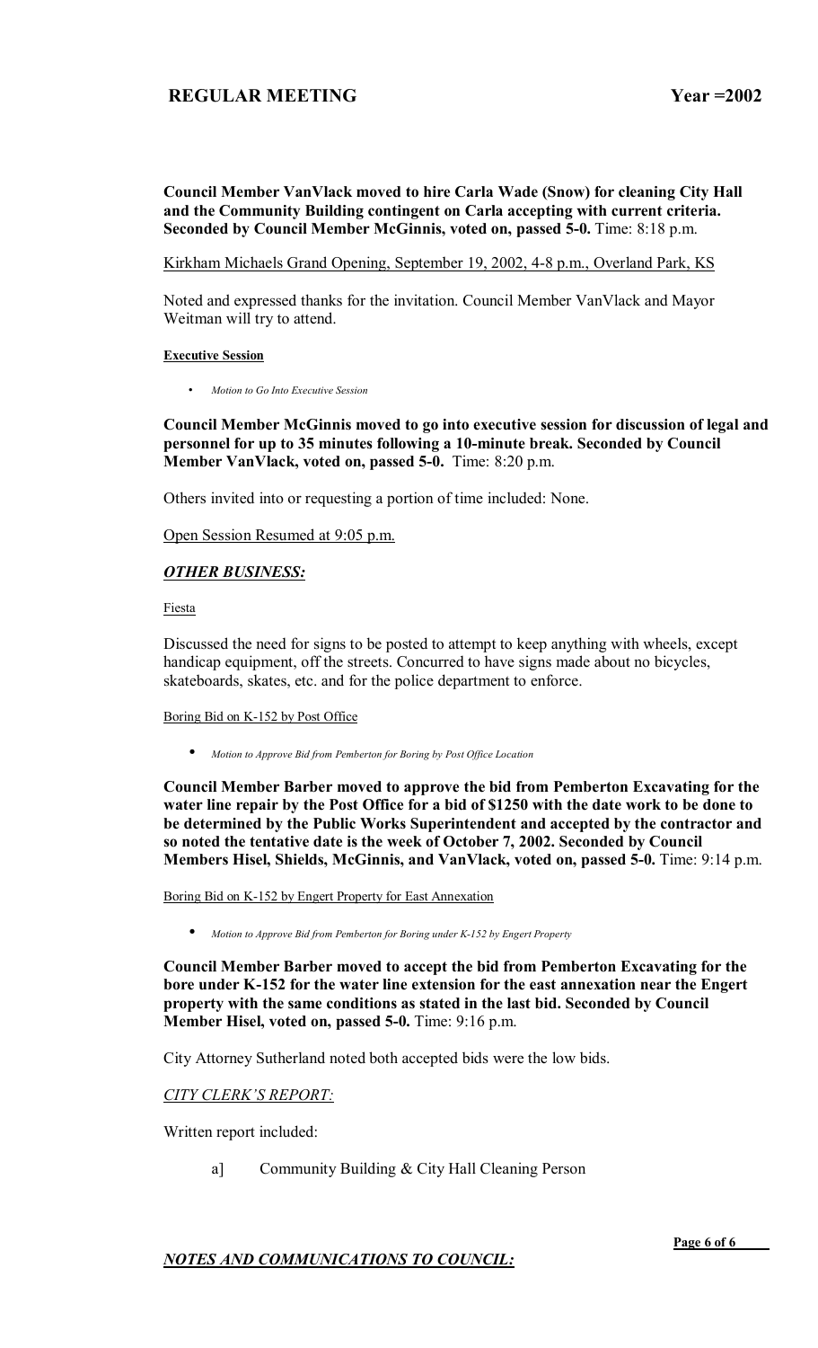**Council Member VanVlack moved to hire Carla Wade (Snow) for cleaning City Hall and the Community Building contingent on Carla accepting with current criteria. Seconded by Council Member McGinnis, voted on, passed 5-0.** Time: 8:18 p.m.

Kirkham Michaels Grand Opening, September 19, 2002, 4-8 p.m., Overland Park, KS

Noted and expressed thanks for the invitation. Council Member VanVlack and Mayor Weitman will try to attend.

**Executive Session**

- *Motion to Go Into Executive Session*

**Council Member McGinnis moved to go into executive session for discussion of legal and personnel for up to 35 minutes following a 10-minute break. Seconded by Council Member VanVlack, voted on, passed 5-0.** Time: 8:20 p.m.

Others invited into or requesting a portion of time included: None.

Open Session Resumed at 9:05 p.m.

***OTHER BUSINESS:***

Fiesta

Discussed the need for signs to be posted to attempt to keep anything with wheels, except handicap equipment, off the streets. Concurred to have signs made about no bicycles, skateboards, skates, etc. and for the police department to enforce.

Boring Bid on K-152 by Post Office

- *Motion to Approve Bid from Pemberton for Boring by Post Office Location*

**Council Member Barber moved to approve the bid from Pemberton Excavating for the water line repair by the Post Office for a bid of $1250 with the date work to be done to be determined by the Public Works Superintendent and accepted by the contractor and so noted the tentative date is the week of October 7, 2002. Seconded by Council Members Hisel, Shields, McGinnis, and VanVlack, voted on, passed 5-0.** Time: 9:14 p.m.

Boring Bid on K-152 by Engert Property for East Annexation

- *Motion to Approve Bid from Pemberton for Boring under K-152 by Engert Property*

**Council Member Barber moved to accept the bid from Pemberton Excavating for the bore under K-152 for the water line extension for the east annexation near the Engert property with the same conditions as stated in the last bid. Seconded by Council Member Hisel, voted on, passed 5-0.** Time: 9:16 p.m.

City Attorney Sutherland noted both accepted bids were the low bids.

*CITY CLERK'S REPORT:*

Written report included:

a] Community Building & City Hall Cleaning Person

***NOTES AND COMMUNICATIONS TO COUNCIL:***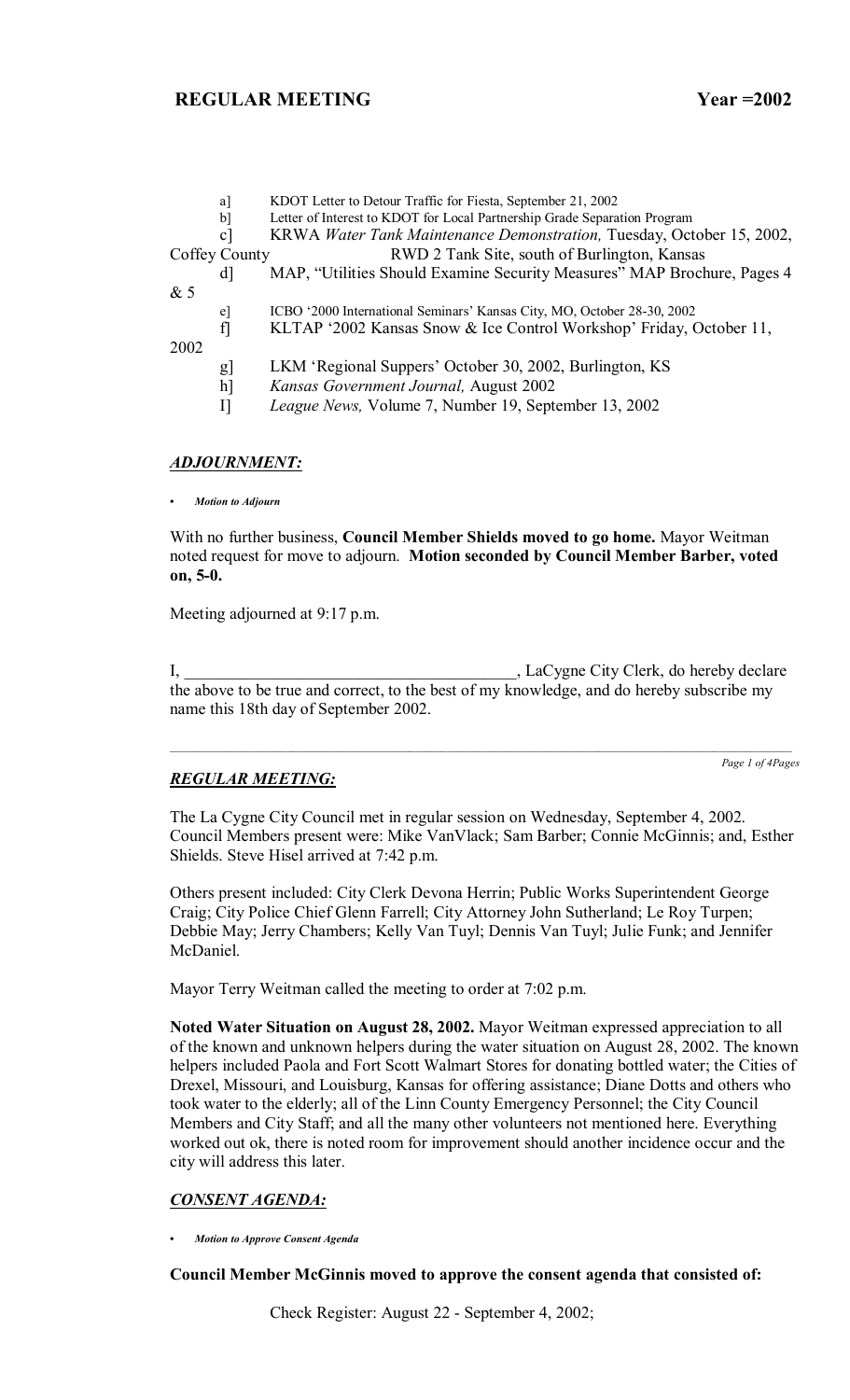a] KDOT Letter to Detour Traffic for Fiesta, September 21, 2002

b] Letter of Interest to KDOT for Local Partnership Grade Separation Program

c] KRWA *Water Tank Maintenance Demonstration,* Tuesday, October 15, 2002, Coffey County RWD 2 Tank Site, south of Burlington, Kansas

d] MAP, "Utilities Should Examine Security Measures" MAP Brochure, Pages 4 & 5

e] ICBO '2000 International Seminars' Kansas City, MO, October 28-30, 2002

f] KLTAP '2002 Kansas Snow & Ice Control Workshop' Friday, October 11, 2002

g] LKM 'Regional Suppers' October 30, 2002, Burlington, KS

h] *Kansas Government Journal,* August 2002

I] *League News,* Volume 7, Number 19, September 13, 2002

## *ADJOURNMENT:*

- ***Motion to Adjourn***

With no further business, **Council Member Shields moved to go home.** Mayor Weitman noted request for move to adjourn. **Motion seconded by Council Member Barber, voted on, 5-0.**

Meeting adjourned at 9:17 p.m.

I, ________________________________________, LaCygne City Clerk, do hereby declare the above to be true and correct, to the best of my knowledge, and do hereby subscribe my name this 18th day of September 2002.

---

## *REGULAR MEETING:*

The La Cygne City Council met in regular session on Wednesday, September 4, 2002. Council Members present were: Mike VanVlack; Sam Barber; Connie McGinnis; and, Esther Shields. Steve Hisel arrived at 7:42 p.m.

Others present included: City Clerk Devona Herrin; Public Works Superintendent George Craig; City Police Chief Glenn Farrell; City Attorney John Sutherland; Le Roy Turpen; Debbie May; Jerry Chambers; Kelly Van Tuyl; Dennis Van Tuyl; Julie Funk; and Jennifer McDaniel.

Mayor Terry Weitman called the meeting to order at 7:02 p.m.

**Noted Water Situation on August 28, 2002.** Mayor Weitman expressed appreciation to all of the known and unknown helpers during the water situation on August 28, 2002. The known helpers included Paola and Fort Scott Walmart Stores for donating bottled water; the Cities of Drexel, Missouri, and Louisburg, Kansas for offering assistance; Diane Dotts and others who took water to the elderly; all of the Linn County Emergency Personnel; the City Council Members and City Staff; and all the many other volunteers not mentioned here. Everything worked out ok, there is noted room for improvement should another incidence occur and the city will address this later.

## *CONSENT AGENDA:*

- ***Motion to Approve Consent Agenda***

**Council Member McGinnis moved to approve the consent agenda that consisted of:**

Check Register: August 22 - September 4, 2002;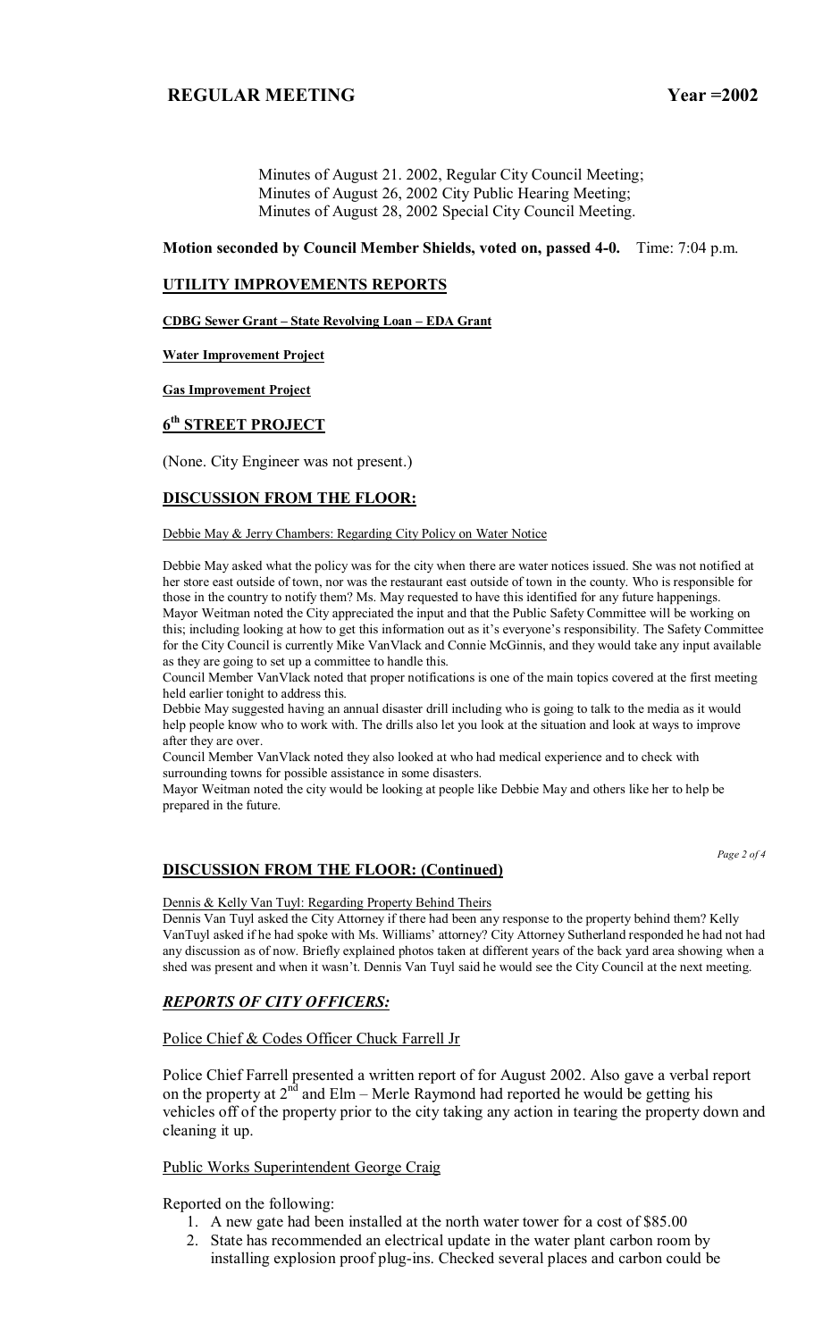Minutes of August 21. 2002, Regular City Council Meeting;
Minutes of August 26, 2002 City Public Hearing Meeting;
Minutes of August 28, 2002 Special City Council Meeting.

**Motion seconded by Council Member Shields, voted on, passed 4-0.** Time: 7:04 p.m.

## UTILITY IMPROVEMENTS REPORTS

**CDBG Sewer Grant – State Revolving Loan – EDA Grant**

**Water Improvement Project**

**Gas Improvement Project**

## 6th STREET PROJECT

(None. City Engineer was not present.)

## DISCUSSION FROM THE FLOOR:

Debbie May & Jerry Chambers: Regarding City Policy on Water Notice

Debbie May asked what the policy was for the city when there are water notices issued. She was not notified at her store east outside of town, nor was the restaurant east outside of town in the county. Who is responsible for those in the country to notify them? Ms. May requested to have this identified for any future happenings.
Mayor Weitman noted the City appreciated the input and that the Public Safety Committee will be working on this; including looking at how to get this information out as it's everyone's responsibility. The Safety Committee for the City Council is currently Mike VanVlack and Connie McGinnis, and they would take any input available as they are going to set up a committee to handle this.
Council Member VanVlack noted that proper notifications is one of the main topics covered at the first meeting held earlier tonight to address this.
Debbie May suggested having an annual disaster drill including who is going to talk to the media as it would help people know who to work with. The drills also let you look at the situation and look at ways to improve after they are over.
Council Member VanVlack noted they also looked at who had medical experience and to check with surrounding towns for possible assistance in some disasters.
Mayor Weitman noted the city would be looking at people like Debbie May and others like her to help be prepared in the future.

## DISCUSSION FROM THE FLOOR: (Continued)

Dennis & Kelly Van Tuyl: Regarding Property Behind Theirs
Dennis Van Tuyl asked the City Attorney if there had been any response to the property behind them? Kelly VanTuyl asked if he had spoke with Ms. Williams' attorney? City Attorney Sutherland responded he had not had any discussion as of now. Briefly explained photos taken at different years of the back yard area showing when a shed was present and when it wasn't. Dennis Van Tuyl said he would see the City Council at the next meeting.

## *REPORTS OF CITY OFFICERS:*

Police Chief & Codes Officer Chuck Farrell Jr

Police Chief Farrell presented a written report of for August 2002. Also gave a verbal report on the property at 2nd and Elm – Merle Raymond had reported he would be getting his vehicles off of the property prior to the city taking any action in tearing the property down and cleaning it up.

Public Works Superintendent George Craig

Reported on the following:

1. A new gate had been installed at the north water tower for a cost of $85.00
2. State has recommended an electrical update in the water plant carbon room by installing explosion proof plug-ins. Checked several places and carbon could be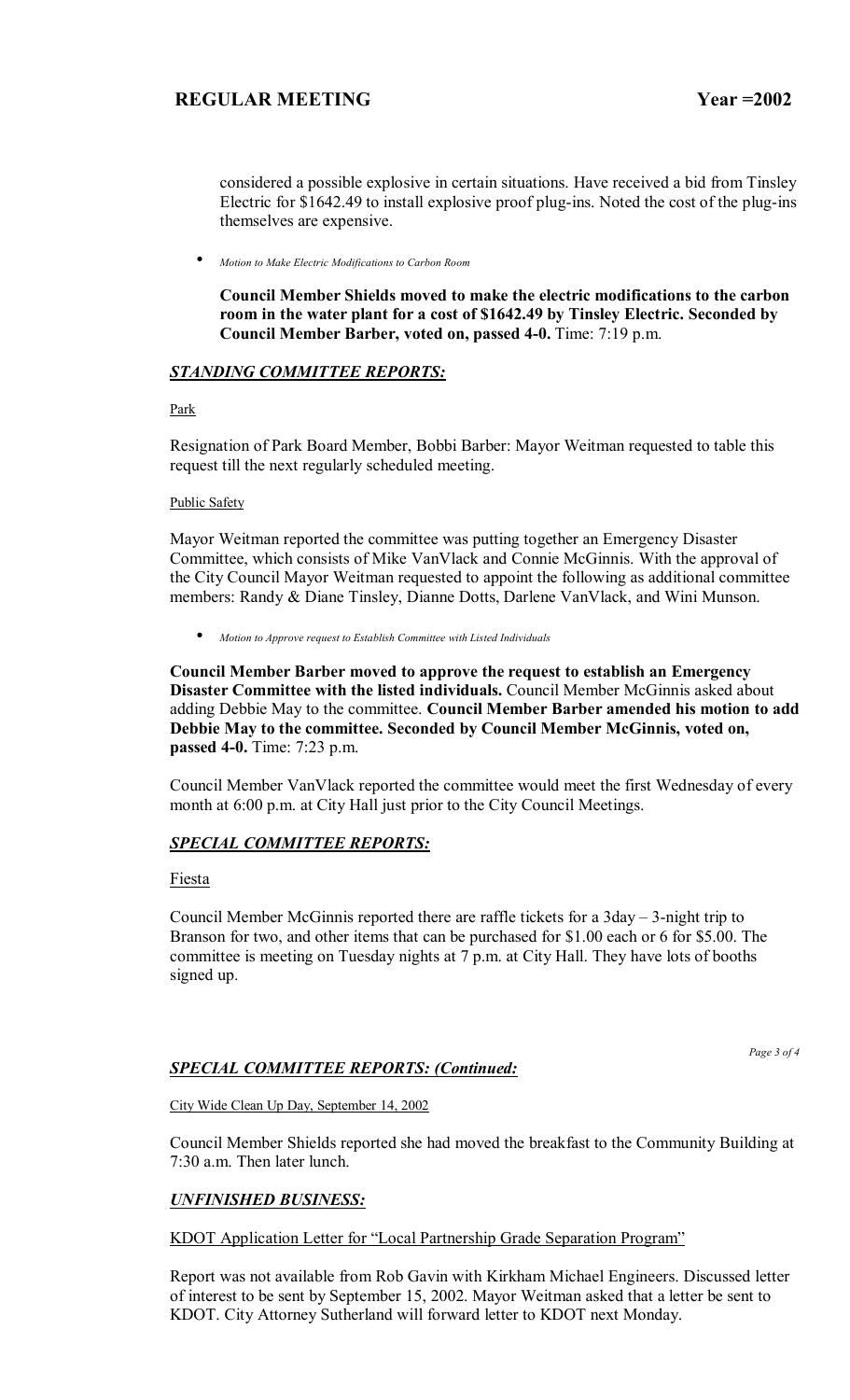considered a possible explosive in certain situations. Have received a bid from Tinsley Electric for $1642.49 to install explosive proof plug-ins. Noted the cost of the plug-ins themselves are expensive.

- *Motion to Make Electric Modifications to Carbon Room*

**Council Member Shields moved to make the electric modifications to the carbon room in the water plant for a cost of $1642.49 by Tinsley Electric. Seconded by Council Member Barber, voted on, passed 4-0.** Time: 7:19 p.m.

## *STANDING COMMITTEE REPORTS:*

Park

Resignation of Park Board Member, Bobbi Barber: Mayor Weitman requested to table this request till the next regularly scheduled meeting.

Public Safety

Mayor Weitman reported the committee was putting together an Emergency Disaster Committee, which consists of Mike VanVlack and Connie McGinnis. With the approval of the City Council Mayor Weitman requested to appoint the following as additional committee members: Randy & Diane Tinsley, Dianne Dotts, Darlene VanVlack, and Wini Munson.

- *Motion to Approve request to Establish Committee with Listed Individuals*

**Council Member Barber moved to approve the request to establish an Emergency Disaster Committee with the listed individuals.** Council Member McGinnis asked about adding Debbie May to the committee. **Council Member Barber amended his motion to add Debbie May to the committee. Seconded by Council Member McGinnis, voted on, passed 4-0.** Time: 7:23 p.m.

Council Member VanVlack reported the committee would meet the first Wednesday of every month at 6:00 p.m. at City Hall just prior to the City Council Meetings.

## *SPECIAL COMMITTEE REPORTS:*

Fiesta

Council Member McGinnis reported there are raffle tickets for a 3day – 3-night trip to Branson for two, and other items that can be purchased for $1.00 each or 6 for $5.00. The committee is meeting on Tuesday nights at 7 p.m. at City Hall. They have lots of booths signed up.

## *SPECIAL COMMITTEE REPORTS: (Continued:*

City Wide Clean Up Day, September 14, 2002

Council Member Shields reported she had moved the breakfast to the Community Building at 7:30 a.m. Then later lunch.

## *UNFINISHED BUSINESS:*

KDOT Application Letter for "Local Partnership Grade Separation Program"

Report was not available from Rob Gavin with Kirkham Michael Engineers. Discussed letter of interest to be sent by September 15, 2002. Mayor Weitman asked that a letter be sent to KDOT. City Attorney Sutherland will forward letter to KDOT next Monday.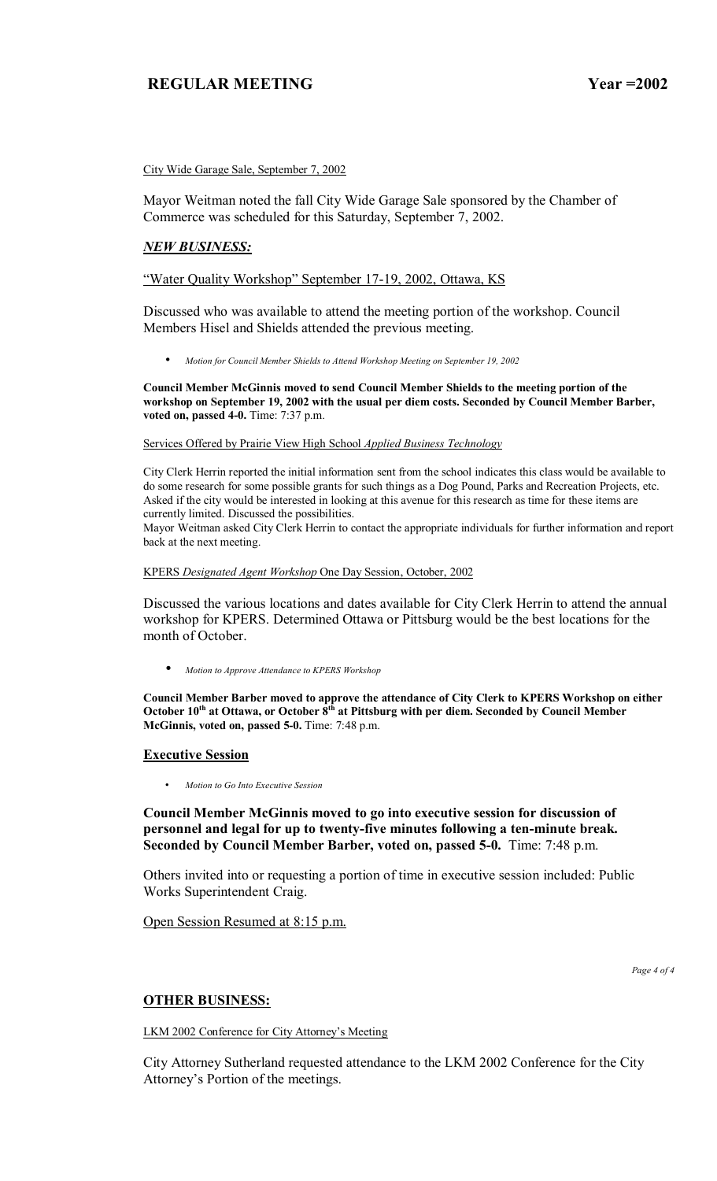City Wide Garage Sale, September 7, 2002

Mayor Weitman noted the fall City Wide Garage Sale sponsored by the Chamber of Commerce was scheduled for this Saturday, September 7, 2002.

## ***NEW BUSINESS:***

"Water Quality Workshop" September 17-19, 2002, Ottawa, KS

Discussed who was available to attend the meeting portion of the workshop. Council Members Hisel and Shields attended the previous meeting.

- *Motion for Council Member Shields to Attend Workshop Meeting on September 19, 2002*

**Council Member McGinnis moved to send Council Member Shields to the meeting portion of the workshop on September 19, 2002 with the usual per diem costs. Seconded by Council Member Barber, voted on, passed 4-0.** Time: 7:37 p.m.

Services Offered by Prairie View High School *Applied Business Technology*

City Clerk Herrin reported the initial information sent from the school indicates this class would be available to do some research for some possible grants for such things as a Dog Pound, Parks and Recreation Projects, etc. Asked if the city would be interested in looking at this avenue for this research as time for these items are currently limited. Discussed the possibilities.
Mayor Weitman asked City Clerk Herrin to contact the appropriate individuals for further information and report back at the next meeting.

KPERS *Designated Agent Workshop* One Day Session, October, 2002

Discussed the various locations and dates available for City Clerk Herrin to attend the annual workshop for KPERS. Determined Ottawa or Pittsburg would be the best locations for the month of October.

- *Motion to Approve Attendance to KPERS Workshop*

**Council Member Barber moved to approve the attendance of City Clerk to KPERS Workshop on either October 10th at Ottawa, or October 8th at Pittsburg with per diem. Seconded by Council Member McGinnis, voted on, passed 5-0.** Time: 7:48 p.m.

## Executive Session

- *Motion to Go Into Executive Session*

**Council Member McGinnis moved to go into executive session for discussion of personnel and legal for up to twenty-five minutes following a ten-minute break. Seconded by Council Member Barber, voted on, passed 5-0.** Time: 7:48 p.m.

Others invited into or requesting a portion of time in executive session included: Public Works Superintendent Craig.

Open Session Resumed at 8:15 p.m.

## OTHER BUSINESS:

LKM 2002 Conference for City Attorney's Meeting

City Attorney Sutherland requested attendance to the LKM 2002 Conference for the City Attorney's Portion of the meetings.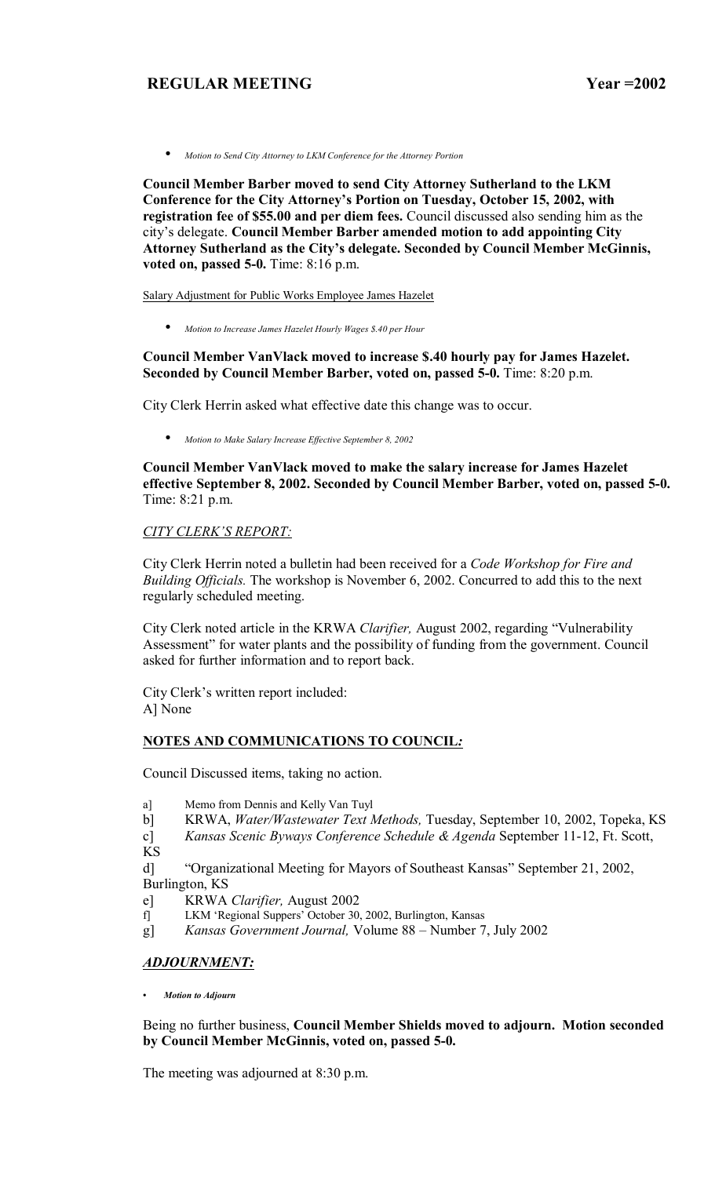- *Motion to Send City Attorney to LKM Conference for the Attorney Portion*

**Council Member Barber moved to send City Attorney Sutherland to the LKM Conference for the City Attorney's Portion on Tuesday, October 15, 2002, with registration fee of $55.00 and per diem fees.** Council discussed also sending him as the city's delegate. **Council Member Barber amended motion to add appointing City Attorney Sutherland as the City's delegate. Seconded by Council Member McGinnis, voted on, passed 5-0.** Time: 8:16 p.m.

Salary Adjustment for Public Works Employee James Hazelet

- *Motion to Increase James Hazelet Hourly Wages $.40 per Hour*

**Council Member VanVlack moved to increase $.40 hourly pay for James Hazelet. Seconded by Council Member Barber, voted on, passed 5-0.** Time: 8:20 p.m.

City Clerk Herrin asked what effective date this change was to occur.

- *Motion to Make Salary Increase Effective September 8, 2002*

**Council Member VanVlack moved to make the salary increase for James Hazelet effective September 8, 2002. Seconded by Council Member Barber, voted on, passed 5-0.** Time: 8:21 p.m.

*CITY CLERK'S REPORT:*

City Clerk Herrin noted a bulletin had been received for a *Code Workshop for Fire and Building Officials.* The workshop is November 6, 2002. Concurred to add this to the next regularly scheduled meeting.

City Clerk noted article in the KRWA *Clarifier,* August 2002, regarding "Vulnerability Assessment" for water plants and the possibility of funding from the government. Council asked for further information and to report back.

City Clerk's written report included:
A] None

**NOTES AND COMMUNICATIONS TO COUNCIL:**

Council Discussed items, taking no action.

a] Memo from Dennis and Kelly Van Tuyl
b] KRWA, *Water/Wastewater Text Methods,* Tuesday, September 10, 2002, Topeka, KS
c] *Kansas Scenic Byways Conference Schedule & Agenda* September 11-12, Ft. Scott, KS
d] "Organizational Meeting for Mayors of Southeast Kansas" September 21, 2002, Burlington, KS
e] KRWA *Clarifier,* August 2002
f] LKM 'Regional Suppers' October 30, 2002, Burlington, Kansas
g] *Kansas Government Journal,* Volume 88 – Number 7, July 2002

***ADJOURNMENT:***

- ***Motion to Adjourn***

Being no further business, **Council Member Shields moved to adjourn. Motion seconded by Council Member McGinnis, voted on, passed 5-0.**

The meeting was adjourned at 8:30 p.m.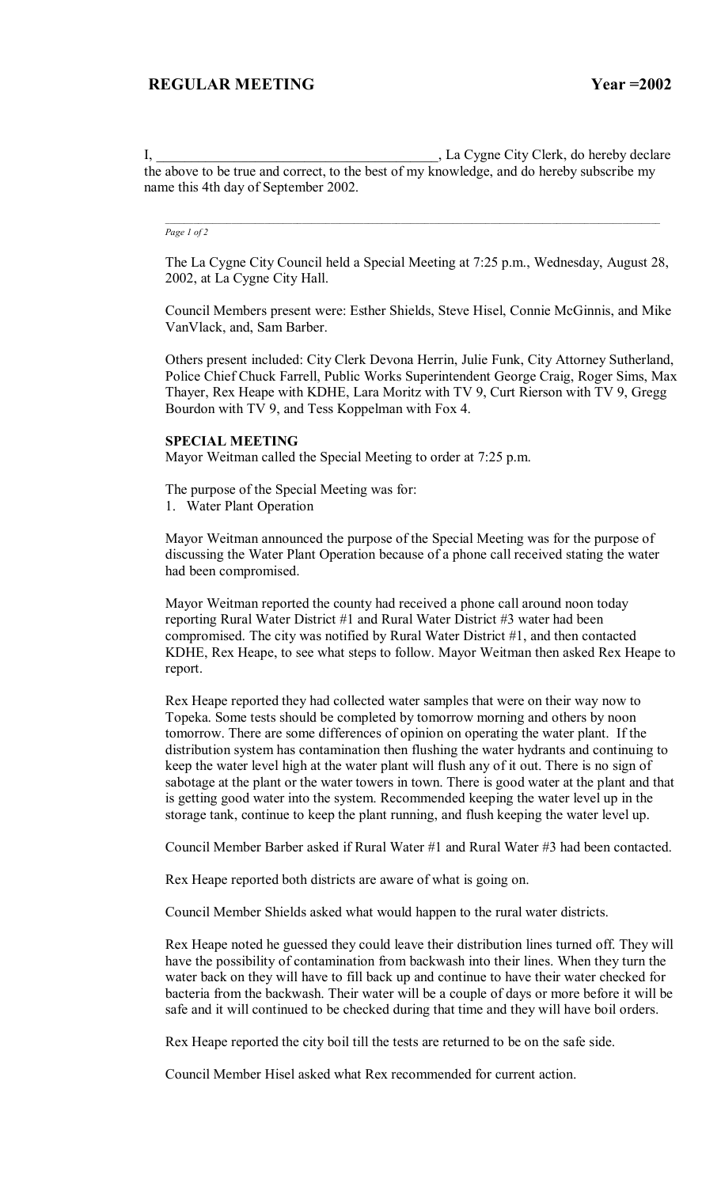**REGULAR MEETING Year =2002**

I, ________________________________________, La Cygne City Clerk, do hereby declare the above to be true and correct, to the best of my knowledge, and do hereby subscribe my name this 4th day of September 2002.

The La Cygne City Council held a Special Meeting at 7:25 p.m., Wednesday, August 28, 2002, at La Cygne City Hall.

Council Members present were: Esther Shields, Steve Hisel, Connie McGinnis, and Mike VanVlack, and, Sam Barber.

Others present included: City Clerk Devona Herrin, Julie Funk, City Attorney Sutherland, Police Chief Chuck Farrell, Public Works Superintendent George Craig, Roger Sims, Max Thayer, Rex Heape with KDHE, Lara Moritz with TV 9, Curt Rierson with TV 9, Gregg Bourdon with TV 9, and Tess Koppelman with Fox 4.

**SPECIAL MEETING**

Mayor Weitman called the Special Meeting to order at 7:25 p.m.

The purpose of the Special Meeting was for:

1. Water Plant Operation

Mayor Weitman announced the purpose of the Special Meeting was for the purpose of discussing the Water Plant Operation because of a phone call received stating the water had been compromised.

Mayor Weitman reported the county had received a phone call around noon today reporting Rural Water District #1 and Rural Water District #3 water had been compromised. The city was notified by Rural Water District #1, and then contacted KDHE, Rex Heape, to see what steps to follow. Mayor Weitman then asked Rex Heape to report.

Rex Heape reported they had collected water samples that were on their way now to Topeka. Some tests should be completed by tomorrow morning and others by noon tomorrow. There are some differences of opinion on operating the water plant. If the distribution system has contamination then flushing the water hydrants and continuing to keep the water level high at the water plant will flush any of it out. There is no sign of sabotage at the plant or the water towers in town. There is good water at the plant and that is getting good water into the system. Recommended keeping the water level up in the storage tank, continue to keep the plant running, and flush keeping the water level up.

Council Member Barber asked if Rural Water #1 and Rural Water #3 had been contacted.

Rex Heape reported both districts are aware of what is going on.

Council Member Shields asked what would happen to the rural water districts.

Rex Heape noted he guessed they could leave their distribution lines turned off. They will have the possibility of contamination from backwash into their lines. When they turn the water back on they will have to fill back up and continue to have their water checked for bacteria from the backwash. Their water will be a couple of days or more before it will be safe and it will continued to be checked during that time and they will have boil orders.

Rex Heape reported the city boil till the tests are returned to be on the safe side.

Council Member Hisel asked what Rex recommended for current action.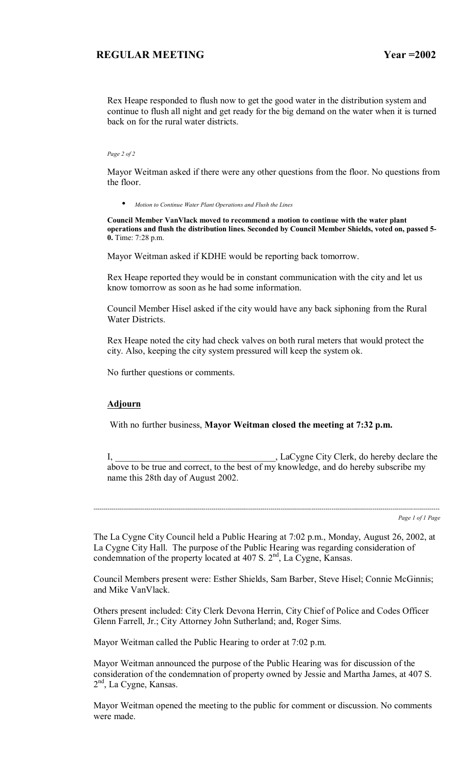Rex Heape responded to flush now to get the good water in the distribution system and continue to flush all night and get ready for the big demand on the water when it is turned back on for the rural water districts.

Mayor Weitman asked if there were any other questions from the floor. No questions from the floor.

- *Motion to Continue Water Plant Operations and Flush the Lines*

**Council Member VanVlack moved to recommend a motion to continue with the water plant operations and flush the distribution lines. Seconded by Council Member Shields, voted on, passed 5-0.** Time: 7:28 p.m.

Mayor Weitman asked if KDHE would be reporting back tomorrow.

Rex Heape reported they would be in constant communication with the city and let us know tomorrow as soon as he had some information.

Council Member Hisel asked if the city would have any back siphoning from the Rural Water Districts.

Rex Heape noted the city had check valves on both rural meters that would protect the city. Also, keeping the city system pressured will keep the system ok.

No further questions or comments.

**Adjourn**

With no further business, **Mayor Weitman closed the meeting at 7:32 p.m.**

I, ___________________________________, LaCygne City Clerk, do hereby declare the above to be true and correct, to the best of my knowledge, and do hereby subscribe my name this 28th day of August 2002.

---

The La Cygne City Council held a Public Hearing at 7:02 p.m., Monday, August 26, 2002, at La Cygne City Hall. The purpose of the Public Hearing was regarding consideration of condemnation of the property located at 407 S. 2nd, La Cygne, Kansas.

Council Members present were: Esther Shields, Sam Barber, Steve Hisel; Connie McGinnis; and Mike VanVlack.

Others present included: City Clerk Devona Herrin, City Chief of Police and Codes Officer Glenn Farrell, Jr.; City Attorney John Sutherland; and, Roger Sims.

Mayor Weitman called the Public Hearing to order at 7:02 p.m.

Mayor Weitman announced the purpose of the Public Hearing was for discussion of the consideration of the condemnation of property owned by Jessie and Martha James, at 407 S. 2nd, La Cygne, Kansas.

Mayor Weitman opened the meeting to the public for comment or discussion. No comments were made.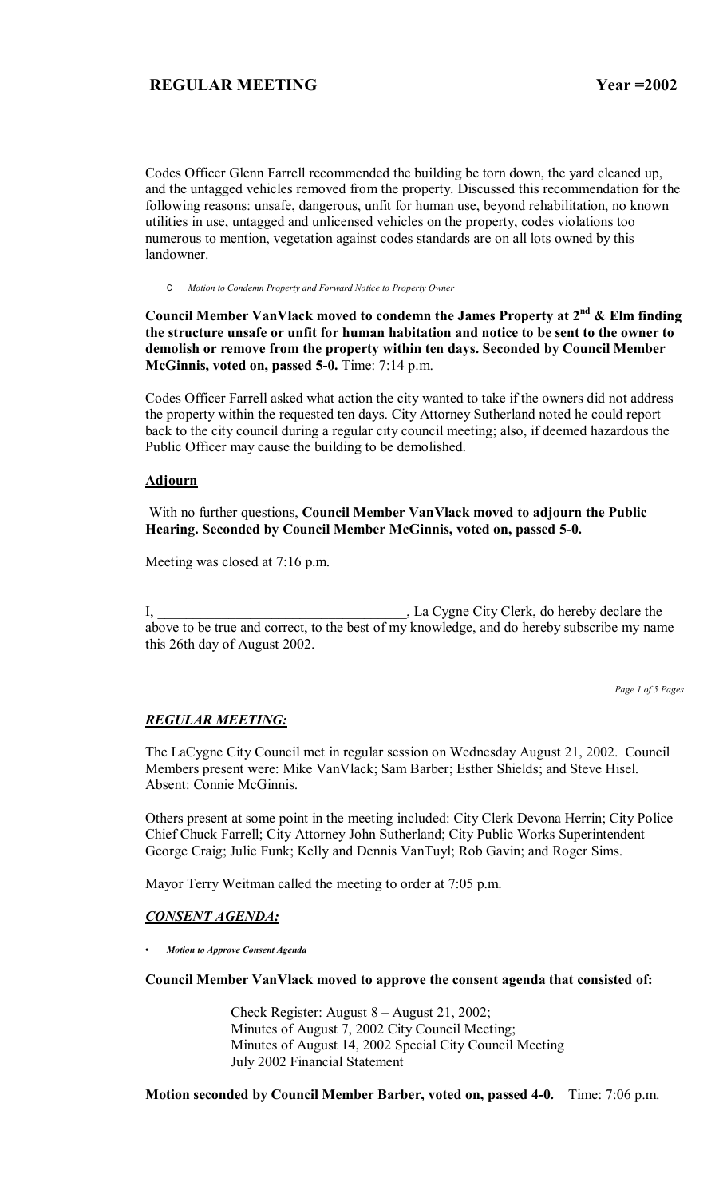Codes Officer Glenn Farrell recommended the building be torn down, the yard cleaned up, and the untagged vehicles removed from the property. Discussed this recommendation for the following reasons: unsafe, dangerous, unfit for human use, beyond rehabilitation, no known utilities in use, untagged and unlicensed vehicles on the property, codes violations too numerous to mention, vegetation against codes standards are on all lots owned by this landowner.

- *Motion to Condemn Property and Forward Notice to Property Owner*

**Council Member VanVlack moved to condemn the James Property at 2nd & Elm finding the structure unsafe or unfit for human habitation and notice to be sent to the owner to demolish or remove from the property within ten days. Seconded by Council Member McGinnis, voted on, passed 5-0.** Time: 7:14 p.m.

Codes Officer Farrell asked what action the city wanted to take if the owners did not address the property within the requested ten days. City Attorney Sutherland noted he could report back to the city council during a regular city council meeting; also, if deemed hazardous the Public Officer may cause the building to be demolished.

**Adjourn**

With no further questions, **Council Member VanVlack moved to adjourn the Public Hearing. Seconded by Council Member McGinnis, voted on, passed 5-0.**

Meeting was closed at 7:16 p.m.

I, ___________________________________, La Cygne City Clerk, do hereby declare the above to be true and correct, to the best of my knowledge, and do hereby subscribe my name this 26th day of August 2002.

---

## *REGULAR MEETING:*

The LaCygne City Council met in regular session on Wednesday August 21, 2002. Council Members present were: Mike VanVlack; Sam Barber; Esther Shields; and Steve Hisel. Absent: Connie McGinnis.

Others present at some point in the meeting included: City Clerk Devona Herrin; City Police Chief Chuck Farrell; City Attorney John Sutherland; City Public Works Superintendent George Craig; Julie Funk; Kelly and Dennis VanTuyl; Rob Gavin; and Roger Sims.

Mayor Terry Weitman called the meeting to order at 7:05 p.m.

## *CONSENT AGENDA:*

- *Motion to Approve Consent Agenda*

**Council Member VanVlack moved to approve the consent agenda that consisted of:**

> Check Register: August 8 – August 21, 2002;
> Minutes of August 7, 2002 City Council Meeting;
> Minutes of August 14, 2002 Special City Council Meeting
> July 2002 Financial Statement

**Motion seconded by Council Member Barber, voted on, passed 4-0.** Time: 7:06 p.m.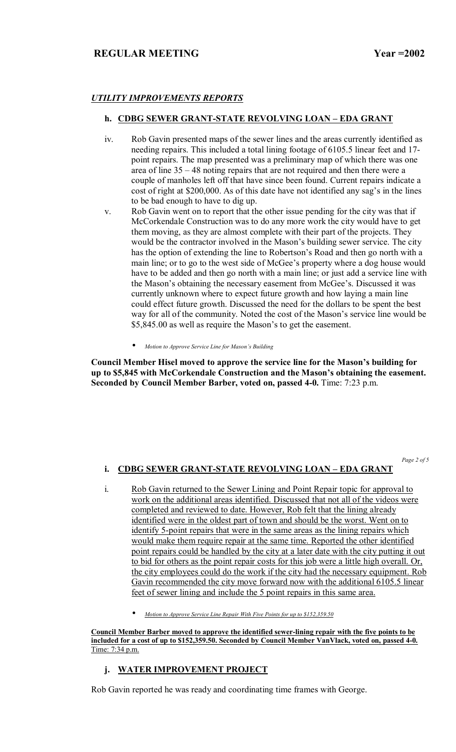## UTILITY IMPROVEMENTS REPORTS

### h. CDBG SEWER GRANT-STATE REVOLVING LOAN – EDA GRANT

iv. Rob Gavin presented maps of the sewer lines and the areas currently identified as needing repairs. This included a total lining footage of 6105.5 linear feet and 17-point repairs. The map presented was a preliminary map of which there was one area of line 35 – 48 noting repairs that are not required and then there were a couple of manholes left off that have since been found. Current repairs indicate a cost of right at $200,000. As of this date have not identified any sag's in the lines to be bad enough to have to dig up.

v. Rob Gavin went on to report that the other issue pending for the city was that if McCorkendale Construction was to do any more work the city would have to get them moving, as they are almost complete with their part of the projects. They would be the contractor involved in the Mason's building sewer service. The city has the option of extending the line to Robertson's Road and then go north with a main line; or to go to the west side of McGee's property where a dog house would have to be added and then go north with a main line; or just add a service line with the Mason's obtaining the necessary easement from McGee's. Discussed it was currently unknown where to expect future growth and how laying a main line could effect future growth. Discussed the need for the dollars to be spent the best way for all of the community. Noted the cost of the Mason's service line would be $5,845.00 as well as require the Mason's to get the easement.

- *Motion to Approve Service Line for Mason's Building*

**Council Member Hisel moved to approve the service line for the Mason's building for up to $5,845 with McCorkendale Construction and the Mason's obtaining the easement. Seconded by Council Member Barber, voted on, passed 4-0.** Time: 7:23 p.m.

### i. CDBG SEWER GRANT-STATE REVOLVING LOAN – EDA GRANT

i. Rob Gavin returned to the Sewer Lining and Point Repair topic for approval to work on the additional areas identified. Discussed that not all of the videos were completed and reviewed to date. However, Rob felt that the lining already identified were in the oldest part of town and should be the worst. Went on to identify 5-point repairs that were in the same areas as the lining repairs which would make them require repair at the same time. Reported the other identified point repairs could be handled by the city at a later date with the city putting it out to bid for others as the point repair costs for this job were a little high overall. Or, the city employees could do the work if the city had the necessary equipment. Rob Gavin recommended the city move forward now with the additional 6105.5 linear feet of sewer lining and include the 5 point repairs in this same area.

- *Motion to Approve Service Line Repair With Five Points for up to $152,359.50*

**Council Member Barber moved to approve the identified sewer-lining repair with the five points to be included for a cost of up to $152,359.50. Seconded by Council Member VanVlack, voted on, passed 4-0.** Time: 7:34 p.m.

### j. WATER IMPROVEMENT PROJECT

Rob Gavin reported he was ready and coordinating time frames with George.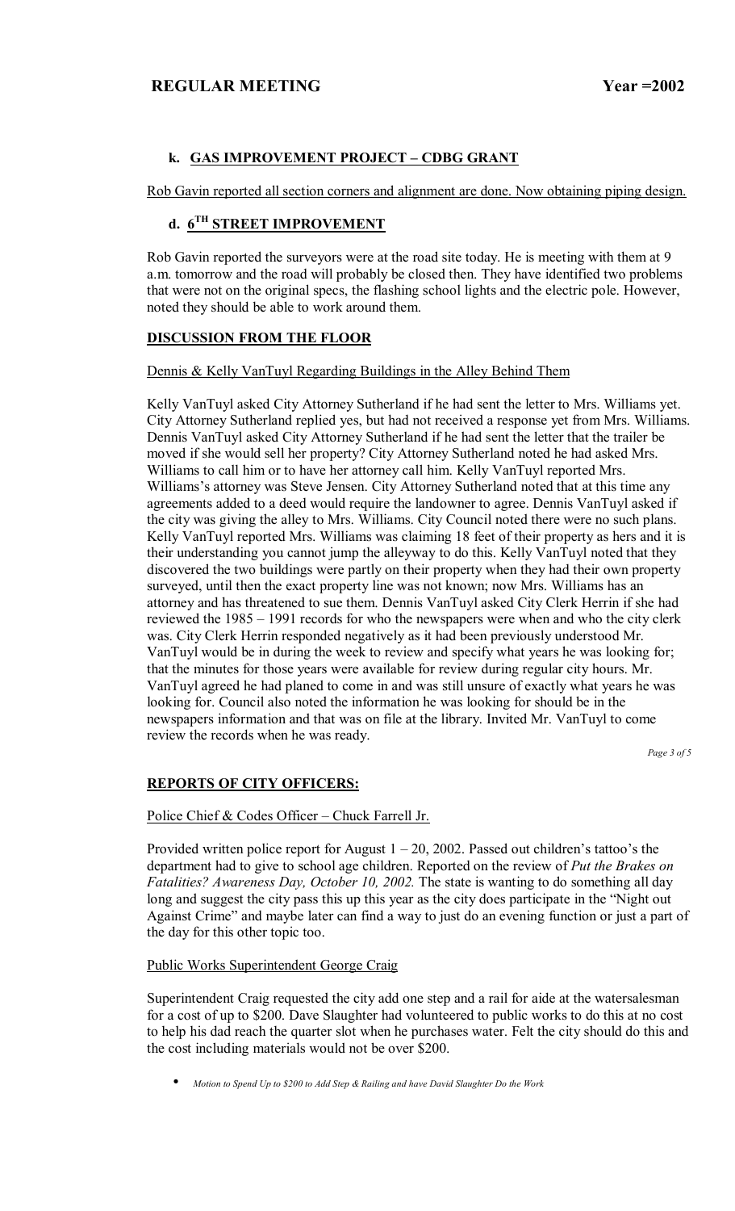### k. GAS IMPROVEMENT PROJECT – CDBG GRANT

Rob Gavin reported all section corners and alignment are done. Now obtaining piping design.

### d. 6TH STREET IMPROVEMENT

Rob Gavin reported the surveyors were at the road site today. He is meeting with them at 9 a.m. tomorrow and the road will probably be closed then. They have identified two problems that were not on the original specs, the flashing school lights and the electric pole. However, noted they should be able to work around them.

## DISCUSSION FROM THE FLOOR

Dennis & Kelly VanTuyl Regarding Buildings in the Alley Behind Them

Kelly VanTuyl asked City Attorney Sutherland if he had sent the letter to Mrs. Williams yet. City Attorney Sutherland replied yes, but had not received a response yet from Mrs. Williams. Dennis VanTuyl asked City Attorney Sutherland if he had sent the letter that the trailer be moved if she would sell her property? City Attorney Sutherland noted he had asked Mrs. Williams to call him or to have her attorney call him. Kelly VanTuyl reported Mrs. Williams's attorney was Steve Jensen. City Attorney Sutherland noted that at this time any agreements added to a deed would require the landowner to agree. Dennis VanTuyl asked if the city was giving the alley to Mrs. Williams. City Council noted there were no such plans. Kelly VanTuyl reported Mrs. Williams was claiming 18 feet of their property as hers and it is their understanding you cannot jump the alleyway to do this. Kelly VanTuyl noted that they discovered the two buildings were partly on their property when they had their own property surveyed, until then the exact property line was not known; now Mrs. Williams has an attorney and has threatened to sue them. Dennis VanTuyl asked City Clerk Herrin if she had reviewed the 1985 – 1991 records for who the newspapers were when and who the city clerk was. City Clerk Herrin responded negatively as it had been previously understood Mr. VanTuyl would be in during the week to review and specify what years he was looking for; that the minutes for those years were available for review during regular city hours. Mr. VanTuyl agreed he had planed to come in and was still unsure of exactly what years he was looking for. Council also noted the information he was looking for should be in the newspapers information and that was on file at the library. Invited Mr. VanTuyl to come review the records when he was ready.

## REPORTS OF CITY OFFICERS:

Police Chief & Codes Officer – Chuck Farrell Jr.

Provided written police report for August 1 – 20, 2002. Passed out children's tattoo's the department had to give to school age children. Reported on the review of *Put the Brakes on Fatalities? Awareness Day, October 10, 2002.* The state is wanting to do something all day long and suggest the city pass this up this year as the city does participate in the "Night out Against Crime" and maybe later can find a way to just do an evening function or just a part of the day for this other topic too.

Public Works Superintendent George Craig

Superintendent Craig requested the city add one step and a rail for aide at the watersalesman for a cost of up to $200. Dave Slaughter had volunteered to public works to do this at no cost to help his dad reach the quarter slot when he purchases water. Felt the city should do this and the cost including materials would not be over $200.

- *Motion to Spend Up to $200 to Add Step & Railing and have David Slaughter Do the Work*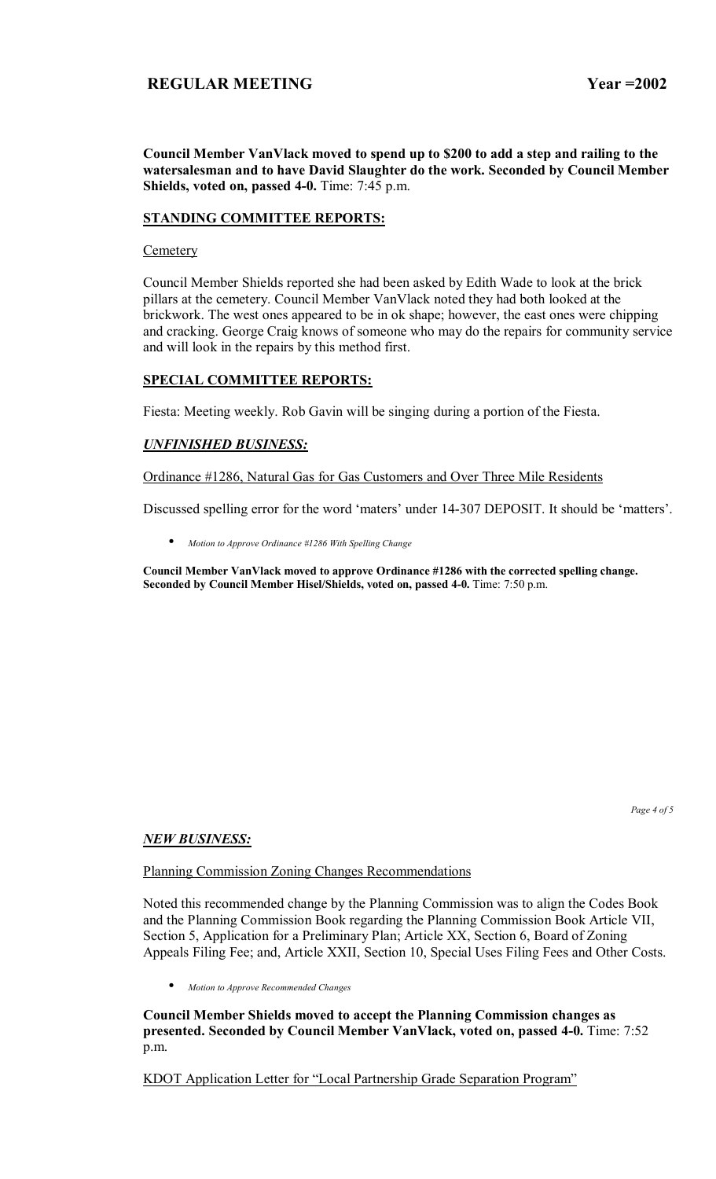**Council Member VanVlack moved to spend up to $200 to add a step and railing to the watersalesman and to have David Slaughter do the work. Seconded by Council Member Shields, voted on, passed 4-0.** Time: 7:45 p.m.

## STANDING COMMITTEE REPORTS:

Cemetery

Council Member Shields reported she had been asked by Edith Wade to look at the brick pillars at the cemetery. Council Member VanVlack noted they had both looked at the brickwork. The west ones appeared to be in ok shape; however, the east ones were chipping and cracking. George Craig knows of someone who may do the repairs for community service and will look in the repairs by this method first.

## SPECIAL COMMITTEE REPORTS:

Fiesta: Meeting weekly. Rob Gavin will be singing during a portion of the Fiesta.

## *UNFINISHED BUSINESS:*

Ordinance #1286, Natural Gas for Gas Customers and Over Three Mile Residents

Discussed spelling error for the word 'maters' under 14-307 DEPOSIT. It should be 'matters'.

- *Motion to Approve Ordinance #1286 With Spelling Change*

**Council Member VanVlack moved to approve Ordinance #1286 with the corrected spelling change. Seconded by Council Member Hisel/Shields, voted on, passed 4-0.** Time: 7:50 p.m.

## *NEW BUSINESS:*

Planning Commission Zoning Changes Recommendations

Noted this recommended change by the Planning Commission was to align the Codes Book and the Planning Commission Book regarding the Planning Commission Book Article VII, Section 5, Application for a Preliminary Plan; Article XX, Section 6, Board of Zoning Appeals Filing Fee; and, Article XXII, Section 10, Special Uses Filing Fees and Other Costs.

- *Motion to Approve Recommended Changes*

**Council Member Shields moved to accept the Planning Commission changes as presented. Seconded by Council Member VanVlack, voted on, passed 4-0.** Time: 7:52 p.m.

KDOT Application Letter for "Local Partnership Grade Separation Program"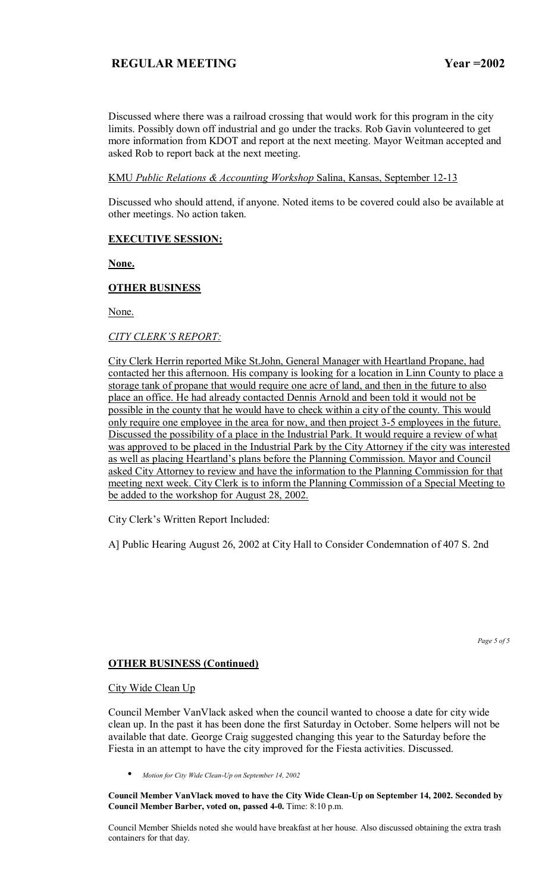Discussed where there was a railroad crossing that would work for this program in the city limits. Possibly down off industrial and go under the tracks. Rob Gavin volunteered to get more information from KDOT and report at the next meeting. Mayor Weitman accepted and asked Rob to report back at the next meeting.

<u>KMU *Public Relations & Accounting Workshop* Salina, Kansas, September 12-13</u>

Discussed who should attend, if anyone. Noted items to be covered could also be available at other meetings. No action taken.

## EXECUTIVE SESSION:

**None.**

## OTHER BUSINESS

None.

*CITY CLERK'S REPORT:*

<u>City Clerk Herrin reported Mike St.John, General Manager with Heartland Propane, had contacted her this afternoon. His company is looking for a location in Linn County to place a storage tank of propane that would require one acre of land, and then in the future to also place an office. He had already contacted Dennis Arnold and been told it would not be possible in the county that he would have to check within a city of the county. This would only require one employee in the area for now, and then project 3-5 employees in the future. Discussed the possibility of a place in the Industrial Park. It would require a review of what was approved to be placed in the Industrial Park by the City Attorney if the city was interested as well as placing Heartland's plans before the Planning Commission. Mayor and Council asked City Attorney to review and have the information to the Planning Commission for that meeting next week. City Clerk is to inform the Planning Commission of a Special Meeting to be added to the workshop for August 28, 2002.</u>

City Clerk's Written Report Included:

A] Public Hearing August 26, 2002 at City Hall to Consider Condemnation of 407 S. 2nd

## OTHER BUSINESS (Continued)

<u>City Wide Clean Up</u>

Council Member VanVlack asked when the council wanted to choose a date for city wide clean up. In the past it has been done the first Saturday in October. Some helpers will not be available that date. George Craig suggested changing this year to the Saturday before the Fiesta in an attempt to have the city improved for the Fiesta activities. Discussed.

- *Motion for City Wide Clean-Up on September 14, 2002*

**Council Member VanVlack moved to have the City Wide Clean-Up on September 14, 2002. Seconded by Council Member Barber, voted on, passed 4-0.** Time: 8:10 p.m.

Council Member Shields noted she would have breakfast at her house. Also discussed obtaining the extra trash containers for that day.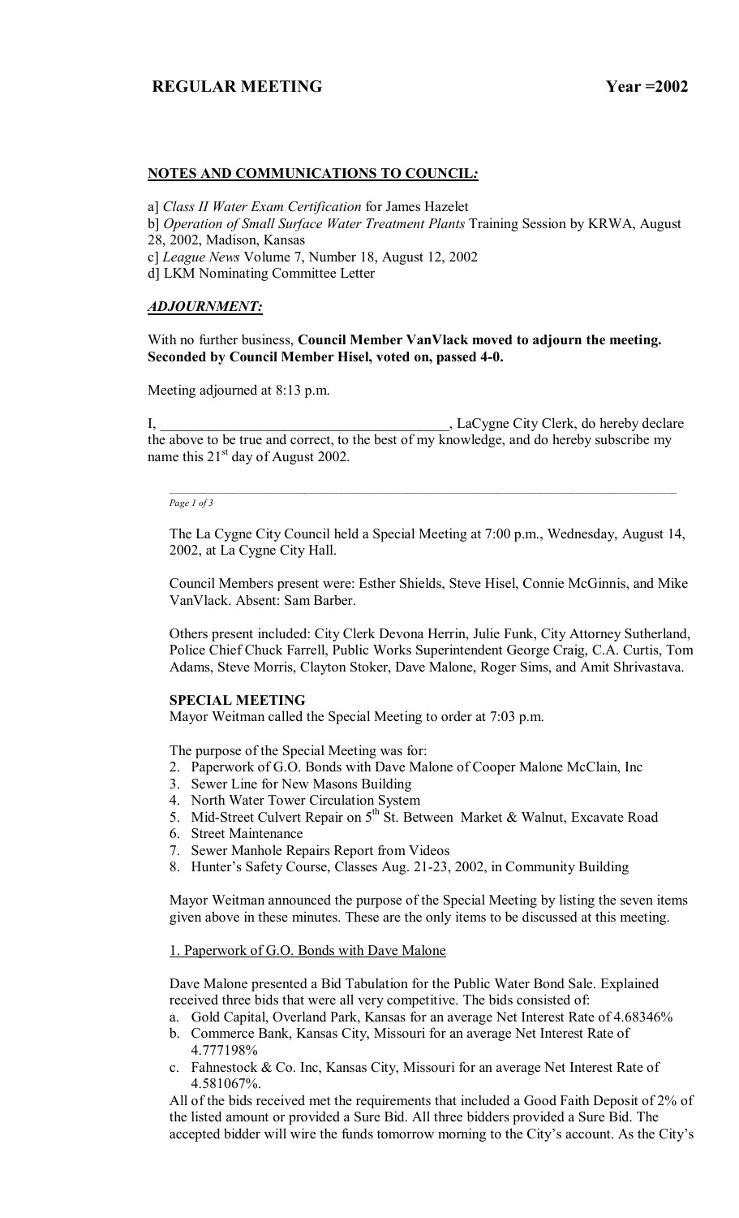## REGULAR MEETING Year =2002

**NOTES AND COMMUNICATIONS TO COUNCIL*:***

a] *Class II Water Exam Certification* for James Hazelet
b] *Operation of Small Surface Water Treatment Plants* Training Session by KRWA, August 28, 2002, Madison, Kansas
c] *League News* Volume 7, Number 18, August 12, 2002
d] LKM Nominating Committee Letter

***ADJOURNMENT:***

With no further business, **Council Member VanVlack moved to adjourn the meeting. Seconded by Council Member Hisel, voted on, passed 4-0.**

Meeting adjourned at 8:13 p.m.

I, ________________________________________, LaCygne City Clerk, do hereby declare the above to be true and correct, to the best of my knowledge, and do hereby subscribe my name this 21st day of August 2002.

---

The La Cygne City Council held a Special Meeting at 7:00 p.m., Wednesday, August 14, 2002, at La Cygne City Hall.

Council Members present were: Esther Shields, Steve Hisel, Connie McGinnis, and Mike VanVlack. Absent: Sam Barber.

Others present included: City Clerk Devona Herrin, Julie Funk, City Attorney Sutherland, Police Chief Chuck Farrell, Public Works Superintendent George Craig, C.A. Curtis, Tom Adams, Steve Morris, Clayton Stoker, Dave Malone, Roger Sims, and Amit Shrivastava.

**SPECIAL MEETING**
Mayor Weitman called the Special Meeting to order at 7:03 p.m.

The purpose of the Special Meeting was for:

2. Paperwork of G.O. Bonds with Dave Malone of Cooper Malone McClain, Inc
3. Sewer Line for New Masons Building
4. North Water Tower Circulation System
5. Mid-Street Culvert Repair on 5th St. Between Market & Walnut, Excavate Road
6. Street Maintenance
7. Sewer Manhole Repairs Report from Videos
8. Hunter's Safety Course, Classes Aug. 21-23, 2002, in Community Building

Mayor Weitman announced the purpose of the Special Meeting by listing the seven items given above in these minutes. These are the only items to be discussed at this meeting.

1. Paperwork of G.O. Bonds with Dave Malone

Dave Malone presented a Bid Tabulation for the Public Water Bond Sale. Explained received three bids that were all very competitive. The bids consisted of:

a. Gold Capital, Overland Park, Kansas for an average Net Interest Rate of 4.68346%
b. Commerce Bank, Kansas City, Missouri for an average Net Interest Rate of 4.777198%
c. Fahnestock & Co. Inc, Kansas City, Missouri for an average Net Interest Rate of 4.581067%.

All of the bids received met the requirements that included a Good Faith Deposit of 2% of the listed amount or provided a Sure Bid. All three bidders provided a Sure Bid. The accepted bidder will wire the funds tomorrow morning to the City's account. As the City's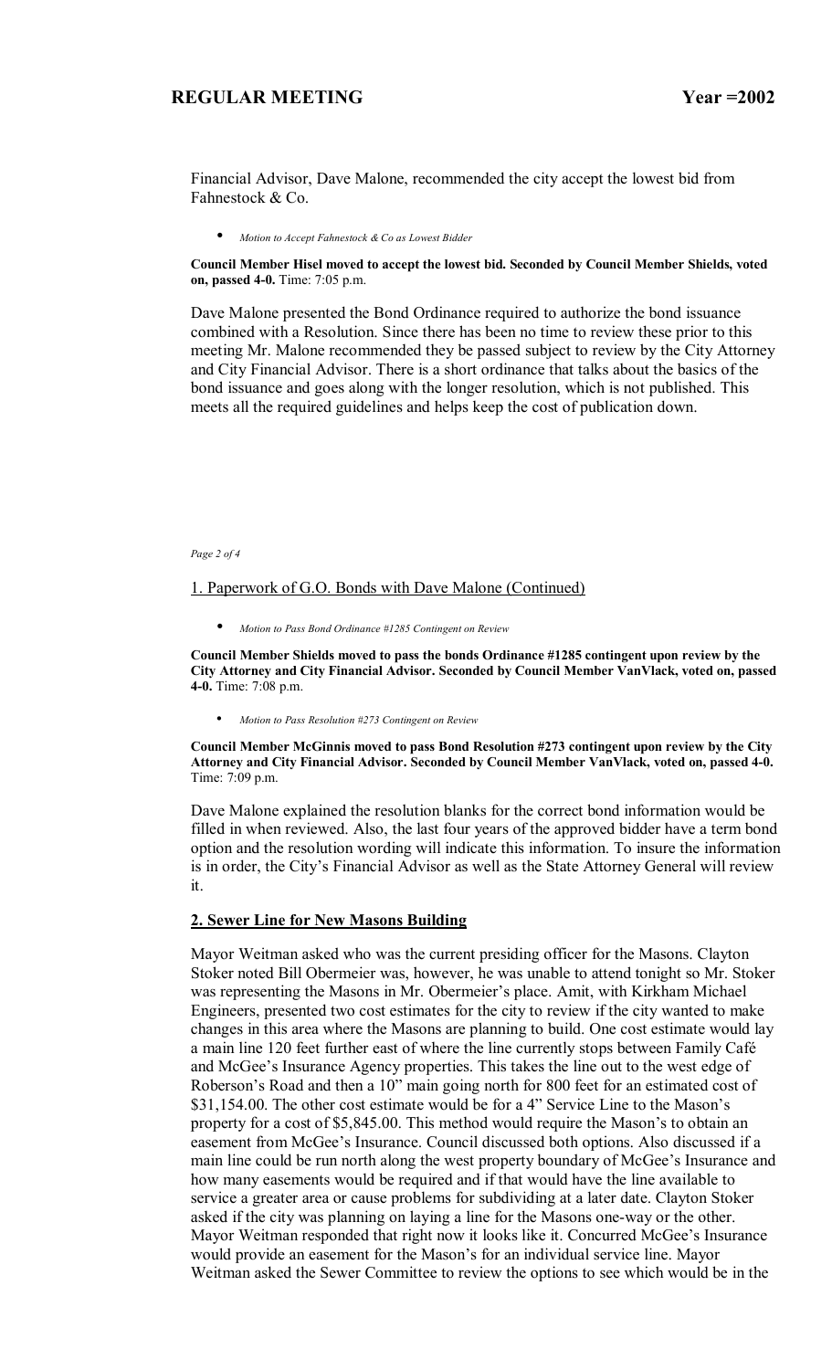Financial Advisor, Dave Malone, recommended the city accept the lowest bid from Fahnestock & Co.

- *Motion to Accept Fahnestock & Co as Lowest Bidder*

**Council Member Hisel moved to accept the lowest bid. Seconded by Council Member Shields, voted on, passed 4-0.** Time: 7:05 p.m.

Dave Malone presented the Bond Ordinance required to authorize the bond issuance combined with a Resolution. Since there has been no time to review these prior to this meeting Mr. Malone recommended they be passed subject to review by the City Attorney and City Financial Advisor. There is a short ordinance that talks about the basics of the bond issuance and goes along with the longer resolution, which is not published. This meets all the required guidelines and helps keep the cost of publication down.

1. Paperwork of G.O. Bonds with Dave Malone (Continued)

- *Motion to Pass Bond Ordinance #1285 Contingent on Review*

**Council Member Shields moved to pass the bonds Ordinance #1285 contingent upon review by the City Attorney and City Financial Advisor. Seconded by Council Member VanVlack, voted on, passed 4-0.** Time: 7:08 p.m.

- *Motion to Pass Resolution #273 Contingent on Review*

**Council Member McGinnis moved to pass Bond Resolution #273 contingent upon review by the City Attorney and City Financial Advisor. Seconded by Council Member VanVlack, voted on, passed 4-0.** Time: 7:09 p.m.

Dave Malone explained the resolution blanks for the correct bond information would be filled in when reviewed. Also, the last four years of the approved bidder have a term bond option and the resolution wording will indicate this information. To insure the information is in order, the City's Financial Advisor as well as the State Attorney General will review it.

**2. Sewer Line for New Masons Building**

Mayor Weitman asked who was the current presiding officer for the Masons. Clayton Stoker noted Bill Obermeier was, however, he was unable to attend tonight so Mr. Stoker was representing the Masons in Mr. Obermeier's place. Amit, with Kirkham Michael Engineers, presented two cost estimates for the city to review if the city wanted to make changes in this area where the Masons are planning to build. One cost estimate would lay a main line 120 feet further east of where the line currently stops between Family Café and McGee's Insurance Agency properties. This takes the line out to the west edge of Roberson's Road and then a 10" main going north for 800 feet for an estimated cost of $31,154.00. The other cost estimate would be for a 4" Service Line to the Mason's property for a cost of $5,845.00. This method would require the Mason's to obtain an easement from McGee's Insurance. Council discussed both options. Also discussed if a main line could be run north along the west property boundary of McGee's Insurance and how many easements would be required and if that would have the line available to service a greater area or cause problems for subdividing at a later date. Clayton Stoker asked if the city was planning on laying a line for the Masons one-way or the other. Mayor Weitman responded that right now it looks like it. Concurred McGee's Insurance would provide an easement for the Mason's for an individual service line. Mayor Weitman asked the Sewer Committee to review the options to see which would be in the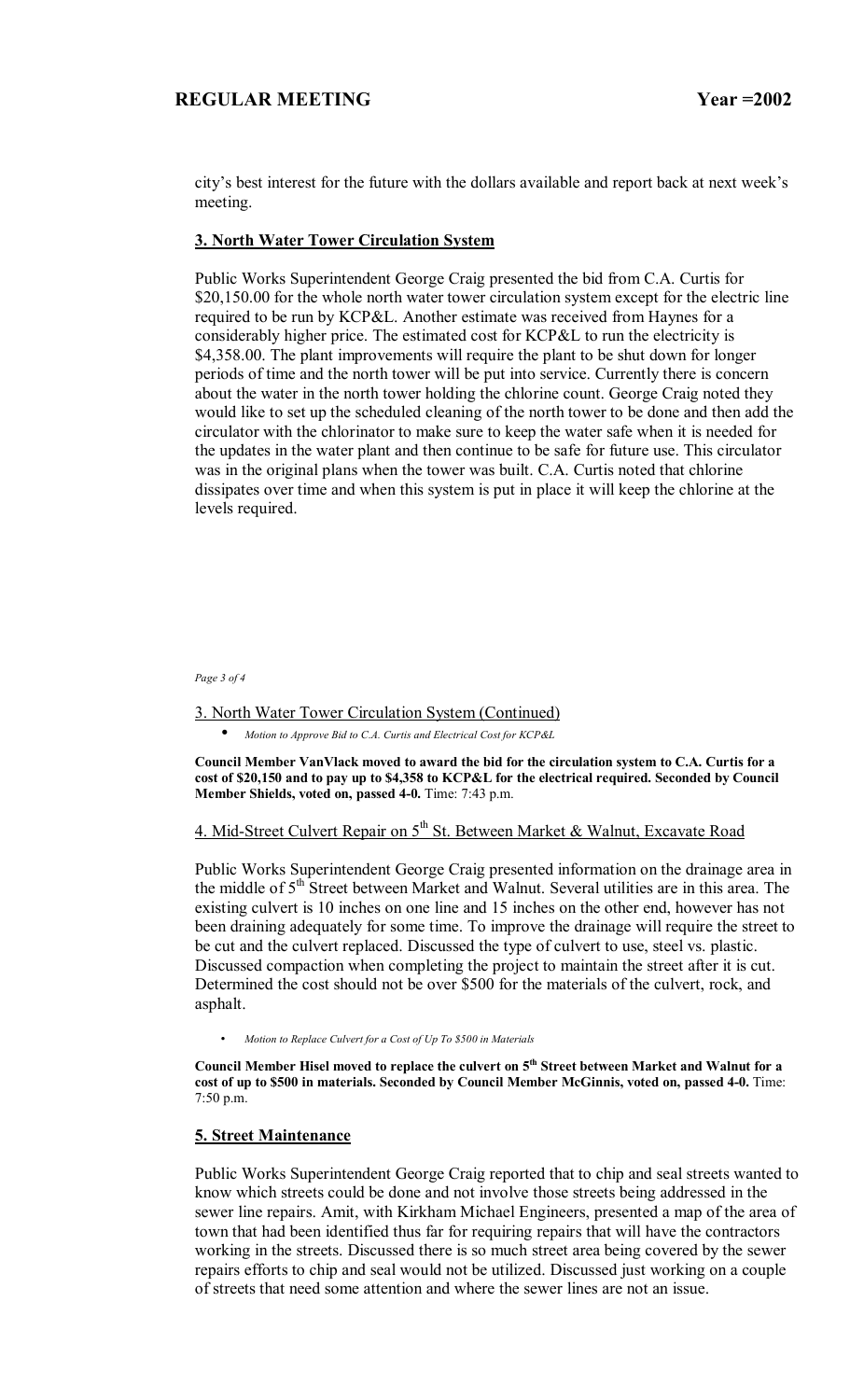city's best interest for the future with the dollars available and report back at next week's meeting.

**3. North Water Tower Circulation System**

Public Works Superintendent George Craig presented the bid from C.A. Curtis for $20,150.00 for the whole north water tower circulation system except for the electric line required to be run by KCP&L. Another estimate was received from Haynes for a considerably higher price. The estimated cost for KCP&L to run the electricity is $4,358.00. The plant improvements will require the plant to be shut down for longer periods of time and the north tower will be put into service. Currently there is concern about the water in the north tower holding the chlorine count. George Craig noted they would like to set up the scheduled cleaning of the north tower to be done and then add the circulator with the chlorinator to make sure to keep the water safe when it is needed for the updates in the water plant and then continue to be safe for future use. This circulator was in the original plans when the tower was built. C.A. Curtis noted that chlorine dissipates over time and when this system is put in place it will keep the chlorine at the levels required.

3. North Water Tower Circulation System (Continued)

- *Motion to Approve Bid to C.A. Curtis and Electrical Cost for KCP&L*

**Council Member VanVlack moved to award the bid for the circulation system to C.A. Curtis for a cost of $20,150 and to pay up to $4,358 to KCP&L for the electrical required. Seconded by Council Member Shields, voted on, passed 4-0.** Time: 7:43 p.m.

4. Mid-Street Culvert Repair on 5th St. Between Market & Walnut, Excavate Road

Public Works Superintendent George Craig presented information on the drainage area in the middle of 5th Street between Market and Walnut. Several utilities are in this area. The existing culvert is 10 inches on one line and 15 inches on the other end, however has not been draining adequately for some time. To improve the drainage will require the street to be cut and the culvert replaced. Discussed the type of culvert to use, steel vs. plastic. Discussed compaction when completing the project to maintain the street after it is cut. Determined the cost should not be over $500 for the materials of the culvert, rock, and asphalt.

- *Motion to Replace Culvert for a Cost of Up To $500 in Materials*

**Council Member Hisel moved to replace the culvert on 5th Street between Market and Walnut for a cost of up to $500 in materials. Seconded by Council Member McGinnis, voted on, passed 4-0.** Time: 7:50 p.m.

**5. Street Maintenance**

Public Works Superintendent George Craig reported that to chip and seal streets wanted to know which streets could be done and not involve those streets being addressed in the sewer line repairs. Amit, with Kirkham Michael Engineers, presented a map of the area of town that had been identified thus far for requiring repairs that will have the contractors working in the streets. Discussed there is so much street area being covered by the sewer repairs efforts to chip and seal would not be utilized. Discussed just working on a couple of streets that need some attention and where the sewer lines are not an issue.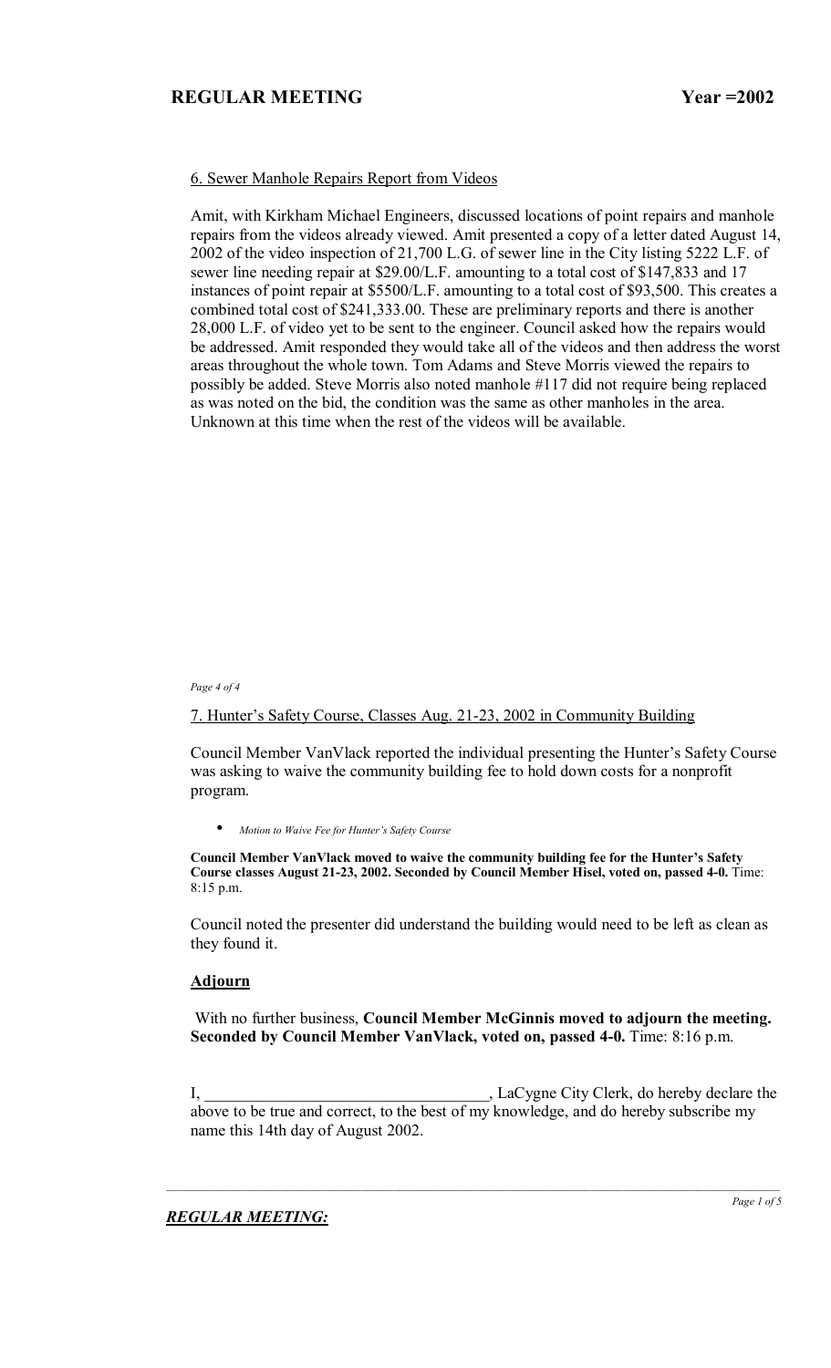6. Sewer Manhole Repairs Report from Videos

Amit, with Kirkham Michael Engineers, discussed locations of point repairs and manhole repairs from the videos already viewed. Amit presented a copy of a letter dated August 14, 2002 of the video inspection of 21,700 L.G. of sewer line in the City listing 5222 L.F. of sewer line needing repair at $29.00/L.F. amounting to a total cost of $147,833 and 17 instances of point repair at $5500/L.F. amounting to a total cost of $93,500. This creates a combined total cost of $241,333.00. These are preliminary reports and there is another 28,000 L.F. of video yet to be sent to the engineer. Council asked how the repairs would be addressed. Amit responded they would take all of the videos and then address the worst areas throughout the whole town. Tom Adams and Steve Morris viewed the repairs to possibly be added. Steve Morris also noted manhole #117 did not require being replaced as was noted on the bid, the condition was the same as other manholes in the area. Unknown at this time when the rest of the videos will be available.

7. Hunter's Safety Course, Classes Aug. 21-23, 2002 in Community Building

Council Member VanVlack reported the individual presenting the Hunter's Safety Course was asking to waive the community building fee to hold down costs for a nonprofit program.

- *Motion to Waive Fee for Hunter's Safety Course*

**Council Member VanVlack moved to waive the community building fee for the Hunter's Safety Course classes August 21-23, 2002. Seconded by Council Member Hisel, voted on, passed 4-0.** Time: 8:15 p.m.

Council noted the presenter did understand the building would need to be left as clean as they found it.

**Adjourn**

With no further business, **Council Member McGinnis moved to adjourn the meeting. Seconded by Council Member VanVlack, voted on, passed 4-0.** Time: 8:16 p.m.

I, ___________________________________, LaCygne City Clerk, do hereby declare the above to be true and correct, to the best of my knowledge, and do hereby subscribe my name this 14th day of August 2002.

***REGULAR MEETING:***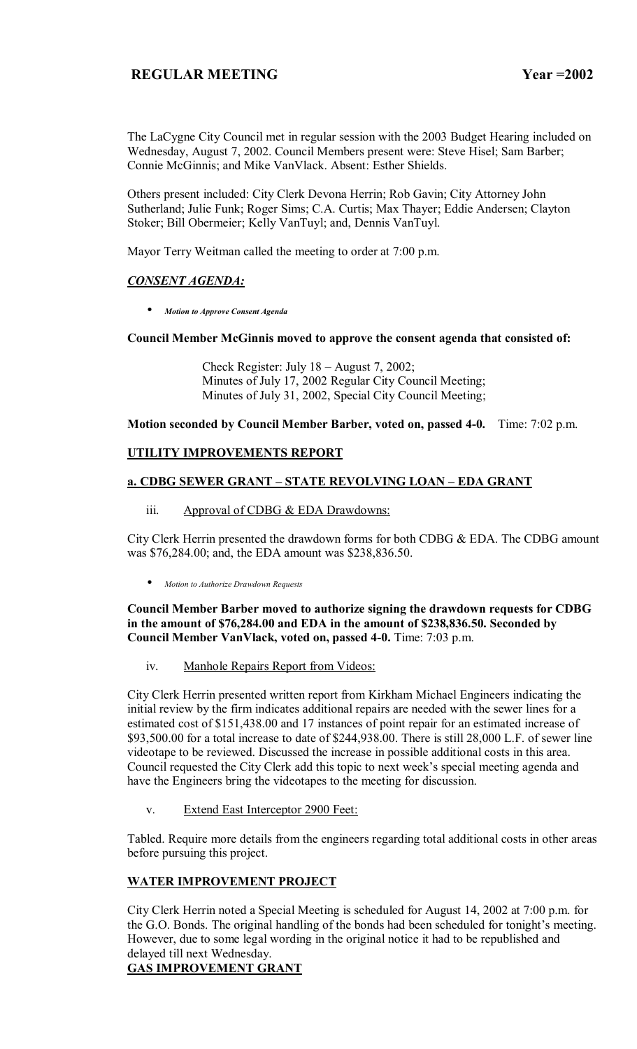# REGULAR MEETING Year =2002

The LaCygne City Council met in regular session with the 2003 Budget Hearing included on Wednesday, August 7, 2002. Council Members present were: Steve Hisel; Sam Barber; Connie McGinnis; and Mike VanVlack. Absent: Esther Shields.

Others present included: City Clerk Devona Herrin; Rob Gavin; City Attorney John Sutherland; Julie Funk; Roger Sims; C.A. Curtis; Max Thayer; Eddie Andersen; Clayton Stoker; Bill Obermeier; Kelly VanTuyl; and, Dennis VanTuyl.

Mayor Terry Weitman called the meeting to order at 7:00 p.m.

## *CONSENT AGENDA:*

- *Motion to Approve Consent Agenda*

**Council Member McGinnis moved to approve the consent agenda that consisted of:**

Check Register: July 18 – August 7, 2002;
Minutes of July 17, 2002 Regular City Council Meeting;
Minutes of July 31, 2002, Special City Council Meeting;

**Motion seconded by Council Member Barber, voted on, passed 4-0.** Time: 7:02 p.m.

## UTILITY IMPROVEMENTS REPORT

### a. CDBG SEWER GRANT – STATE REVOLVING LOAN – EDA GRANT

iii. Approval of CDBG & EDA Drawdowns:

City Clerk Herrin presented the drawdown forms for both CDBG & EDA. The CDBG amount was $76,284.00; and, the EDA amount was $238,836.50.

- *Motion to Authorize Drawdown Requests*

**Council Member Barber moved to authorize signing the drawdown requests for CDBG in the amount of $76,284.00 and EDA in the amount of $238,836.50. Seconded by Council Member VanVlack, voted on, passed 4-0.** Time: 7:03 p.m.

iv. Manhole Repairs Report from Videos:

City Clerk Herrin presented written report from Kirkham Michael Engineers indicating the initial review by the firm indicates additional repairs are needed with the sewer lines for a estimated cost of $151,438.00 and 17 instances of point repair for an estimated increase of $93,500.00 for a total increase to date of $244,938.00. There is still 28,000 L.F. of sewer line videotape to be reviewed. Discussed the increase in possible additional costs in this area. Council requested the City Clerk add this topic to next week's special meeting agenda and have the Engineers bring the videotapes to the meeting for discussion.

v. Extend East Interceptor 2900 Feet:

Tabled. Require more details from the engineers regarding total additional costs in other areas before pursuing this project.

## WATER IMPROVEMENT PROJECT

City Clerk Herrin noted a Special Meeting is scheduled for August 14, 2002 at 7:00 p.m. for the G.O. Bonds. The original handling of the bonds had been scheduled for tonight's meeting. However, due to some legal wording in the original notice it had to be republished and delayed till next Wednesday.

## GAS IMPROVEMENT GRANT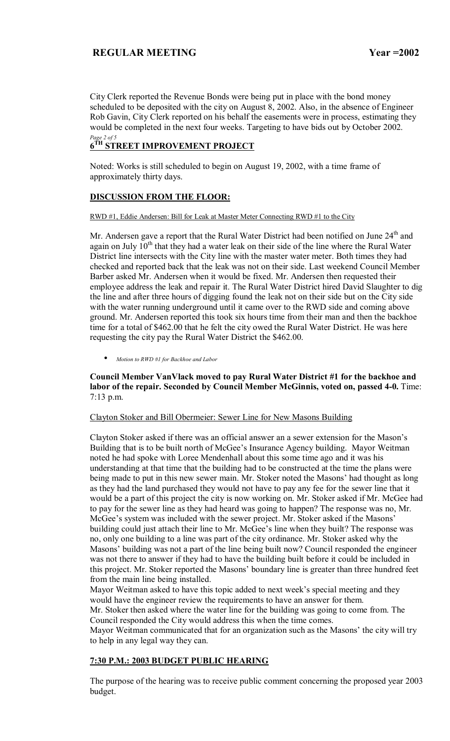City Clerk reported the Revenue Bonds were being put in place with the bond money scheduled to be deposited with the city on August 8, 2002. Also, in the absence of Engineer Rob Gavin, City Clerk reported on his behalf the easements were in process, estimating they would be completed in the next four weeks. Targeting to have bids out by October 2002.

## 6TH STREET IMPROVEMENT PROJECT

Noted: Works is still scheduled to begin on August 19, 2002, with a time frame of approximately thirty days.

## DISCUSSION FROM THE FLOOR:

RWD #1, Eddie Andersen: Bill for Leak at Master Meter Connecting RWD #1 to the City

Mr. Andersen gave a report that the Rural Water District had been notified on June 24th and again on July 10th that they had a water leak on their side of the line where the Rural Water District line intersects with the City line with the master water meter. Both times they had checked and reported back that the leak was not on their side. Last weekend Council Member Barber asked Mr. Andersen when it would be fixed. Mr. Andersen then requested their employee address the leak and repair it. The Rural Water District hired David Slaughter to dig the line and after three hours of digging found the leak not on their side but on the City side with the water running underground until it came over to the RWD side and coming above ground. Mr. Andersen reported this took six hours time from their man and then the backhoe time for a total of $462.00 that he felt the city owed the Rural Water District. He was here requesting the city pay the Rural Water District the $462.00.

- *Motion to RWD #1 for Backhoe and Labor*

**Council Member VanVlack moved to pay Rural Water District #1 for the backhoe and labor of the repair. Seconded by Council Member McGinnis, voted on, passed 4-0.** Time: 7:13 p.m.

Clayton Stoker and Bill Obermeier: Sewer Line for New Masons Building

Clayton Stoker asked if there was an official answer an a sewer extension for the Mason's Building that is to be built north of McGee's Insurance Agency building. Mayor Weitman noted he had spoke with Loree Mendenhall about this some time ago and it was his understanding at that time that the building had to be constructed at the time the plans were being made to put in this new sewer main. Mr. Stoker noted the Masons' had thought as long as they had the land purchased they would not have to pay any fee for the sewer line that it would be a part of this project the city is now working on. Mr. Stoker asked if Mr. McGee had to pay for the sewer line as they had heard was going to happen? The response was no, Mr. McGee's system was included with the sewer project. Mr. Stoker asked if the Masons' building could just attach their line to Mr. McGee's line when they built? The response was no, only one building to a line was part of the city ordinance. Mr. Stoker asked why the Masons' building was not a part of the line being built now? Council responded the engineer was not there to answer if they had to have the building built before it could be included in this project. Mr. Stoker reported the Masons' boundary line is greater than three hundred feet from the main line being installed.

Mayor Weitman asked to have this topic added to next week's special meeting and they would have the engineer review the requirements to have an answer for them.

Mr. Stoker then asked where the water line for the building was going to come from. The Council responded the City would address this when the time comes.

Mayor Weitman communicated that for an organization such as the Masons' the city will try to help in any legal way they can.

## 7:30 P.M.: 2003 BUDGET PUBLIC HEARING

The purpose of the hearing was to receive public comment concerning the proposed year 2003 budget.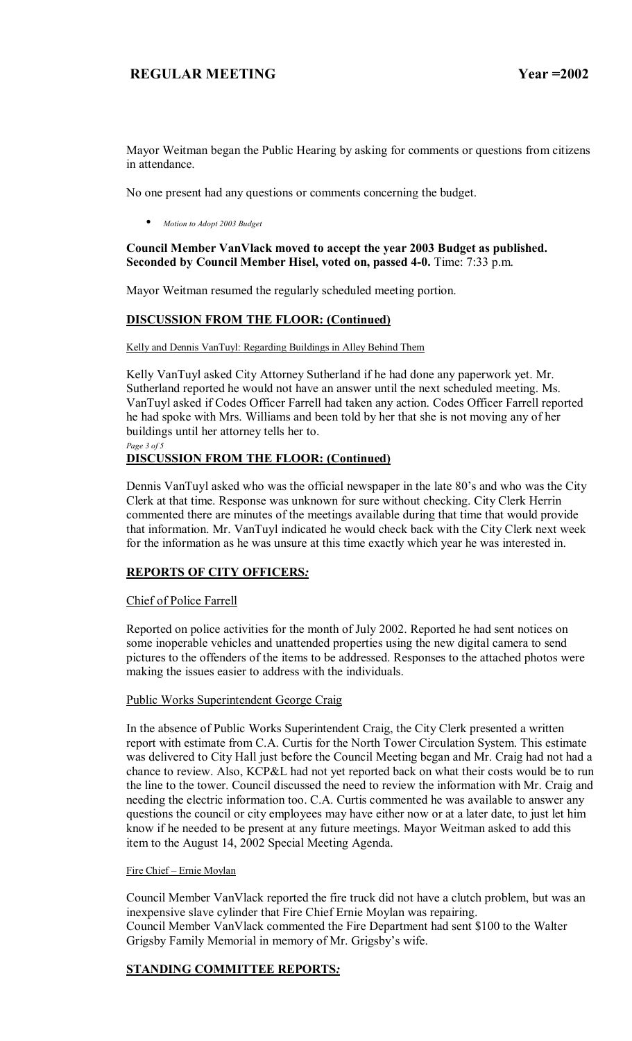Mayor Weitman began the Public Hearing by asking for comments or questions from citizens in attendance.

No one present had any questions or comments concerning the budget.

- *Motion to Adopt 2003 Budget*

**Council Member VanVlack moved to accept the year 2003 Budget as published. Seconded by Council Member Hisel, voted on, passed 4-0.** Time: 7:33 p.m.

Mayor Weitman resumed the regularly scheduled meeting portion.

## DISCUSSION FROM THE FLOOR: (Continued)

Kelly and Dennis VanTuyl: Regarding Buildings in Alley Behind Them

Kelly VanTuyl asked City Attorney Sutherland if he had done any paperwork yet. Mr. Sutherland reported he would not have an answer until the next scheduled meeting. Ms. VanTuyl asked if Codes Officer Farrell had taken any action. Codes Officer Farrell reported he had spoke with Mrs. Williams and been told by her that she is not moving any of her buildings until her attorney tells her to.

## DISCUSSION FROM THE FLOOR: (Continued)

Dennis VanTuyl asked who was the official newspaper in the late 80's and who was the City Clerk at that time. Response was unknown for sure without checking. City Clerk Herrin commented there are minutes of the meetings available during that time that would provide that information. Mr. VanTuyl indicated he would check back with the City Clerk next week for the information as he was unsure at this time exactly which year he was interested in.

## REPORTS OF CITY OFFICERS*:*

Chief of Police Farrell

Reported on police activities for the month of July 2002. Reported he had sent notices on some inoperable vehicles and unattended properties using the new digital camera to send pictures to the offenders of the items to be addressed. Responses to the attached photos were making the issues easier to address with the individuals.

Public Works Superintendent George Craig

In the absence of Public Works Superintendent Craig, the City Clerk presented a written report with estimate from C.A. Curtis for the North Tower Circulation System. This estimate was delivered to City Hall just before the Council Meeting began and Mr. Craig had not had a chance to review. Also, KCP&L had not yet reported back on what their costs would be to run the line to the tower. Council discussed the need to review the information with Mr. Craig and needing the electric information too. C.A. Curtis commented he was available to answer any questions the council or city employees may have either now or at a later date, to just let him know if he needed to be present at any future meetings. Mayor Weitman asked to add this item to the August 14, 2002 Special Meeting Agenda.

Fire Chief – Ernie Moylan

Council Member VanVlack reported the fire truck did not have a clutch problem, but was an inexpensive slave cylinder that Fire Chief Ernie Moylan was repairing.
Council Member VanVlack commented the Fire Department had sent $100 to the Walter Grigsby Family Memorial in memory of Mr. Grigsby's wife.

## STANDING COMMITTEE REPORTS*:*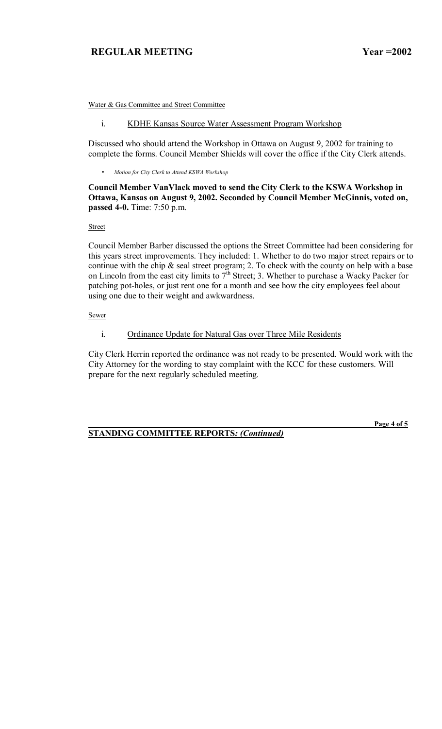Water & Gas Committee and Street Committee

i. KDHE Kansas Source Water Assessment Program Workshop

Discussed who should attend the Workshop in Ottawa on August 9, 2002 for training to complete the forms. Council Member Shields will cover the office if the City Clerk attends.

- *Motion for City Clerk to Attend KSWA Workshop*

**Council Member VanVlack moved to send the City Clerk to the KSWA Workshop in Ottawa, Kansas on August 9, 2002. Seconded by Council Member McGinnis, voted on, passed 4-0.** Time: 7:50 p.m.

Street

Council Member Barber discussed the options the Street Committee had been considering for this years street improvements. They included: 1. Whether to do two major street repairs or to continue with the chip & seal street program; 2. To check with the county on help with a base on Lincoln from the east city limits to 7th Street; 3. Whether to purchase a Wacky Packer for patching pot-holes, or just rent one for a month and see how the city employees feel about using one due to their weight and awkwardness.

Sewer

i. Ordinance Update for Natural Gas over Three Mile Residents

City Clerk Herrin reported the ordinance was not ready to be presented. Would work with the City Attorney for the wording to stay complaint with the KCC for these customers. Will prepare for the next regularly scheduled meeting.

**STANDING COMMITTEE REPORTS*: (Continued)***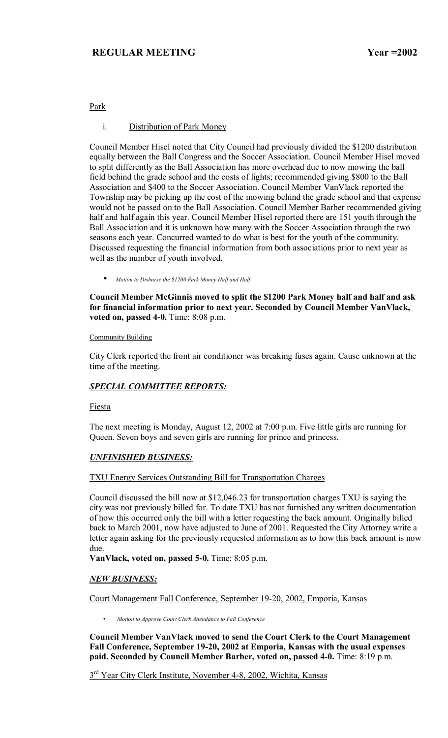Park

i. Distribution of Park Money

Council Member Hisel noted that City Council had previously divided the $1200 distribution equally between the Ball Congress and the Soccer Association. Council Member Hisel moved to split differently as the Ball Association has more overhead due to now mowing the ball field behind the grade school and the costs of lights; recommended giving $800 to the Ball Association and $400 to the Soccer Association. Council Member VanVlack reported the Township may be picking up the cost of the mowing behind the grade school and that expense would not be passed on to the Ball Association. Council Member Barber recommended giving half and half again this year. Council Member Hisel reported there are 151 youth through the Ball Association and it is unknown how many with the Soccer Association through the two seasons each year. Concurred wanted to do what is best for the youth of the community. Discussed requesting the financial information from both associations prior to next year as well as the number of youth involved.

- *Motion to Disburse the $1200 Park Money Half and Half*

**Council Member McGinnis moved to split the $1200 Park Money half and half and ask for financial information prior to next year. Seconded by Council Member VanVlack, voted on, passed 4-0.** Time: 8:08 p.m.

Community Building

City Clerk reported the front air conditioner was breaking fuses again. Cause unknown at the time of the meeting.

## *SPECIAL COMMITTEE REPORTS:*

Fiesta

The next meeting is Monday, August 12, 2002 at 7:00 p.m. Five little girls are running for Queen. Seven boys and seven girls are running for prince and princess.

## *UNFINISHED BUSINESS:*

TXU Energy Services Outstanding Bill for Transportation Charges

Council discussed the bill now at $12,046.23 for transportation charges TXU is saying the city was not previously billed for. To date TXU has not furnished any written documentation of how this occurred only the bill with a letter requesting the back amount. Originally billed back to March 2001, now have adjusted to June of 2001. Requested the City Attorney write a letter again asking for the previously requested information as to how this back amount is now due.

**VanVlack, voted on, passed 5-0.** Time: 8:05 p.m.

## *NEW BUSINESS:*

Court Management Fall Conference, September 19-20, 2002, Emporia, Kansas

- *Motion to Approve Court Clerk Attendance to Fall Conference*

**Council Member VanVlack moved to send the Court Clerk to the Court Management Fall Conference, September 19-20, 2002 at Emporia, Kansas with the usual expenses paid. Seconded by Council Member Barber, voted on, passed 4-0.** Time: 8:19 p.m.

3rd Year City Clerk Institute, November 4-8, 2002, Wichita, Kansas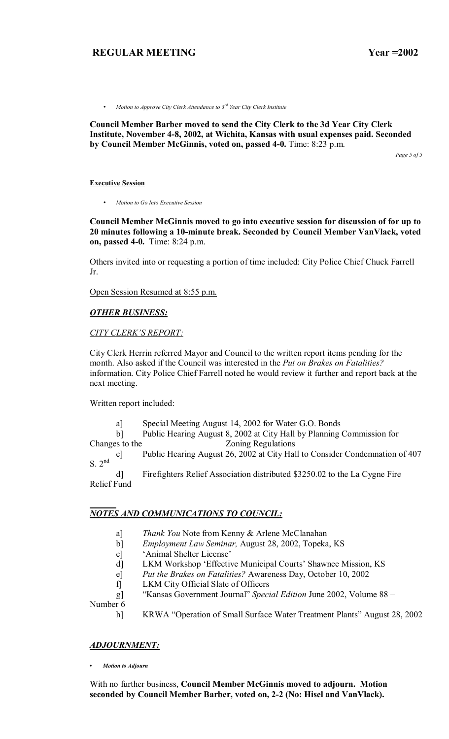- *Motion to Approve City Clerk Attendance to 3rd Year City Clerk Institute*

**Council Member Barber moved to send the City Clerk to the 3d Year City Clerk Institute, November 4-8, 2002, at Wichita, Kansas with usual expenses paid. Seconded by Council Member McGinnis, voted on, passed 4-0.** Time: 8:23 p.m.

**Executive Session**

- *Motion to Go Into Executive Session*

**Council Member McGinnis moved to go into executive session for discussion of for up to 20 minutes following a 10-minute break. Seconded by Council Member VanVlack, voted on, passed 4-0.** Time: 8:24 p.m.

Others invited into or requesting a portion of time included: City Police Chief Chuck Farrell Jr.

Open Session Resumed at 8:55 p.m.

## *OTHER BUSINESS:*

### *CITY CLERK'S REPORT:*

City Clerk Herrin referred Mayor and Council to the written report items pending for the month. Also asked if the Council was interested in the *Put on Brakes on Fatalities?* information. City Police Chief Farrell noted he would review it further and report back at the next meeting.

Written report included:

a] Special Meeting August 14, 2002 for Water G.O. Bonds
b] Public Hearing August 8, 2002 at City Hall by Planning Commission for Changes to the Zoning Regulations
c] Public Hearing August 26, 2002 at City Hall to Consider Condemnation of 407 S. 2nd
d] Firefighters Relief Association distributed $3250.02 to the La Cygne Fire Relief Fund

## *NOTES AND COMMUNICATIONS TO COUNCIL:*

a] *Thank You* Note from Kenny & Arlene McClanahan
b] *Employment Law Seminar,* August 28, 2002, Topeka, KS
c] 'Animal Shelter License'
d] LKM Workshop 'Effective Municipal Courts' Shawnee Mission, KS
e] *Put the Brakes on Fatalities?* Awareness Day, October 10, 2002
f] LKM City Official Slate of Officers
g] "Kansas Government Journal" *Special Edition* June 2002, Volume 88 – Number 6
h] KRWA "Operation of Small Surface Water Treatment Plants" August 28, 2002

## *ADJOURNMENT:*

- ***Motion to Adjourn***

With no further business, **Council Member McGinnis moved to adjourn. Motion seconded by Council Member Barber, voted on, 2-2 (No: Hisel and VanVlack).**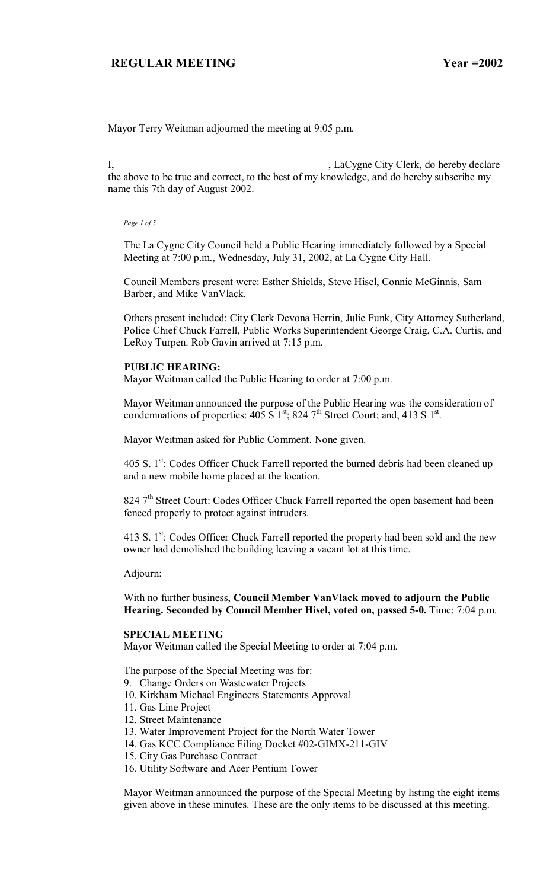Mayor Terry Weitman adjourned the meeting at 9:05 p.m.

I, ________________________________________, LaCygne City Clerk, do hereby declare the above to be true and correct, to the best of my knowledge, and do hereby subscribe my name this 7th day of August 2002.

The La Cygne City Council held a Public Hearing immediately followed by a Special Meeting at 7:00 p.m., Wednesday, July 31, 2002, at La Cygne City Hall.

Council Members present were: Esther Shields, Steve Hisel, Connie McGinnis, Sam Barber, and Mike VanVlack.

Others present included: City Clerk Devona Herrin, Julie Funk, City Attorney Sutherland, Police Chief Chuck Farrell, Public Works Superintendent George Craig, C.A. Curtis, and LeRoy Turpen. Rob Gavin arrived at 7:15 p.m.

**PUBLIC HEARING:**
Mayor Weitman called the Public Hearing to order at 7:00 p.m.

Mayor Weitman announced the purpose of the Public Hearing was the consideration of condemnations of properties: 405 S 1st; 824 7th Street Court; and, 413 S 1st.

Mayor Weitman asked for Public Comment. None given.

405 S. 1st: Codes Officer Chuck Farrell reported the burned debris had been cleaned up and a new mobile home placed at the location.

824 7th Street Court: Codes Officer Chuck Farrell reported the open basement had been fenced properly to protect against intruders.

413 S. 1st: Codes Officer Chuck Farrell reported the property had been sold and the new owner had demolished the building leaving a vacant lot at this time.

Adjourn:

With no further business, **Council Member VanVlack moved to adjourn the Public Hearing. Seconded by Council Member Hisel, voted on, passed 5-0.** Time: 7:04 p.m.

**SPECIAL MEETING**
Mayor Weitman called the Special Meeting to order at 7:04 p.m.

The purpose of the Special Meeting was for:

9. Change Orders on Wastewater Projects
10. Kirkham Michael Engineers Statements Approval
11. Gas Line Project
12. Street Maintenance
13. Water Improvement Project for the North Water Tower
14. Gas KCC Compliance Filing Docket #02-GIMX-211-GIV
15. City Gas Purchase Contract
16. Utility Software and Acer Pentium Tower

Mayor Weitman announced the purpose of the Special Meeting by listing the eight items given above in these minutes. These are the only items to be discussed at this meeting.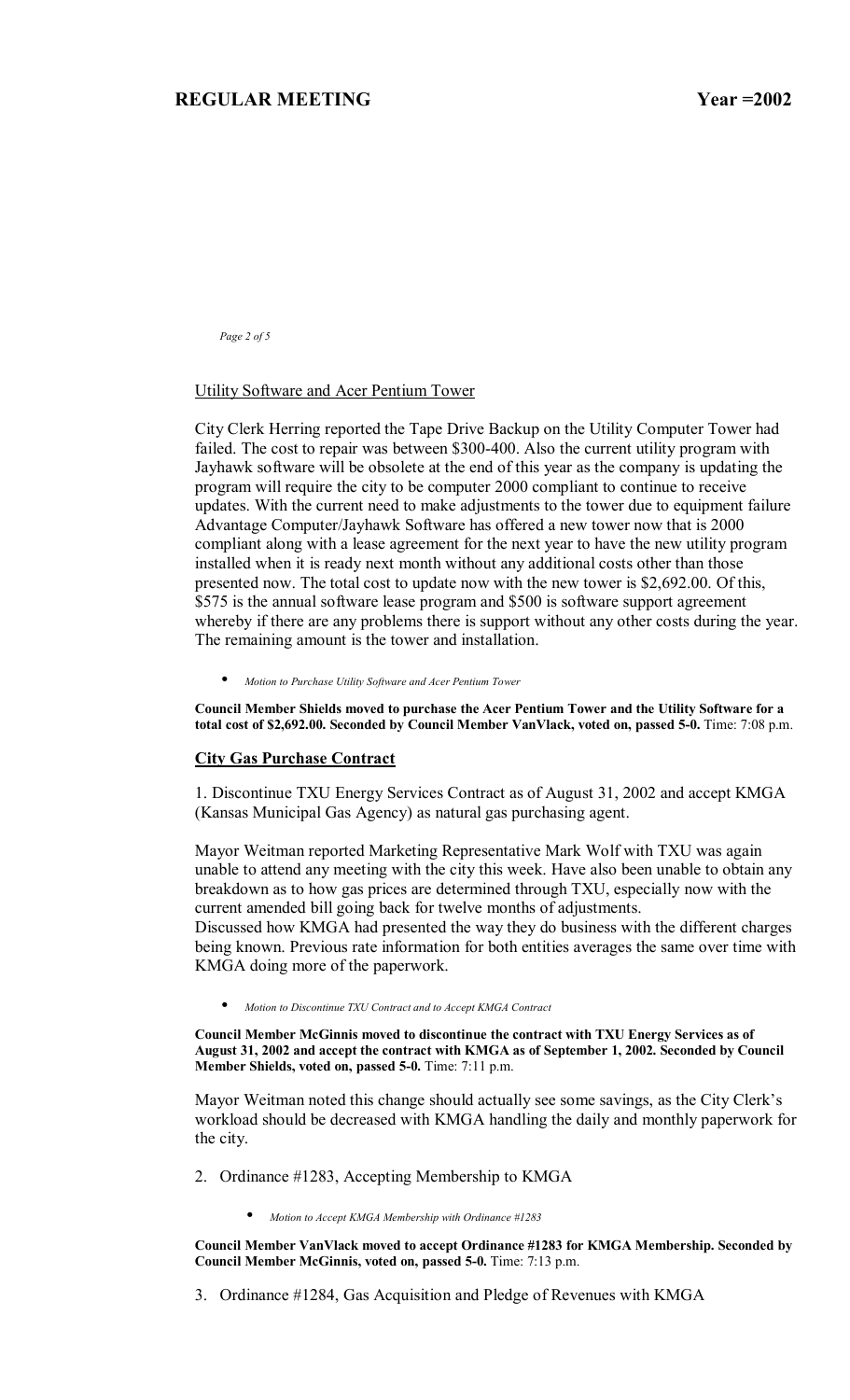Utility Software and Acer Pentium Tower

City Clerk Herring reported the Tape Drive Backup on the Utility Computer Tower had failed. The cost to repair was between $300-400. Also the current utility program with Jayhawk software will be obsolete at the end of this year as the company is updating the program will require the city to be computer 2000 compliant to continue to receive updates. With the current need to make adjustments to the tower due to equipment failure Advantage Computer/Jayhawk Software has offered a new tower now that is 2000 compliant along with a lease agreement for the next year to have the new utility program installed when it is ready next month without any additional costs other than those presented now. The total cost to update now with the new tower is $2,692.00. Of this, $575 is the annual software lease program and $500 is software support agreement whereby if there are any problems there is support without any other costs during the year. The remaining amount is the tower and installation.

- *Motion to Purchase Utility Software and Acer Pentium Tower*

**Council Member Shields moved to purchase the Acer Pentium Tower and the Utility Software for a total cost of $2,692.00. Seconded by Council Member VanVlack, voted on, passed 5-0.** Time: 7:08 p.m.

**City Gas Purchase Contract**

1. Discontinue TXU Energy Services Contract as of August 31, 2002 and accept KMGA (Kansas Municipal Gas Agency) as natural gas purchasing agent.

Mayor Weitman reported Marketing Representative Mark Wolf with TXU was again unable to attend any meeting with the city this week. Have also been unable to obtain any breakdown as to how gas prices are determined through TXU, especially now with the current amended bill going back for twelve months of adjustments.
Discussed how KMGA had presented the way they do business with the different charges being known. Previous rate information for both entities averages the same over time with KMGA doing more of the paperwork.

- *Motion to Discontinue TXU Contract and to Accept KMGA Contract*

**Council Member McGinnis moved to discontinue the contract with TXU Energy Services as of August 31, 2002 and accept the contract with KMGA as of September 1, 2002. Seconded by Council Member Shields, voted on, passed 5-0.** Time: 7:11 p.m.

Mayor Weitman noted this change should actually see some savings, as the City Clerk's workload should be decreased with KMGA handling the daily and monthly paperwork for the city.

2. Ordinance #1283, Accepting Membership to KMGA

   - *Motion to Accept KMGA Membership with Ordinance #1283*

**Council Member VanVlack moved to accept Ordinance #1283 for KMGA Membership. Seconded by Council Member McGinnis, voted on, passed 5-0.** Time: 7:13 p.m.

3. Ordinance #1284, Gas Acquisition and Pledge of Revenues with KMGA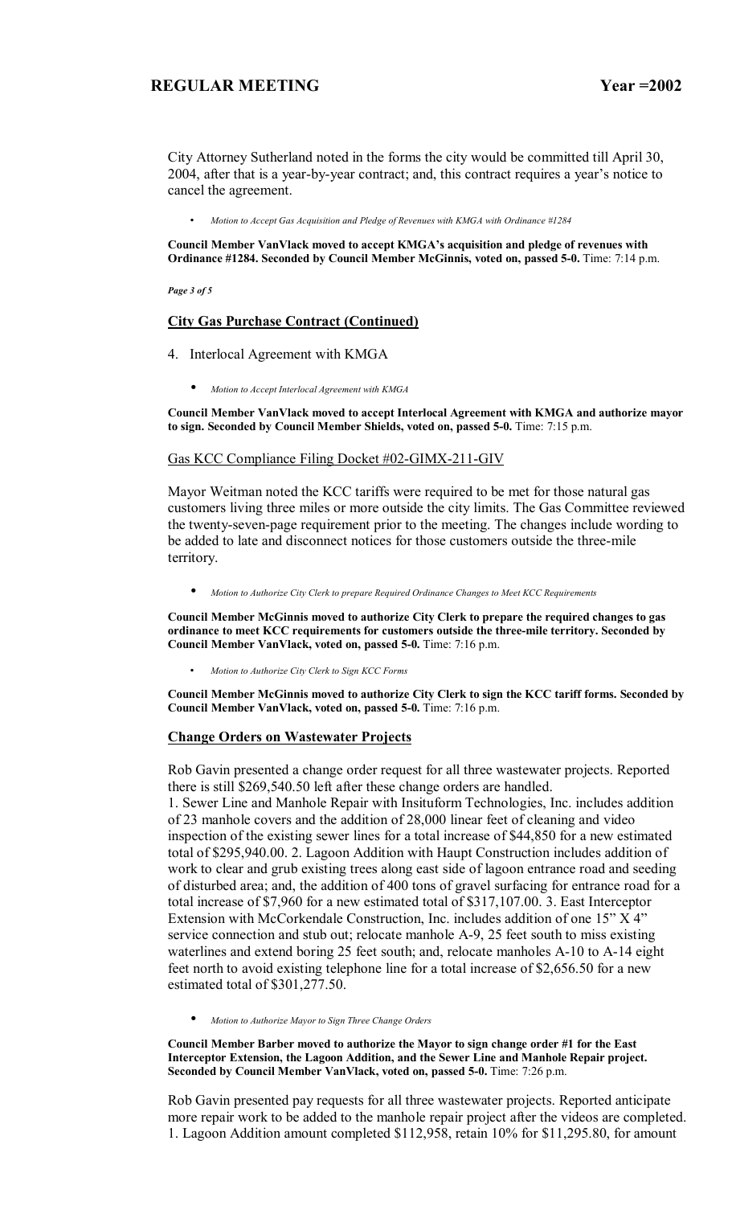City Attorney Sutherland noted in the forms the city would be committed till April 30, 2004, after that is a year-by-year contract; and, this contract requires a year's notice to cancel the agreement.

- *Motion to Accept Gas Acquisition and Pledge of Revenues with KMGA with Ordinance #1284*

**Council Member VanVlack moved to accept KMGA's acquisition and pledge of revenues with Ordinance #1284. Seconded by Council Member McGinnis, voted on, passed 5-0.** Time: 7:14 p.m.

## City Gas Purchase Contract (Continued)

4. Interlocal Agreement with KMGA

- *Motion to Accept Interlocal Agreement with KMGA*

**Council Member VanVlack moved to accept Interlocal Agreement with KMGA and authorize mayor to sign. Seconded by Council Member Shields, voted on, passed 5-0.** Time: 7:15 p.m.

Gas KCC Compliance Filing Docket #02-GIMX-211-GIV

Mayor Weitman noted the KCC tariffs were required to be met for those natural gas customers living three miles or more outside the city limits. The Gas Committee reviewed the twenty-seven-page requirement prior to the meeting. The changes include wording to be added to late and disconnect notices for those customers outside the three-mile territory.

- *Motion to Authorize City Clerk to prepare Required Ordinance Changes to Meet KCC Requirements*

**Council Member McGinnis moved to authorize City Clerk to prepare the required changes to gas ordinance to meet KCC requirements for customers outside the three-mile territory. Seconded by Council Member VanVlack, voted on, passed 5-0.** Time: 7:16 p.m.

- *Motion to Authorize City Clerk to Sign KCC Forms*

**Council Member McGinnis moved to authorize City Clerk to sign the KCC tariff forms. Seconded by Council Member VanVlack, voted on, passed 5-0.** Time: 7:16 p.m.

## Change Orders on Wastewater Projects

Rob Gavin presented a change order request for all three wastewater projects. Reported there is still $269,540.50 left after these change orders are handled.
1. Sewer Line and Manhole Repair with Insituform Technologies, Inc. includes addition of 23 manhole covers and the addition of 28,000 linear feet of cleaning and video inspection of the existing sewer lines for a total increase of $44,850 for a new estimated total of $295,940.00. 2. Lagoon Addition with Haupt Construction includes addition of work to clear and grub existing trees along east side of lagoon entrance road and seeding of disturbed area; and, the addition of 400 tons of gravel surfacing for entrance road for a total increase of $7,960 for a new estimated total of $317,107.00. 3. East Interceptor Extension with McCorkendale Construction, Inc. includes addition of one 15" X 4" service connection and stub out; relocate manhole A-9, 25 feet south to miss existing waterlines and extend boring 25 feet south; and, relocate manholes A-10 to A-14 eight feet north to avoid existing telephone line for a total increase of $2,656.50 for a new estimated total of $301,277.50.

- *Motion to Authorize Mayor to Sign Three Change Orders*

**Council Member Barber moved to authorize the Mayor to sign change order #1 for the East Interceptor Extension, the Lagoon Addition, and the Sewer Line and Manhole Repair project. Seconded by Council Member VanVlack, voted on, passed 5-0.** Time: 7:26 p.m.

Rob Gavin presented pay requests for all three wastewater projects. Reported anticipate more repair work to be added to the manhole repair project after the videos are completed.
1. Lagoon Addition amount completed $112,958, retain 10% for $11,295.80, for amount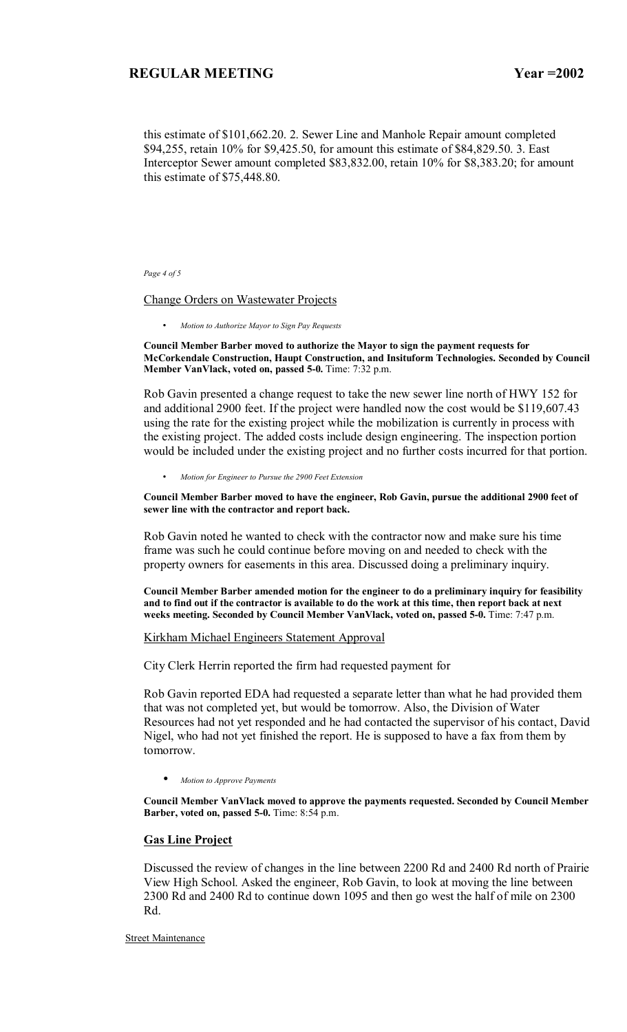this estimate of $101,662.20. 2. Sewer Line and Manhole Repair amount completed $94,255, retain 10% for $9,425.50, for amount this estimate of $84,829.50. 3. East Interceptor Sewer amount completed $83,832.00, retain 10% for $8,383.20; for amount this estimate of $75,448.80.

Change Orders on Wastewater Projects

- *Motion to Authorize Mayor to Sign Pay Requests*

**Council Member Barber moved to authorize the Mayor to sign the payment requests for McCorkendale Construction, Haupt Construction, and Insituform Technologies. Seconded by Council Member VanVlack, voted on, passed 5-0.** Time: 7:32 p.m.

Rob Gavin presented a change request to take the new sewer line north of HWY 152 for and additional 2900 feet. If the project were handled now the cost would be $119,607.43 using the rate for the existing project while the mobilization is currently in process with the existing project. The added costs include design engineering. The inspection portion would be included under the existing project and no further costs incurred for that portion.

- *Motion for Engineer to Pursue the 2900 Feet Extension*

**Council Member Barber moved to have the engineer, Rob Gavin, pursue the additional 2900 feet of sewer line with the contractor and report back.**

Rob Gavin noted he wanted to check with the contractor now and make sure his time frame was such he could continue before moving on and needed to check with the property owners for easements in this area. Discussed doing a preliminary inquiry.

**Council Member Barber amended motion for the engineer to do a preliminary inquiry for feasibility and to find out if the contractor is available to do the work at this time, then report back at next weeks meeting. Seconded by Council Member VanVlack, voted on, passed 5-0.** Time: 7:47 p.m.

Kirkham Michael Engineers Statement Approval

City Clerk Herrin reported the firm had requested payment for

Rob Gavin reported EDA had requested a separate letter than what he had provided them that was not completed yet, but would be tomorrow. Also, the Division of Water Resources had not yet responded and he had contacted the supervisor of his contact, David Nigel, who had not yet finished the report. He is supposed to have a fax from them by tomorrow.

- *Motion to Approve Payments*

**Council Member VanVlack moved to approve the payments requested. Seconded by Council Member Barber, voted on, passed 5-0.** Time: 8:54 p.m.

## Gas Line Project

Discussed the review of changes in the line between 2200 Rd and 2400 Rd north of Prairie View High School. Asked the engineer, Rob Gavin, to look at moving the line between 2300 Rd and 2400 Rd to continue down 1095 and then go west the half of mile on 2300 Rd.

Street Maintenance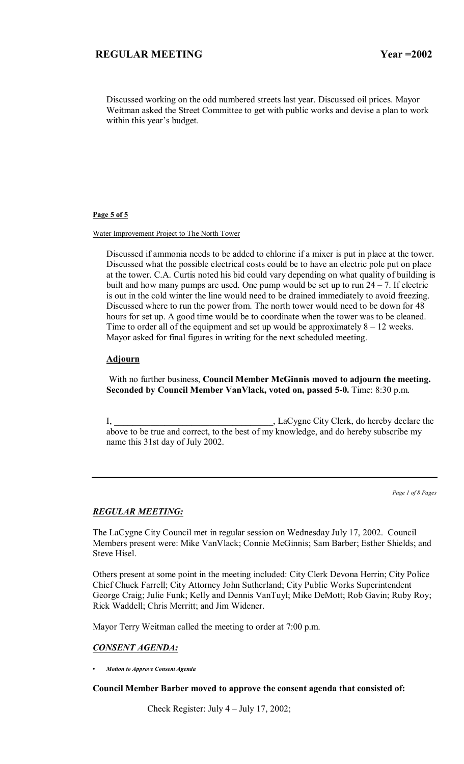Discussed working on the odd numbered streets last year. Discussed oil prices. Mayor Weitman asked the Street Committee to get with public works and devise a plan to work within this year's budget.

**Page 5 of 5**

Water Improvement Project to The North Tower

Discussed if ammonia needs to be added to chlorine if a mixer is put in place at the tower. Discussed what the possible electrical costs could be to have an electric pole put on place at the tower. C.A. Curtis noted his bid could vary depending on what quality of building is built and how many pumps are used. One pump would be set up to run 24 – 7. If electric is out in the cold winter the line would need to be drained immediately to avoid freezing. Discussed where to run the power from. The north tower would need to be down for 48 hours for set up. A good time would be to coordinate when the tower was to be cleaned. Time to order all of the equipment and set up would be approximately 8 – 12 weeks. Mayor asked for final figures in writing for the next scheduled meeting.

## Adjourn

With no further business, **Council Member McGinnis moved to adjourn the meeting. Seconded by Council Member VanVlack, voted on, passed 5-0.** Time: 8:30 p.m.

I, ___________________________________, LaCygne City Clerk, do hereby declare the above to be true and correct, to the best of my knowledge, and do hereby subscribe my name this 31st day of July 2002.

---

## *REGULAR MEETING:*

The LaCygne City Council met in regular session on Wednesday July 17, 2002. Council Members present were: Mike VanVlack; Connie McGinnis; Sam Barber; Esther Shields; and Steve Hisel.

Others present at some point in the meeting included: City Clerk Devona Herrin; City Police Chief Chuck Farrell; City Attorney John Sutherland; City Public Works Superintendent George Craig; Julie Funk; Kelly and Dennis VanTuyl; Mike DeMott; Rob Gavin; Ruby Roy; Rick Waddell; Chris Merritt; and Jim Widener.

Mayor Terry Weitman called the meeting to order at 7:00 p.m.

## *CONSENT AGENDA:*

- ***Motion to Approve Consent Agenda***

**Council Member Barber moved to approve the consent agenda that consisted of:**

Check Register: July 4 – July 17, 2002;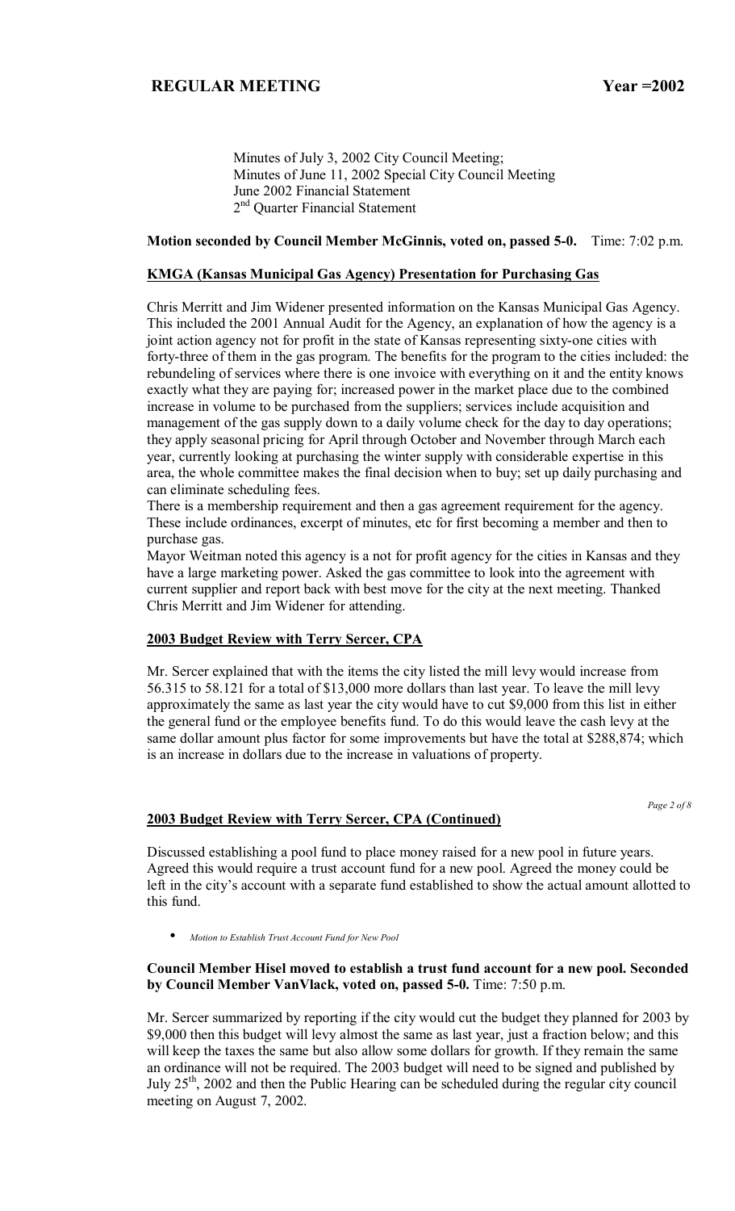Minutes of July 3, 2002 City Council Meeting;
Minutes of June 11, 2002 Special City Council Meeting
June 2002 Financial Statement
2nd Quarter Financial Statement

**Motion seconded by Council Member McGinnis, voted on, passed 5-0.** Time: 7:02 p.m.

## KMGA (Kansas Municipal Gas Agency) Presentation for Purchasing Gas

Chris Merritt and Jim Widener presented information on the Kansas Municipal Gas Agency. This included the 2001 Annual Audit for the Agency, an explanation of how the agency is a joint action agency not for profit in the state of Kansas representing sixty-one cities with forty-three of them in the gas program. The benefits for the program to the cities included: the rebundeling of services where there is one invoice with everything on it and the entity knows exactly what they are paying for; increased power in the market place due to the combined increase in volume to be purchased from the suppliers; services include acquisition and management of the gas supply down to a daily volume check for the day to day operations; they apply seasonal pricing for April through October and November through March each year, currently looking at purchasing the winter supply with considerable expertise in this area, the whole committee makes the final decision when to buy; set up daily purchasing and can eliminate scheduling fees.

There is a membership requirement and then a gas agreement requirement for the agency. These include ordinances, excerpt of minutes, etc for first becoming a member and then to purchase gas.

Mayor Weitman noted this agency is a not for profit agency for the cities in Kansas and they have a large marketing power. Asked the gas committee to look into the agreement with current supplier and report back with best move for the city at the next meeting. Thanked Chris Merritt and Jim Widener for attending.

## 2003 Budget Review with Terry Sercer, CPA

Mr. Sercer explained that with the items the city listed the mill levy would increase from 56.315 to 58.121 for a total of $13,000 more dollars than last year. To leave the mill levy approximately the same as last year the city would have to cut $9,000 from this list in either the general fund or the employee benefits fund. To do this would leave the cash levy at the same dollar amount plus factor for some improvements but have the total at $288,874; which is an increase in dollars due to the increase in valuations of property.

## 2003 Budget Review with Terry Sercer, CPA (Continued)

Discussed establishing a pool fund to place money raised for a new pool in future years. Agreed this would require a trust account fund for a new pool. Agreed the money could be left in the city's account with a separate fund established to show the actual amount allotted to this fund.

- *Motion to Establish Trust Account Fund for New Pool*

**Council Member Hisel moved to establish a trust fund account for a new pool. Seconded by Council Member VanVlack, voted on, passed 5-0.** Time: 7:50 p.m.

Mr. Sercer summarized by reporting if the city would cut the budget they planned for 2003 by $9,000 then this budget will levy almost the same as last year, just a fraction below; and this will keep the taxes the same but also allow some dollars for growth. If they remain the same an ordinance will not be required. The 2003 budget will need to be signed and published by July 25th, 2002 and then the Public Hearing can be scheduled during the regular city council meeting on August 7, 2002.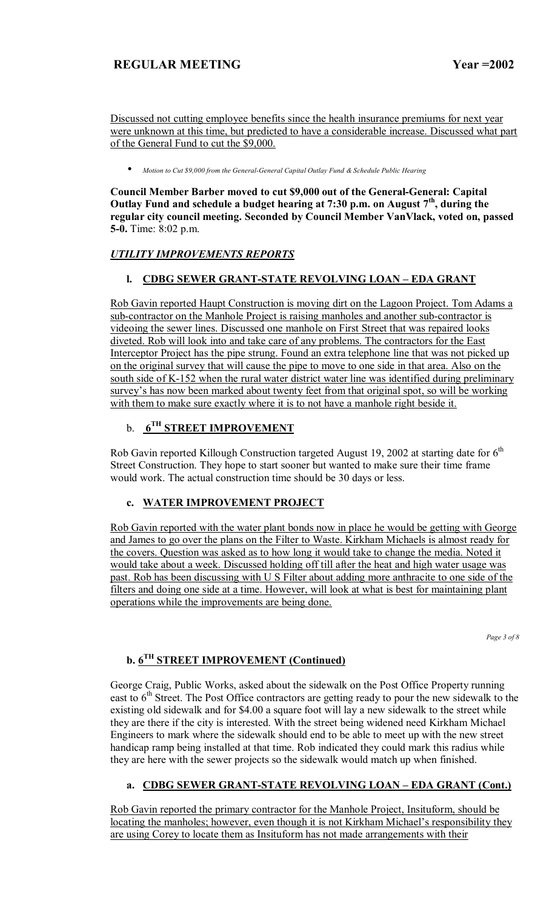Discussed not cutting employee benefits since the health insurance premiums for next year were unknown at this time, but predicted to have a considerable increase. Discussed what part of the General Fund to cut the $9,000.

- *Motion to Cut $9,000 from the General-General Capital Outlay Fund & Schedule Public Hearing*

**Council Member Barber moved to cut $9,000 out of the General-General: Capital Outlay Fund and schedule a budget hearing at 7:30 p.m. on August 7th, during the regular city council meeting. Seconded by Council Member VanVlack, voted on, passed 5-0.** Time: 8:02 p.m.

## *UTILITY IMPROVEMENTS REPORTS*

### l. CDBG SEWER GRANT-STATE REVOLVING LOAN – EDA GRANT

Rob Gavin reported Haupt Construction is moving dirt on the Lagoon Project. Tom Adams a sub-contractor on the Manhole Project is raising manholes and another sub-contractor is videoing the sewer lines. Discussed one manhole on First Street that was repaired looks diveted. Rob will look into and take care of any problems. The contractors for the East Interceptor Project has the pipe strung. Found an extra telephone line that was not picked up on the original survey that will cause the pipe to move to one side in that area. Also on the south side of K-152 when the rural water district water line was identified during preliminary survey's has now been marked about twenty feet from that original spot, so will be working with them to make sure exactly where it is to not have a manhole right beside it.

### b. 6TH STREET IMPROVEMENT

Rob Gavin reported Killough Construction targeted August 19, 2002 at starting date for 6th Street Construction. They hope to start sooner but wanted to make sure their time frame would work. The actual construction time should be 30 days or less.

### c. WATER IMPROVEMENT PROJECT

Rob Gavin reported with the water plant bonds now in place he would be getting with George and James to go over the plans on the Filter to Waste. Kirkham Michaels is almost ready for the covers. Question was asked as to how long it would take to change the media. Noted it would take about a week. Discussed holding off till after the heat and high water usage was past. Rob has been discussing with U S Filter about adding more anthracite to one side of the filters and doing one side at a time. However, will look at what is best for maintaining plant operations while the improvements are being done.

### b. 6TH STREET IMPROVEMENT (Continued)

George Craig, Public Works, asked about the sidewalk on the Post Office Property running east to 6th Street. The Post Office contractors are getting ready to pour the new sidewalk to the existing old sidewalk and for $4.00 a square foot will lay a new sidewalk to the street while they are there if the city is interested. With the street being widened need Kirkham Michael Engineers to mark where the sidewalk should end to be able to meet up with the new street handicap ramp being installed at that time. Rob indicated they could mark this radius while they are here with the sewer projects so the sidewalk would match up when finished.

### a. CDBG SEWER GRANT-STATE REVOLVING LOAN – EDA GRANT (Cont.)

Rob Gavin reported the primary contractor for the Manhole Project, Insituform, should be locating the manholes; however, even though it is not Kirkham Michael's responsibility they are using Corey to locate them as Insituform has not made arrangements with their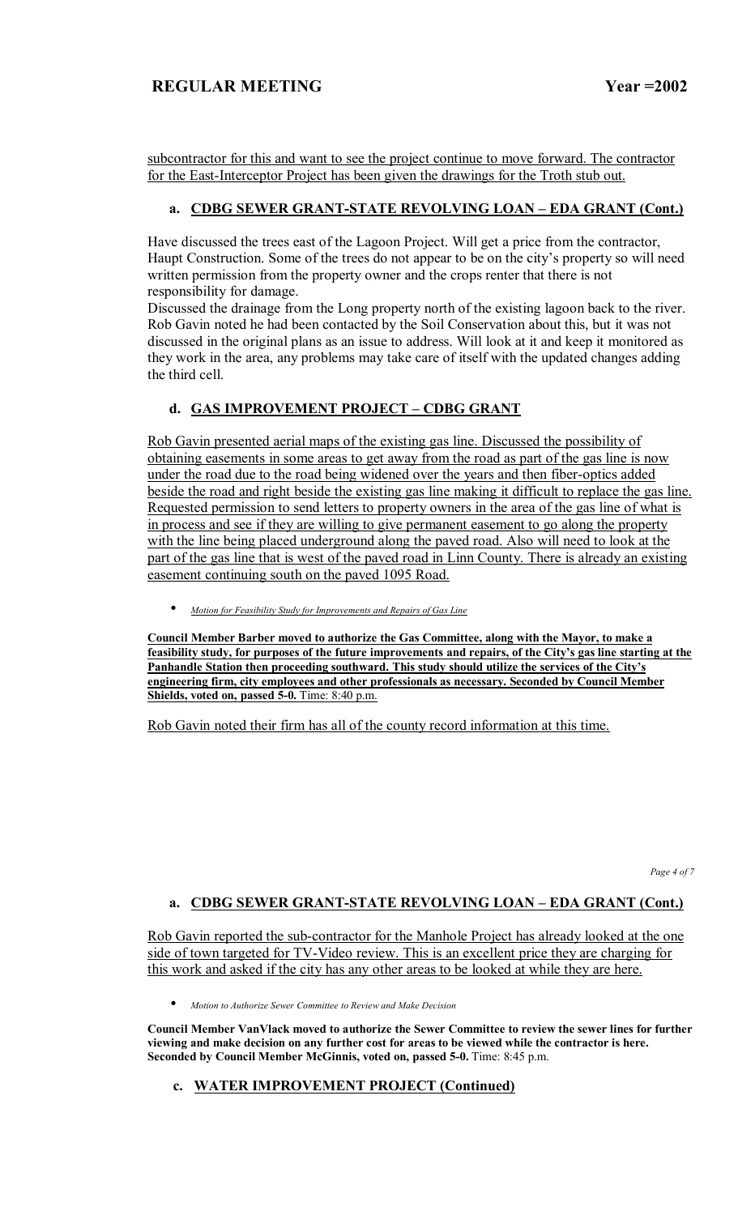subcontractor for this and want to see the project continue to move forward. The contractor for the East-Interceptor Project has been given the drawings for the Troth stub out.

### a. CDBG SEWER GRANT-STATE REVOLVING LOAN – EDA GRANT (Cont.)

Have discussed the trees east of the Lagoon Project. Will get a price from the contractor, Haupt Construction. Some of the trees do not appear to be on the city's property so will need written permission from the property owner and the crops renter that there is not responsibility for damage.
Discussed the drainage from the Long property north of the existing lagoon back to the river. Rob Gavin noted he had been contacted by the Soil Conservation about this, but it was not discussed in the original plans as an issue to address. Will look at it and keep it monitored as they work in the area, any problems may take care of itself with the updated changes adding the third cell.

### d. GAS IMPROVEMENT PROJECT – CDBG GRANT

Rob Gavin presented aerial maps of the existing gas line. Discussed the possibility of obtaining easements in some areas to get away from the road as part of the gas line is now under the road due to the road being widened over the years and then fiber-optics added beside the road and right beside the existing gas line making it difficult to replace the gas line. Requested permission to send letters to property owners in the area of the gas line of what is in process and see if they are willing to give permanent easement to go along the property with the line being placed underground along the paved road. Also will need to look at the part of the gas line that is west of the paved road in Linn County. There is already an existing easement continuing south on the paved 1095 Road.

- *Motion for Feasibility Study for Improvements and Repairs of Gas Line*

**Council Member Barber moved to authorize the Gas Committee, along with the Mayor, to make a feasibility study, for purposes of the future improvements and repairs, of the City's gas line starting at the Panhandle Station then proceeding southward. This study should utilize the services of the City's engineering firm, city employees and other professionals as necessary. Seconded by Council Member Shields, voted on, passed 5-0.** Time: 8:40 p.m.

Rob Gavin noted their firm has all of the county record information at this time.

### a. CDBG SEWER GRANT-STATE REVOLVING LOAN – EDA GRANT (Cont.)

Rob Gavin reported the sub-contractor for the Manhole Project has already looked at the one side of town targeted for TV-Video review. This is an excellent price they are charging for this work and asked if the city has any other areas to be looked at while they are here.

- *Motion to Authorize Sewer Committee to Review and Make Decision*

**Council Member VanVlack moved to authorize the Sewer Committee to review the sewer lines for further viewing and make decision on any further cost for areas to be viewed while the contractor is here. Seconded by Council Member McGinnis, voted on, passed 5-0.** Time: 8:45 p.m.

### c. WATER IMPROVEMENT PROJECT (Continued)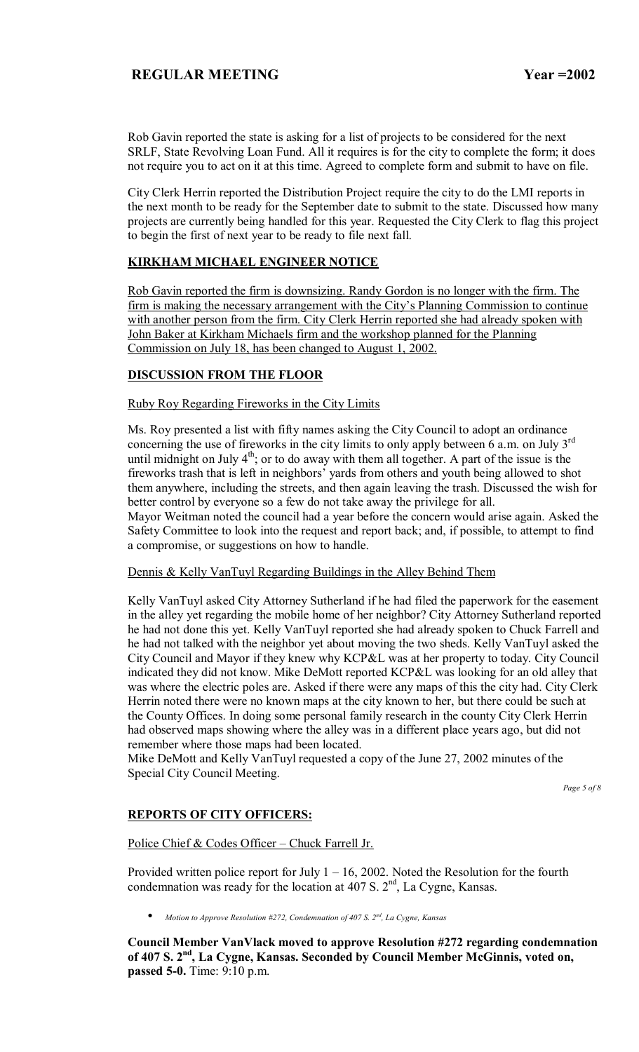Rob Gavin reported the state is asking for a list of projects to be considered for the next SRLF, State Revolving Loan Fund. All it requires is for the city to complete the form; it does not require you to act on it at this time. Agreed to complete form and submit to have on file.

City Clerk Herrin reported the Distribution Project require the city to do the LMI reports in the next month to be ready for the September date to submit to the state. Discussed how many projects are currently being handled for this year. Requested the City Clerk to flag this project to begin the first of next year to be ready to file next fall.

## KIRKHAM MICHAEL ENGINEER NOTICE

Rob Gavin reported the firm is downsizing. Randy Gordon is no longer with the firm. The firm is making the necessary arrangement with the City's Planning Commission to continue with another person from the firm. City Clerk Herrin reported she had already spoken with John Baker at Kirkham Michaels firm and the workshop planned for the Planning Commission on July 18, has been changed to August 1, 2002.

## DISCUSSION FROM THE FLOOR

Ruby Roy Regarding Fireworks in the City Limits

Ms. Roy presented a list with fifty names asking the City Council to adopt an ordinance concerning the use of fireworks in the city limits to only apply between 6 a.m. on July 3rd until midnight on July 4th; or to do away with them all together. A part of the issue is the fireworks trash that is left in neighbors' yards from others and youth being allowed to shot them anywhere, including the streets, and then again leaving the trash. Discussed the wish for better control by everyone so a few do not take away the privilege for all.
Mayor Weitman noted the council had a year before the concern would arise again. Asked the Safety Committee to look into the request and report back; and, if possible, to attempt to find a compromise, or suggestions on how to handle.

Dennis & Kelly VanTuyl Regarding Buildings in the Alley Behind Them

Kelly VanTuyl asked City Attorney Sutherland if he had filed the paperwork for the easement in the alley yet regarding the mobile home of her neighbor? City Attorney Sutherland reported he had not done this yet. Kelly VanTuyl reported she had already spoken to Chuck Farrell and he had not talked with the neighbor yet about moving the two sheds. Kelly VanTuyl asked the City Council and Mayor if they knew why KCP&L was at her property to today. City Council indicated they did not know. Mike DeMott reported KCP&L was looking for an old alley that was where the electric poles are. Asked if there were any maps of this the city had. City Clerk Herrin noted there were no known maps at the city known to her, but there could be such at the County Offices. In doing some personal family research in the county City Clerk Herrin had observed maps showing where the alley was in a different place years ago, but did not remember where those maps had been located.
Mike DeMott and Kelly VanTuyl requested a copy of the June 27, 2002 minutes of the Special City Council Meeting.

## REPORTS OF CITY OFFICERS:

Police Chief & Codes Officer – Chuck Farrell Jr.

Provided written police report for July 1 – 16, 2002. Noted the Resolution for the fourth condemnation was ready for the location at 407 S. 2nd, La Cygne, Kansas.

- *Motion to Approve Resolution #272, Condemnation of 407 S. 2nd, La Cygne, Kansas*

**Council Member VanVlack moved to approve Resolution #272 regarding condemnation of 407 S. 2nd, La Cygne, Kansas. Seconded by Council Member McGinnis, voted on, passed 5-0.** Time: 9:10 p.m.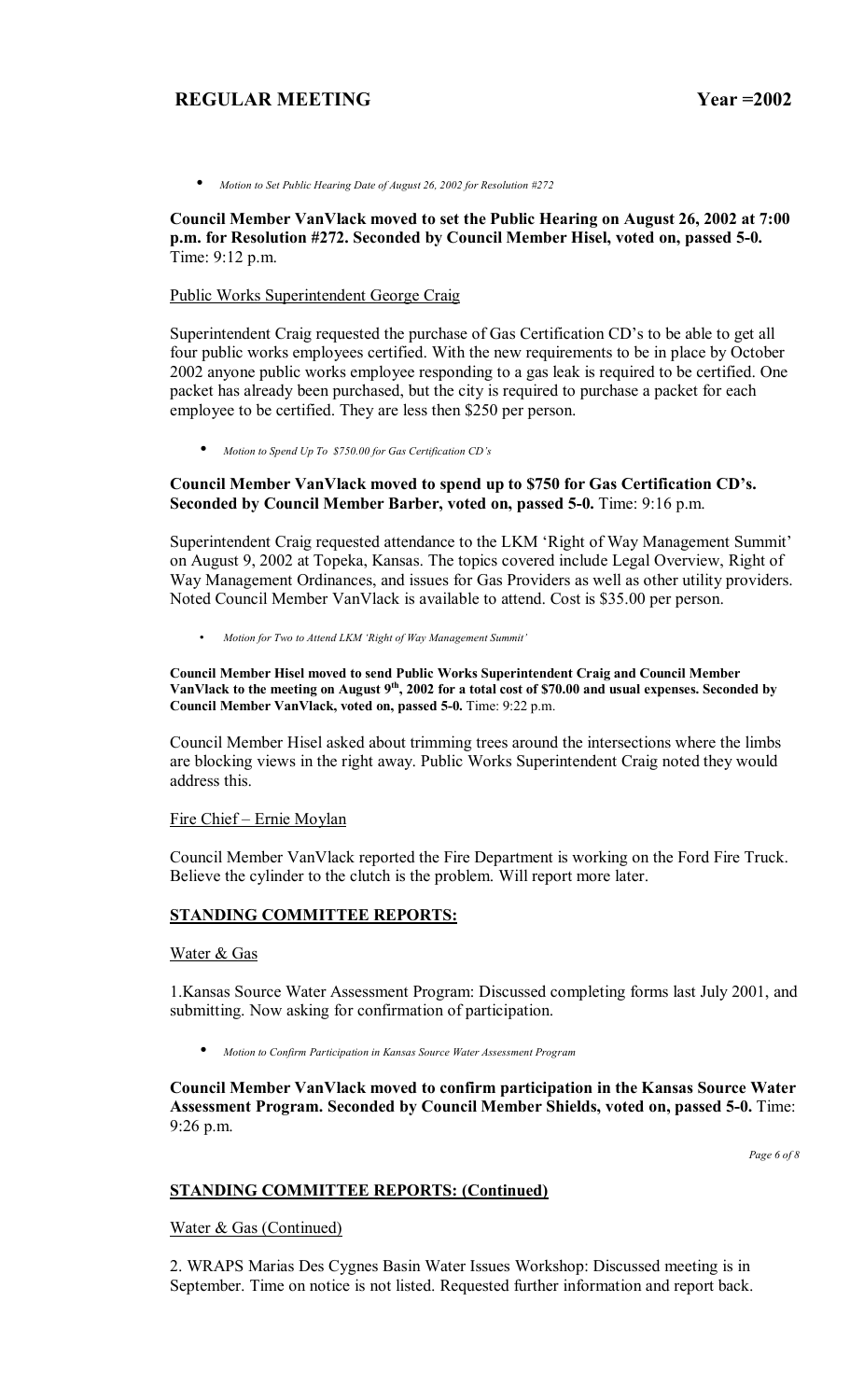- *Motion to Set Public Hearing Date of August 26, 2002 for Resolution #272*

**Council Member VanVlack moved to set the Public Hearing on August 26, 2002 at 7:00 p.m. for Resolution #272. Seconded by Council Member Hisel, voted on, passed 5-0.** Time: 9:12 p.m.

Public Works Superintendent George Craig

Superintendent Craig requested the purchase of Gas Certification CD's to be able to get all four public works employees certified. With the new requirements to be in place by October 2002 anyone public works employee responding to a gas leak is required to be certified. One packet has already been purchased, but the city is required to purchase a packet for each employee to be certified. They are less then $250 per person.

- *Motion to Spend Up To $750.00 for Gas Certification CD's*

**Council Member VanVlack moved to spend up to $750 for Gas Certification CD's. Seconded by Council Member Barber, voted on, passed 5-0.** Time: 9:16 p.m.

Superintendent Craig requested attendance to the LKM 'Right of Way Management Summit' on August 9, 2002 at Topeka, Kansas. The topics covered include Legal Overview, Right of Way Management Ordinances, and issues for Gas Providers as well as other utility providers. Noted Council Member VanVlack is available to attend. Cost is $35.00 per person.

- *Motion for Two to Attend LKM 'Right of Way Management Summit'*

**Council Member Hisel moved to send Public Works Superintendent Craig and Council Member VanVlack to the meeting on August 9th, 2002 for a total cost of $70.00 and usual expenses. Seconded by Council Member VanVlack, voted on, passed 5-0.** Time: 9:22 p.m.

Council Member Hisel asked about trimming trees around the intersections where the limbs are blocking views in the right away. Public Works Superintendent Craig noted they would address this.

Fire Chief – Ernie Moylan

Council Member VanVlack reported the Fire Department is working on the Ford Fire Truck. Believe the cylinder to the clutch is the problem. Will report more later.

## STANDING COMMITTEE REPORTS:

Water & Gas

1.Kansas Source Water Assessment Program: Discussed completing forms last July 2001, and submitting. Now asking for confirmation of participation.

- *Motion to Confirm Participation in Kansas Source Water Assessment Program*

**Council Member VanVlack moved to confirm participation in the Kansas Source Water Assessment Program. Seconded by Council Member Shields, voted on, passed 5-0.** Time: 9:26 p.m.

## STANDING COMMITTEE REPORTS: (Continued)

Water & Gas (Continued)

2. WRAPS Marias Des Cygnes Basin Water Issues Workshop: Discussed meeting is in September. Time on notice is not listed. Requested further information and report back.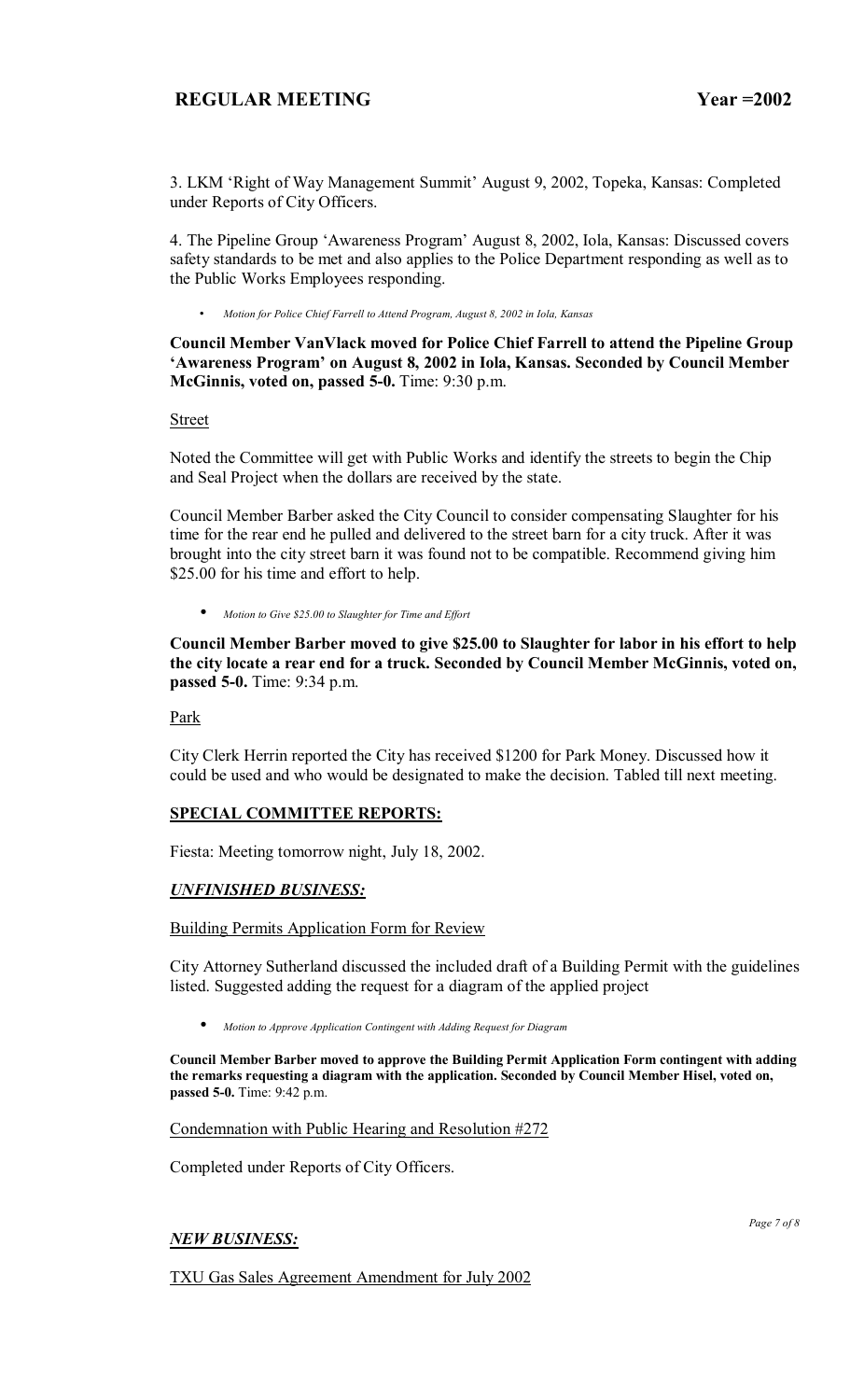3. LKM 'Right of Way Management Summit' August 9, 2002, Topeka, Kansas: Completed under Reports of City Officers.

4. The Pipeline Group 'Awareness Program' August 8, 2002, Iola, Kansas: Discussed covers safety standards to be met and also applies to the Police Department responding as well as to the Public Works Employees responding.

- *Motion for Police Chief Farrell to Attend Program, August 8, 2002 in Iola, Kansas*

**Council Member VanVlack moved for Police Chief Farrell to attend the Pipeline Group 'Awareness Program' on August 8, 2002 in Iola, Kansas. Seconded by Council Member McGinnis, voted on, passed 5-0.** Time: 9:30 p.m.

Street

Noted the Committee will get with Public Works and identify the streets to begin the Chip and Seal Project when the dollars are received by the state.

Council Member Barber asked the City Council to consider compensating Slaughter for his time for the rear end he pulled and delivered to the street barn for a city truck. After it was brought into the city street barn it was found not to be compatible. Recommend giving him $25.00 for his time and effort to help.

- *Motion to Give $25.00 to Slaughter for Time and Effort*

**Council Member Barber moved to give $25.00 to Slaughter for labor in his effort to help the city locate a rear end for a truck. Seconded by Council Member McGinnis, voted on, passed 5-0.** Time: 9:34 p.m.

Park

City Clerk Herrin reported the City has received $1200 for Park Money. Discussed how it could be used and who would be designated to make the decision. Tabled till next meeting.

## SPECIAL COMMITTEE REPORTS:

Fiesta: Meeting tomorrow night, July 18, 2002.

## *UNFINISHED BUSINESS:*

Building Permits Application Form for Review

City Attorney Sutherland discussed the included draft of a Building Permit with the guidelines listed. Suggested adding the request for a diagram of the applied project

- *Motion to Approve Application Contingent with Adding Request for Diagram*

**Council Member Barber moved to approve the Building Permit Application Form contingent with adding the remarks requesting a diagram with the application. Seconded by Council Member Hisel, voted on, passed 5-0.** Time: 9:42 p.m.

Condemnation with Public Hearing and Resolution #272

Completed under Reports of City Officers.

## *NEW BUSINESS:*

TXU Gas Sales Agreement Amendment for July 2002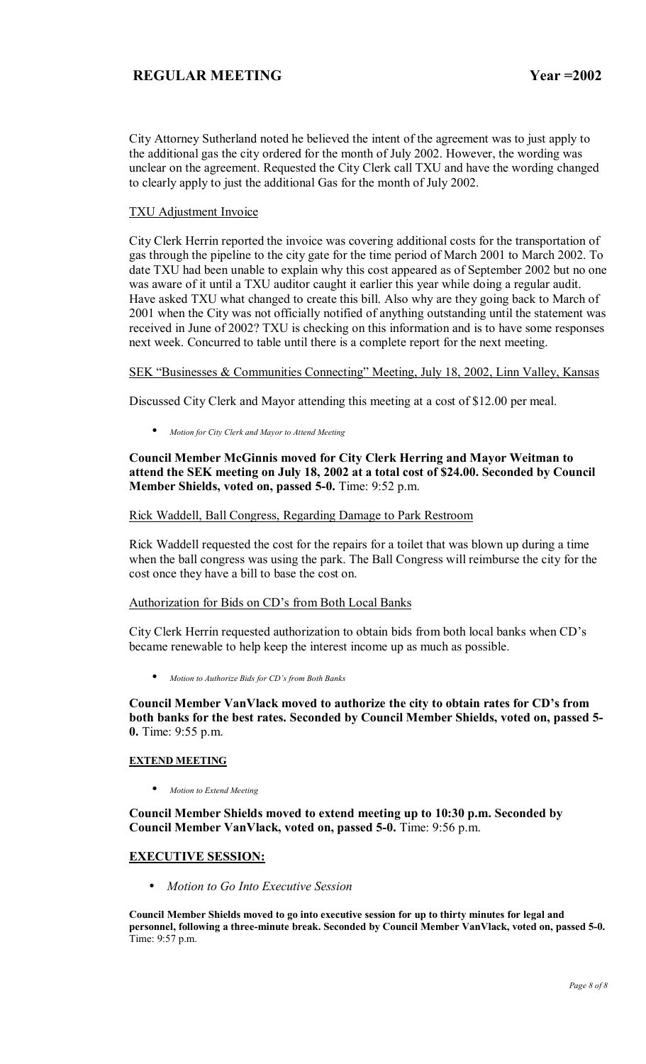City Attorney Sutherland noted he believed the intent of the agreement was to just apply to the additional gas the city ordered for the month of July 2002. However, the wording was unclear on the agreement. Requested the City Clerk call TXU and have the wording changed to clearly apply to just the additional Gas for the month of July 2002.

TXU Adjustment Invoice

City Clerk Herrin reported the invoice was covering additional costs for the transportation of gas through the pipeline to the city gate for the time period of March 2001 to March 2002. To date TXU had been unable to explain why this cost appeared as of September 2002 but no one was aware of it until a TXU auditor caught it earlier this year while doing a regular audit. Have asked TXU what changed to create this bill. Also why are they going back to March of 2001 when the City was not officially notified of anything outstanding until the statement was received in June of 2002? TXU is checking on this information and is to have some responses next week. Concurred to table until there is a complete report for the next meeting.

SEK "Businesses & Communities Connecting" Meeting, July 18, 2002, Linn Valley, Kansas

Discussed City Clerk and Mayor attending this meeting at a cost of $12.00 per meal.

- *Motion for City Clerk and Mayor to Attend Meeting*

**Council Member McGinnis moved for City Clerk Herring and Mayor Weitman to attend the SEK meeting on July 18, 2002 at a total cost of $24.00. Seconded by Council Member Shields, voted on, passed 5-0.** Time: 9:52 p.m.

Rick Waddell, Ball Congress, Regarding Damage to Park Restroom

Rick Waddell requested the cost for the repairs for a toilet that was blown up during a time when the ball congress was using the park. The Ball Congress will reimburse the city for the cost once they have a bill to base the cost on.

Authorization for Bids on CD's from Both Local Banks

City Clerk Herrin requested authorization to obtain bids from both local banks when CD's became renewable to help keep the interest income up as much as possible.

- *Motion to Authorize Bids for CD's from Both Banks*

**Council Member VanVlack moved to authorize the city to obtain rates for CD's from both banks for the best rates. Seconded by Council Member Shields, voted on, passed 5-0.** Time: 9:55 p.m.

**EXTEND MEETING**

- *Motion to Extend Meeting*

**Council Member Shields moved to extend meeting up to 10:30 p.m. Seconded by Council Member VanVlack, voted on, passed 5-0.** Time: 9:56 p.m.

**EXECUTIVE SESSION:**

- *Motion to Go Into Executive Session*

**Council Member Shields moved to go into executive session for up to thirty minutes for legal and personnel, following a three-minute break. Seconded by Council Member VanVlack, voted on, passed 5-0.** Time: 9:57 p.m.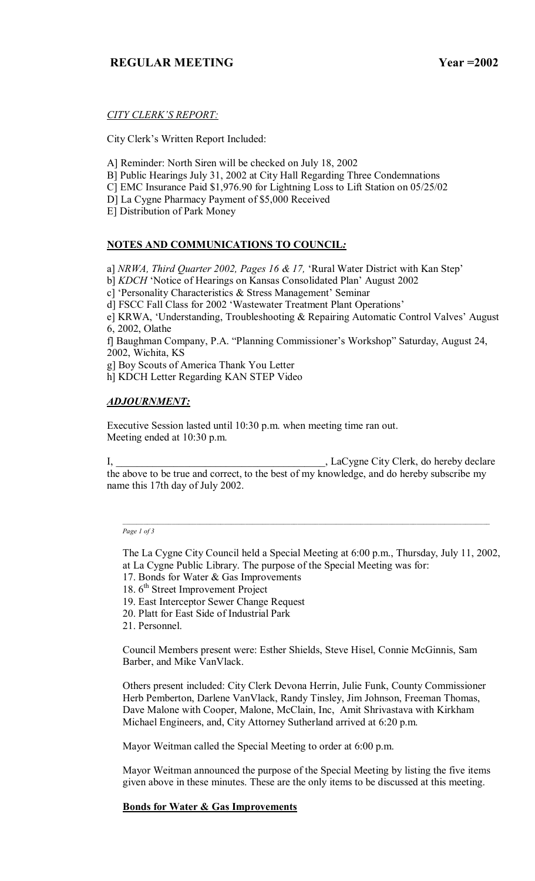*CITY CLERK'S REPORT:*

City Clerk's Written Report Included:

A] Reminder: North Siren will be checked on July 18, 2002
B] Public Hearings July 31, 2002 at City Hall Regarding Three Condemnations
C] EMC Insurance Paid $1,976.90 for Lightning Loss to Lift Station on 05/25/02
D] La Cygne Pharmacy Payment of $5,000 Received
E] Distribution of Park Money

**NOTES AND COMMUNICATIONS TO COUNCIL:**

a] *NRWA, Third Quarter 2002, Pages 16 & 17,* 'Rural Water District with Kan Step'
b] *KDCH* 'Notice of Hearings on Kansas Consolidated Plan' August 2002
c] 'Personality Characteristics & Stress Management' Seminar
d] FSCC Fall Class for 2002 'Wastewater Treatment Plant Operations'
e] KRWA, 'Understanding, Troubleshooting & Repairing Automatic Control Valves' August 6, 2002, Olathe
f] Baughman Company, P.A. "Planning Commissioner's Workshop" Saturday, August 24, 2002, Wichita, KS
g] Boy Scouts of America Thank You Letter
h] KDCH Letter Regarding KAN STEP Video

***ADJOURNMENT:***

Executive Session lasted until 10:30 p.m. when meeting time ran out.
Meeting ended at 10:30 p.m.

I, ________________________________________, LaCygne City Clerk, do hereby declare the above to be true and correct, to the best of my knowledge, and do hereby subscribe my name this 17th day of July 2002.

---

The La Cygne City Council held a Special Meeting at 6:00 p.m., Thursday, July 11, 2002, at La Cygne Public Library. The purpose of the Special Meeting was for:

17. Bonds for Water & Gas Improvements
18. 6th Street Improvement Project
19. East Interceptor Sewer Change Request
20. Platt for East Side of Industrial Park
21. Personnel.

Council Members present were: Esther Shields, Steve Hisel, Connie McGinnis, Sam Barber, and Mike VanVlack.

Others present included: City Clerk Devona Herrin, Julie Funk, County Commissioner Herb Pemberton, Darlene VanVlack, Randy Tinsley, Jim Johnson, Freeman Thomas, Dave Malone with Cooper, Malone, McClain, Inc, Amit Shrivastava with Kirkham Michael Engineers, and, City Attorney Sutherland arrived at 6:20 p.m.

Mayor Weitman called the Special Meeting to order at 6:00 p.m.

Mayor Weitman announced the purpose of the Special Meeting by listing the five items given above in these minutes. These are the only items to be discussed at this meeting.

**Bonds for Water & Gas Improvements**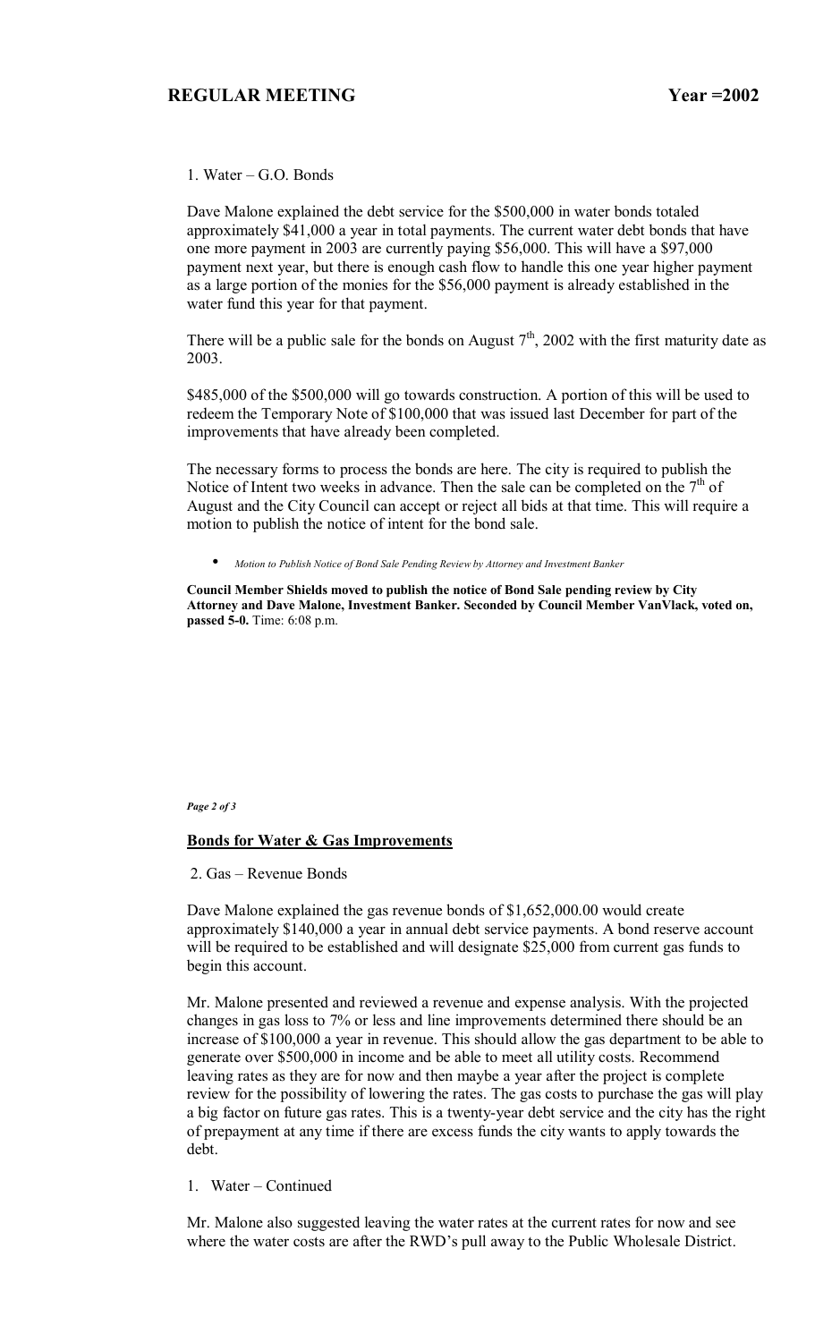1. Water – G.O. Bonds

Dave Malone explained the debt service for the $500,000 in water bonds totaled approximately $41,000 a year in total payments. The current water debt bonds that have one more payment in 2003 are currently paying $56,000. This will have a $97,000 payment next year, but there is enough cash flow to handle this one year higher payment as a large portion of the monies for the $56,000 payment is already established in the water fund this year for that payment.

There will be a public sale for the bonds on August 7th, 2002 with the first maturity date as 2003.

$485,000 of the $500,000 will go towards construction. A portion of this will be used to redeem the Temporary Note of $100,000 that was issued last December for part of the improvements that have already been completed.

The necessary forms to process the bonds are here. The city is required to publish the Notice of Intent two weeks in advance. Then the sale can be completed on the 7th of August and the City Council can accept or reject all bids at that time. This will require a motion to publish the notice of intent for the bond sale.

- *Motion to Publish Notice of Bond Sale Pending Review by Attorney and Investment Banker*

**Council Member Shields moved to publish the notice of Bond Sale pending review by City Attorney and Dave Malone, Investment Banker. Seconded by Council Member VanVlack, voted on, passed 5-0.** Time: 6:08 p.m.

**Bonds for Water & Gas Improvements**

2. Gas – Revenue Bonds

Dave Malone explained the gas revenue bonds of $1,652,000.00 would create approximately $140,000 a year in annual debt service payments. A bond reserve account will be required to be established and will designate $25,000 from current gas funds to begin this account.

Mr. Malone presented and reviewed a revenue and expense analysis. With the projected changes in gas loss to 7% or less and line improvements determined there should be an increase of $100,000 a year in revenue. This should allow the gas department to be able to generate over $500,000 in income and be able to meet all utility costs. Recommend leaving rates as they are for now and then maybe a year after the project is complete review for the possibility of lowering the rates. The gas costs to purchase the gas will play a big factor on future gas rates. This is a twenty-year debt service and the city has the right of prepayment at any time if there are excess funds the city wants to apply towards the debt.

1. Water – Continued

Mr. Malone also suggested leaving the water rates at the current rates for now and see where the water costs are after the RWD's pull away to the Public Wholesale District.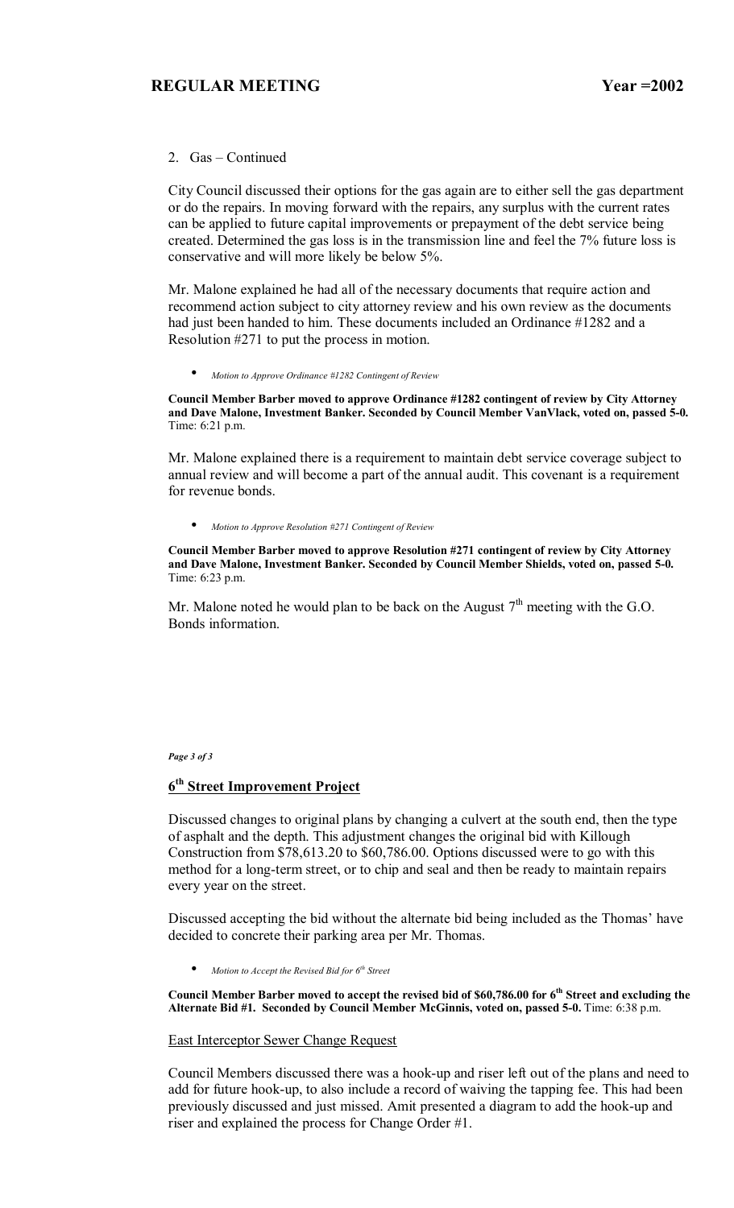2. Gas – Continued

City Council discussed their options for the gas again are to either sell the gas department or do the repairs. In moving forward with the repairs, any surplus with the current rates can be applied to future capital improvements or prepayment of the debt service being created. Determined the gas loss is in the transmission line and feel the 7% future loss is conservative and will more likely be below 5%.

Mr. Malone explained he had all of the necessary documents that require action and recommend action subject to city attorney review and his own review as the documents had just been handed to him. These documents included an Ordinance #1282 and a Resolution #271 to put the process in motion.

- *Motion to Approve Ordinance #1282 Contingent of Review*

**Council Member Barber moved to approve Ordinance #1282 contingent of review by City Attorney and Dave Malone, Investment Banker. Seconded by Council Member VanVlack, voted on, passed 5-0.** Time: 6:21 p.m.

Mr. Malone explained there is a requirement to maintain debt service coverage subject to annual review and will become a part of the annual audit. This covenant is a requirement for revenue bonds.

- *Motion to Approve Resolution #271 Contingent of Review*

**Council Member Barber moved to approve Resolution #271 contingent of review by City Attorney and Dave Malone, Investment Banker. Seconded by Council Member Shields, voted on, passed 5-0.** Time: 6:23 p.m.

Mr. Malone noted he would plan to be back on the August 7th meeting with the G.O. Bonds information.

## 6th Street Improvement Project

Discussed changes to original plans by changing a culvert at the south end, then the type of asphalt and the depth. This adjustment changes the original bid with Killough Construction from $78,613.20 to $60,786.00. Options discussed were to go with this method for a long-term street, or to chip and seal and then be ready to maintain repairs every year on the street.

Discussed accepting the bid without the alternate bid being included as the Thomas' have decided to concrete their parking area per Mr. Thomas.

- *Motion to Accept the Revised Bid for 6th Street*

**Council Member Barber moved to accept the revised bid of $60,786.00 for 6th Street and excluding the Alternate Bid #1. Seconded by Council Member McGinnis, voted on, passed 5-0.** Time: 6:38 p.m.

East Interceptor Sewer Change Request

Council Members discussed there was a hook-up and riser left out of the plans and need to add for future hook-up, to also include a record of waiving the tapping fee. This had been previously discussed and just missed. Amit presented a diagram to add the hook-up and riser and explained the process for Change Order #1.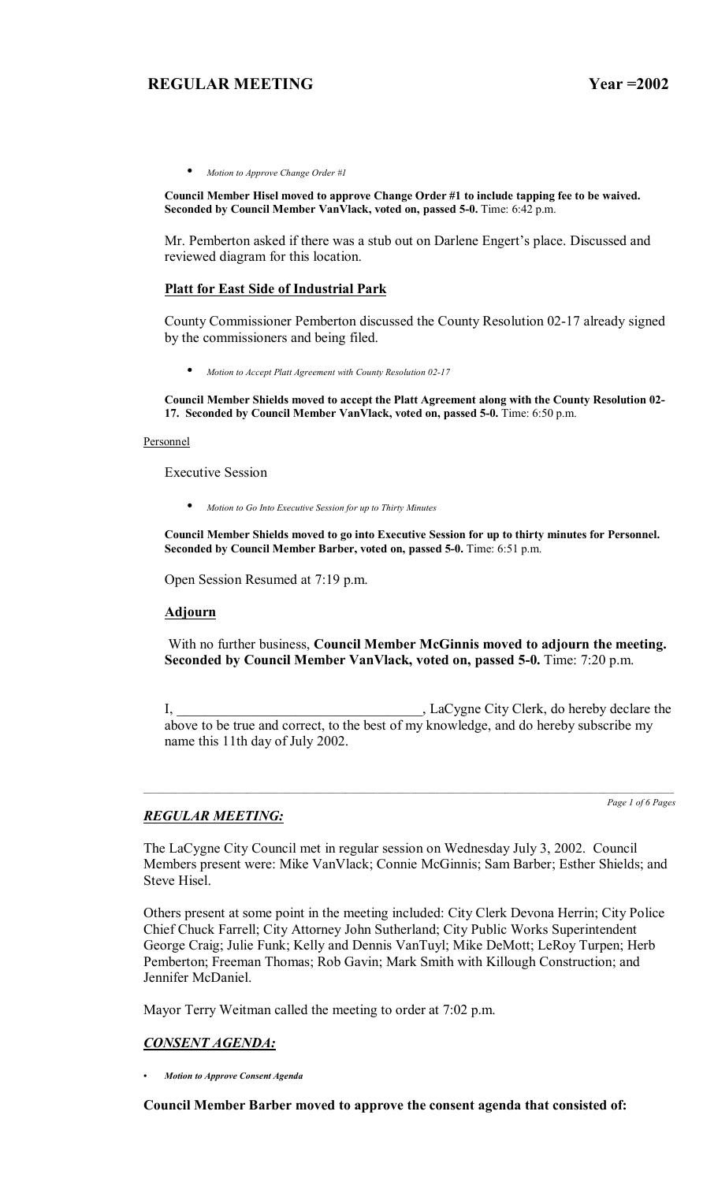* *Motion to Approve Change Order #1*

**Council Member Hisel moved to approve Change Order #1 to include tapping fee to be waived. Seconded by Council Member VanVlack, voted on, passed 5-0.** Time: 6:42 p.m.

Mr. Pemberton asked if there was a stub out on Darlene Engert's place. Discussed and reviewed diagram for this location.

**Platt for East Side of Industrial Park**

County Commissioner Pemberton discussed the County Resolution 02-17 already signed by the commissioners and being filed.

* *Motion to Accept Platt Agreement with County Resolution 02-17*

**Council Member Shields moved to accept the Platt Agreement along with the County Resolution 02-17. Seconded by Council Member VanVlack, voted on, passed 5-0.** Time: 6:50 p.m.

Personnel

Executive Session

* *Motion to Go Into Executive Session for up to Thirty Minutes*

**Council Member Shields moved to go into Executive Session for up to thirty minutes for Personnel. Seconded by Council Member Barber, voted on, passed 5-0.** Time: 6:51 p.m.

Open Session Resumed at 7:19 p.m.

**Adjourn**

With no further business, **Council Member McGinnis moved to adjourn the meeting. Seconded by Council Member VanVlack, voted on, passed 5-0.** Time: 7:20 p.m.

I, ___________________________________, LaCygne City Clerk, do hereby declare the above to be true and correct, to the best of my knowledge, and do hereby subscribe my name this 11th day of July 2002.

---

## *REGULAR MEETING:*

The LaCygne City Council met in regular session on Wednesday July 3, 2002. Council Members present were: Mike VanVlack; Connie McGinnis; Sam Barber; Esther Shields; and Steve Hisel.

Others present at some point in the meeting included: City Clerk Devona Herrin; City Police Chief Chuck Farrell; City Attorney John Sutherland; City Public Works Superintendent George Craig; Julie Funk; Kelly and Dennis VanTuyl; Mike DeMott; LeRoy Turpen; Herb Pemberton; Freeman Thomas; Rob Gavin; Mark Smith with Killough Construction; and Jennifer McDaniel.

Mayor Terry Weitman called the meeting to order at 7:02 p.m.

## *CONSENT AGENDA:*

* ***Motion to Approve Consent Agenda***

**Council Member Barber moved to approve the consent agenda that consisted of:**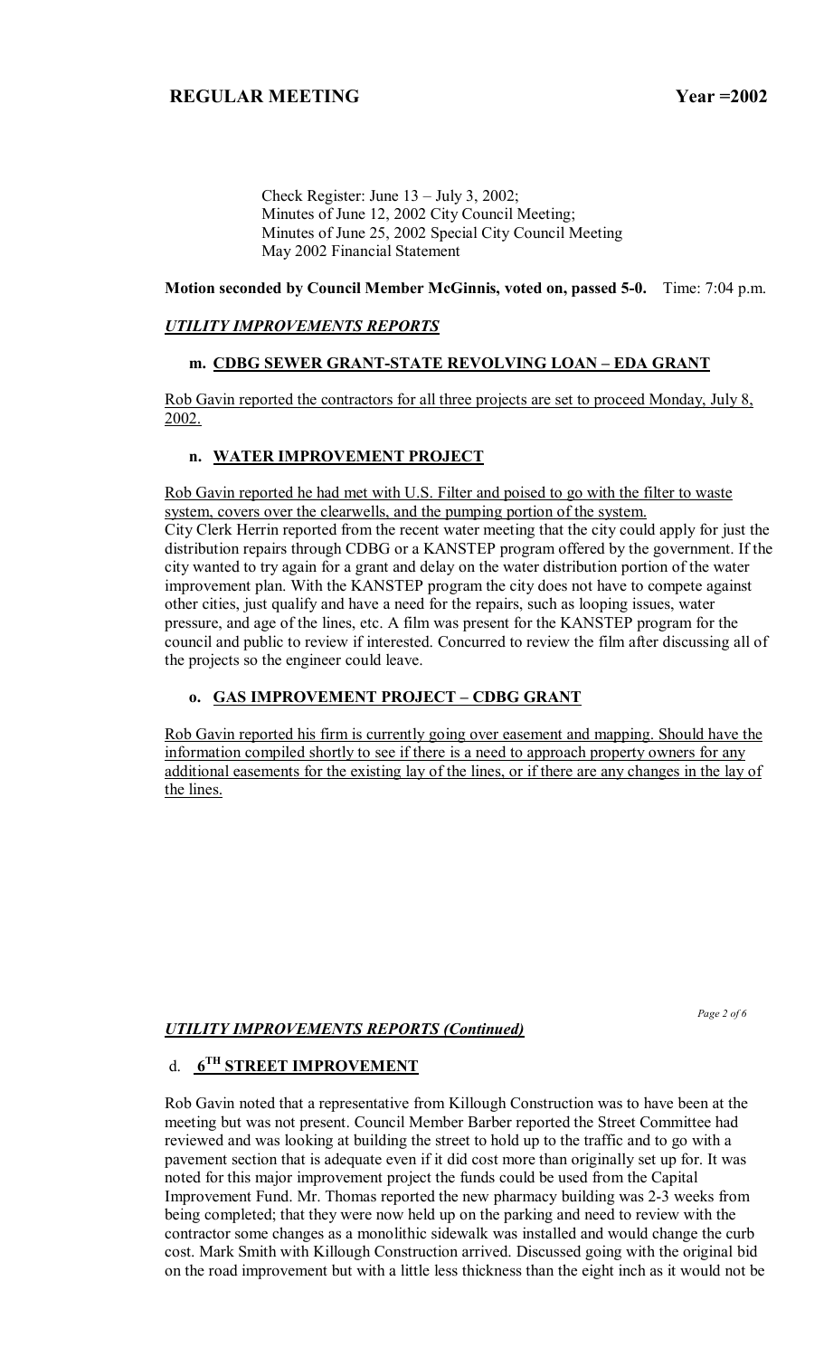Check Register: June 13 – July 3, 2002;
Minutes of June 12, 2002 City Council Meeting;
Minutes of June 25, 2002 Special City Council Meeting
May 2002 Financial Statement

**Motion seconded by Council Member McGinnis, voted on, passed 5-0.** Time: 7:04 p.m.

***UTILITY IMPROVEMENTS REPORTS***

**m. CDBG SEWER GRANT-STATE REVOLVING LOAN – EDA GRANT**

Rob Gavin reported the contractors for all three projects are set to proceed Monday, July 8, 2002.

**n. WATER IMPROVEMENT PROJECT**

Rob Gavin reported he had met with U.S. Filter and poised to go with the filter to waste system, covers over the clearwells, and the pumping portion of the system.
City Clerk Herrin reported from the recent water meeting that the city could apply for just the distribution repairs through CDBG or a KANSTEP program offered by the government. If the city wanted to try again for a grant and delay on the water distribution portion of the water improvement plan. With the KANSTEP program the city does not have to compete against other cities, just qualify and have a need for the repairs, such as looping issues, water pressure, and age of the lines, etc. A film was present for the KANSTEP program for the council and public to review if interested. Concurred to review the film after discussing all of the projects so the engineer could leave.

**o. GAS IMPROVEMENT PROJECT – CDBG GRANT**

Rob Gavin reported his firm is currently going over easement and mapping. Should have the information compiled shortly to see if there is a need to approach property owners for any additional easements for the existing lay of the lines, or if there are any changes in the lay of the lines.

***UTILITY IMPROVEMENTS REPORTS (Continued)***

d. **6TH STREET IMPROVEMENT**

Rob Gavin noted that a representative from Killough Construction was to have been at the meeting but was not present. Council Member Barber reported the Street Committee had reviewed and was looking at building the street to hold up to the traffic and to go with a pavement section that is adequate even if it did cost more than originally set up for. It was noted for this major improvement project the funds could be used from the Capital Improvement Fund. Mr. Thomas reported the new pharmacy building was 2-3 weeks from being completed; that they were now held up on the parking and need to review with the contractor some changes as a monolithic sidewalk was installed and would change the curb cost. Mark Smith with Killough Construction arrived. Discussed going with the original bid on the road improvement but with a little less thickness than the eight inch as it would not be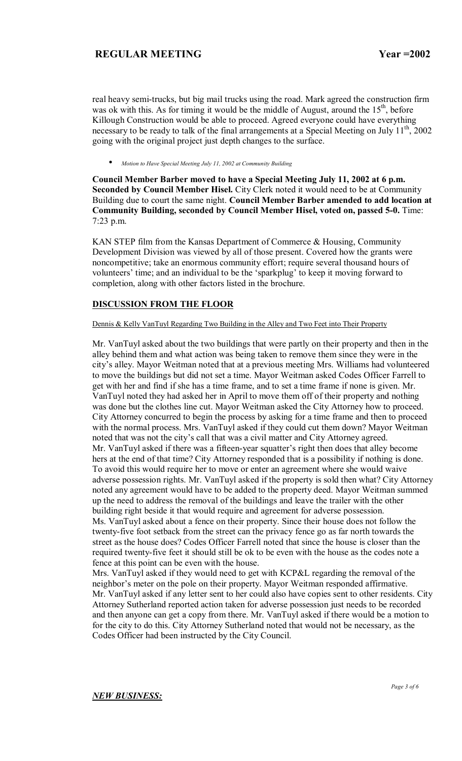real heavy semi-trucks, but big mail trucks using the road. Mark agreed the construction firm was ok with this. As for timing it would be the middle of August, around the 15th, before Killough Construction would be able to proceed. Agreed everyone could have everything necessary to be ready to talk of the final arrangements at a Special Meeting on July 11th, 2002 going with the original project just depth changes to the surface.

- *Motion to Have Special Meeting July 11, 2002 at Community Building*

**Council Member Barber moved to have a Special Meeting July 11, 2002 at 6 p.m. Seconded by Council Member Hisel.** City Clerk noted it would need to be at Community Building due to court the same night. **Council Member Barber amended to add location at Community Building, seconded by Council Member Hisel, voted on, passed 5-0.** Time: 7:23 p.m.

KAN STEP film from the Kansas Department of Commerce & Housing, Community Development Division was viewed by all of those present. Covered how the grants were noncompetitive; take an enormous community effort; require several thousand hours of volunteers' time; and an individual to be the 'sparkplug' to keep it moving forward to completion, along with other factors listed in the brochure.

## DISCUSSION FROM THE FLOOR

Dennis & Kelly VanTuyl Regarding Two Building in the Alley and Two Feet into Their Property

Mr. VanTuyl asked about the two buildings that were partly on their property and then in the alley behind them and what action was being taken to remove them since they were in the city's alley. Mayor Weitman noted that at a previous meeting Mrs. Williams had volunteered to move the buildings but did not set a time. Mayor Weitman asked Codes Officer Farrell to get with her and find if she has a time frame, and to set a time frame if none is given. Mr. VanTuyl noted they had asked her in April to move them off of their property and nothing was done but the clothes line cut. Mayor Weitman asked the City Attorney how to proceed. City Attorney concurred to begin the process by asking for a time frame and then to proceed with the normal process. Mrs. VanTuyl asked if they could cut them down? Mayor Weitman noted that was not the city's call that was a civil matter and City Attorney agreed. Mr. VanTuyl asked if there was a fifteen-year squatter's right then does that alley become hers at the end of that time? City Attorney responded that is a possibility if nothing is done. To avoid this would require her to move or enter an agreement where she would waive adverse possession rights. Mr. VanTuyl asked if the property is sold then what? City Attorney noted any agreement would have to be added to the property deed. Mayor Weitman summed up the need to address the removal of the buildings and leave the trailer with the other building right beside it that would require and agreement for adverse possession.
Ms. VanTuyl asked about a fence on their property. Since their house does not follow the twenty-five foot setback from the street can the privacy fence go as far north towards the street as the house does? Codes Officer Farrell noted that since the house is closer than the required twenty-five feet it should still be ok to be even with the house as the codes note a fence at this point can be even with the house.
Mrs. VanTuyl asked if they would need to get with KCP&L regarding the removal of the neighbor's meter on the pole on their property. Mayor Weitman responded affirmative.
Mr. VanTuyl asked if any letter sent to her could also have copies sent to other residents. City Attorney Sutherland reported action taken for adverse possession just needs to be recorded and then anyone can get a copy from there. Mr. VanTuyl asked if there would be a motion to for the city to do this. City Attorney Sutherland noted that would not be necessary, as the Codes Officer had been instructed by the City Council.

***NEW BUSINESS:***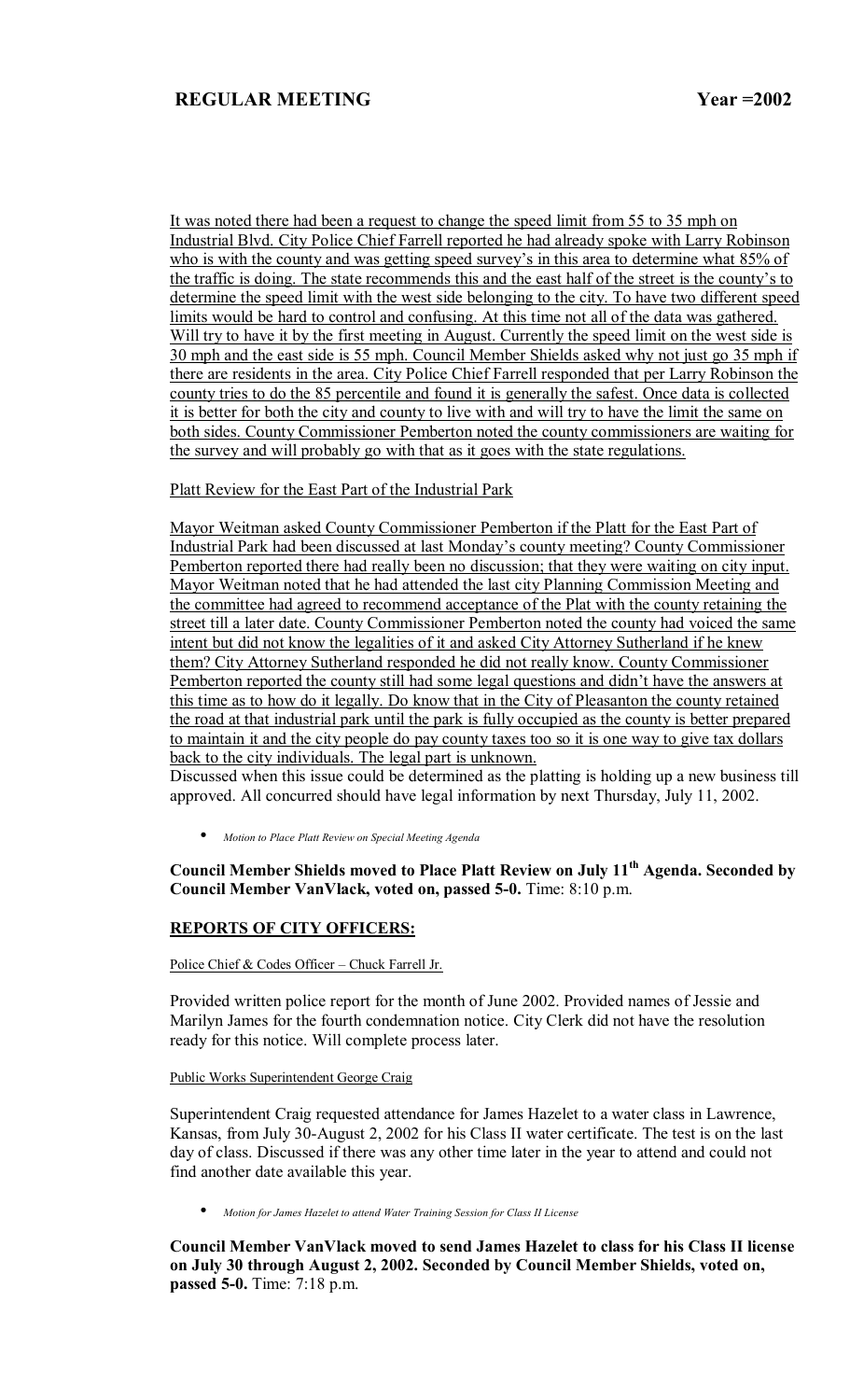It was noted there had been a request to change the speed limit from 55 to 35 mph on Industrial Blvd. City Police Chief Farrell reported he had already spoke with Larry Robinson who is with the county and was getting speed survey's in this area to determine what 85% of the traffic is doing. The state recommends this and the east half of the street is the county's to determine the speed limit with the west side belonging to the city. To have two different speed limits would be hard to control and confusing. At this time not all of the data was gathered. Will try to have it by the first meeting in August. Currently the speed limit on the west side is 30 mph and the east side is 55 mph. Council Member Shields asked why not just go 35 mph if there are residents in the area. City Police Chief Farrell responded that per Larry Robinson the county tries to do the 85 percentile and found it is generally the safest. Once data is collected it is better for both the city and county to live with and will try to have the limit the same on both sides. County Commissioner Pemberton noted the county commissioners are waiting for the survey and will probably go with that as it goes with the state regulations.

Platt Review for the East Part of the Industrial Park

Mayor Weitman asked County Commissioner Pemberton if the Platt for the East Part of Industrial Park had been discussed at last Monday's county meeting? County Commissioner Pemberton reported there had really been no discussion; that they were waiting on city input. Mayor Weitman noted that he had attended the last city Planning Commission Meeting and the committee had agreed to recommend acceptance of the Plat with the county retaining the street till a later date. County Commissioner Pemberton noted the county had voiced the same intent but did not know the legalities of it and asked City Attorney Sutherland if he knew them? City Attorney Sutherland responded he did not really know. County Commissioner Pemberton reported the county still had some legal questions and didn't have the answers at this time as to how do it legally. Do know that in the City of Pleasanton the county retained the road at that industrial park until the park is fully occupied as the county is better prepared to maintain it and the city people do pay county taxes too so it is one way to give tax dollars back to the city individuals. The legal part is unknown.
Discussed when this issue could be determined as the platting is holding up a new business till approved. All concurred should have legal information by next Thursday, July 11, 2002.

- *Motion to Place Platt Review on Special Meeting Agenda*

**Council Member Shields moved to Place Platt Review on July 11th Agenda. Seconded by Council Member VanVlack, voted on, passed 5-0.** Time: 8:10 p.m.

## REPORTS OF CITY OFFICERS:

Police Chief & Codes Officer – Chuck Farrell Jr.

Provided written police report for the month of June 2002. Provided names of Jessie and Marilyn James for the fourth condemnation notice. City Clerk did not have the resolution ready for this notice. Will complete process later.

Public Works Superintendent George Craig

Superintendent Craig requested attendance for James Hazelet to a water class in Lawrence, Kansas, from July 30-August 2, 2002 for his Class II water certificate. The test is on the last day of class. Discussed if there was any other time later in the year to attend and could not find another date available this year.

- *Motion for James Hazelet to attend Water Training Session for Class II License*

**Council Member VanVlack moved to send James Hazelet to class for his Class II license on July 30 through August 2, 2002. Seconded by Council Member Shields, voted on, passed 5-0.** Time: 7:18 p.m.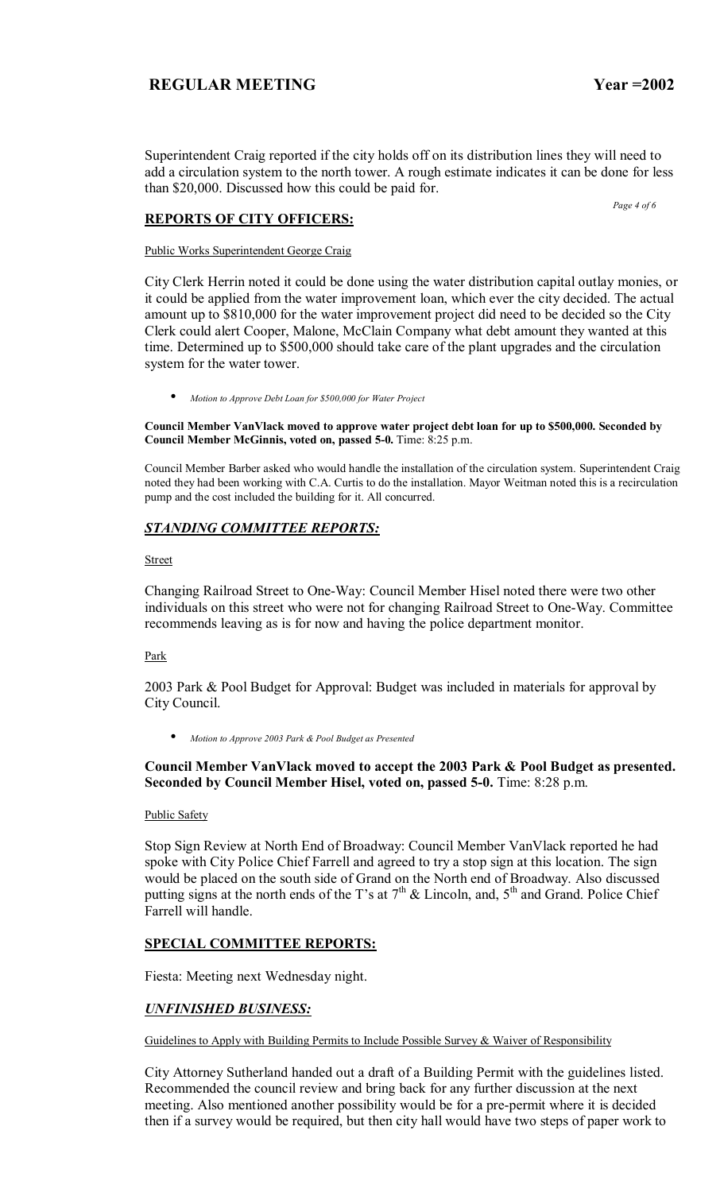Superintendent Craig reported if the city holds off on its distribution lines they will need to add a circulation system to the north tower. A rough estimate indicates it can be done for less than $20,000. Discussed how this could be paid for.

## REPORTS OF CITY OFFICERS:

Public Works Superintendent George Craig

City Clerk Herrin noted it could be done using the water distribution capital outlay monies, or it could be applied from the water improvement loan, which ever the city decided. The actual amount up to $810,000 for the water improvement project did need to be decided so the City Clerk could alert Cooper, Malone, McClain Company what debt amount they wanted at this time. Determined up to $500,000 should take care of the plant upgrades and the circulation system for the water tower.

- *Motion to Approve Debt Loan for $500,000 for Water Project*

**Council Member VanVlack moved to approve water project debt loan for up to $500,000. Seconded by Council Member McGinnis, voted on, passed 5-0.** Time: 8:25 p.m.

Council Member Barber asked who would handle the installation of the circulation system. Superintendent Craig noted they had been working with C.A. Curtis to do the installation. Mayor Weitman noted this is a recirculation pump and the cost included the building for it. All concurred.

## *STANDING COMMITTEE REPORTS:*

Street

Changing Railroad Street to One-Way: Council Member Hisel noted there were two other individuals on this street who were not for changing Railroad Street to One-Way. Committee recommends leaving as is for now and having the police department monitor.

Park

2003 Park & Pool Budget for Approval: Budget was included in materials for approval by City Council.

- *Motion to Approve 2003 Park & Pool Budget as Presented*

**Council Member VanVlack moved to accept the 2003 Park & Pool Budget as presented. Seconded by Council Member Hisel, voted on, passed 5-0.** Time: 8:28 p.m.

Public Safety

Stop Sign Review at North End of Broadway: Council Member VanVlack reported he had spoke with City Police Chief Farrell and agreed to try a stop sign at this location. The sign would be placed on the south side of Grand on the North end of Broadway. Also discussed putting signs at the north ends of the T's at 7th & Lincoln, and, 5th and Grand. Police Chief Farrell will handle.

## SPECIAL COMMITTEE REPORTS:

Fiesta: Meeting next Wednesday night.

## *UNFINISHED BUSINESS:*

Guidelines to Apply with Building Permits to Include Possible Survey & Waiver of Responsibility

City Attorney Sutherland handed out a draft of a Building Permit with the guidelines listed. Recommended the council review and bring back for any further discussion at the next meeting. Also mentioned another possibility would be for a pre-permit where it is decided then if a survey would be required, but then city hall would have two steps of paper work to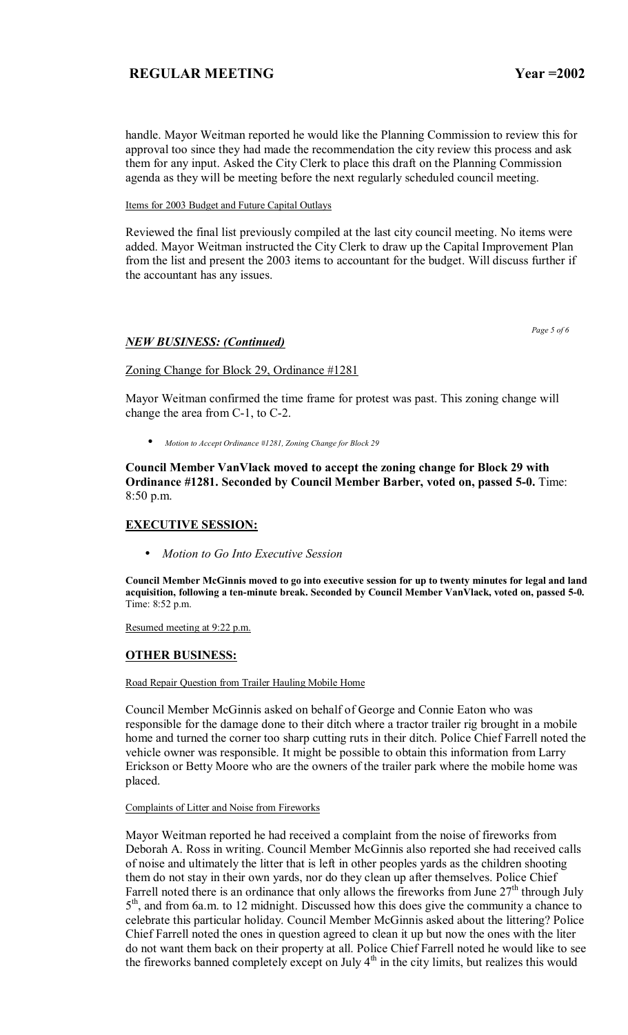handle. Mayor Weitman reported he would like the Planning Commission to review this for approval too since they had made the recommendation the city review this process and ask them for any input. Asked the City Clerk to place this draft on the Planning Commission agenda as they will be meeting before the next regularly scheduled council meeting.

Items for 2003 Budget and Future Capital Outlays

Reviewed the final list previously compiled at the last city council meeting. No items were added. Mayor Weitman instructed the City Clerk to draw up the Capital Improvement Plan from the list and present the 2003 items to accountant for the budget. Will discuss further if the accountant has any issues.

***NEW BUSINESS: (Continued)***

Zoning Change for Block 29, Ordinance #1281

Mayor Weitman confirmed the time frame for protest was past. This zoning change will change the area from C-1, to C-2.

- *Motion to Accept Ordinance #1281, Zoning Change for Block 29*

**Council Member VanVlack moved to accept the zoning change for Block 29 with Ordinance #1281. Seconded by Council Member Barber, voted on, passed 5-0.** Time: 8:50 p.m.

## EXECUTIVE SESSION:

- *Motion to Go Into Executive Session*

**Council Member McGinnis moved to go into executive session for up to twenty minutes for legal and land acquisition, following a ten-minute break. Seconded by Council Member VanVlack, voted on, passed 5-0.** Time: 8:52 p.m.

Resumed meeting at 9:22 p.m.

## OTHER BUSINESS:

Road Repair Question from Trailer Hauling Mobile Home

Council Member McGinnis asked on behalf of George and Connie Eaton who was responsible for the damage done to their ditch where a tractor trailer rig brought in a mobile home and turned the corner too sharp cutting ruts in their ditch. Police Chief Farrell noted the vehicle owner was responsible. It might be possible to obtain this information from Larry Erickson or Betty Moore who are the owners of the trailer park where the mobile home was placed.

Complaints of Litter and Noise from Fireworks

Mayor Weitman reported he had received a complaint from the noise of fireworks from Deborah A. Ross in writing. Council Member McGinnis also reported she had received calls of noise and ultimately the litter that is left in other peoples yards as the children shooting them do not stay in their own yards, nor do they clean up after themselves. Police Chief Farrell noted there is an ordinance that only allows the fireworks from June 27th through July 5th, and from 6a.m. to 12 midnight. Discussed how this does give the community a chance to celebrate this particular holiday. Council Member McGinnis asked about the littering? Police Chief Farrell noted the ones in question agreed to clean it up but now the ones with the liter do not want them back on their property at all. Police Chief Farrell noted he would like to see the fireworks banned completely except on July 4th in the city limits, but realizes this would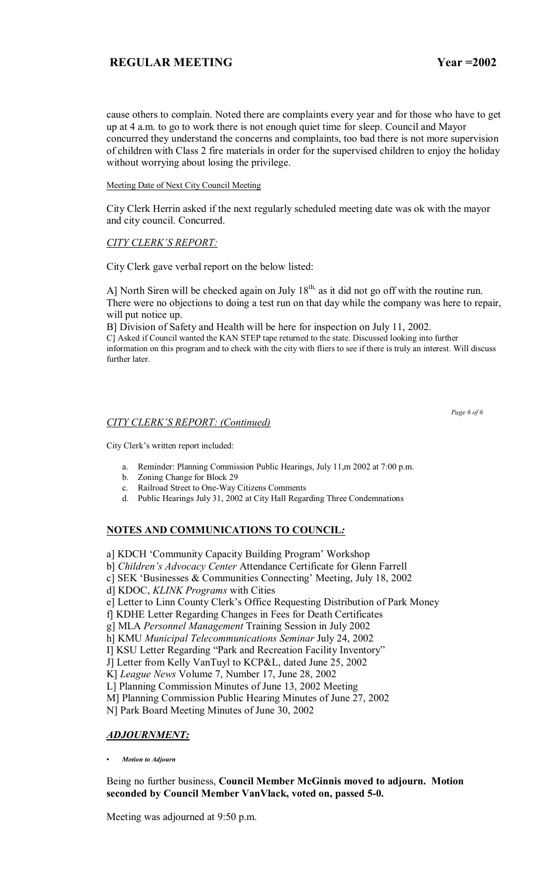cause others to complain. Noted there are complaints every year and for those who have to get up at 4 a.m. to go to work there is not enough quiet time for sleep. Council and Mayor concurred they understand the concerns and complaints, too bad there is not more supervision of children with Class 2 fire materials in order for the supervised children to enjoy the holiday without worrying about losing the privilege.

Meeting Date of Next City Council Meeting

City Clerk Herrin asked if the next regularly scheduled meeting date was ok with the mayor and city council. Concurred.

*CITY CLERK'S REPORT:*

City Clerk gave verbal report on the below listed:

A] North Siren will be checked again on July 18th, as it did not go off with the routine run. There were no objections to doing a test run on that day while the company was here to repair, will put notice up.
B] Division of Safety and Health will be here for inspection on July 11, 2002.
C] Asked if Council wanted the KAN STEP tape returned to the state. Discussed looking into further information on this program and to check with the city with fliers to see if there is truly an interest. Will discuss further later.

*CITY CLERK'S REPORT: (Continued)*

City Clerk's written report included:

a. Reminder: Planning Commission Public Hearings, July 11,m 2002 at 7:00 p.m.
b. Zoning Change for Block 29
c. Railroad Street to One-Way Citizens Comments
d. Public Hearings July 31, 2002 at City Hall Regarding Three Condemnations

## NOTES AND COMMUNICATIONS TO COUNCIL:

a] KDCH 'Community Capacity Building Program' Workshop
b] *Children's Advocacy Center* Attendance Certificate for Glenn Farrell
c] SEK 'Businesses & Communities Connecting' Meeting, July 18, 2002
d] KDOC, *KLINK Programs* with Cities
e] Letter to Linn County Clerk's Office Requesting Distribution of Park Money
f] KDHE Letter Regarding Changes in Fees for Death Certificates
g] MLA *Personnel Management* Training Session in July 2002
h] KMU *Municipal Telecommunications Seminar* July 24, 2002
I] KSU Letter Regarding "Park and Recreation Facility Inventory"
J] Letter from Kelly VanTuyl to KCP&L, dated June 25, 2002
K] *League News* Volume 7, Number 17, June 28, 2002
L] Planning Commission Minutes of June 13, 2002 Meeting
M] Planning Commission Public Hearing Minutes of June 27, 2002
N] Park Board Meeting Minutes of June 30, 2002

## *ADJOURNMENT:*

- ***Motion to Adjourn***

Being no further business, **Council Member McGinnis moved to adjourn. Motion seconded by Council Member VanVlack, voted on, passed 5-0.**

Meeting was adjourned at 9:50 p.m.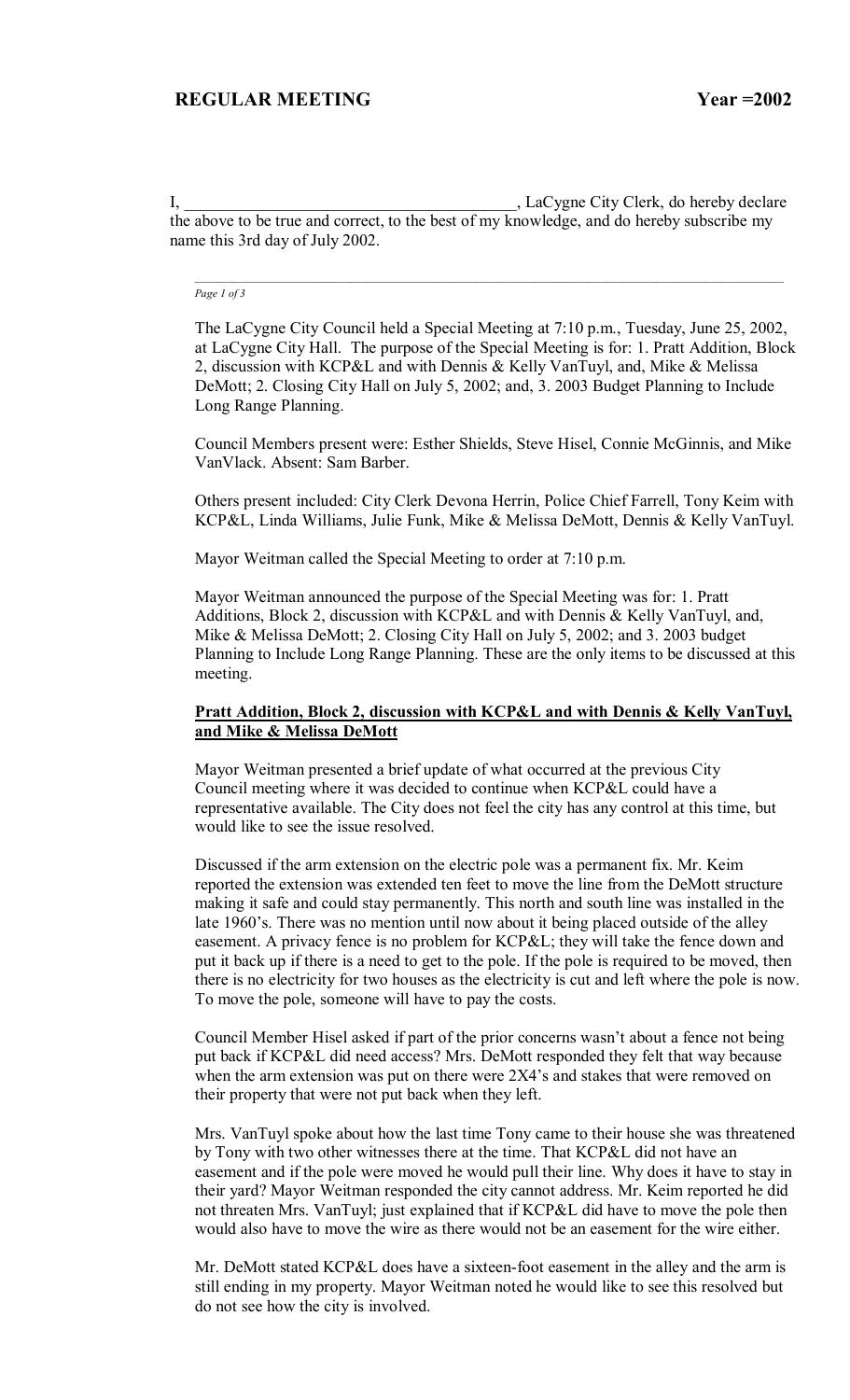**REGULAR MEETING Year =2002**

I, _______________________________________, LaCygne City Clerk, do hereby declare the above to be true and correct, to the best of my knowledge, and do hereby subscribe my name this 3rd day of July 2002.

---

The LaCygne City Council held a Special Meeting at 7:10 p.m., Tuesday, June 25, 2002, at LaCygne City Hall. The purpose of the Special Meeting is for: 1. Pratt Addition, Block 2, discussion with KCP&L and with Dennis & Kelly VanTuyl, and, Mike & Melissa DeMott; 2. Closing City Hall on July 5, 2002; and, 3. 2003 Budget Planning to Include Long Range Planning.

Council Members present were: Esther Shields, Steve Hisel, Connie McGinnis, and Mike VanVlack. Absent: Sam Barber.

Others present included: City Clerk Devona Herrin, Police Chief Farrell, Tony Keim with KCP&L, Linda Williams, Julie Funk, Mike & Melissa DeMott, Dennis & Kelly VanTuyl.

Mayor Weitman called the Special Meeting to order at 7:10 p.m.

Mayor Weitman announced the purpose of the Special Meeting was for: 1. Pratt Additions, Block 2, discussion with KCP&L and with Dennis & Kelly VanTuyl, and, Mike & Melissa DeMott; 2. Closing City Hall on July 5, 2002; and 3. 2003 budget Planning to Include Long Range Planning. These are the only items to be discussed at this meeting.

**Pratt Addition, Block 2, discussion with KCP&L and with Dennis & Kelly VanTuyl, and Mike & Melissa DeMott**

Mayor Weitman presented a brief update of what occurred at the previous City Council meeting where it was decided to continue when KCP&L could have a representative available. The City does not feel the city has any control at this time, but would like to see the issue resolved.

Discussed if the arm extension on the electric pole was a permanent fix. Mr. Keim reported the extension was extended ten feet to move the line from the DeMott structure making it safe and could stay permanently. This north and south line was installed in the late 1960's. There was no mention until now about it being placed outside of the alley easement. A privacy fence is no problem for KCP&L; they will take the fence down and put it back up if there is a need to get to the pole. If the pole is required to be moved, then there is no electricity for two houses as the electricity is cut and left where the pole is now. To move the pole, someone will have to pay the costs.

Council Member Hisel asked if part of the prior concerns wasn't about a fence not being put back if KCP&L did need access? Mrs. DeMott responded they felt that way because when the arm extension was put on there were 2X4's and stakes that were removed on their property that were not put back when they left.

Mrs. VanTuyl spoke about how the last time Tony came to their house she was threatened by Tony with two other witnesses there at the time. That KCP&L did not have an easement and if the pole were moved he would pull their line. Why does it have to stay in their yard? Mayor Weitman responded the city cannot address. Mr. Keim reported he did not threaten Mrs. VanTuyl; just explained that if KCP&L did have to move the pole then would also have to move the wire as there would not be an easement for the wire either.

Mr. DeMott stated KCP&L does have a sixteen-foot easement in the alley and the arm is still ending in my property. Mayor Weitman noted he would like to see this resolved but do not see how the city is involved.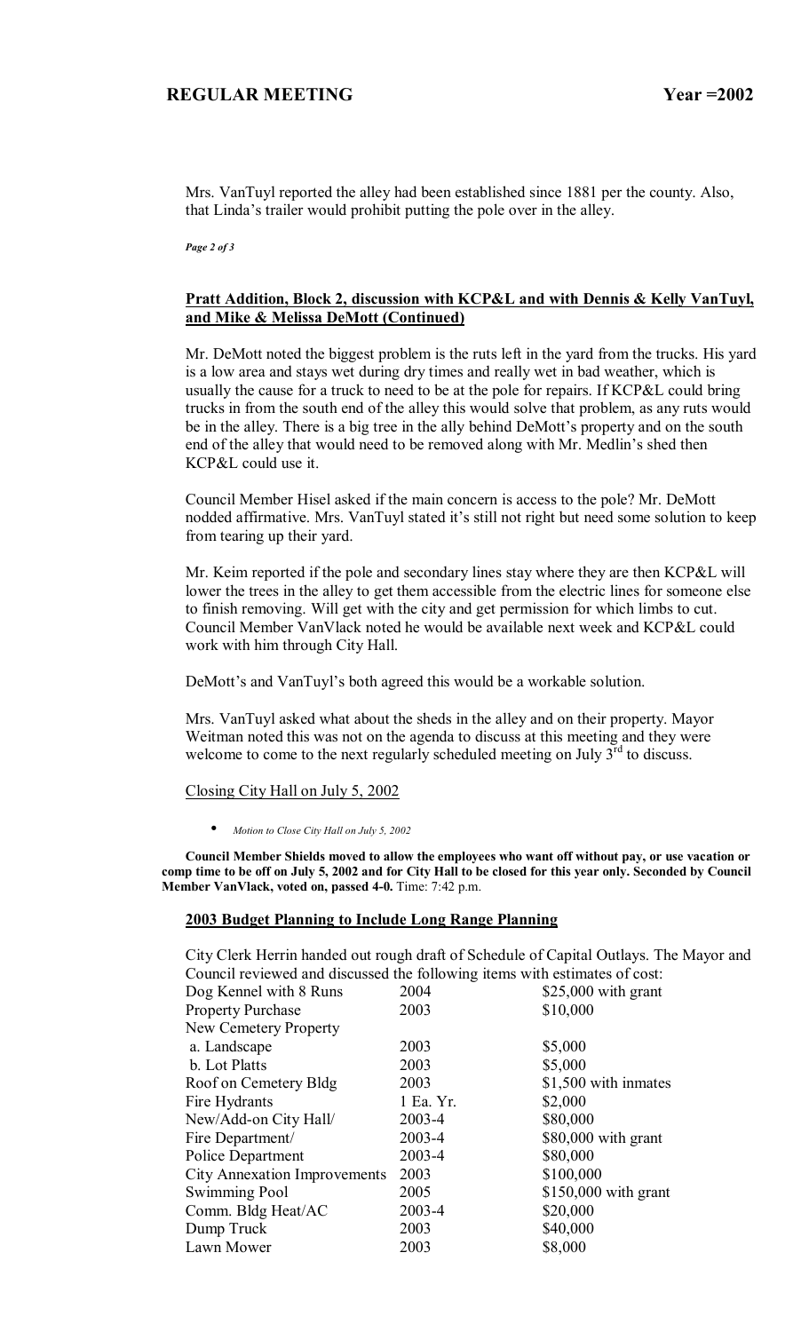Mrs. VanTuyl reported the alley had been established since 1881 per the county. Also, that Linda's trailer would prohibit putting the pole over in the alley.

**Pratt Addition, Block 2, discussion with KCP&L and with Dennis & Kelly VanTuyl, and Mike & Melissa DeMott (Continued)**

Mr. DeMott noted the biggest problem is the ruts left in the yard from the trucks. His yard is a low area and stays wet during dry times and really wet in bad weather, which is usually the cause for a truck to need to be at the pole for repairs. If KCP&L could bring trucks in from the south end of the alley this would solve that problem, as any ruts would be in the alley. There is a big tree in the ally behind DeMott's property and on the south end of the alley that would need to be removed along with Mr. Medlin's shed then KCP&L could use it.

Council Member Hisel asked if the main concern is access to the pole? Mr. DeMott nodded affirmative. Mrs. VanTuyl stated it's still not right but need some solution to keep from tearing up their yard.

Mr. Keim reported if the pole and secondary lines stay where they are then KCP&L will lower the trees in the alley to get them accessible from the electric lines for someone else to finish removing. Will get with the city and get permission for which limbs to cut. Council Member VanVlack noted he would be available next week and KCP&L could work with him through City Hall.

DeMott's and VanTuyl's both agreed this would be a workable solution.

Mrs. VanTuyl asked what about the sheds in the alley and on their property. Mayor Weitman noted this was not on the agenda to discuss at this meeting and they were welcome to come to the next regularly scheduled meeting on July 3rd to discuss.

Closing City Hall on July 5, 2002

- *Motion to Close City Hall on July 5, 2002*

**Council Member Shields moved to allow the employees who want off without pay, or use vacation or comp time to be off on July 5, 2002 and for City Hall to be closed for this year only. Seconded by Council Member VanVlack, voted on, passed 4-0.** Time: 7:42 p.m.

**2003 Budget Planning to Include Long Range Planning**

City Clerk Herrin handed out rough draft of Schedule of Capital Outlays. The Mayor and Council reviewed and discussed the following items with estimates of cost:

| | | |
|---|---|---|
| Dog Kennel with 8 Runs | 2004 | $25,000 with grant |
| Property Purchase | 2003 | $10,000 |
| New Cemetery Property | | |
| a. Landscape | 2003 | $5,000 |
| b. Lot Platts | 2003 | $5,000 |
| Roof on Cemetery Bldg | 2003 | $1,500 with inmates |
| Fire Hydrants | 1 Ea. Yr. | $2,000 |
| New/Add-on City Hall/ | 2003-4 | $80,000 |
| Fire Department/ | 2003-4 | $80,000 with grant |
| Police Department | 2003-4 | $80,000 |
| City Annexation Improvements | 2003 | $100,000 |
| Swimming Pool | 2005 | $150,000 with grant |
| Comm. Bldg Heat/AC | 2003-4 | $20,000 |
| Dump Truck | 2003 | $40,000 |
| Lawn Mower | 2003 | $8,000 |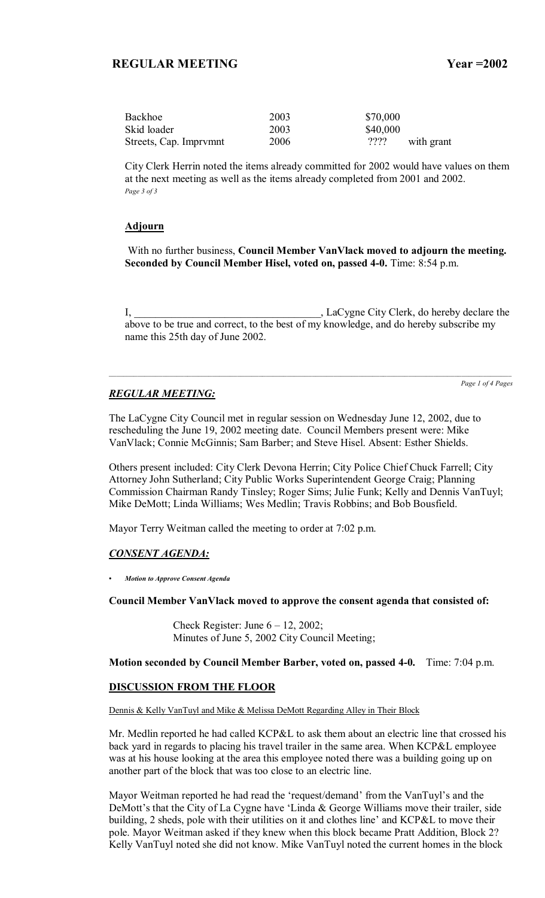| Backhoe | 2003 | $70,000 | |
|---|---|---|---|
| Skid loader | 2003 | $40,000 | |
| Streets, Cap. Imprvmnt | 2006 | ???? | with grant |

City Clerk Herrin noted the items already committed for 2002 would have values on them at the next meeting as well as the items already completed from 2001 and 2002.

## Adjourn

With no further business, **Council Member VanVlack moved to adjourn the meeting. Seconded by Council Member Hisel, voted on, passed 4-0.** Time: 8:54 p.m.

I, ___________________________________, LaCygne City Clerk, do hereby declare the above to be true and correct, to the best of my knowledge, and do hereby subscribe my name this 25th day of June 2002.

---

## *REGULAR MEETING:*

The LaCygne City Council met in regular session on Wednesday June 12, 2002, due to rescheduling the June 19, 2002 meeting date. Council Members present were: Mike VanVlack; Connie McGinnis; Sam Barber; and Steve Hisel. Absent: Esther Shields.

Others present included: City Clerk Devona Herrin; City Police Chief Chuck Farrell; City Attorney John Sutherland; City Public Works Superintendent George Craig; Planning Commission Chairman Randy Tinsley; Roger Sims; Julie Funk; Kelly and Dennis VanTuyl; Mike DeMott; Linda Williams; Wes Medlin; Travis Robbins; and Bob Bousfield.

Mayor Terry Weitman called the meeting to order at 7:02 p.m.

## *CONSENT AGENDA:*

- ***Motion to Approve Consent Agenda***

**Council Member VanVlack moved to approve the consent agenda that consisted of:**

Check Register: June 6 – 12, 2002;
Minutes of June 5, 2002 City Council Meeting;

**Motion seconded by Council Member Barber, voted on, passed 4-0.** Time: 7:04 p.m.

## DISCUSSION FROM THE FLOOR

Dennis & Kelly VanTuyl and Mike & Melissa DeMott Regarding Alley in Their Block

Mr. Medlin reported he had called KCP&L to ask them about an electric line that crossed his back yard in regards to placing his travel trailer in the same area. When KCP&L employee was at his house looking at the area this employee noted there was a building going up on another part of the block that was too close to an electric line.

Mayor Weitman reported he had read the 'request/demand' from the VanTuyl's and the DeMott's that the City of La Cygne have 'Linda & George Williams move their trailer, side building, 2 sheds, pole with their utilities on it and clothes line' and KCP&L to move their pole. Mayor Weitman asked if they knew when this block became Pratt Addition, Block 2? Kelly VanTuyl noted she did not know. Mike VanTuyl noted the current homes in the block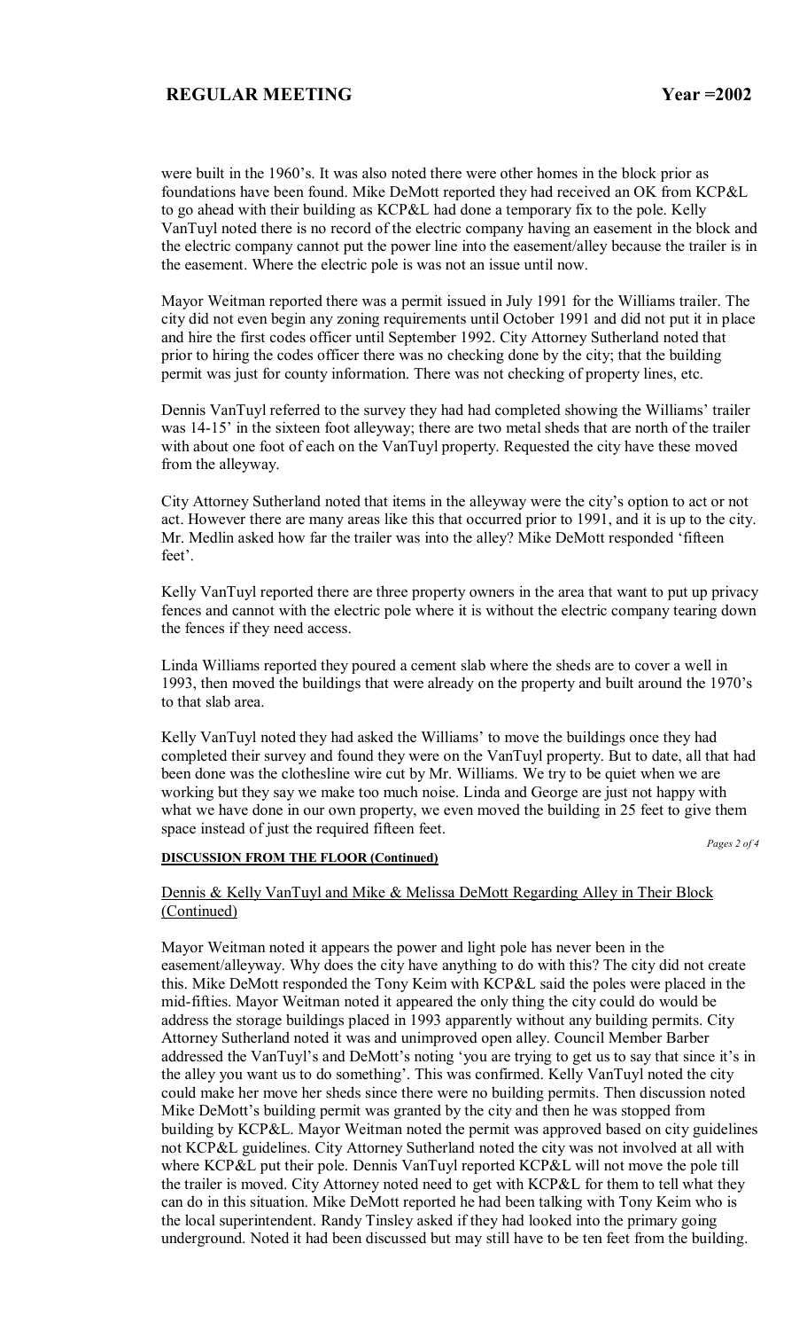were built in the 1960's. It was also noted there were other homes in the block prior as foundations have been found. Mike DeMott reported they had received an OK from KCP&L to go ahead with their building as KCP&L had done a temporary fix to the pole. Kelly VanTuyl noted there is no record of the electric company having an easement in the block and the electric company cannot put the power line into the easement/alley because the trailer is in the easement. Where the electric pole is was not an issue until now.

Mayor Weitman reported there was a permit issued in July 1991 for the Williams trailer. The city did not even begin any zoning requirements until October 1991 and did not put it in place and hire the first codes officer until September 1992. City Attorney Sutherland noted that prior to hiring the codes officer there was no checking done by the city; that the building permit was just for county information. There was not checking of property lines, etc.

Dennis VanTuyl referred to the survey they had had completed showing the Williams' trailer was 14-15' in the sixteen foot alleyway; there are two metal sheds that are north of the trailer with about one foot of each on the VanTuyl property. Requested the city have these moved from the alleyway.

City Attorney Sutherland noted that items in the alleyway were the city's option to act or not act. However there are many areas like this that occurred prior to 1991, and it is up to the city. Mr. Medlin asked how far the trailer was into the alley? Mike DeMott responded 'fifteen feet'.

Kelly VanTuyl reported there are three property owners in the area that want to put up privacy fences and cannot with the electric pole where it is without the electric company tearing down the fences if they need access.

Linda Williams reported they poured a cement slab where the sheds are to cover a well in 1993, then moved the buildings that were already on the property and built around the 1970's to that slab area.

Kelly VanTuyl noted they had asked the Williams' to move the buildings once they had completed their survey and found they were on the VanTuyl property. But to date, all that had been done was the clothesline wire cut by Mr. Williams. We try to be quiet when we are working but they say we make too much noise. Linda and George are just not happy with what we have done in our own property, we even moved the building in 25 feet to give them space instead of just the required fifteen feet.

**DISCUSSION FROM THE FLOOR (Continued)**

Dennis & Kelly VanTuyl and Mike & Melissa DeMott Regarding Alley in Their Block (Continued)

Mayor Weitman noted it appears the power and light pole has never been in the easement/alleyway. Why does the city have anything to do with this? The city did not create this. Mike DeMott responded the Tony Keim with KCP&L said the poles were placed in the mid-fifties. Mayor Weitman noted it appeared the only thing the city could do would be address the storage buildings placed in 1993 apparently without any building permits. City Attorney Sutherland noted it was and unimproved open alley. Council Member Barber addressed the VanTuyl's and DeMott's noting 'you are trying to get us to say that since it's in the alley you want us to do something'. This was confirmed. Kelly VanTuyl noted the city could make her move her sheds since there were no building permits. Then discussion noted Mike DeMott's building permit was granted by the city and then he was stopped from building by KCP&L. Mayor Weitman noted the permit was approved based on city guidelines not KCP&L guidelines. City Attorney Sutherland noted the city was not involved at all with where KCP&L put their pole. Dennis VanTuyl reported KCP&L will not move the pole till the trailer is moved. City Attorney noted need to get with KCP&L for them to tell what they can do in this situation. Mike DeMott reported he had been talking with Tony Keim who is the local superintendent. Randy Tinsley asked if they had looked into the primary going underground. Noted it had been discussed but may still have to be ten feet from the building.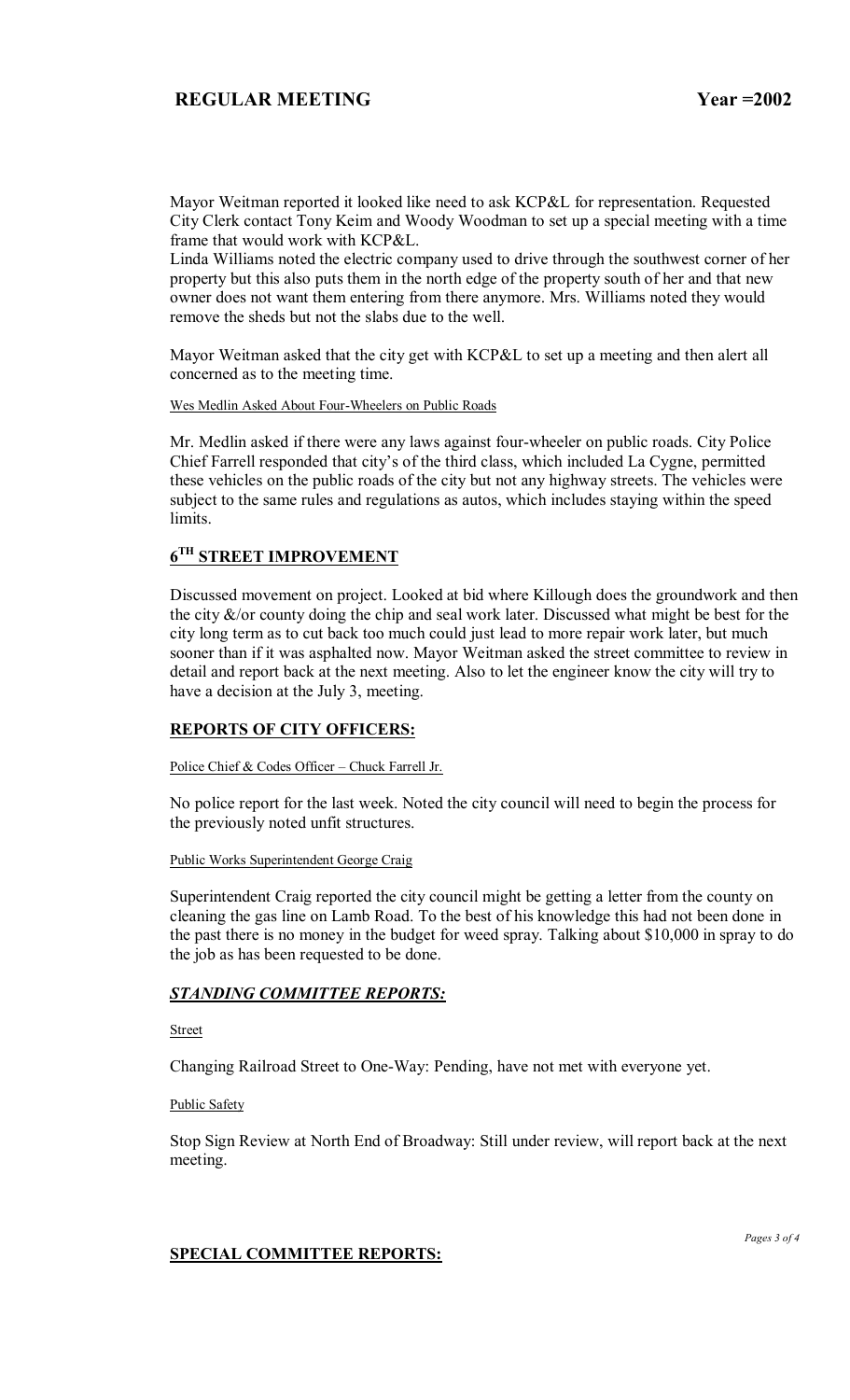Mayor Weitman reported it looked like need to ask KCP&L for representation. Requested City Clerk contact Tony Keim and Woody Woodman to set up a special meeting with a time frame that would work with KCP&L.

Linda Williams noted the electric company used to drive through the southwest corner of her property but this also puts them in the north edge of the property south of her and that new owner does not want them entering from there anymore. Mrs. Williams noted they would remove the sheds but not the slabs due to the well.

Mayor Weitman asked that the city get with KCP&L to set up a meeting and then alert all concerned as to the meeting time.

Wes Medlin Asked About Four-Wheelers on Public Roads

Mr. Medlin asked if there were any laws against four-wheeler on public roads. City Police Chief Farrell responded that city's of the third class, which included La Cygne, permitted these vehicles on the public roads of the city but not any highway streets. The vehicles were subject to the same rules and regulations as autos, which includes staying within the speed limits.

## 6TH STREET IMPROVEMENT

Discussed movement on project. Looked at bid where Killough does the groundwork and then the city &/or county doing the chip and seal work later. Discussed what might be best for the city long term as to cut back too much could just lead to more repair work later, but much sooner than if it was asphalted now. Mayor Weitman asked the street committee to review in detail and report back at the next meeting. Also to let the engineer know the city will try to have a decision at the July 3, meeting.

## REPORTS OF CITY OFFICERS:

Police Chief & Codes Officer – Chuck Farrell Jr.

No police report for the last week. Noted the city council will need to begin the process for the previously noted unfit structures.

Public Works Superintendent George Craig

Superintendent Craig reported the city council might be getting a letter from the county on cleaning the gas line on Lamb Road. To the best of his knowledge this had not been done in the past there is no money in the budget for weed spray. Talking about $10,000 in spray to do the job as has been requested to be done.

## *STANDING COMMITTEE REPORTS:*

Street

Changing Railroad Street to One-Way: Pending, have not met with everyone yet.

Public Safety

Stop Sign Review at North End of Broadway: Still under review, will report back at the next meeting.

## SPECIAL COMMITTEE REPORTS: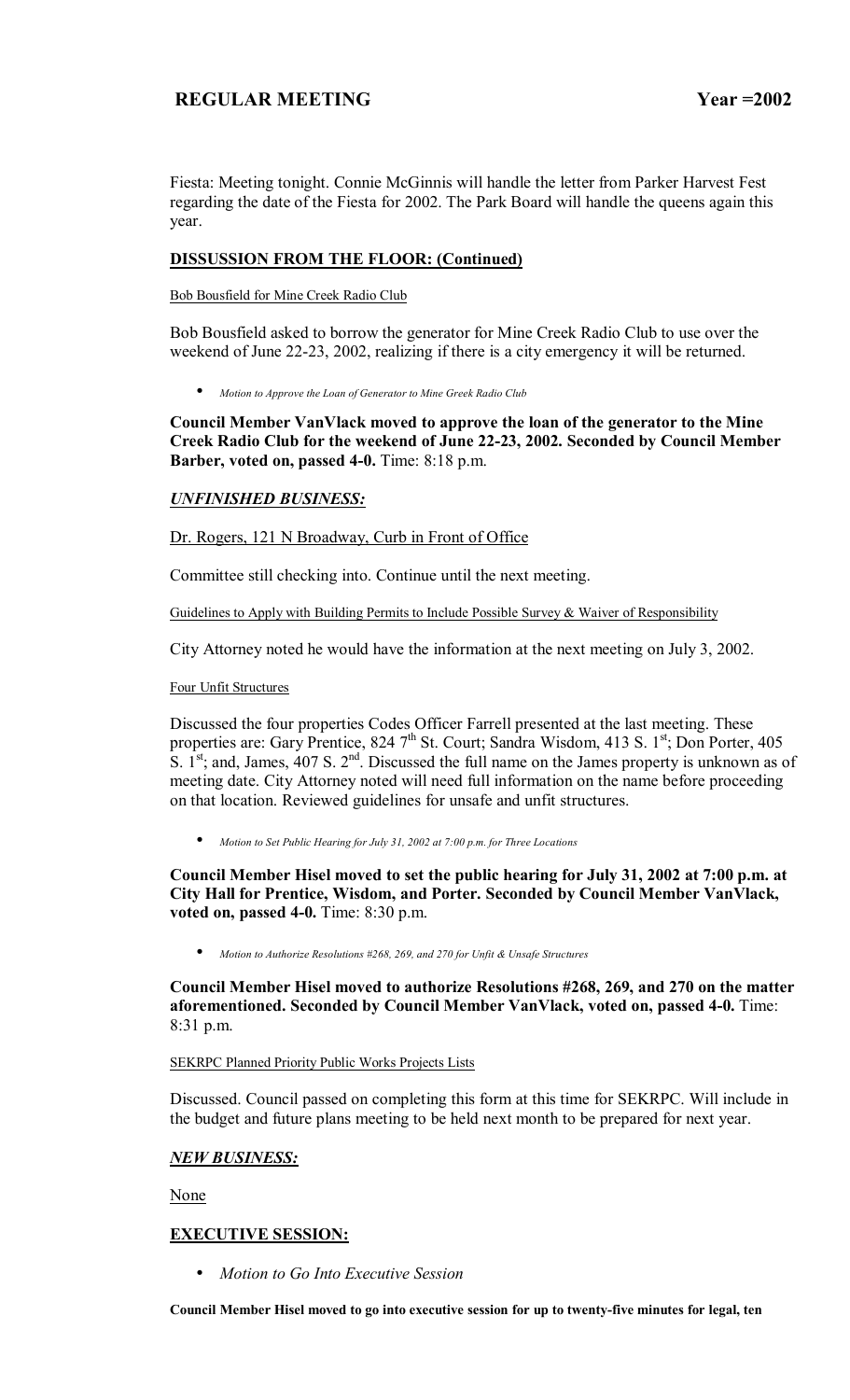Fiesta: Meeting tonight. Connie McGinnis will handle the letter from Parker Harvest Fest regarding the date of the Fiesta for 2002. The Park Board will handle the queens again this year.

## DISSUSSION FROM THE FLOOR: (Continued)

Bob Bousfield for Mine Creek Radio Club

Bob Bousfield asked to borrow the generator for Mine Creek Radio Club to use over the weekend of June 22-23, 2002, realizing if there is a city emergency it will be returned.

- *Motion to Approve the Loan of Generator to Mine Greek Radio Club*

**Council Member VanVlack moved to approve the loan of the generator to the Mine Creek Radio Club for the weekend of June 22-23, 2002. Seconded by Council Member Barber, voted on, passed 4-0.** Time: 8:18 p.m.

## *UNFINISHED BUSINESS:*

Dr. Rogers, 121 N Broadway, Curb in Front of Office

Committee still checking into. Continue until the next meeting.

Guidelines to Apply with Building Permits to Include Possible Survey & Waiver of Responsibility

City Attorney noted he would have the information at the next meeting on July 3, 2002.

Four Unfit Structures

Discussed the four properties Codes Officer Farrell presented at the last meeting. These properties are: Gary Prentice, 824 7th St. Court; Sandra Wisdom, 413 S. 1st; Don Porter, 405 S. 1st; and, James, 407 S. 2nd. Discussed the full name on the James property is unknown as of meeting date. City Attorney noted will need full information on the name before proceeding on that location. Reviewed guidelines for unsafe and unfit structures.

- *Motion to Set Public Hearing for July 31, 2002 at 7:00 p.m. for Three Locations*

**Council Member Hisel moved to set the public hearing for July 31, 2002 at 7:00 p.m. at City Hall for Prentice, Wisdom, and Porter. Seconded by Council Member VanVlack, voted on, passed 4-0.** Time: 8:30 p.m.

- *Motion to Authorize Resolutions #268, 269, and 270 for Unfit & Unsafe Structures*

**Council Member Hisel moved to authorize Resolutions #268, 269, and 270 on the matter aforementioned. Seconded by Council Member VanVlack, voted on, passed 4-0.** Time: 8:31 p.m.

SEKRPC Planned Priority Public Works Projects Lists

Discussed. Council passed on completing this form at this time for SEKRPC. Will include in the budget and future plans meeting to be held next month to be prepared for next year.

## *NEW BUSINESS:*

None

## EXECUTIVE SESSION:

- *Motion to Go Into Executive Session*

**Council Member Hisel moved to go into executive session for up to twenty-five minutes for legal, ten**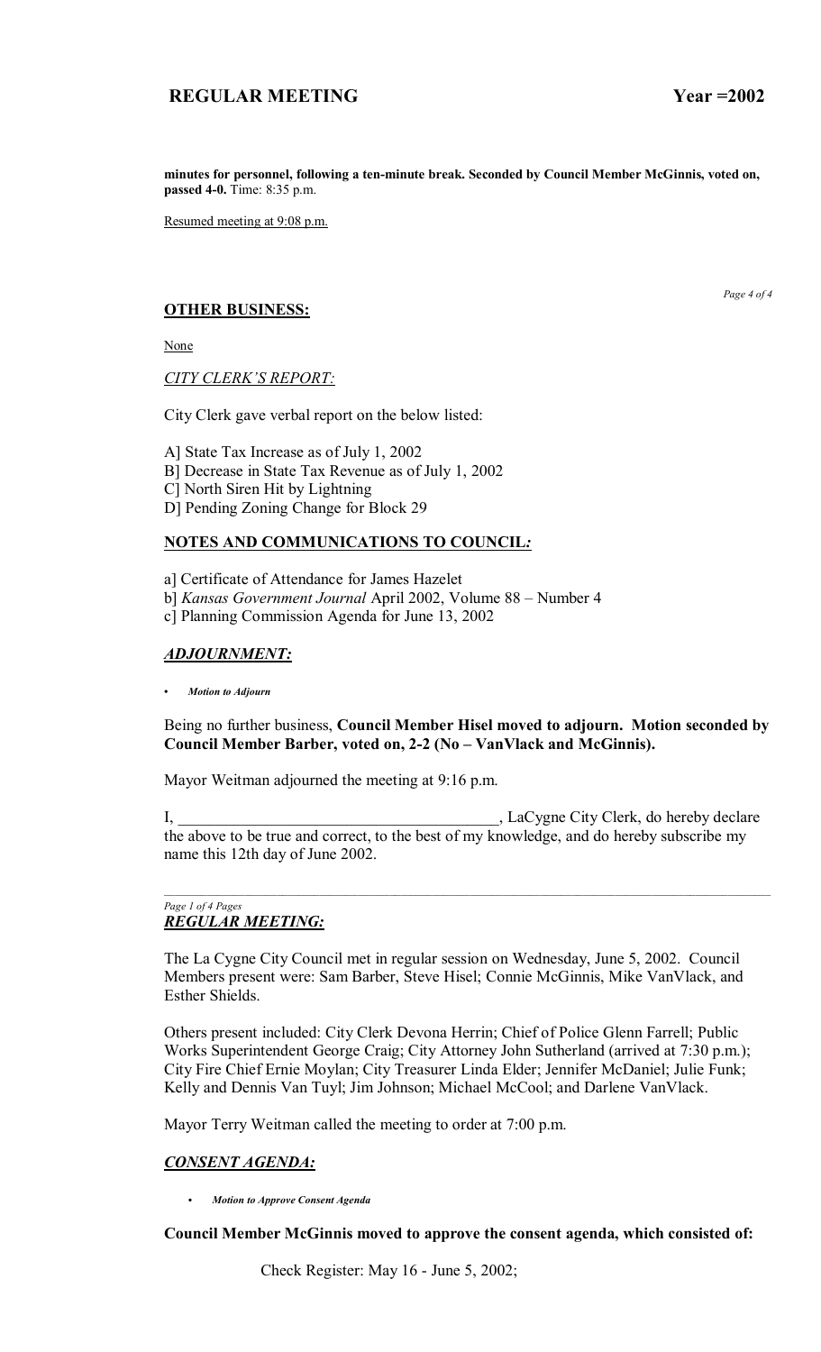**minutes for personnel, following a ten-minute break. Seconded by Council Member McGinnis, voted on, passed 4-0.** Time: 8:35 p.m.

Resumed meeting at 9:08 p.m.

## OTHER BUSINESS:

None

*CITY CLERK'S REPORT:*

City Clerk gave verbal report on the below listed:

A] State Tax Increase as of July 1, 2002
B] Decrease in State Tax Revenue as of July 1, 2002
C] North Siren Hit by Lightning
D] Pending Zoning Change for Block 29

## NOTES AND COMMUNICATIONS TO COUNCIL*:*

a] Certificate of Attendance for James Hazelet
b] *Kansas Government Journal* April 2002, Volume 88 – Number 4
c] Planning Commission Agenda for June 13, 2002

## *ADJOURNMENT:*

- ***Motion to Adjourn***

Being no further business, **Council Member Hisel moved to adjourn. Motion seconded by Council Member Barber, voted on, 2-2 (No – VanVlack and McGinnis).**

Mayor Weitman adjourned the meeting at 9:16 p.m.

I, \_\_\_\_\_\_\_\_\_\_\_\_\_\_\_\_\_\_\_\_\_\_\_\_\_\_\_\_\_\_\_\_\_\_\_\_\_\_\_\_, LaCygne City Clerk, do hereby declare the above to be true and correct, to the best of my knowledge, and do hereby subscribe my name this 12th day of June 2002.

---

## *REGULAR MEETING:*

The La Cygne City Council met in regular session on Wednesday, June 5, 2002. Council Members present were: Sam Barber, Steve Hisel; Connie McGinnis, Mike VanVlack, and Esther Shields.

Others present included: City Clerk Devona Herrin; Chief of Police Glenn Farrell; Public Works Superintendent George Craig; City Attorney John Sutherland (arrived at 7:30 p.m.); City Fire Chief Ernie Moylan; City Treasurer Linda Elder; Jennifer McDaniel; Julie Funk; Kelly and Dennis Van Tuyl; Jim Johnson; Michael McCool; and Darlene VanVlack.

Mayor Terry Weitman called the meeting to order at 7:00 p.m.

## *CONSENT AGENDA:*

- ***Motion to Approve Consent Agenda***

**Council Member McGinnis moved to approve the consent agenda, which consisted of:**

Check Register: May 16 - June 5, 2002;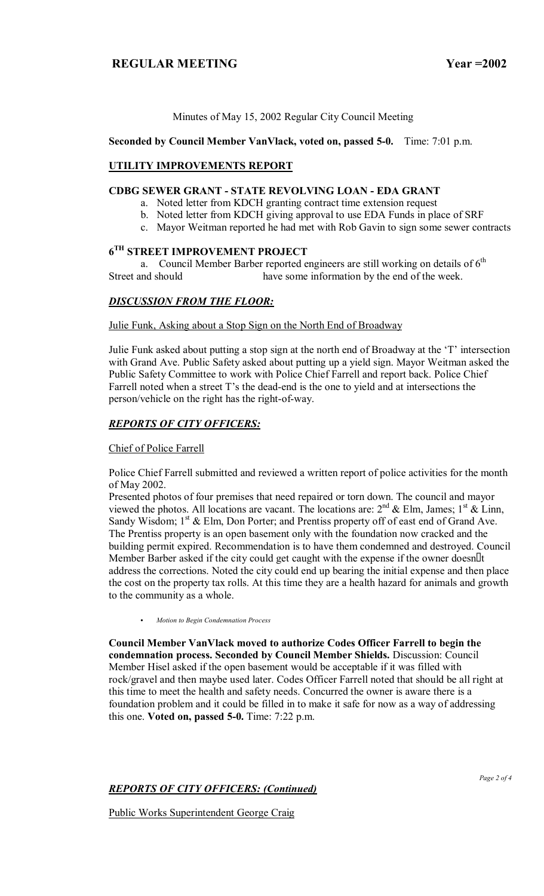**REGULAR MEETING Year =2002**

Minutes of May 15, 2002 Regular City Council Meeting

**Seconded by Council Member VanVlack, voted on, passed 5-0.** Time: 7:01 p.m.

## UTILITY IMPROVEMENTS REPORT

### CDBG SEWER GRANT - STATE REVOLVING LOAN - EDA GRANT

a. Noted letter from KDCH granting contract time extension request
b. Noted letter from KDCH giving approval to use EDA Funds in place of SRF
c. Mayor Weitman reported he had met with Rob Gavin to sign some sewer contracts

### 6TH STREET IMPROVEMENT PROJECT

a. Council Member Barber reported engineers are still working on details of 6th Street and should have some information by the end of the week.

## *DISCUSSION FROM THE FLOOR:*

Julie Funk, Asking about a Stop Sign on the North End of Broadway

Julie Funk asked about putting a stop sign at the north end of Broadway at the 'T' intersection with Grand Ave. Public Safety asked about putting up a yield sign. Mayor Weitman asked the Public Safety Committee to work with Police Chief Farrell and report back. Police Chief Farrell noted when a street T's the dead-end is the one to yield and at intersections the person/vehicle on the right has the right-of-way.

## *REPORTS OF CITY OFFICERS:*

Chief of Police Farrell

Police Chief Farrell submitted and reviewed a written report of police activities for the month of May 2002.
Presented photos of four premises that need repaired or torn down. The council and mayor viewed the photos. All locations are vacant. The locations are: 2nd & Elm, James; 1st & Linn, Sandy Wisdom; 1st & Elm, Don Porter; and Prentiss property off of east end of Grand Ave. The Prentiss property is an open basement only with the foundation now cracked and the building permit expired. Recommendation is to have them condemned and destroyed. Council Member Barber asked if the city could get caught with the expense if the owner doesn't address the corrections. Noted the city could end up bearing the initial expense and then place the cost on the property tax rolls. At this time they are a health hazard for animals and growth to the community as a whole.

- *Motion to Begin Condemnation Process*

**Council Member VanVlack moved to authorize Codes Officer Farrell to begin the condemnation process. Seconded by Council Member Shields.** Discussion: Council Member Hisel asked if the open basement would be acceptable if it was filled with rock/gravel and then maybe used later. Codes Officer Farrell noted that should be all right at this time to meet the health and safety needs. Concurred the owner is aware there is a foundation problem and it could be filled in to make it safe for now as a way of addressing this one. **Voted on, passed 5-0.** Time: 7:22 p.m.

## *REPORTS OF CITY OFFICERS: (Continued)*

Public Works Superintendent George Craig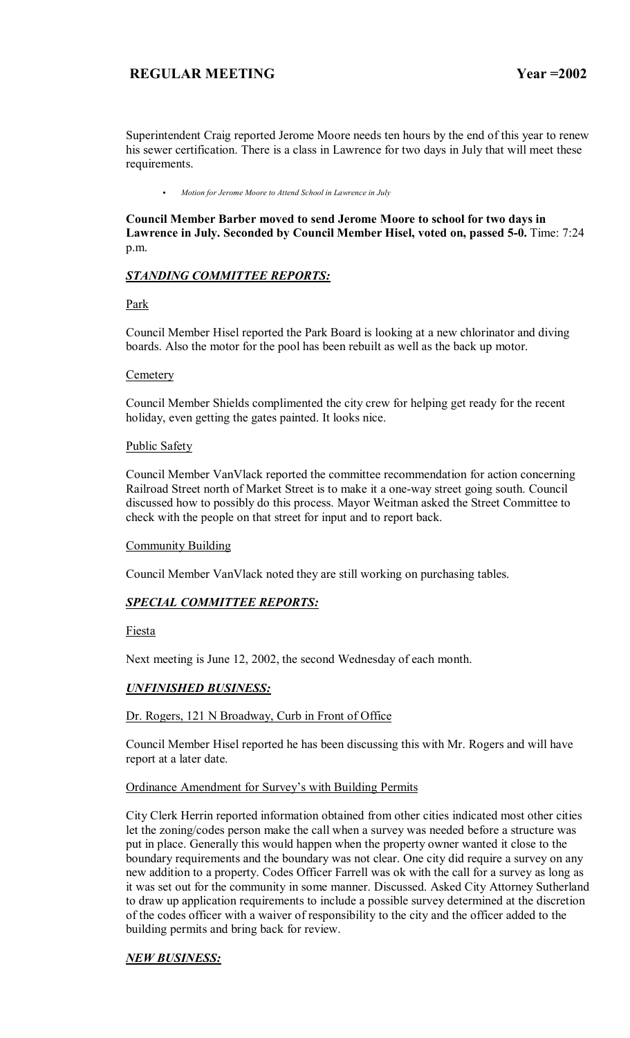Superintendent Craig reported Jerome Moore needs ten hours by the end of this year to renew his sewer certification. There is a class in Lawrence for two days in July that will meet these requirements.

- *Motion for Jerome Moore to Attend School in Lawrence in July*

**Council Member Barber moved to send Jerome Moore to school for two days in Lawrence in July. Seconded by Council Member Hisel, voted on, passed 5-0.** Time: 7:24 p.m.

### ***STANDING COMMITTEE REPORTS:***

Park

Council Member Hisel reported the Park Board is looking at a new chlorinator and diving boards. Also the motor for the pool has been rebuilt as well as the back up motor.

Cemetery

Council Member Shields complimented the city crew for helping get ready for the recent holiday, even getting the gates painted. It looks nice.

Public Safety

Council Member VanVlack reported the committee recommendation for action concerning Railroad Street north of Market Street is to make it a one-way street going south. Council discussed how to possibly do this process. Mayor Weitman asked the Street Committee to check with the people on that street for input and to report back.

Community Building

Council Member VanVlack noted they are still working on purchasing tables.

### ***SPECIAL COMMITTEE REPORTS:***

Fiesta

Next meeting is June 12, 2002, the second Wednesday of each month.

### ***UNFINISHED BUSINESS:***

Dr. Rogers, 121 N Broadway, Curb in Front of Office

Council Member Hisel reported he has been discussing this with Mr. Rogers and will have report at a later date.

Ordinance Amendment for Survey's with Building Permits

City Clerk Herrin reported information obtained from other cities indicated most other cities let the zoning/codes person make the call when a survey was needed before a structure was put in place. Generally this would happen when the property owner wanted it close to the boundary requirements and the boundary was not clear. One city did require a survey on any new addition to a property. Codes Officer Farrell was ok with the call for a survey as long as it was set out for the community in some manner. Discussed. Asked City Attorney Sutherland to draw up application requirements to include a possible survey determined at the discretion of the codes officer with a waiver of responsibility to the city and the officer added to the building permits and bring back for review.

### ***NEW BUSINESS:***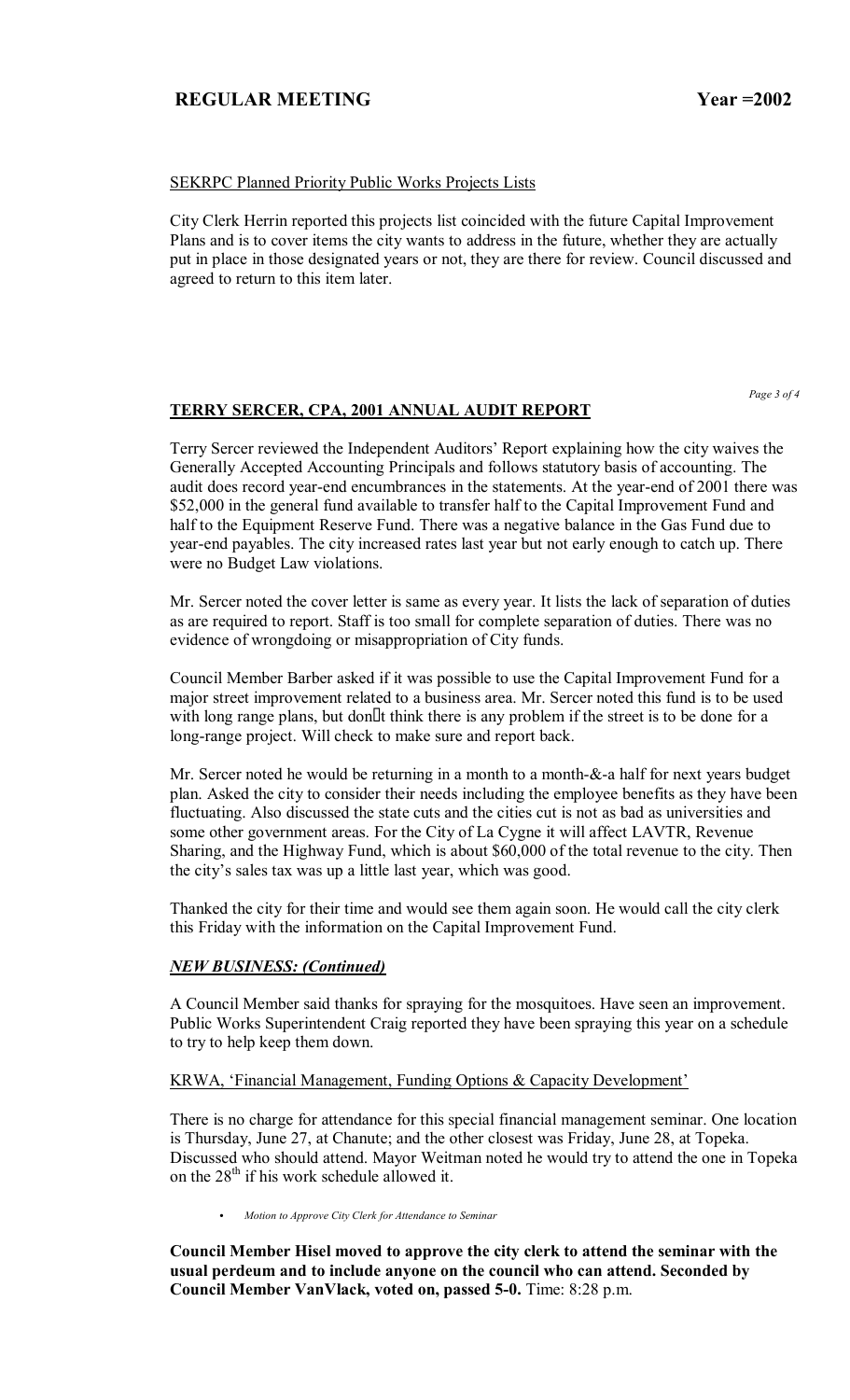SEKRPC Planned Priority Public Works Projects Lists

City Clerk Herrin reported this projects list coincided with the future Capital Improvement Plans and is to cover items the city wants to address in the future, whether they are actually put in place in those designated years or not, they are there for review. Council discussed and agreed to return to this item later.

## TERRY SERCER, CPA, 2001 ANNUAL AUDIT REPORT

Terry Sercer reviewed the Independent Auditors' Report explaining how the city waives the Generally Accepted Accounting Principals and follows statutory basis of accounting. The audit does record year-end encumbrances in the statements. At the year-end of 2001 there was $52,000 in the general fund available to transfer half to the Capital Improvement Fund and half to the Equipment Reserve Fund. There was a negative balance in the Gas Fund due to year-end payables. The city increased rates last year but not early enough to catch up. There were no Budget Law violations.

Mr. Sercer noted the cover letter is same as every year. It lists the lack of separation of duties as are required to report. Staff is too small for complete separation of duties. There was no evidence of wrongdoing or misappropriation of City funds.

Council Member Barber asked if it was possible to use the Capital Improvement Fund for a major street improvement related to a business area. Mr. Sercer noted this fund is to be used with long range plans, but don't think there is any problem if the street is to be done for a long-range project. Will check to make sure and report back.

Mr. Sercer noted he would be returning in a month to a month-&-a half for next years budget plan. Asked the city to consider their needs including the employee benefits as they have been fluctuating. Also discussed the state cuts and the cities cut is not as bad as universities and some other government areas. For the City of La Cygne it will affect LAVTR, Revenue Sharing, and the Highway Fund, which is about $60,000 of the total revenue to the city. Then the city's sales tax was up a little last year, which was good.

Thanked the city for their time and would see them again soon. He would call the city clerk this Friday with the information on the Capital Improvement Fund.

***NEW BUSINESS: (Continued)***

A Council Member said thanks for spraying for the mosquitoes. Have seen an improvement. Public Works Superintendent Craig reported they have been spraying this year on a schedule to try to help keep them down.

KRWA, 'Financial Management, Funding Options & Capacity Development'

There is no charge for attendance for this special financial management seminar. One location is Thursday, June 27, at Chanute; and the other closest was Friday, June 28, at Topeka. Discussed who should attend. Mayor Weitman noted he would try to attend the one in Topeka on the 28th if his work schedule allowed it.

- *Motion to Approve City Clerk for Attendance to Seminar*

**Council Member Hisel moved to approve the city clerk to attend the seminar with the usual perdeum and to include anyone on the council who can attend. Seconded by Council Member VanVlack, voted on, passed 5-0.** Time: 8:28 p.m.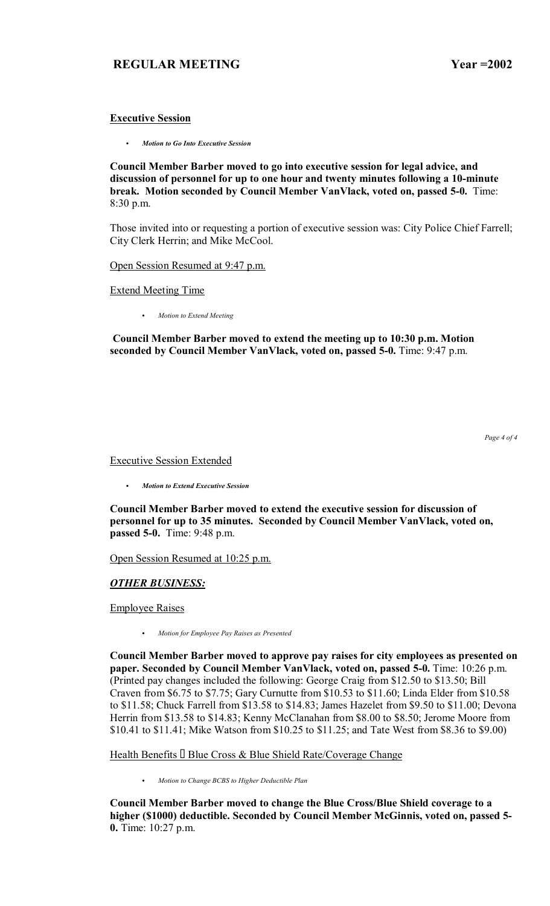## Executive Session

- *Motion to Go Into Executive Session*

**Council Member Barber moved to go into executive session for legal advice, and discussion of personnel for up to one hour and twenty minutes following a 10-minute break. Motion seconded by Council Member VanVlack, voted on, passed 5-0.** Time: 8:30 p.m.

Those invited into or requesting a portion of executive session was: City Police Chief Farrell; City Clerk Herrin; and Mike McCool.

Open Session Resumed at 9:47 p.m.

Extend Meeting Time

- *Motion to Extend Meeting*

**Council Member Barber moved to extend the meeting up to 10:30 p.m. Motion seconded by Council Member VanVlack, voted on, passed 5-0.** Time: 9:47 p.m.

Executive Session Extended

- *Motion to Extend Executive Session*

**Council Member Barber moved to extend the executive session for discussion of personnel for up to 35 minutes. Seconded by Council Member VanVlack, voted on, passed 5-0.** Time: 9:48 p.m.

Open Session Resumed at 10:25 p.m.

## ***OTHER BUSINESS:***

Employee Raises

- *Motion for Employee Pay Raises as Presented*

**Council Member Barber moved to approve pay raises for city employees as presented on paper. Seconded by Council Member VanVlack, voted on, passed 5-0.** Time: 10:26 p.m. (Printed pay changes included the following: George Craig from $12.50 to $13.50; Bill Craven from $6.75 to $7.75; Gary Curnutte from $10.53 to $11.60; Linda Elder from $10.58 to $11.58; Chuck Farrell from $13.58 to $14.83; James Hazelet from $9.50 to $11.00; Devona Herrin from $13.58 to $14.83; Kenny McClanahan from $8.00 to $8.50; Jerome Moore from $10.41 to $11.41; Mike Watson from $10.25 to $11.25; and Tate West from $8.36 to $9.00)

Health Benefits – Blue Cross & Blue Shield Rate/Coverage Change

- *Motion to Change BCBS to Higher Deductible Plan*

**Council Member Barber moved to change the Blue Cross/Blue Shield coverage to a higher ($1000) deductible. Seconded by Council Member McGinnis, voted on, passed 5-0.** Time: 10:27 p.m.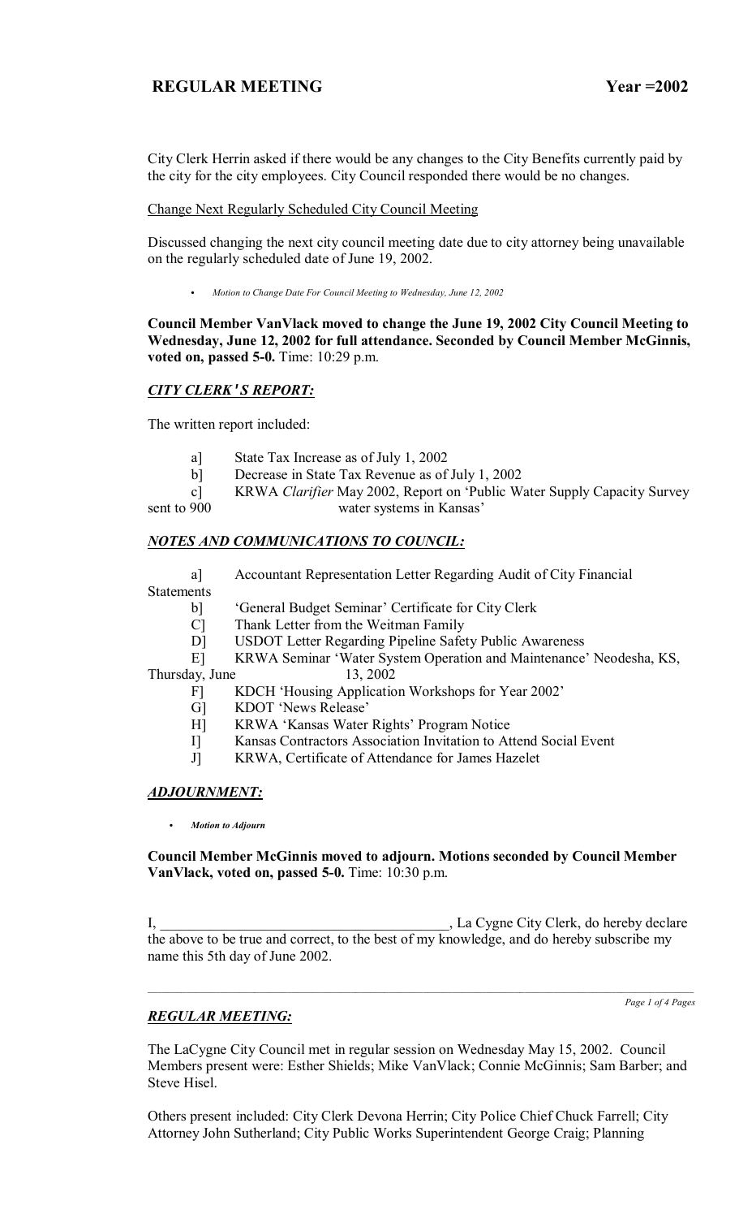City Clerk Herrin asked if there would be any changes to the City Benefits currently paid by the city for the city employees. City Council responded there would be no changes.

Change Next Regularly Scheduled City Council Meeting

Discussed changing the next city council meeting date due to city attorney being unavailable on the regularly scheduled date of June 19, 2002.

- *Motion to Change Date For Council Meeting to Wednesday, June 12, 2002*

**Council Member VanVlack moved to change the June 19, 2002 City Council Meeting to Wednesday, June 12, 2002 for full attendance. Seconded by Council Member McGinnis, voted on, passed 5-0.** Time: 10:29 p.m.

## ***CITY CLERK'S REPORT:***

The written report included:

a] State Tax Increase as of July 1, 2002
b] Decrease in State Tax Revenue as of July 1, 2002
c] KRWA *Clarifier* May 2002, Report on 'Public Water Supply Capacity Survey sent to 900 water systems in Kansas'

## ***NOTES AND COMMUNICATIONS TO COUNCIL:***

a] Accountant Representation Letter Regarding Audit of City Financial Statements
b] 'General Budget Seminar' Certificate for City Clerk
C] Thank Letter from the Weitman Family
D] USDOT Letter Regarding Pipeline Safety Public Awareness
E] KRWA Seminar 'Water System Operation and Maintenance' Neodesha, KS, Thursday, June 13, 2002
F] KDCH 'Housing Application Workshops for Year 2002'
G] KDOT 'News Release'
H] KRWA 'Kansas Water Rights' Program Notice
I] Kansas Contractors Association Invitation to Attend Social Event
J] KRWA, Certificate of Attendance for James Hazelet

## ***ADJOURNMENT:***

- ***Motion to Adjourn***

**Council Member McGinnis moved to adjourn. Motions seconded by Council Member VanVlack, voted on, passed 5-0.** Time: 10:30 p.m.

I, ________________________________________, La Cygne City Clerk, do hereby declare the above to be true and correct, to the best of my knowledge, and do hereby subscribe my name this 5th day of June 2002.

---

## ***REGULAR MEETING:***

The LaCygne City Council met in regular session on Wednesday May 15, 2002. Council Members present were: Esther Shields; Mike VanVlack; Connie McGinnis; Sam Barber; and Steve Hisel.

Others present included: City Clerk Devona Herrin; City Police Chief Chuck Farrell; City Attorney John Sutherland; City Public Works Superintendent George Craig; Planning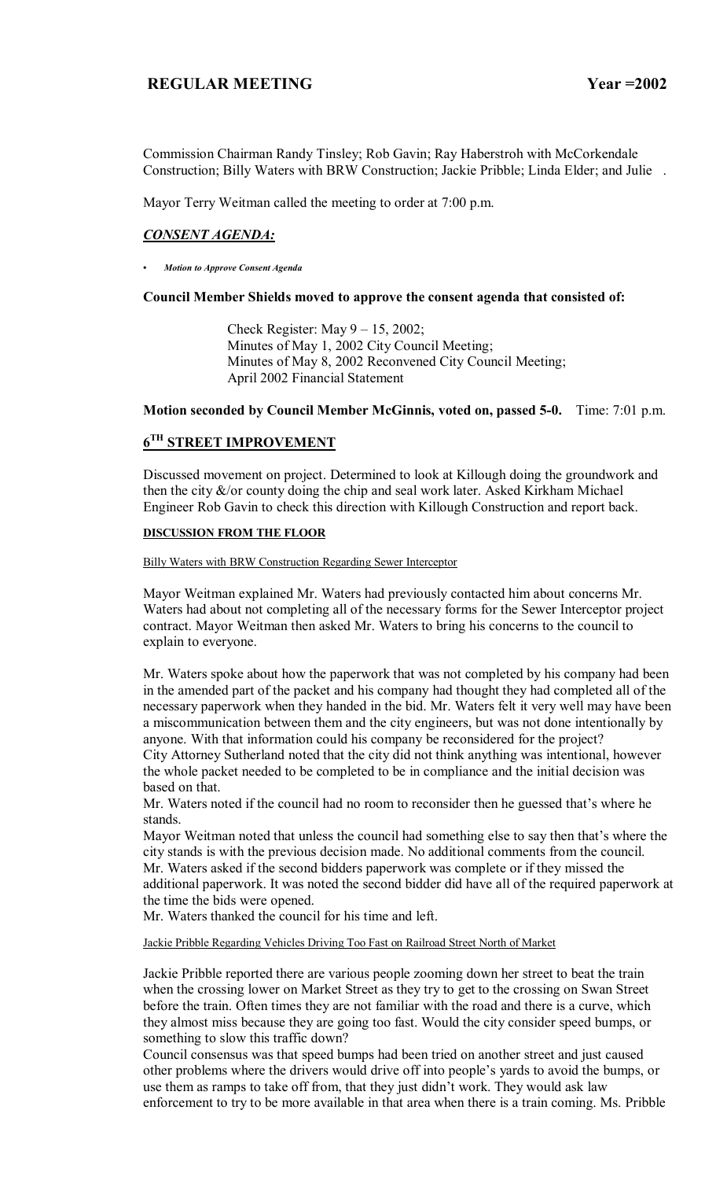# REGULAR MEETING Year =2002

Commission Chairman Randy Tinsley; Rob Gavin; Ray Haberstroh with McCorkendale Construction; Billy Waters with BRW Construction; Jackie Pribble; Linda Elder; and Julie .

Mayor Terry Weitman called the meeting to order at 7:00 p.m.

## *CONSENT AGENDA:*

- ***Motion to Approve Consent Agenda***

**Council Member Shields moved to approve the consent agenda that consisted of:**

> Check Register: May 9 – 15, 2002;
> Minutes of May 1, 2002 City Council Meeting;
> Minutes of May 8, 2002 Reconvened City Council Meeting;
> April 2002 Financial Statement

**Motion seconded by Council Member McGinnis, voted on, passed 5-0.** Time: 7:01 p.m.

## 6TH STREET IMPROVEMENT

Discussed movement on project. Determined to look at Killough doing the groundwork and then the city &/or county doing the chip and seal work later. Asked Kirkham Michael Engineer Rob Gavin to check this direction with Killough Construction and report back.

### DISCUSSION FROM THE FLOOR

Billy Waters with BRW Construction Regarding Sewer Interceptor

Mayor Weitman explained Mr. Waters had previously contacted him about concerns Mr. Waters had about not completing all of the necessary forms for the Sewer Interceptor project contract. Mayor Weitman then asked Mr. Waters to bring his concerns to the council to explain to everyone.

Mr. Waters spoke about how the paperwork that was not completed by his company had been in the amended part of the packet and his company had thought they had completed all of the necessary paperwork when they handed in the bid. Mr. Waters felt it very well may have been a miscommunication between them and the city engineers, but was not done intentionally by anyone. With that information could his company be reconsidered for the project?

City Attorney Sutherland noted that the city did not think anything was intentional, however the whole packet needed to be completed to be in compliance and the initial decision was based on that.

Mr. Waters noted if the council had no room to reconsider then he guessed that's where he stands.

Mayor Weitman noted that unless the council had something else to say then that's where the city stands is with the previous decision made. No additional comments from the council.

Mr. Waters asked if the second bidders paperwork was complete or if they missed the additional paperwork. It was noted the second bidder did have all of the required paperwork at the time the bids were opened.

Mr. Waters thanked the council for his time and left.

Jackie Pribble Regarding Vehicles Driving Too Fast on Railroad Street North of Market

Jackie Pribble reported there are various people zooming down her street to beat the train when the crossing lower on Market Street as they try to get to the crossing on Swan Street before the train. Often times they are not familiar with the road and there is a curve, which they almost miss because they are going too fast. Would the city consider speed bumps, or something to slow this traffic down?

Council consensus was that speed bumps had been tried on another street and just caused other problems where the drivers would drive off into people's yards to avoid the bumps, or use them as ramps to take off from, that they just didn't work. They would ask law enforcement to try to be more available in that area when there is a train coming. Ms. Pribble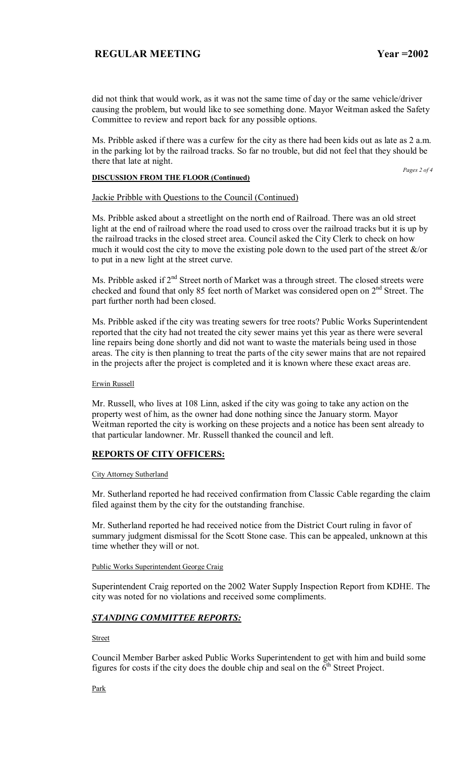did not think that would work, as it was not the same time of day or the same vehicle/driver causing the problem, but would like to see something done. Mayor Weitman asked the Safety Committee to review and report back for any possible options.

Ms. Pribble asked if there was a curfew for the city as there had been kids out as late as 2 a.m. in the parking lot by the railroad tracks. So far no trouble, but did not feel that they should be there that late at night.

**DISCUSSION FROM THE FLOOR (Continued)**

Jackie Pribble with Questions to the Council (Continued)

Ms. Pribble asked about a streetlight on the north end of Railroad. There was an old street light at the end of railroad where the road used to cross over the railroad tracks but it is up by the railroad tracks in the closed street area. Council asked the City Clerk to check on how much it would cost the city to move the existing pole down to the used part of the street &/or to put in a new light at the street curve.

Ms. Pribble asked if 2nd Street north of Market was a through street. The closed streets were checked and found that only 85 feet north of Market was considered open on 2nd Street. The part further north had been closed.

Ms. Pribble asked if the city was treating sewers for tree roots? Public Works Superintendent reported that the city had not treated the city sewer mains yet this year as there were several line repairs being done shortly and did not want to waste the materials being used in those areas. The city is then planning to treat the parts of the city sewer mains that are not repaired in the projects after the project is completed and it is known where these exact areas are.

Erwin Russell

Mr. Russell, who lives at 108 Linn, asked if the city was going to take any action on the property west of him, as the owner had done nothing since the January storm. Mayor Weitman reported the city is working on these projects and a notice has been sent already to that particular landowner. Mr. Russell thanked the council and left.

## REPORTS OF CITY OFFICERS:

City Attorney Sutherland

Mr. Sutherland reported he had received confirmation from Classic Cable regarding the claim filed against them by the city for the outstanding franchise.

Mr. Sutherland reported he had received notice from the District Court ruling in favor of summary judgment dismissal for the Scott Stone case. This can be appealed, unknown at this time whether they will or not.

Public Works Superintendent George Craig

Superintendent Craig reported on the 2002 Water Supply Inspection Report from KDHE. The city was noted for no violations and received some compliments.

## *STANDING COMMITTEE REPORTS:*

Street

Council Member Barber asked Public Works Superintendent to get with him and build some figures for costs if the city does the double chip and seal on the 6th Street Project.

Park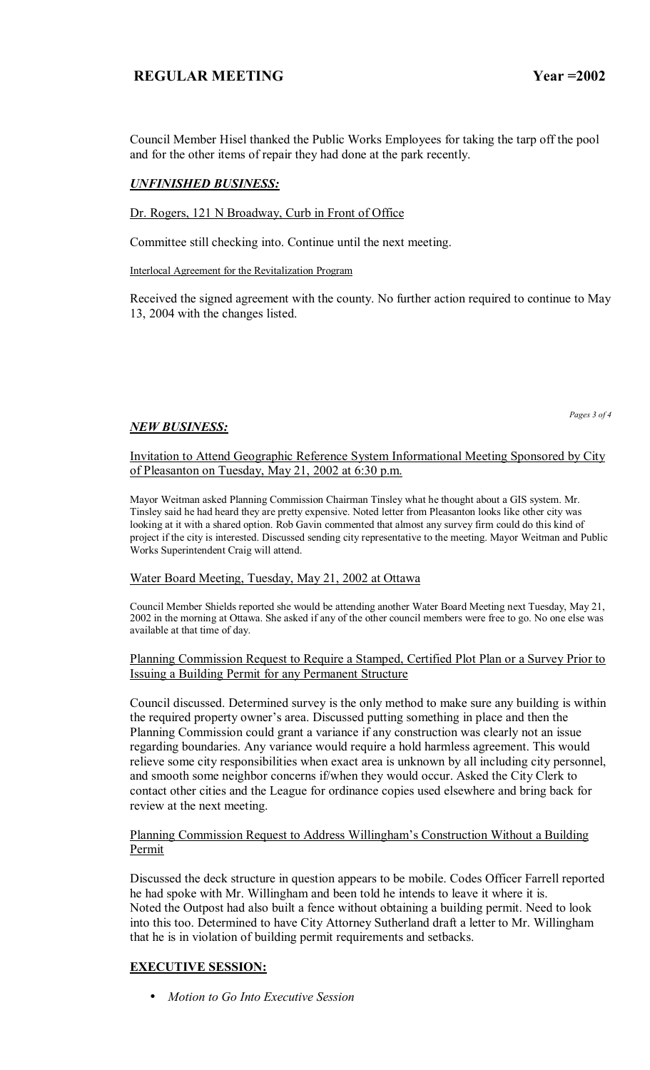Council Member Hisel thanked the Public Works Employees for taking the tarp off the pool and for the other items of repair they had done at the park recently.

### *UNFINISHED BUSINESS:*

Dr. Rogers, 121 N Broadway, Curb in Front of Office

Committee still checking into. Continue until the next meeting.

Interlocal Agreement for the Revitalization Program

Received the signed agreement with the county. No further action required to continue to May 13, 2004 with the changes listed.

### *NEW BUSINESS:*

Invitation to Attend Geographic Reference System Informational Meeting Sponsored by City of Pleasanton on Tuesday, May 21, 2002 at 6:30 p.m.

Mayor Weitman asked Planning Commission Chairman Tinsley what he thought about a GIS system. Mr. Tinsley said he had heard they are pretty expensive. Noted letter from Pleasanton looks like other city was looking at it with a shared option. Rob Gavin commented that almost any survey firm could do this kind of project if the city is interested. Discussed sending city representative to the meeting. Mayor Weitman and Public Works Superintendent Craig will attend.

Water Board Meeting, Tuesday, May 21, 2002 at Ottawa

Council Member Shields reported she would be attending another Water Board Meeting next Tuesday, May 21, 2002 in the morning at Ottawa. She asked if any of the other council members were free to go. No one else was available at that time of day.

Planning Commission Request to Require a Stamped, Certified Plot Plan or a Survey Prior to Issuing a Building Permit for any Permanent Structure

Council discussed. Determined survey is the only method to make sure any building is within the required property owner's area. Discussed putting something in place and then the Planning Commission could grant a variance if any construction was clearly not an issue regarding boundaries. Any variance would require a hold harmless agreement. This would relieve some city responsibilities when exact area is unknown by all including city personnel, and smooth some neighbor concerns if/when they would occur. Asked the City Clerk to contact other cities and the League for ordinance copies used elsewhere and bring back for review at the next meeting.

Planning Commission Request to Address Willingham's Construction Without a Building Permit

Discussed the deck structure in question appears to be mobile. Codes Officer Farrell reported he had spoke with Mr. Willingham and been told he intends to leave it where it is. Noted the Outpost had also built a fence without obtaining a building permit. Need to look into this too. Determined to have City Attorney Sutherland draft a letter to Mr. Willingham that he is in violation of building permit requirements and setbacks.

### **EXECUTIVE SESSION:**

- *Motion to Go Into Executive Session*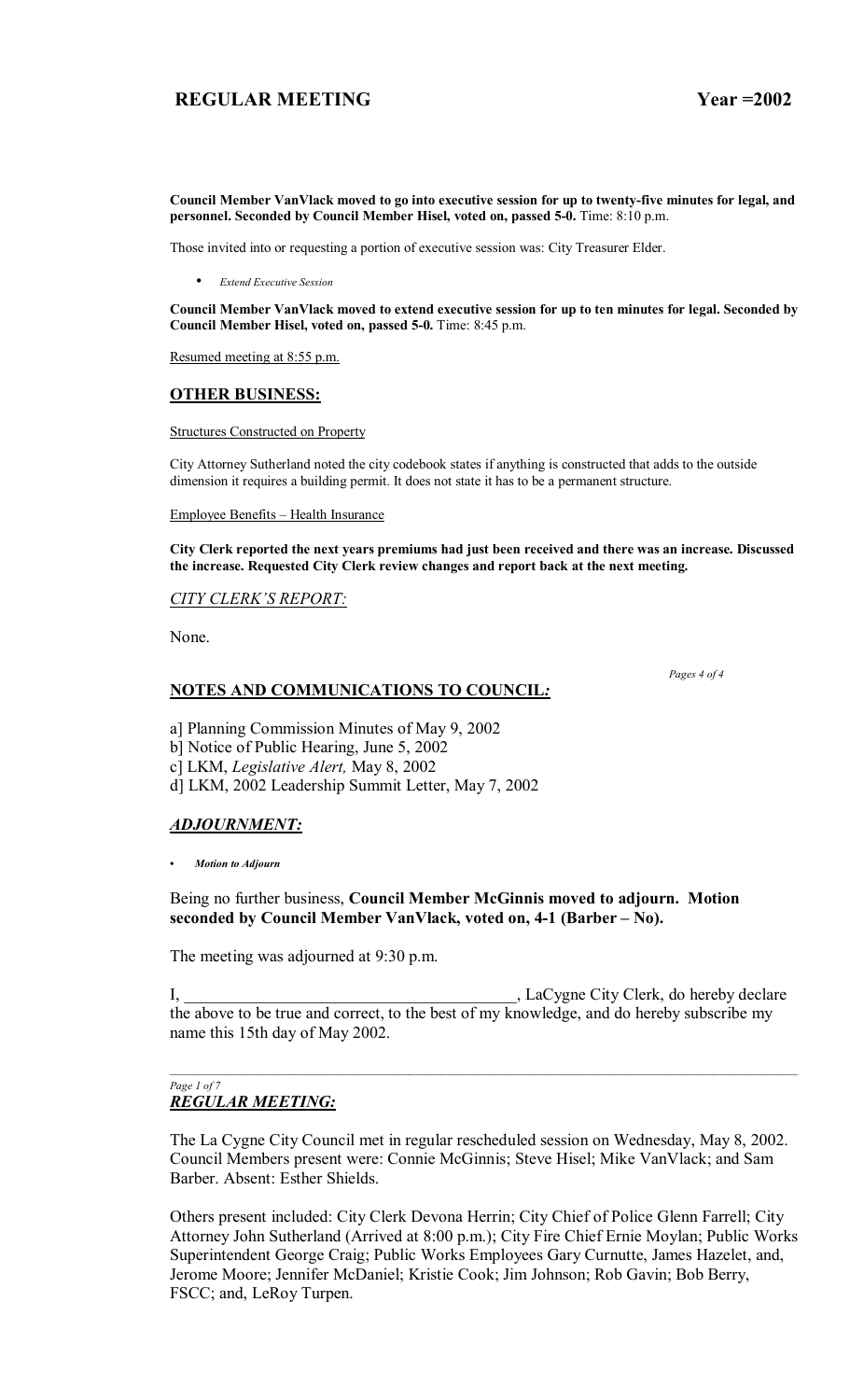**Council Member VanVlack moved to go into executive session for up to twenty-five minutes for legal, and personnel. Seconded by Council Member Hisel, voted on, passed 5-0.** Time: 8:10 p.m.

Those invited into or requesting a portion of executive session was: City Treasurer Elder.

- *Extend Executive Session*

**Council Member VanVlack moved to extend executive session for up to ten minutes for legal. Seconded by Council Member Hisel, voted on, passed 5-0.** Time: 8:45 p.m.

Resumed meeting at 8:55 p.m.

## OTHER BUSINESS:

Structures Constructed on Property

City Attorney Sutherland noted the city codebook states if anything is constructed that adds to the outside dimension it requires a building permit. It does not state it has to be a permanent structure.

Employee Benefits – Health Insurance

**City Clerk reported the next years premiums had just been received and there was an increase. Discussed the increase. Requested City Clerk review changes and report back at the next meeting.**

*CITY CLERK'S REPORT:*

None.

## NOTES AND COMMUNICATIONS TO COUNCIL*:*

a] Planning Commission Minutes of May 9, 2002
b] Notice of Public Hearing, June 5, 2002
c] LKM, *Legislative Alert,* May 8, 2002
d] LKM, 2002 Leadership Summit Letter, May 7, 2002

## *ADJOURNMENT:*

- *Motion to Adjourn*

Being no further business, **Council Member McGinnis moved to adjourn. Motion seconded by Council Member VanVlack, voted on, 4-1 (Barber – No).**

The meeting was adjourned at 9:30 p.m.

I, _______________________________________, LaCygne City Clerk, do hereby declare the above to be true and correct, to the best of my knowledge, and do hereby subscribe my name this 15th day of May 2002.

---

## *REGULAR MEETING:*

The La Cygne City Council met in regular rescheduled session on Wednesday, May 8, 2002. Council Members present were: Connie McGinnis; Steve Hisel; Mike VanVlack; and Sam Barber. Absent: Esther Shields.

Others present included: City Clerk Devona Herrin; City Chief of Police Glenn Farrell; City Attorney John Sutherland (Arrived at 8:00 p.m.); City Fire Chief Ernie Moylan; Public Works Superintendent George Craig; Public Works Employees Gary Curnutte, James Hazelet, and, Jerome Moore; Jennifer McDaniel; Kristie Cook; Jim Johnson; Rob Gavin; Bob Berry, FSCC; and, LeRoy Turpen.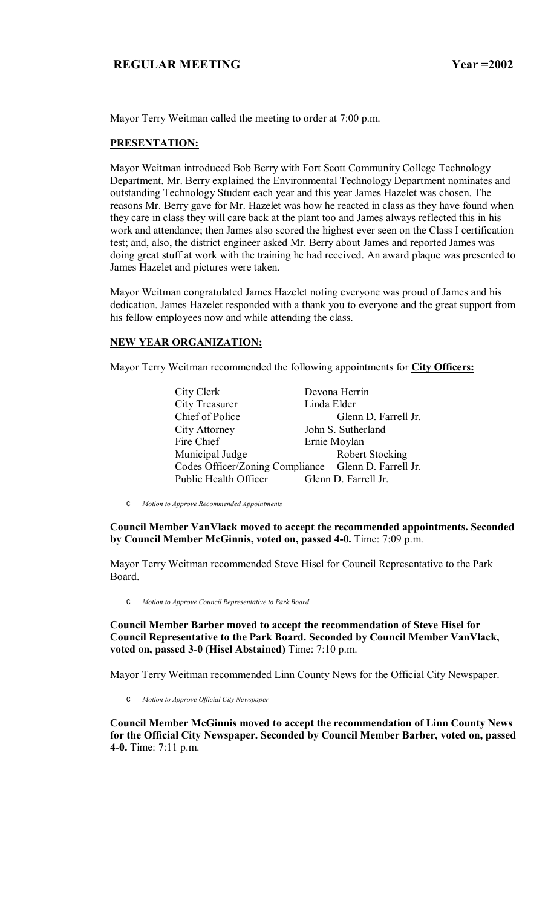**REGULAR MEETING Year =2002**

Mayor Terry Weitman called the meeting to order at 7:00 p.m.

**PRESENTATION:**

Mayor Weitman introduced Bob Berry with Fort Scott Community College Technology Department. Mr. Berry explained the Environmental Technology Department nominates and outstanding Technology Student each year and this year James Hazelet was chosen. The reasons Mr. Berry gave for Mr. Hazelet was how he reacted in class as they have found when they care in class they will care back at the plant too and James always reflected this in his work and attendance; then James also scored the highest ever seen on the Class I certification test; and, also, the district engineer asked Mr. Berry about James and reported James was doing great stuff at work with the training he had received. An award plaque was presented to James Hazelet and pictures were taken.

Mayor Weitman congratulated James Hazelet noting everyone was proud of James and his dedication. James Hazelet responded with a thank you to everyone and the great support from his fellow employees now and while attending the class.

**NEW YEAR ORGANIZATION:**

Mayor Terry Weitman recommended the following appointments for **City Officers:**

| | |
|---|---|
| City Clerk | Devona Herrin |
| City Treasurer | Linda Elder |
| Chief of Police | Glenn D. Farrell Jr. |
| City Attorney | John S. Sutherland |
| Fire Chief | Ernie Moylan |
| Municipal Judge | Robert Stocking |
| Codes Officer/Zoning Compliance | Glenn D. Farrell Jr. |
| Public Health Officer | Glenn D. Farrell Jr. |

- *Motion to Approve Recommended Appointments*

**Council Member VanVlack moved to accept the recommended appointments. Seconded by Council Member McGinnis, voted on, passed 4-0.** Time: 7:09 p.m.

Mayor Terry Weitman recommended Steve Hisel for Council Representative to the Park Board.

- *Motion to Approve Council Representative to Park Board*

**Council Member Barber moved to accept the recommendation of Steve Hisel for Council Representative to the Park Board. Seconded by Council Member VanVlack, voted on, passed 3-0 (Hisel Abstained)** Time: 7:10 p.m.

Mayor Terry Weitman recommended Linn County News for the Official City Newspaper.

- *Motion to Approve Official City Newspaper*

**Council Member McGinnis moved to accept the recommendation of Linn County News for the Official City Newspaper. Seconded by Council Member Barber, voted on, passed 4-0.** Time: 7:11 p.m.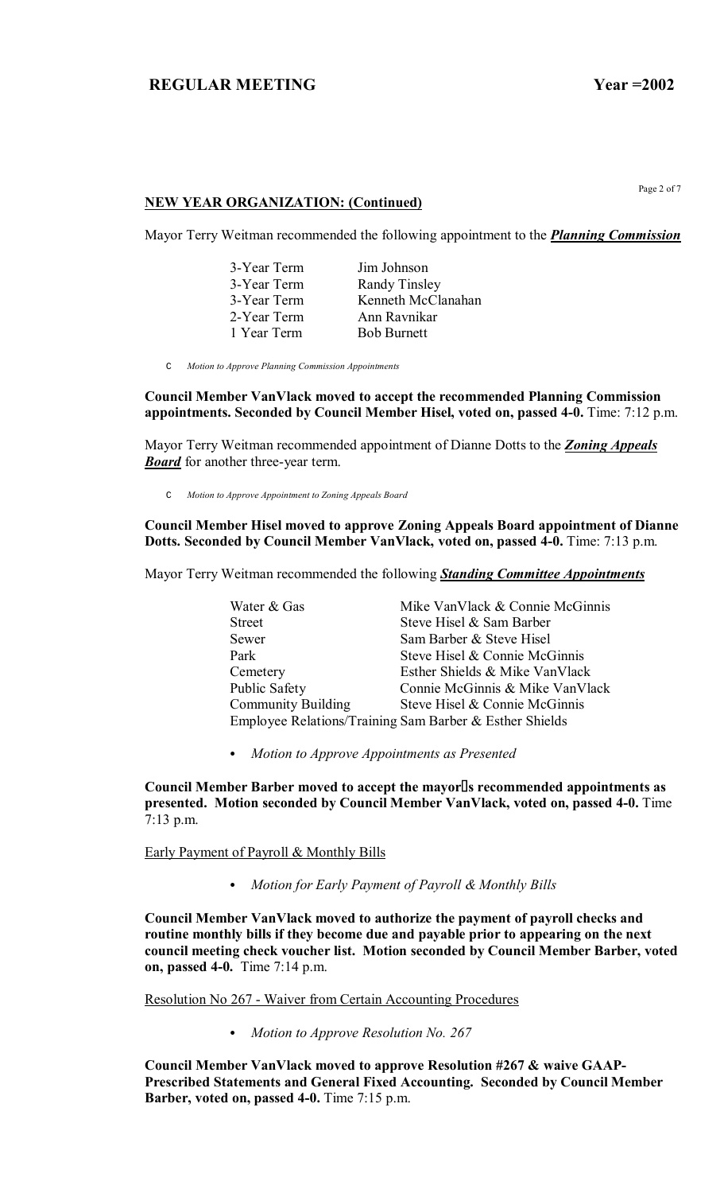## NEW YEAR ORGANIZATION: (Continued)

Mayor Terry Weitman recommended the following appointment to the ***Planning Commission***

| | |
|---|---|
| 3-Year Term | Jim Johnson |
| 3-Year Term | Randy Tinsley |
| 3-Year Term | Kenneth McClanahan |
| 2-Year Term | Ann Ravnikar |
| 1 Year Term | Bob Burnett |

- *Motion to Approve Planning Commission Appointments*

**Council Member VanVlack moved to accept the recommended Planning Commission appointments. Seconded by Council Member Hisel, voted on, passed 4-0.** Time: 7:12 p.m.

Mayor Terry Weitman recommended appointment of Dianne Dotts to the ***Zoning Appeals Board*** for another three-year term.

- *Motion to Approve Appointment to Zoning Appeals Board*

**Council Member Hisel moved to approve Zoning Appeals Board appointment of Dianne Dotts. Seconded by Council Member VanVlack, voted on, passed 4-0.** Time: 7:13 p.m.

Mayor Terry Weitman recommended the following ***Standing Committee Appointments***

| | |
|---|---|
| Water & Gas | Mike VanVlack & Connie McGinnis |
| Street | Steve Hisel & Sam Barber |
| Sewer | Sam Barber & Steve Hisel |
| Park | Steve Hisel & Connie McGinnis |
| Cemetery | Esther Shields & Mike VanVlack |
| Public Safety | Connie McGinnis & Mike VanVlack |
| Community Building | Steve Hisel & Connie McGinnis |
| Employee Relations/Training | Sam Barber & Esther Shields |

- *Motion to Approve Appointments as Presented*

**Council Member Barber moved to accept the mayor's recommended appointments as presented. Motion seconded by Council Member VanVlack, voted on, passed 4-0.** Time 7:13 p.m.

Early Payment of Payroll & Monthly Bills

- *Motion for Early Payment of Payroll & Monthly Bills*

**Council Member VanVlack moved to authorize the payment of payroll checks and routine monthly bills if they become due and payable prior to appearing on the next council meeting check voucher list. Motion seconded by Council Member Barber, voted on, passed 4-0.** Time 7:14 p.m.

Resolution No 267 - Waiver from Certain Accounting Procedures

- *Motion to Approve Resolution No. 267*

**Council Member VanVlack moved to approve Resolution #267 & waive GAAP-Prescribed Statements and General Fixed Accounting. Seconded by Council Member Barber, voted on, passed 4-0.** Time 7:15 p.m.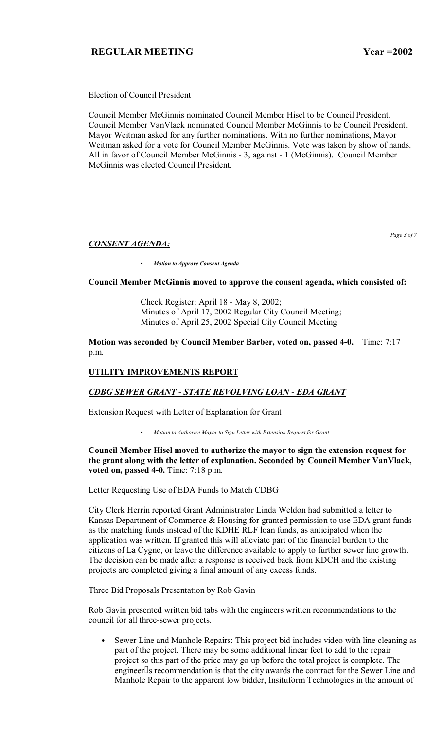Election of Council President

Council Member McGinnis nominated Council Member Hisel to be Council President. Council Member VanVlack nominated Council Member McGinnis to be Council President. Mayor Weitman asked for any further nominations. With no further nominations, Mayor Weitman asked for a vote for Council Member McGinnis. Vote was taken by show of hands. All in favor of Council Member McGinnis - 3, against - 1 (McGinnis). Council Member McGinnis was elected Council President.

***CONSENT AGENDA:***

- ***Motion to Approve Consent Agenda***

**Council Member McGinnis moved to approve the consent agenda, which consisted of:**

Check Register: April 18 - May 8, 2002;
Minutes of April 17, 2002 Regular City Council Meeting;
Minutes of April 25, 2002 Special City Council Meeting

**Motion was seconded by Council Member Barber, voted on, passed 4-0.** Time: 7:17 p.m.

**UTILITY IMPROVEMENTS REPORT**

***CDBG SEWER GRANT - STATE REVOLVING LOAN - EDA GRANT***

Extension Request with Letter of Explanation for Grant

- *Motion to Authorize Mayor to Sign Letter with Extension Request for Grant*

**Council Member Hisel moved to authorize the mayor to sign the extension request for the grant along with the letter of explanation. Seconded by Council Member VanVlack, voted on, passed 4-0.** Time: 7:18 p.m.

Letter Requesting Use of EDA Funds to Match CDBG

City Clerk Herrin reported Grant Administrator Linda Weldon had submitted a letter to Kansas Department of Commerce & Housing for granted permission to use EDA grant funds as the matching funds instead of the KDHE RLF loan funds, as anticipated when the application was written. If granted this will alleviate part of the financial burden to the citizens of La Cygne, or leave the difference available to apply to further sewer line growth. The decision can be made after a response is received back from KDCH and the existing projects are completed giving a final amount of any excess funds.

Three Bid Proposals Presentation by Rob Gavin

Rob Gavin presented written bid tabs with the engineers written recommendations to the council for all three-sewer projects.

- Sewer Line and Manhole Repairs: This project bid includes video with line cleaning as part of the project. There may be some additional linear feet to add to the repair project so this part of the price may go up before the total project is complete. The engineer's recommendation is that the city awards the contract for the Sewer Line and Manhole Repair to the apparent low bidder, Insituform Technologies in the amount of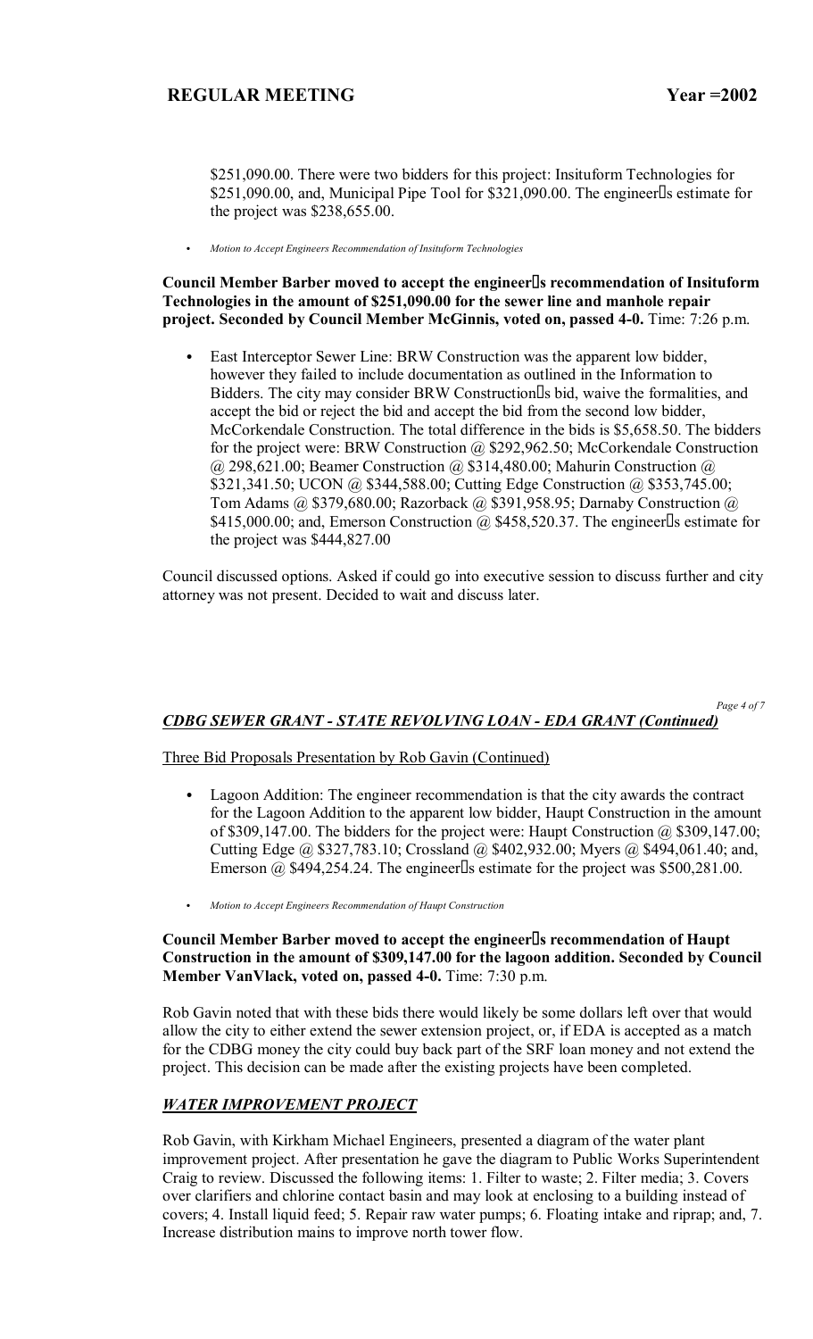$251,090.00. There were two bidders for this project: Insituform Technologies for $251,090.00, and, Municipal Pipe Tool for $321,090.00. The engineer's estimate for the project was $238,655.00.

- *Motion to Accept Engineers Recommendation of Insituform Technologies*

**Council Member Barber moved to accept the engineer's recommendation of Insituform Technologies in the amount of $251,090.00 for the sewer line and manhole repair project. Seconded by Council Member McGinnis, voted on, passed 4-0.** Time: 7:26 p.m.

- East Interceptor Sewer Line: BRW Construction was the apparent low bidder, however they failed to include documentation as outlined in the Information to Bidders. The city may consider BRW Construction's bid, waive the formalities, and accept the bid or reject the bid and accept the bid from the second low bidder, McCorkendale Construction. The total difference in the bids is $5,658.50. The bidders for the project were: BRW Construction @ $292,962.50; McCorkendale Construction @ 298,621.00; Beamer Construction @ $314,480.00; Mahurin Construction @ $321,341.50; UCON @ $344,588.00; Cutting Edge Construction @ $353,745.00; Tom Adams @ $379,680.00; Razorback @ $391,958.95; Darnaby Construction @ $415,000.00; and, Emerson Construction @ $458,520.37. The engineer's estimate for the project was $444,827.00

Council discussed options. Asked if could go into executive session to discuss further and city attorney was not present. Decided to wait and discuss later.

## *CDBG SEWER GRANT - STATE REVOLVING LOAN - EDA GRANT (Continued)*

Three Bid Proposals Presentation by Rob Gavin (Continued)

- Lagoon Addition: The engineer recommendation is that the city awards the contract for the Lagoon Addition to the apparent low bidder, Haupt Construction in the amount of $309,147.00. The bidders for the project were: Haupt Construction @ $309,147.00; Cutting Edge @ $327,783.10; Crossland @ $402,932.00; Myers @ $494,061.40; and, Emerson @ $494,254.24. The engineer's estimate for the project was $500,281.00.

- *Motion to Accept Engineers Recommendation of Haupt Construction*

**Council Member Barber moved to accept the engineer's recommendation of Haupt Construction in the amount of $309,147.00 for the lagoon addition. Seconded by Council Member VanVlack, voted on, passed 4-0.** Time: 7:30 p.m.

Rob Gavin noted that with these bids there would likely be some dollars left over that would allow the city to either extend the sewer extension project, or, if EDA is accepted as a match for the CDBG money the city could buy back part of the SRF loan money and not extend the project. This decision can be made after the existing projects have been completed.

## *WATER IMPROVEMENT PROJECT*

Rob Gavin, with Kirkham Michael Engineers, presented a diagram of the water plant improvement project. After presentation he gave the diagram to Public Works Superintendent Craig to review. Discussed the following items: 1. Filter to waste; 2. Filter media; 3. Covers over clarifiers and chlorine contact basin and may look at enclosing to a building instead of covers; 4. Install liquid feed; 5. Repair raw water pumps; 6. Floating intake and riprap; and, 7. Increase distribution mains to improve north tower flow.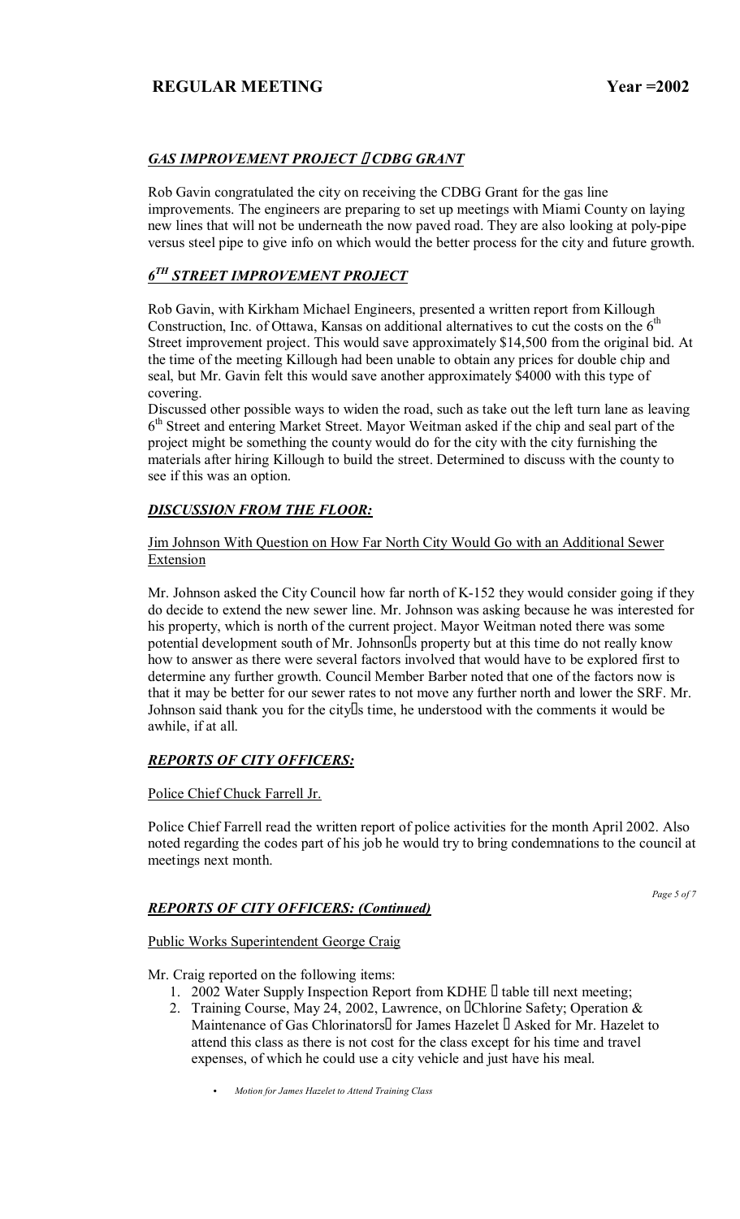## *GAS IMPROVEMENT PROJECT – CDBG GRANT*

Rob Gavin congratulated the city on receiving the CDBG Grant for the gas line improvements. The engineers are preparing to set up meetings with Miami County on laying new lines that will not be underneath the now paved road. They are also looking at poly-pipe versus steel pipe to give info on which would the better process for the city and future growth.

## *6TH STREET IMPROVEMENT PROJECT*

Rob Gavin, with Kirkham Michael Engineers, presented a written report from Killough Construction, Inc. of Ottawa, Kansas on additional alternatives to cut the costs on the 6th Street improvement project. This would save approximately $14,500 from the original bid. At the time of the meeting Killough had been unable to obtain any prices for double chip and seal, but Mr. Gavin felt this would save another approximately $4000 with this type of covering.

Discussed other possible ways to widen the road, such as take out the left turn lane as leaving 6th Street and entering Market Street. Mayor Weitman asked if the chip and seal part of the project might be something the county would do for the city with the city furnishing the materials after hiring Killough to build the street. Determined to discuss with the county to see if this was an option.

## *DISCUSSION FROM THE FLOOR:*

Jim Johnson With Question on How Far North City Would Go with an Additional Sewer Extension

Mr. Johnson asked the City Council how far north of K-152 they would consider going if they do decide to extend the new sewer line. Mr. Johnson was asking because he was interested for his property, which is north of the current project. Mayor Weitman noted there was some potential development south of Mr. Johnson's property but at this time do not really know how to answer as there were several factors involved that would have to be explored first to determine any further growth. Council Member Barber noted that one of the factors now is that it may be better for our sewer rates to not move any further north and lower the SRF. Mr. Johnson said thank you for the city's time, he understood with the comments it would be awhile, if at all.

## *REPORTS OF CITY OFFICERS:*

Police Chief Chuck Farrell Jr.

Police Chief Farrell read the written report of police activities for the month April 2002. Also noted regarding the codes part of his job he would try to bring condemnations to the council at meetings next month.

## *REPORTS OF CITY OFFICERS: (Continued)*

Public Works Superintendent George Craig

Mr. Craig reported on the following items:

1. 2002 Water Supply Inspection Report from KDHE – table till next meeting;
2. Training Course, May 24, 2002, Lawrence, on "Chlorine Safety; Operation & Maintenance of Gas Chlorinators" for James Hazelet – Asked for Mr. Hazelet to attend this class as there is not cost for the class except for his time and travel expenses, of which he could use a city vehicle and just have his meal.

    - *Motion for James Hazelet to Attend Training Class*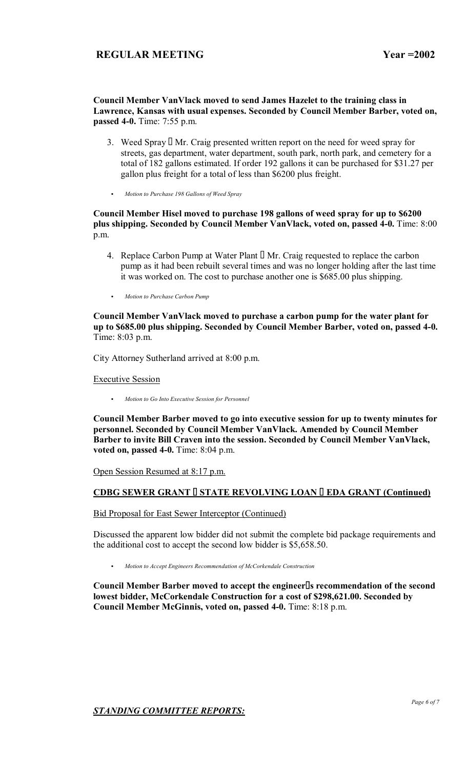**Council Member VanVlack moved to send James Hazelet to the training class in Lawrence, Kansas with usual expenses. Seconded by Council Member Barber, voted on, passed 4-0.** Time: 7:55 p.m.

3. Weed Spray  Mr. Craig presented written report on the need for weed spray for streets, gas department, water department, south park, north park, and cemetery for a total of 182 gallons estimated. If order 192 gallons it can be purchased for $31.27 per gallon plus freight for a total of less than $6200 plus freight.

- *Motion to Purchase 198 Gallons of Weed Spray*

**Council Member Hisel moved to purchase 198 gallons of weed spray for up to $6200 plus shipping. Seconded by Council Member VanVlack, voted on, passed 4-0.** Time: 8:00 p.m.

4. Replace Carbon Pump at Water Plant  Mr. Craig requested to replace the carbon pump as it had been rebuilt several times and was no longer holding after the last time it was worked on. The cost to purchase another one is $685.00 plus shipping.

- *Motion to Purchase Carbon Pump*

**Council Member VanVlack moved to purchase a carbon pump for the water plant for up to $685.00 plus shipping. Seconded by Council Member Barber, voted on, passed 4-0.** Time: 8:03 p.m.

City Attorney Sutherland arrived at 8:00 p.m.

Executive Session

- *Motion to Go Into Executive Session for Personnel*

**Council Member Barber moved to go into executive session for up to twenty minutes for personnel. Seconded by Council Member VanVlack. Amended by Council Member Barber to invite Bill Craven into the session. Seconded by Council Member VanVlack, voted on, passed 4-0.** Time: 8:04 p.m.

Open Session Resumed at 8:17 p.m.

**CDBG SEWER GRANT  STATE REVOLVING LOAN  EDA GRANT (Continued)**

Bid Proposal for East Sewer Interceptor (Continued)

Discussed the apparent low bidder did not submit the complete bid package requirements and the additional cost to accept the second low bidder is $5,658.50.

- *Motion to Accept Engineers Recommendation of McCorkendale Construction*

**Council Member Barber moved to accept the engineers recommendation of the second lowest bidder, McCorkendale Construction for a cost of $298,621.00. Seconded by Council Member McGinnis, voted on, passed 4-0.** Time: 8:18 p.m.

***STANDING COMMITTEE REPORTS:***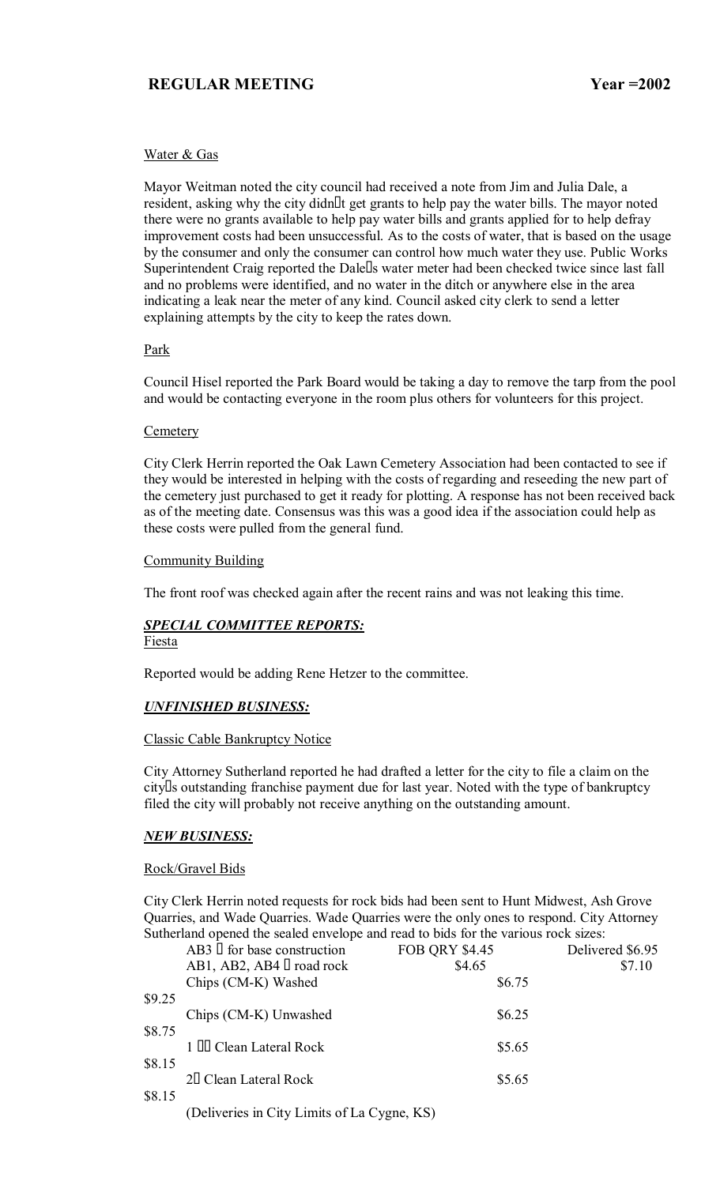## REGULAR MEETING Year =2002

Water & Gas

Mayor Weitman noted the city council had received a note from Jim and Julia Dale, a resident, asking why the city didn't get grants to help pay the water bills. The mayor noted there were no grants available to help pay water bills and grants applied for to help defray improvement costs had been unsuccessful. As to the costs of water, that is based on the usage by the consumer and only the consumer can control how much water they use. Public Works Superintendent Craig reported the Dale's water meter had been checked twice since last fall and no problems were identified, and no water in the ditch or anywhere else in the area indicating a leak near the meter of any kind. Council asked city clerk to send a letter explaining attempts by the city to keep the rates down.

Park

Council Hisel reported the Park Board would be taking a day to remove the tarp from the pool and would be contacting everyone in the room plus others for volunteers for this project.

Cemetery

City Clerk Herrin reported the Oak Lawn Cemetery Association had been contacted to see if they would be interested in helping with the costs of regarding and reseeding the new part of the cemetery just purchased to get it ready for plotting. A response has not been received back as of the meeting date. Consensus was this was a good idea if the association could help as these costs were pulled from the general fund.

Community Building

The front roof was checked again after the recent rains and was not leaking this time.

***SPECIAL COMMITTEE REPORTS:***

Fiesta

Reported would be adding Rene Hetzer to the committee.

***UNFINISHED BUSINESS:***

Classic Cable Bankruptcy Notice

City Attorney Sutherland reported he had drafted a letter for the city to file a claim on the city's outstanding franchise payment due for last year. Noted with the type of bankruptcy filed the city will probably not receive anything on the outstanding amount.

***NEW BUSINESS:***

Rock/Gravel Bids

City Clerk Herrin noted requests for rock bids had been sent to Hunt Midwest, Ash Grove Quarries, and Wade Quarries. Wade Quarries were the only ones to respond. City Attorney Sutherland opened the sealed envelope and read to bids for the various rock sizes:

| Rock | FOB QRY | Delivered |
|---|---|---|
| AB3 – for base construction | $4.45 | $6.95 |
| AB1, AB2, AB4 – road rock | $4.65 | $7.10 |
| Chips (CM-K) Washed | $6.75 | $9.25 |
| Chips (CM-K) Unwashed | $6.25 | $8.75 |
| 1 ½" Clean Lateral Rock | $5.65 | $8.15 |
| 2" Clean Lateral Rock | $5.65 | $8.15 |

(Deliveries in City Limits of La Cygne, KS)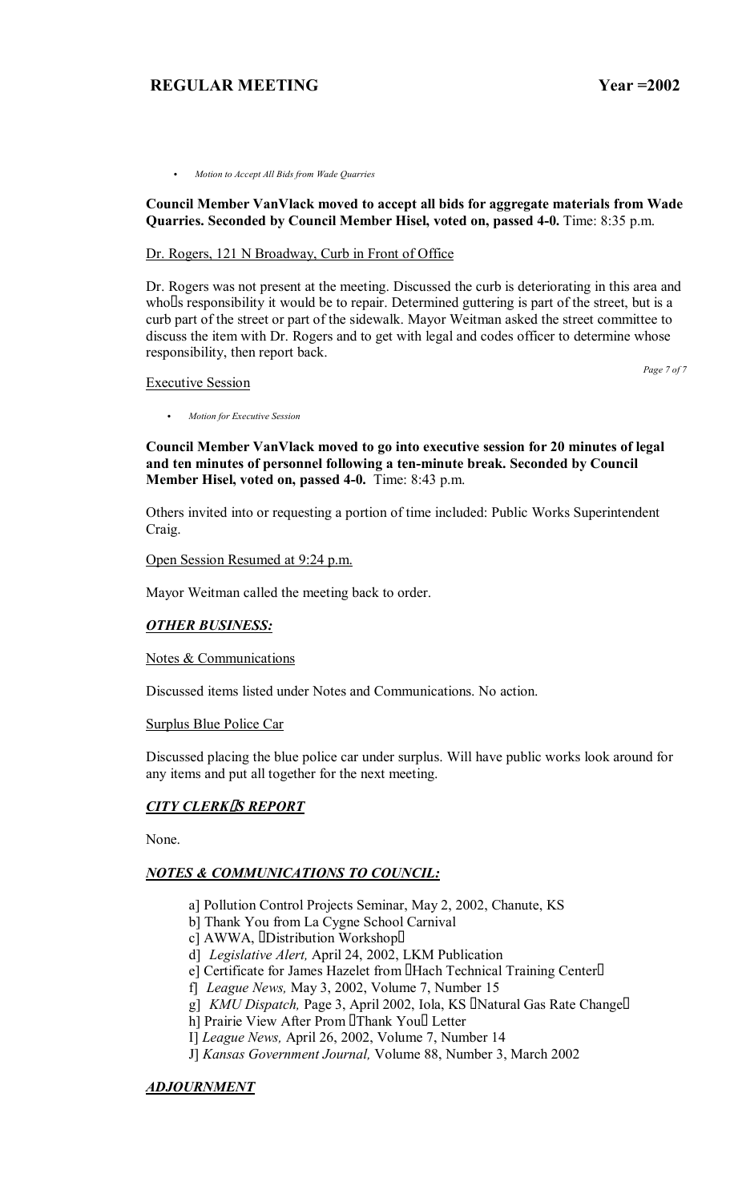- *Motion to Accept All Bids from Wade Quarries*

**Council Member VanVlack moved to accept all bids for aggregate materials from Wade Quarries. Seconded by Council Member Hisel, voted on, passed 4-0.** Time: 8:35 p.m.

Dr. Rogers, 121 N Broadway, Curb in Front of Office

Dr. Rogers was not present at the meeting. Discussed the curb is deteriorating in this area and who's responsibility it would be to repair. Determined guttering is part of the street, but is a curb part of the street or part of the sidewalk. Mayor Weitman asked the street committee to discuss the item with Dr. Rogers and to get with legal and codes officer to determine whose responsibility, then report back.

Executive Session

- *Motion for Executive Session*

**Council Member VanVlack moved to go into executive session for 20 minutes of legal and ten minutes of personnel following a ten-minute break. Seconded by Council Member Hisel, voted on, passed 4-0.** Time: 8:43 p.m.

Others invited into or requesting a portion of time included: Public Works Superintendent Craig.

Open Session Resumed at 9:24 p.m.

Mayor Weitman called the meeting back to order.

***OTHER BUSINESS:***

Notes & Communications

Discussed items listed under Notes and Communications. No action.

Surplus Blue Police Car

Discussed placing the blue police car under surplus. Will have public works look around for any items and put all together for the next meeting.

***CITY CLERK'S REPORT***

None.

***NOTES & COMMUNICATIONS TO COUNCIL:***

a] Pollution Control Projects Seminar, May 2, 2002, Chanute, KS
b] Thank You from La Cygne School Carnival
c] AWWA, "Distribution Workshop"
d] *Legislative Alert,* April 24, 2002, LKM Publication
e] Certificate for James Hazelet from "Hach Technical Training Center"
f] *League News,* May 3, 2002, Volume 7, Number 15
g] *KMU Dispatch,* Page 3, April 2002, Iola, KS "Natural Gas Rate Change"
h] Prairie View After Prom "Thank You" Letter
I] *League News,* April 26, 2002, Volume 7, Number 14
J] *Kansas Government Journal,* Volume 88, Number 3, March 2002

***ADJOURNMENT***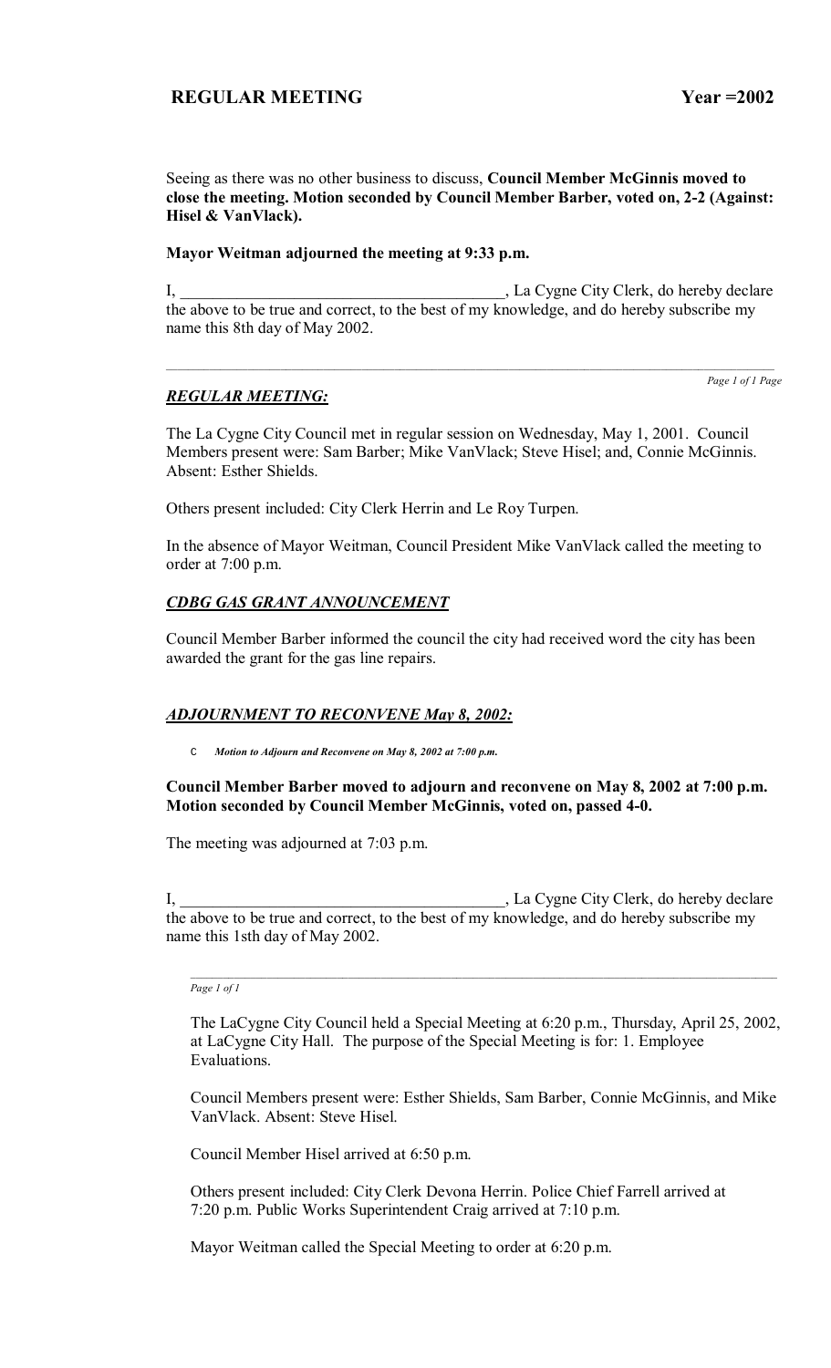Seeing as there was no other business to discuss, **Council Member McGinnis moved to close the meeting. Motion seconded by Council Member Barber, voted on, 2-2 (Against: Hisel & VanVlack).**

**Mayor Weitman adjourned the meeting at 9:33 p.m.**

I, ________________________________________, La Cygne City Clerk, do hereby declare the above to be true and correct, to the best of my knowledge, and do hereby subscribe my name this 8th day of May 2002.

---

***REGULAR MEETING:***

The La Cygne City Council met in regular session on Wednesday, May 1, 2001. Council Members present were: Sam Barber; Mike VanVlack; Steve Hisel; and, Connie McGinnis. Absent: Esther Shields.

Others present included: City Clerk Herrin and Le Roy Turpen.

In the absence of Mayor Weitman, Council President Mike VanVlack called the meeting to order at 7:00 p.m.

***CDBG GAS GRANT ANNOUNCEMENT***

Council Member Barber informed the council the city had received word the city has been awarded the grant for the gas line repairs.

***ADJOURNMENT TO RECONVENE May 8, 2002:***

- ***Motion to Adjourn and Reconvene on May 8, 2002 at 7:00 p.m.***

**Council Member Barber moved to adjourn and reconvene on May 8, 2002 at 7:00 p.m. Motion seconded by Council Member McGinnis, voted on, passed 4-0.**

The meeting was adjourned at 7:03 p.m.

I, ________________________________________, La Cygne City Clerk, do hereby declare the above to be true and correct, to the best of my knowledge, and do hereby subscribe my name this 1sth day of May 2002.

---

The LaCygne City Council held a Special Meeting at 6:20 p.m., Thursday, April 25, 2002, at LaCygne City Hall. The purpose of the Special Meeting is for: 1. Employee Evaluations.

Council Members present were: Esther Shields, Sam Barber, Connie McGinnis, and Mike VanVlack. Absent: Steve Hisel.

Council Member Hisel arrived at 6:50 p.m.

Others present included: City Clerk Devona Herrin. Police Chief Farrell arrived at 7:20 p.m. Public Works Superintendent Craig arrived at 7:10 p.m.

Mayor Weitman called the Special Meeting to order at 6:20 p.m.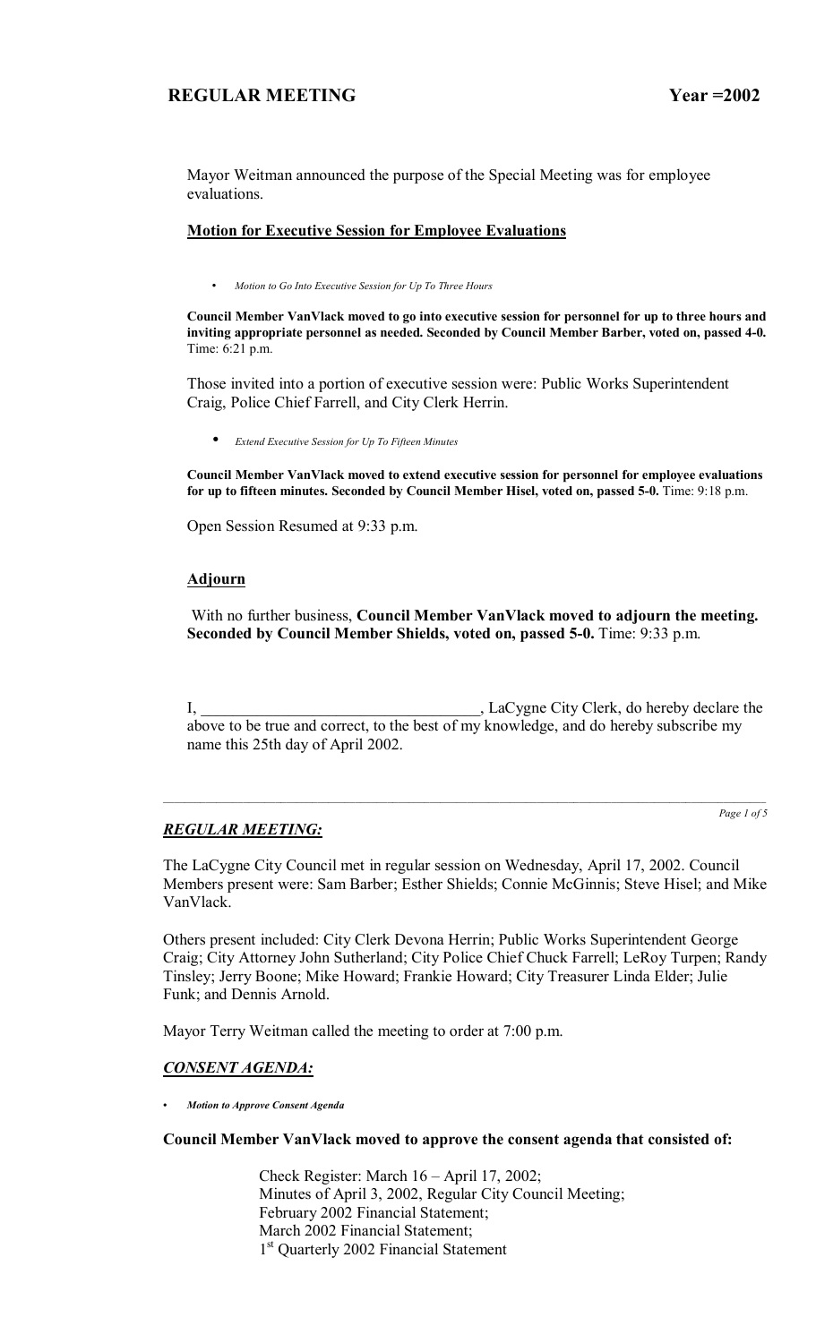Mayor Weitman announced the purpose of the Special Meeting was for employee evaluations.

**Motion for Executive Session for Employee Evaluations**

- *Motion to Go Into Executive Session for Up To Three Hours*

**Council Member VanVlack moved to go into executive session for personnel for up to three hours and inviting appropriate personnel as needed. Seconded by Council Member Barber, voted on, passed 4-0.** Time: 6:21 p.m.

Those invited into a portion of executive session were: Public Works Superintendent Craig, Police Chief Farrell, and City Clerk Herrin.

- *Extend Executive Session for Up To Fifteen Minutes*

**Council Member VanVlack moved to extend executive session for personnel for employee evaluations for up to fifteen minutes. Seconded by Council Member Hisel, voted on, passed 5-0.** Time: 9:18 p.m.

Open Session Resumed at 9:33 p.m.

**Adjourn**

With no further business, **Council Member VanVlack moved to adjourn the meeting. Seconded by Council Member Shields, voted on, passed 5-0.** Time: 9:33 p.m.

I, ___________________________________, LaCygne City Clerk, do hereby declare the above to be true and correct, to the best of my knowledge, and do hereby subscribe my name this 25th day of April 2002.

---

## ***REGULAR MEETING:***

The LaCygne City Council met in regular session on Wednesday, April 17, 2002. Council Members present were: Sam Barber; Esther Shields; Connie McGinnis; Steve Hisel; and Mike VanVlack.

Others present included: City Clerk Devona Herrin; Public Works Superintendent George Craig; City Attorney John Sutherland; City Police Chief Chuck Farrell; LeRoy Turpen; Randy Tinsley; Jerry Boone; Mike Howard; Frankie Howard; City Treasurer Linda Elder; Julie Funk; and Dennis Arnold.

Mayor Terry Weitman called the meeting to order at 7:00 p.m.

## ***CONSENT AGENDA:***

- ***Motion to Approve Consent Agenda***

**Council Member VanVlack moved to approve the consent agenda that consisted of:**

> Check Register: March 16 – April 17, 2002;
> Minutes of April 3, 2002, Regular City Council Meeting;
> February 2002 Financial Statement;
> March 2002 Financial Statement;
> 1st Quarterly 2002 Financial Statement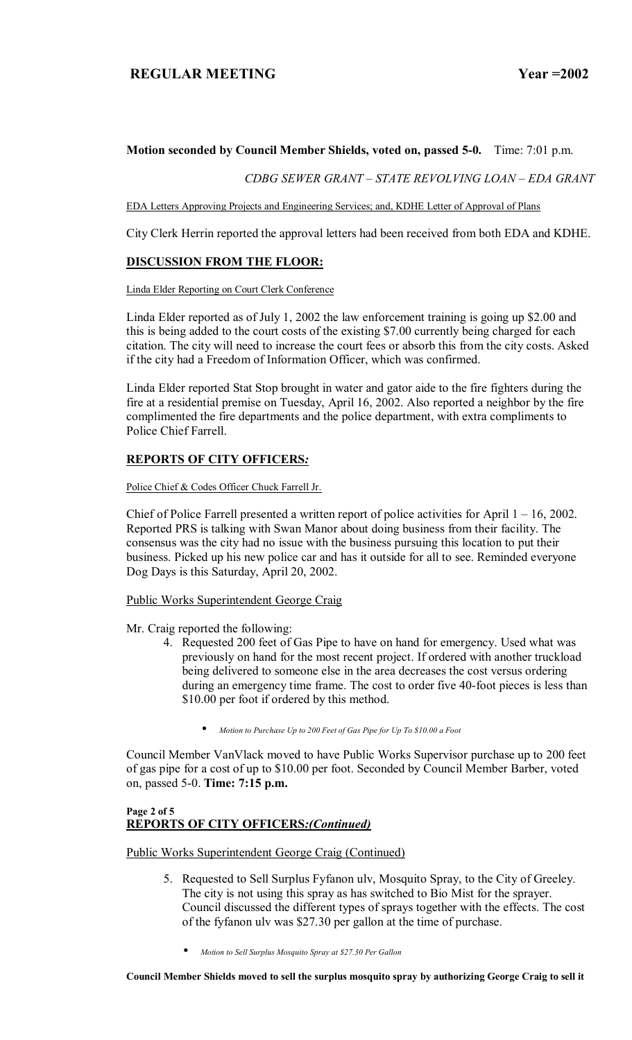**Motion seconded by Council Member Shields, voted on, passed 5-0.** Time: 7:01 p.m.

*CDBG SEWER GRANT – STATE REVOLVING LOAN – EDA GRANT*

EDA Letters Approving Projects and Engineering Services; and, KDHE Letter of Approval of Plans

City Clerk Herrin reported the approval letters had been received from both EDA and KDHE.

## DISCUSSION FROM THE FLOOR:

Linda Elder Reporting on Court Clerk Conference

Linda Elder reported as of July 1, 2002 the law enforcement training is going up $2.00 and this is being added to the court costs of the existing $7.00 currently being charged for each citation. The city will need to increase the court fees or absorb this from the city costs. Asked if the city had a Freedom of Information Officer, which was confirmed.

Linda Elder reported Stat Stop brought in water and gator aide to the fire fighters during the fire at a residential premise on Tuesday, April 16, 2002. Also reported a neighbor by the fire complimented the fire departments and the police department, with extra compliments to Police Chief Farrell.

## REPORTS OF CITY OFFICERS*:*

Police Chief & Codes Officer Chuck Farrell Jr.

Chief of Police Farrell presented a written report of police activities for April 1 – 16, 2002. Reported PRS is talking with Swan Manor about doing business from their facility. The consensus was the city had no issue with the business pursuing this location to put their business. Picked up his new police car and has it outside for all to see. Reminded everyone Dog Days is this Saturday, April 20, 2002.

Public Works Superintendent George Craig

Mr. Craig reported the following:

4. Requested 200 feet of Gas Pipe to have on hand for emergency. Used what was previously on hand for the most recent project. If ordered with another truckload being delivered to someone else in the area decreases the cost versus ordering during an emergency time frame. The cost to order five 40-foot pieces is less than $10.00 per foot if ordered by this method.

    - *Motion to Purchase Up to 200 Feet of Gas Pipe for Up To $10.00 a Foot*

Council Member VanVlack moved to have Public Works Supervisor purchase up to 200 feet of gas pipe for a cost of up to $10.00 per foot. Seconded by Council Member Barber, voted on, passed 5-0. **Time: 7:15 p.m.**

## REPORTS OF CITY OFFICERS*:(Continued)*

Public Works Superintendent George Craig (Continued)

5. Requested to Sell Surplus Fyfanon ulv, Mosquito Spray, to the City of Greeley. The city is not using this spray as has switched to Bio Mist for the sprayer. Council discussed the different types of sprays together with the effects. The cost of the fyfanon ulv was $27.30 per gallon at the time of purchase.

    - *Motion to Sell Surplus Mosquito Spray at $27.30 Per Gallon*

**Council Member Shields moved to sell the surplus mosquito spray by authorizing George Craig to sell it**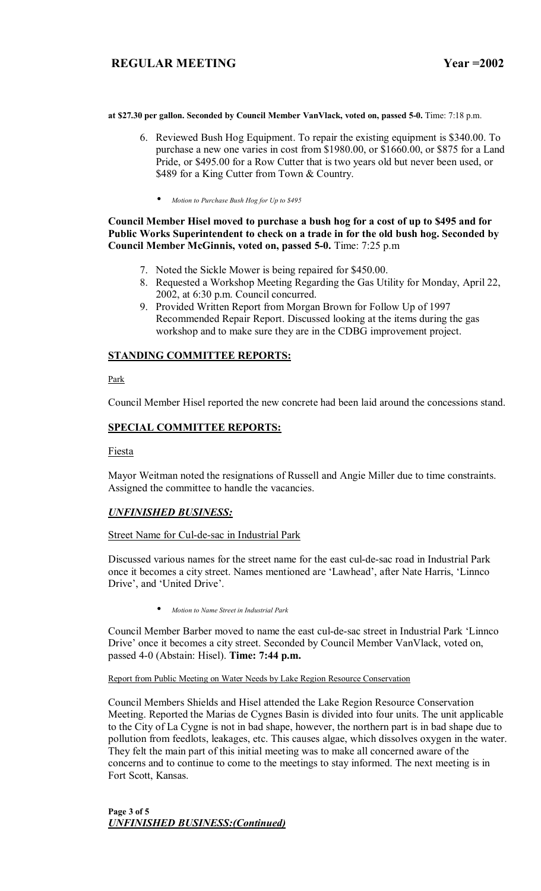**at $27.30 per gallon. Seconded by Council Member VanVlack, voted on, passed 5-0.** Time: 7:18 p.m.

6. Reviewed Bush Hog Equipment. To repair the existing equipment is $340.00. To purchase a new one varies in cost from $1980.00, or $1660.00, or $875 for a Land Pride, or $495.00 for a Row Cutter that is two years old but never been used, or $489 for a King Cutter from Town & Country.

   - *Motion to Purchase Bush Hog for Up to $495*

**Council Member Hisel moved to purchase a bush hog for a cost of up to $495 and for Public Works Superintendent to check on a trade in for the old bush hog. Seconded by Council Member McGinnis, voted on, passed 5-0.** Time: 7:25 p.m

7. Noted the Sickle Mower is being repaired for $450.00.
8. Requested a Workshop Meeting Regarding the Gas Utility for Monday, April 22, 2002, at 6:30 p.m. Council concurred.
9. Provided Written Report from Morgan Brown for Follow Up of 1997 Recommended Repair Report. Discussed looking at the items during the gas workshop and to make sure they are in the CDBG improvement project.

## STANDING COMMITTEE REPORTS:

Park

Council Member Hisel reported the new concrete had been laid around the concessions stand.

## SPECIAL COMMITTEE REPORTS:

Fiesta

Mayor Weitman noted the resignations of Russell and Angie Miller due to time constraints. Assigned the committee to handle the vacancies.

## *UNFINISHED BUSINESS:*

Street Name for Cul-de-sac in Industrial Park

Discussed various names for the street name for the east cul-de-sac road in Industrial Park once it becomes a city street. Names mentioned are 'Lawhead', after Nate Harris, 'Linnco Drive', and 'United Drive'.

- *Motion to Name Street in Industrial Park*

Council Member Barber moved to name the east cul-de-sac street in Industrial Park 'Linnco Drive' once it becomes a city street. Seconded by Council Member VanVlack, voted on, passed 4-0 (Abstain: Hisel). **Time: 7:44 p.m.**

Report from Public Meeting on Water Needs by Lake Region Resource Conservation

Council Members Shields and Hisel attended the Lake Region Resource Conservation Meeting. Reported the Marias de Cygnes Basin is divided into four units. The unit applicable to the City of La Cygne is not in bad shape, however, the northern part is in bad shape due to pollution from feedlots, leakages, etc. This causes algae, which dissolves oxygen in the water. They felt the main part of this initial meeting was to make all concerned aware of the concerns and to continue to come to the meetings to stay informed. The next meeting is in Fort Scott, Kansas.

## *UNFINISHED BUSINESS:(Continued)*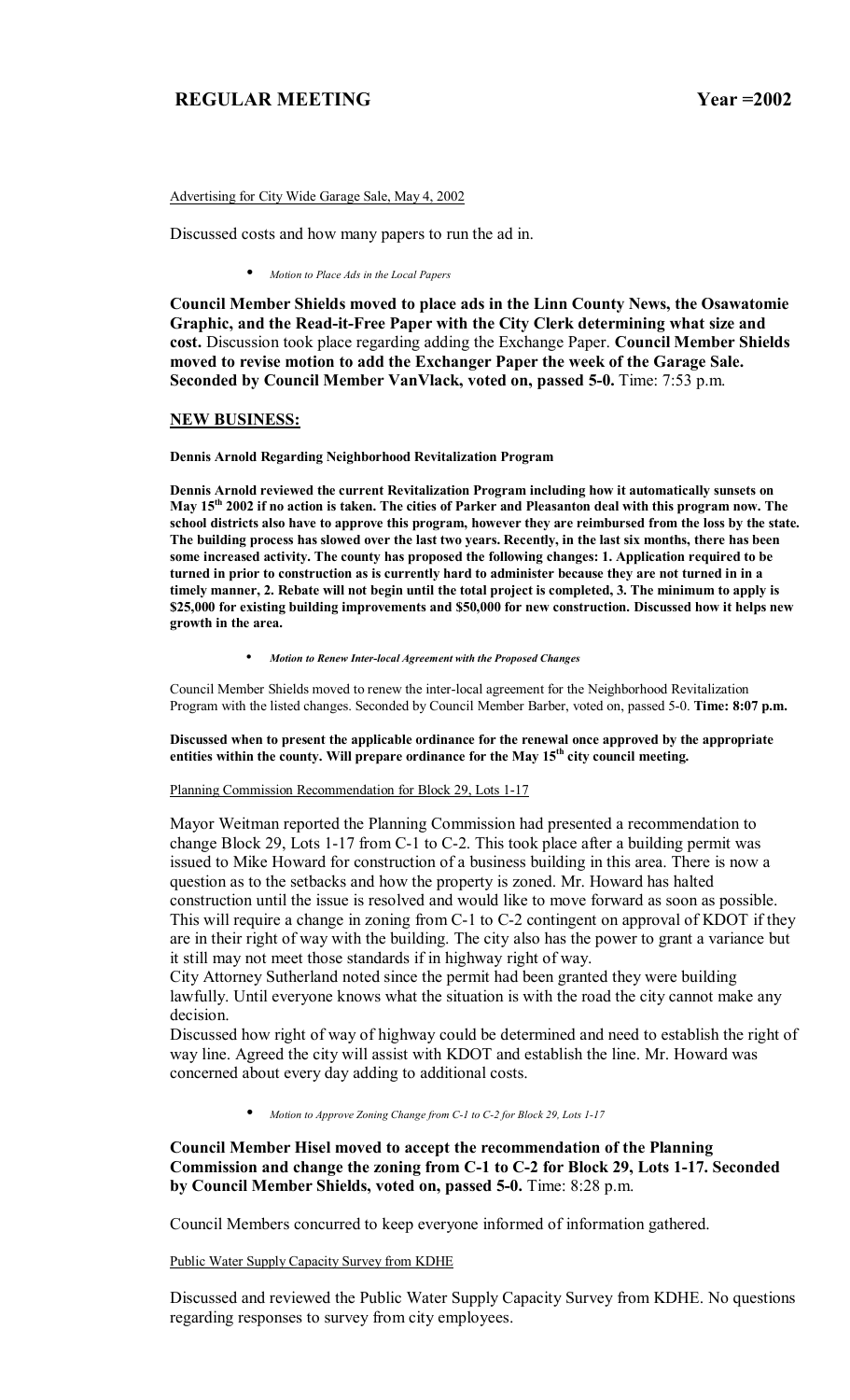Advertising for City Wide Garage Sale, May 4, 2002

Discussed costs and how many papers to run the ad in.

- *Motion to Place Ads in the Local Papers*

**Council Member Shields moved to place ads in the Linn County News, the Osawatomie Graphic, and the Read-it-Free Paper with the City Clerk determining what size and cost.** Discussion took place regarding adding the Exchange Paper. **Council Member Shields moved to revise motion to add the Exchanger Paper the week of the Garage Sale. Seconded by Council Member VanVlack, voted on, passed 5-0.** Time: 7:53 p.m.

## NEW BUSINESS:

**Dennis Arnold Regarding Neighborhood Revitalization Program**

**Dennis Arnold reviewed the current Revitalization Program including how it automatically sunsets on May 15th 2002 if no action is taken. The cities of Parker and Pleasanton deal with this program now. The school districts also have to approve this program, however they are reimbursed from the loss by the state. The building process has slowed over the last two years. Recently, in the last six months, there has been some increased activity. The county has proposed the following changes: 1. Application required to be turned in prior to construction as is currently hard to administer because they are not turned in in a timely manner, 2. Rebate will not begin until the total project is completed, 3. The minimum to apply is $25,000 for existing building improvements and $50,000 for new construction. Discussed how it helps new growth in the area.**

- ***Motion to Renew Inter-local Agreement with the Proposed Changes***

Council Member Shields moved to renew the inter-local agreement for the Neighborhood Revitalization Program with the listed changes. Seconded by Council Member Barber, voted on, passed 5-0. **Time: 8:07 p.m.**

**Discussed when to present the applicable ordinance for the renewal once approved by the appropriate entities within the county. Will prepare ordinance for the May 15th city council meeting.**

Planning Commission Recommendation for Block 29, Lots 1-17

Mayor Weitman reported the Planning Commission had presented a recommendation to change Block 29, Lots 1-17 from C-1 to C-2. This took place after a building permit was issued to Mike Howard for construction of a business building in this area. There is now a question as to the setbacks and how the property is zoned. Mr. Howard has halted construction until the issue is resolved and would like to move forward as soon as possible. This will require a change in zoning from C-1 to C-2 contingent on approval of KDOT if they are in their right of way with the building. The city also has the power to grant a variance but it still may not meet those standards if in highway right of way.

City Attorney Sutherland noted since the permit had been granted they were building lawfully. Until everyone knows what the situation is with the road the city cannot make any decision.

Discussed how right of way of highway could be determined and need to establish the right of way line. Agreed the city will assist with KDOT and establish the line. Mr. Howard was concerned about every day adding to additional costs.

- *Motion to Approve Zoning Change from C-1 to C-2 for Block 29, Lots 1-17*

**Council Member Hisel moved to accept the recommendation of the Planning Commission and change the zoning from C-1 to C-2 for Block 29, Lots 1-17. Seconded by Council Member Shields, voted on, passed 5-0.** Time: 8:28 p.m.

Council Members concurred to keep everyone informed of information gathered.

Public Water Supply Capacity Survey from KDHE

Discussed and reviewed the Public Water Supply Capacity Survey from KDHE. No questions regarding responses to survey from city employees.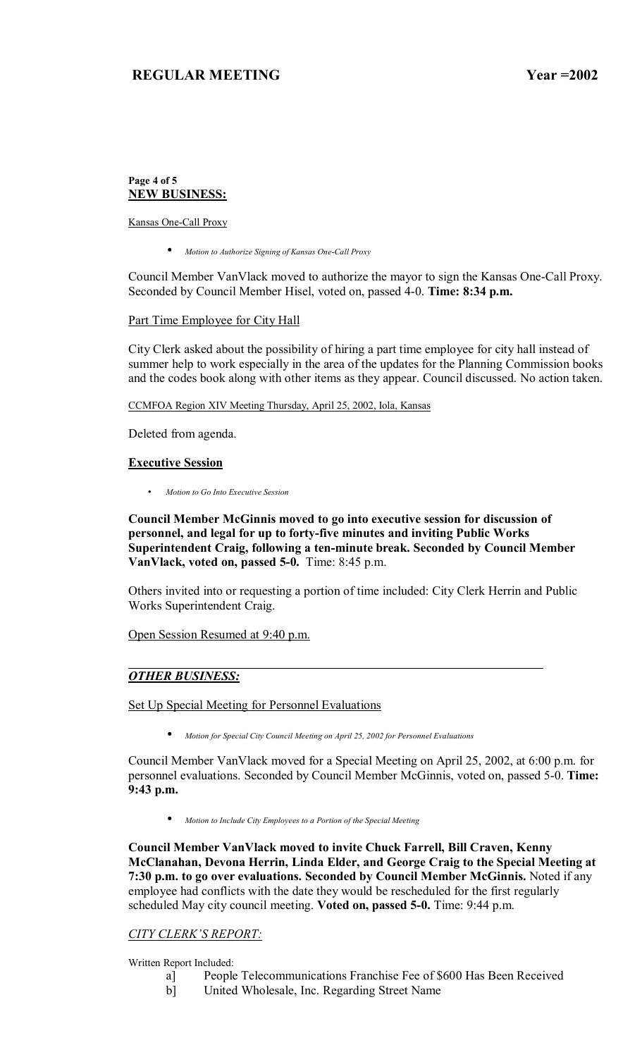## NEW BUSINESS:

Kansas One-Call Proxy

- *Motion to Authorize Signing of Kansas One-Call Proxy*

Council Member VanVlack moved to authorize the mayor to sign the Kansas One-Call Proxy. Seconded by Council Member Hisel, voted on, passed 4-0. **Time: 8:34 p.m.**

Part Time Employee for City Hall

City Clerk asked about the possibility of hiring a part time employee for city hall instead of summer help to work especially in the area of the updates for the Planning Commission books and the codes book along with other items as they appear. Council discussed. No action taken.

CCMFOA Region XIV Meeting Thursday, April 25, 2002, Iola, Kansas

Deleted from agenda.

### Executive Session

- *Motion to Go Into Executive Session*

**Council Member McGinnis moved to go into executive session for discussion of personnel, and legal for up to forty-five minutes and inviting Public Works Superintendent Craig, following a ten-minute break. Seconded by Council Member VanVlack, voted on, passed 5-0.** Time: 8:45 p.m.

Others invited into or requesting a portion of time included: City Clerk Herrin and Public Works Superintendent Craig.

Open Session Resumed at 9:40 p.m.

## *OTHER BUSINESS:*

Set Up Special Meeting for Personnel Evaluations

- *Motion for Special City Council Meeting on April 25, 2002 for Personnel Evaluations*

Council Member VanVlack moved for a Special Meeting on April 25, 2002, at 6:00 p.m. for personnel evaluations. Seconded by Council Member McGinnis, voted on, passed 5-0. **Time: 9:43 p.m.**

- *Motion to Include City Employees to a Portion of the Special Meeting*

**Council Member VanVlack moved to invite Chuck Farrell, Bill Craven, Kenny McClanahan, Devona Herrin, Linda Elder, and George Craig to the Special Meeting at 7:30 p.m. to go over evaluations. Seconded by Council Member McGinnis.** Noted if any employee had conflicts with the date they would be rescheduled for the first regularly scheduled May city council meeting. **Voted on, passed 5-0.** Time: 9:44 p.m.

## *CITY CLERK'S REPORT:*

Written Report Included:

a] People Telecommunications Franchise Fee of $600 Has Been Received
b] United Wholesale, Inc. Regarding Street Name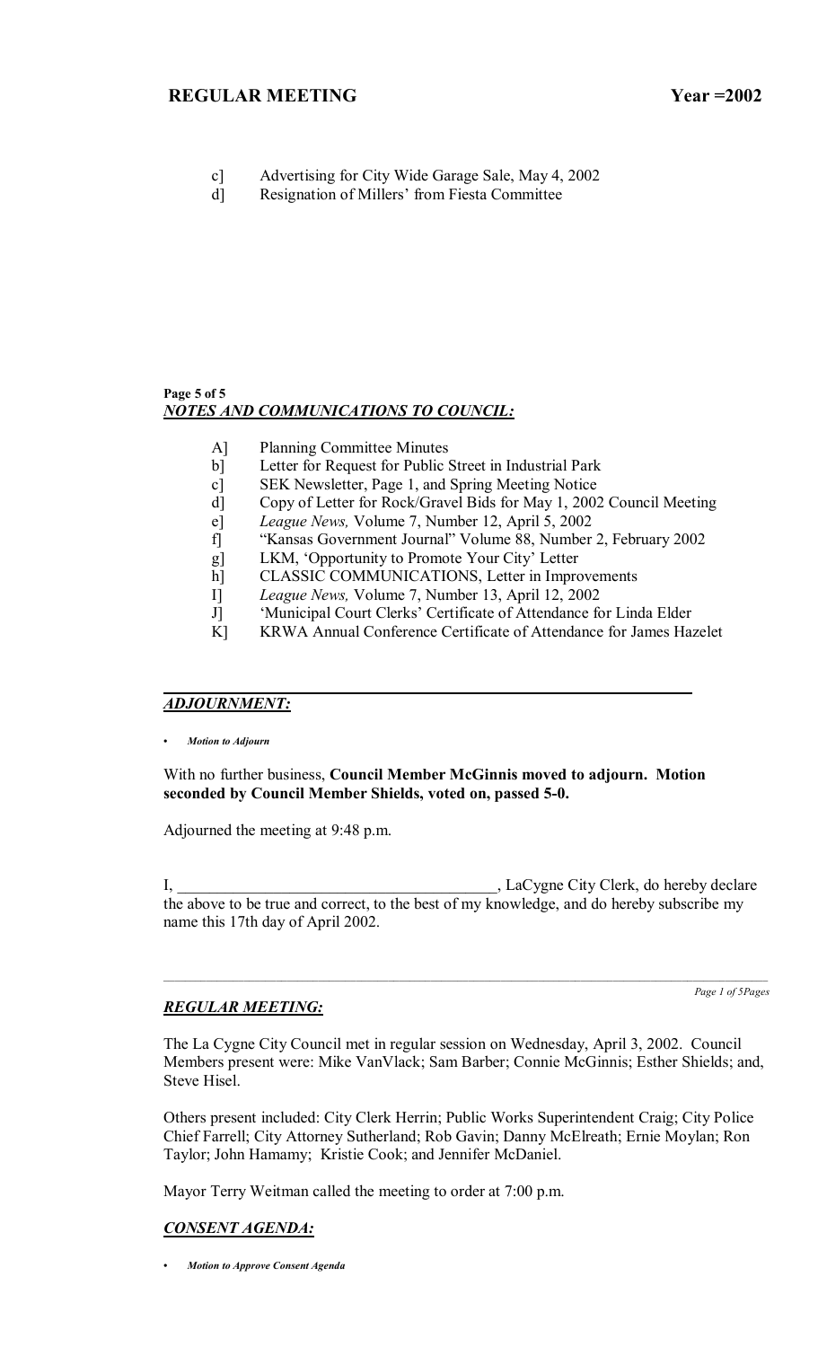c] Advertising for City Wide Garage Sale, May 4, 2002
d] Resignation of Millers' from Fiesta Committee

**Page 5 of 5**
***NOTES AND COMMUNICATIONS TO COUNCIL:***

A] Planning Committee Minutes
b] Letter for Request for Public Street in Industrial Park
c] SEK Newsletter, Page 1, and Spring Meeting Notice
d] Copy of Letter for Rock/Gravel Bids for May 1, 2002 Council Meeting
e] *League News,* Volume 7, Number 12, April 5, 2002
f] "Kansas Government Journal" Volume 88, Number 2, February 2002
g] LKM, 'Opportunity to Promote Your City' Letter
h] CLASSIC COMMUNICATIONS, Letter in Improvements
I] *League News,* Volume 7, Number 13, April 12, 2002
J] 'Municipal Court Clerks' Certificate of Attendance for Linda Elder
K] KRWA Annual Conference Certificate of Attendance for James Hazelet

***ADJOURNMENT:***

- ***Motion to Adjourn***

With no further business, **Council Member McGinnis moved to adjourn. Motion seconded by Council Member Shields, voted on, passed 5-0.**

Adjourned the meeting at 9:48 p.m.

I, _______________________________________, LaCygne City Clerk, do hereby declare the above to be true and correct, to the best of my knowledge, and do hereby subscribe my name this 17th day of April 2002.

***REGULAR MEETING:***

The La Cygne City Council met in regular session on Wednesday, April 3, 2002. Council Members present were: Mike VanVlack; Sam Barber; Connie McGinnis; Esther Shields; and, Steve Hisel.

Others present included: City Clerk Herrin; Public Works Superintendent Craig; City Police Chief Farrell; City Attorney Sutherland; Rob Gavin; Danny McElreath; Ernie Moylan; Ron Taylor; John Hamamy; Kristie Cook; and Jennifer McDaniel.

Mayor Terry Weitman called the meeting to order at 7:00 p.m.

***CONSENT AGENDA:***

- ***Motion to Approve Consent Agenda***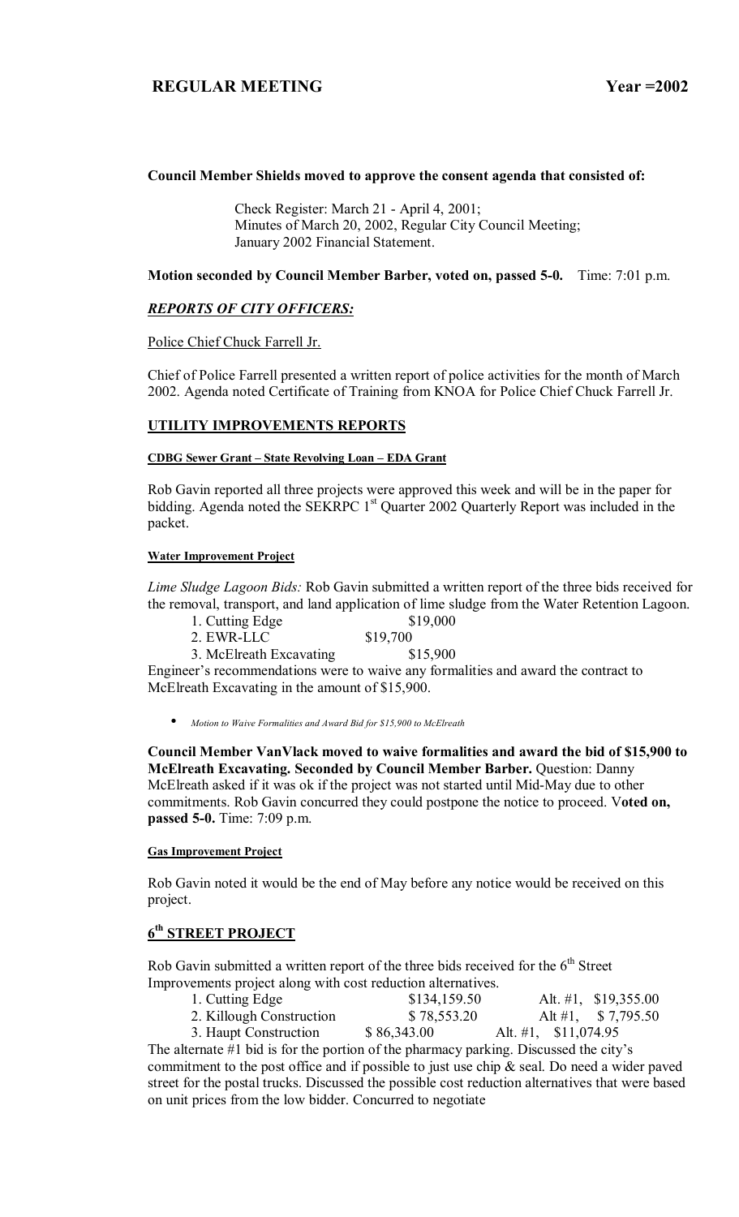**Council Member Shields moved to approve the consent agenda that consisted of:**

Check Register: March 21 - April 4, 2001;
Minutes of March 20, 2002, Regular City Council Meeting;
January 2002 Financial Statement.

**Motion seconded by Council Member Barber, voted on, passed 5-0.** Time: 7:01 p.m.

## *REPORTS OF CITY OFFICERS:*

Police Chief Chuck Farrell Jr.

Chief of Police Farrell presented a written report of police activities for the month of March 2002. Agenda noted Certificate of Training from KNOA for Police Chief Chuck Farrell Jr.

## UTILITY IMPROVEMENTS REPORTS

#### CDBG Sewer Grant – State Revolving Loan – EDA Grant

Rob Gavin reported all three projects were approved this week and will be in the paper for bidding. Agenda noted the SEKRPC 1st Quarter 2002 Quarterly Report was included in the packet.

#### Water Improvement Project

*Lime Sludge Lagoon Bids:* Rob Gavin submitted a written report of the three bids received for the removal, transport, and land application of lime sludge from the Water Retention Lagoon.

1. Cutting Edge $19,000
2. EWR-LLC $19,700
3. McElreath Excavating $15,900

Engineer's recommendations were to waive any formalities and award the contract to McElreath Excavating in the amount of $15,900.

- *Motion to Waive Formalities and Award Bid for $15,900 to McElreath*

**Council Member VanVlack moved to waive formalities and award the bid of $15,900 to McElreath Excavating. Seconded by Council Member Barber.** Question: Danny McElreath asked if it was ok if the project was not started until Mid-May due to other commitments. Rob Gavin concurred they could postpone the notice to proceed. V**oted on, passed 5-0.** Time: 7:09 p.m.

#### Gas Improvement Project

Rob Gavin noted it would be the end of May before any notice would be received on this project.

## 6th STREET PROJECT

Rob Gavin submitted a written report of the three bids received for the 6th Street Improvements project along with cost reduction alternatives.

1. Cutting Edge $134,159.50 Alt. #1, $19,355.00
2. Killough Construction $ 78,553.20 Alt #1, $ 7,795.50
3. Haupt Construction $ 86,343.00 Alt. #1, $11,074.95

The alternate #1 bid is for the portion of the pharmacy parking. Discussed the city's commitment to the post office and if possible to just use chip & seal. Do need a wider paved street for the postal trucks. Discussed the possible cost reduction alternatives that were based on unit prices from the low bidder. Concurred to negotiate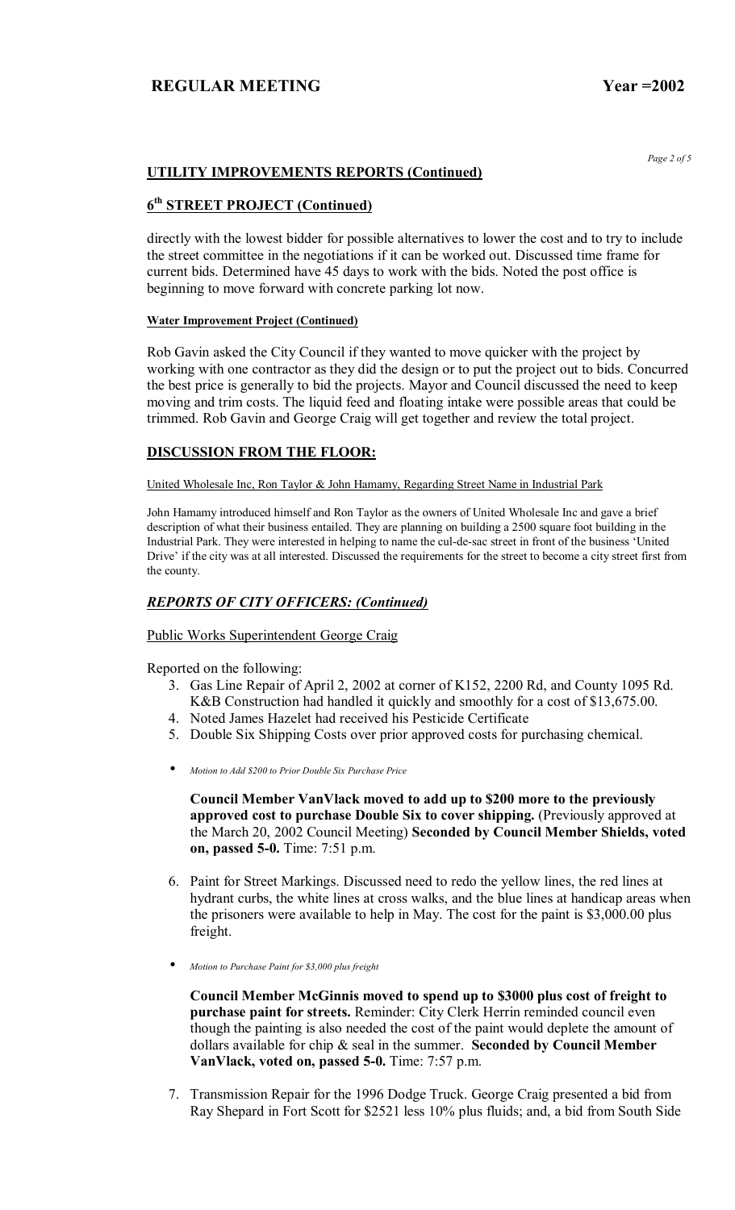## UTILITY IMPROVEMENTS REPORTS (Continued)

## 6th STREET PROJECT (Continued)

directly with the lowest bidder for possible alternatives to lower the cost and to try to include the street committee in the negotiations if it can be worked out. Discussed time frame for current bids. Determined have 45 days to work with the bids. Noted the post office is beginning to move forward with concrete parking lot now.

#### Water Improvement Project (Continued)

Rob Gavin asked the City Council if they wanted to move quicker with the project by working with one contractor as they did the design or to put the project out to bids. Concurred the best price is generally to bid the projects. Mayor and Council discussed the need to keep moving and trim costs. The liquid feed and floating intake were possible areas that could be trimmed. Rob Gavin and George Craig will get together and review the total project.

## DISCUSSION FROM THE FLOOR:

United Wholesale Inc, Ron Taylor & John Hamamy, Regarding Street Name in Industrial Park

John Hamamy introduced himself and Ron Taylor as the owners of United Wholesale Inc and gave a brief description of what their business entailed. They are planning on building a 2500 square foot building in the Industrial Park. They were interested in helping to name the cul-de-sac street in front of the business 'United Drive' if the city was at all interested. Discussed the requirements for the street to become a city street first from the county.

## *REPORTS OF CITY OFFICERS: (Continued)*

Public Works Superintendent George Craig

Reported on the following:

3. Gas Line Repair of April 2, 2002 at corner of K152, 2200 Rd, and County 1095 Rd. K&B Construction had handled it quickly and smoothly for a cost of $13,675.00.
4. Noted James Hazelet had received his Pesticide Certificate
5. Double Six Shipping Costs over prior approved costs for purchasing chemical.

- *Motion to Add $200 to Prior Double Six Purchase Price*

  **Council Member VanVlack moved to add up to $200 more to the previously approved cost to purchase Double Six to cover shipping.** (Previously approved at the March 20, 2002 Council Meeting) **Seconded by Council Member Shields, voted on, passed 5-0.** Time: 7:51 p.m.

6. Paint for Street Markings. Discussed need to redo the yellow lines, the red lines at hydrant curbs, the white lines at cross walks, and the blue lines at handicap areas when the prisoners were available to help in May. The cost for the paint is $3,000.00 plus freight.

- *Motion to Purchase Paint for $3,000 plus freight*

  **Council Member McGinnis moved to spend up to $3000 plus cost of freight to purchase paint for streets.** Reminder: City Clerk Herrin reminded council even though the painting is also needed the cost of the paint would deplete the amount of dollars available for chip & seal in the summer. **Seconded by Council Member VanVlack, voted on, passed 5-0.** Time: 7:57 p.m.

7. Transmission Repair for the 1996 Dodge Truck. George Craig presented a bid from Ray Shepard in Fort Scott for $2521 less 10% plus fluids; and, a bid from South Side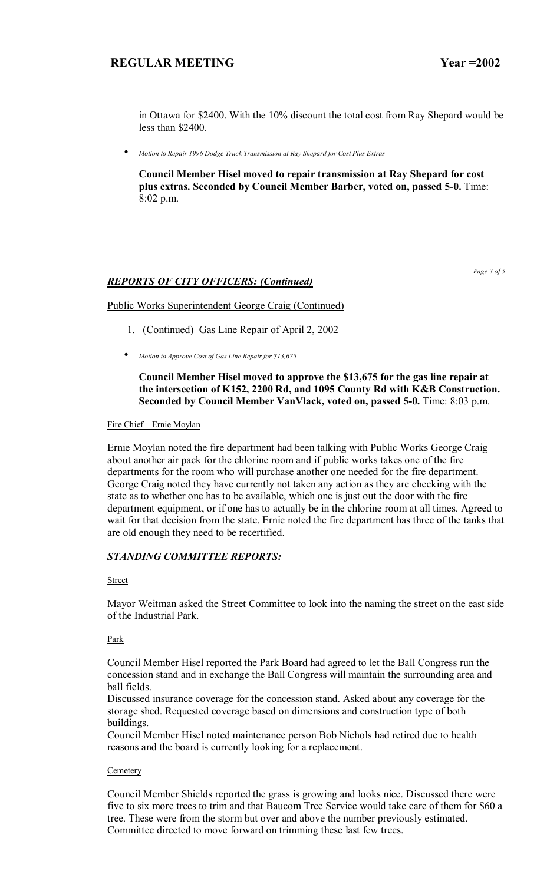in Ottawa for $2400. With the 10% discount the total cost from Ray Shepard would be less than $2400.

- *Motion to Repair 1996 Dodge Truck Transmission at Ray Shepard for Cost Plus Extras*

  **Council Member Hisel moved to repair transmission at Ray Shepard for cost plus extras. Seconded by Council Member Barber, voted on, passed 5-0.** Time: 8:02 p.m.

## *REPORTS OF CITY OFFICERS: (Continued)*

Public Works Superintendent George Craig (Continued)

1. (Continued) Gas Line Repair of April 2, 2002

- *Motion to Approve Cost of Gas Line Repair for $13,675*

  **Council Member Hisel moved to approve the $13,675 for the gas line repair at the intersection of K152, 2200 Rd, and 1095 County Rd with K&B Construction. Seconded by Council Member VanVlack, voted on, passed 5-0.** Time: 8:03 p.m.

Fire Chief – Ernie Moylan

Ernie Moylan noted the fire department had been talking with Public Works George Craig about another air pack for the chlorine room and if public works takes one of the fire departments for the room who will purchase another one needed for the fire department. George Craig noted they have currently not taken any action as they are checking with the state as to whether one has to be available, which one is just out the door with the fire department equipment, or if one has to actually be in the chlorine room at all times. Agreed to wait for that decision from the state. Ernie noted the fire department has three of the tanks that are old enough they need to be recertified.

## *STANDING COMMITTEE REPORTS:*

Street

Mayor Weitman asked the Street Committee to look into the naming the street on the east side of the Industrial Park.

Park

Council Member Hisel reported the Park Board had agreed to let the Ball Congress run the concession stand and in exchange the Ball Congress will maintain the surrounding area and ball fields.
Discussed insurance coverage for the concession stand. Asked about any coverage for the storage shed. Requested coverage based on dimensions and construction type of both buildings.
Council Member Hisel noted maintenance person Bob Nichols had retired due to health reasons and the board is currently looking for a replacement.

Cemetery

Council Member Shields reported the grass is growing and looks nice. Discussed there were five to six more trees to trim and that Baucom Tree Service would take care of them for $60 a tree. These were from the storm but over and above the number previously estimated. Committee directed to move forward on trimming these last few trees.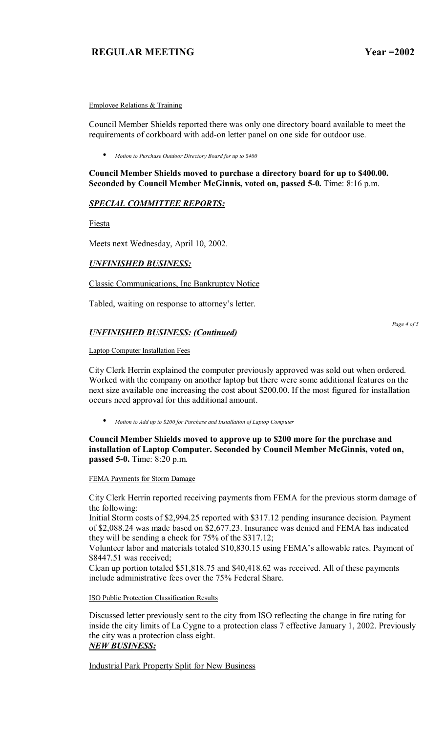Employee Relations & Training

Council Member Shields reported there was only one directory board available to meet the requirements of corkboard with add-on letter panel on one side for outdoor use.

- *Motion to Purchase Outdoor Directory Board for up to $400*

**Council Member Shields moved to purchase a directory board for up to $400.00. Seconded by Council Member McGinnis, voted on, passed 5-0.** Time: 8:16 p.m.

## ***SPECIAL COMMITTEE REPORTS:***

Fiesta

Meets next Wednesday, April 10, 2002.

## ***UNFINISHED BUSINESS:***

Classic Communications, Inc Bankruptcy Notice

Tabled, waiting on response to attorney's letter.

## ***UNFINISHED BUSINESS: (Continued)***

Laptop Computer Installation Fees

City Clerk Herrin explained the computer previously approved was sold out when ordered. Worked with the company on another laptop but there were some additional features on the next size available one increasing the cost about $200.00. If the most figured for installation occurs need approval for this additional amount.

- *Motion to Add up to $200 for Purchase and Installation of Laptop Computer*

**Council Member Shields moved to approve up to $200 more for the purchase and installation of Laptop Computer. Seconded by Council Member McGinnis, voted on, passed 5-0.** Time: 8:20 p.m.

FEMA Payments for Storm Damage

City Clerk Herrin reported receiving payments from FEMA for the previous storm damage of the following:

Initial Storm costs of $2,994.25 reported with $317.12 pending insurance decision. Payment of $2,088.24 was made based on $2,677.23. Insurance was denied and FEMA has indicated they will be sending a check for 75% of the $317.12;

Volunteer labor and materials totaled $10,830.15 using FEMA's allowable rates. Payment of $8447.51 was received;

Clean up portion totaled $51,818.75 and $40,418.62 was received. All of these payments include administrative fees over the 75% Federal Share.

ISO Public Protection Classification Results

Discussed letter previously sent to the city from ISO reflecting the change in fire rating for inside the city limits of La Cygne to a protection class 7 effective January 1, 2002. Previously the city was a protection class eight.

## ***NEW BUSINESS:***

Industrial Park Property Split for New Business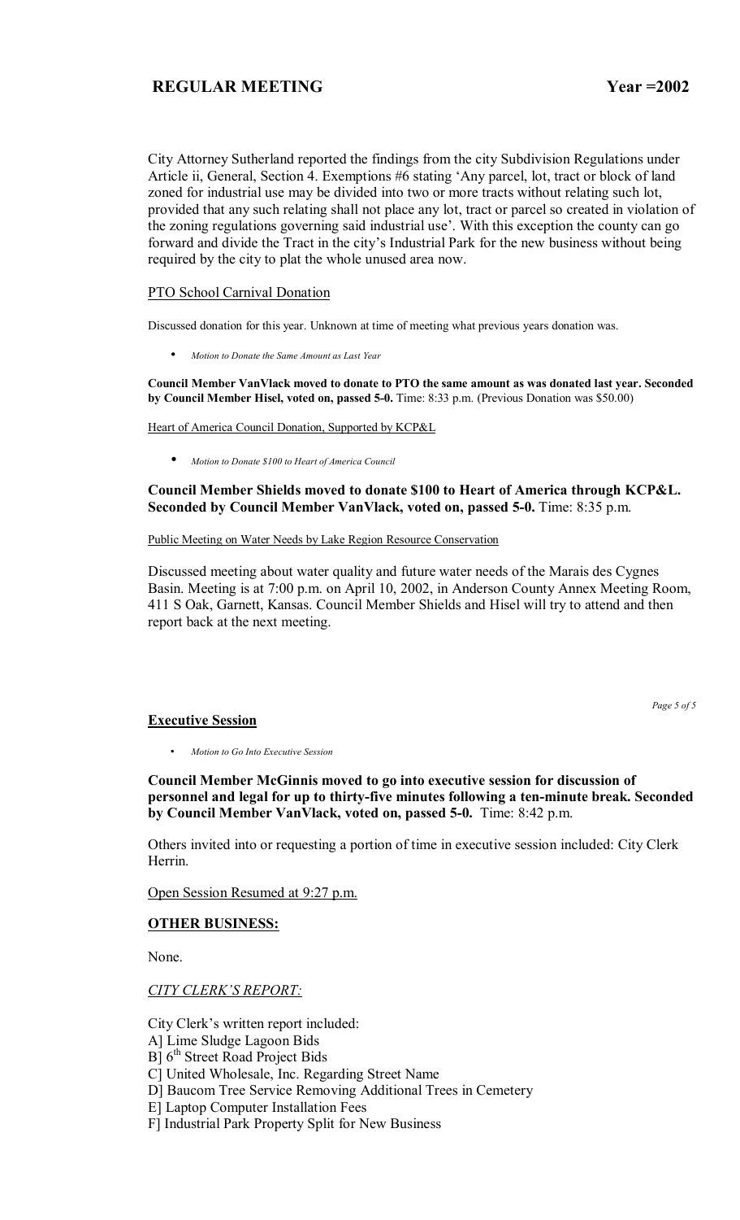City Attorney Sutherland reported the findings from the city Subdivision Regulations under Article ii, General, Section 4. Exemptions #6 stating 'Any parcel, lot, tract or block of land zoned for industrial use may be divided into two or more tracts without relating such lot, provided that any such relating shall not place any lot, tract or parcel so created in violation of the zoning regulations governing said industrial use'. With this exception the county can go forward and divide the Tract in the city's Industrial Park for the new business without being required by the city to plat the whole unused area now.

PTO School Carnival Donation

Discussed donation for this year. Unknown at time of meeting what previous years donation was.

- *Motion to Donate the Same Amount as Last Year*

**Council Member VanVlack moved to donate to PTO the same amount as was donated last year. Seconded by Council Member Hisel, voted on, passed 5-0.** Time: 8:33 p.m. (Previous Donation was $50.00)

Heart of America Council Donation, Supported by KCP&L

- *Motion to Donate $100 to Heart of America Council*

**Council Member Shields moved to donate $100 to Heart of America through KCP&L. Seconded by Council Member VanVlack, voted on, passed 5-0.** Time: 8:35 p.m.

Public Meeting on Water Needs by Lake Region Resource Conservation

Discussed meeting about water quality and future water needs of the Marais des Cygnes Basin. Meeting is at 7:00 p.m. on April 10, 2002, in Anderson County Annex Meeting Room, 411 S Oak, Garnett, Kansas. Council Member Shields and Hisel will try to attend and then report back at the next meeting.

**Executive Session**

- *Motion to Go Into Executive Session*

**Council Member McGinnis moved to go into executive session for discussion of personnel and legal for up to thirty-five minutes following a ten-minute break. Seconded by Council Member VanVlack, voted on, passed 5-0.** Time: 8:42 p.m.

Others invited into or requesting a portion of time in executive session included: City Clerk Herrin.

Open Session Resumed at 9:27 p.m.

**OTHER BUSINESS:**

None.

*CITY CLERK'S REPORT:*

City Clerk's written report included:
A] Lime Sludge Lagoon Bids
B] 6th Street Road Project Bids
C] United Wholesale, Inc. Regarding Street Name
D] Baucom Tree Service Removing Additional Trees in Cemetery
E] Laptop Computer Installation Fees
F] Industrial Park Property Split for New Business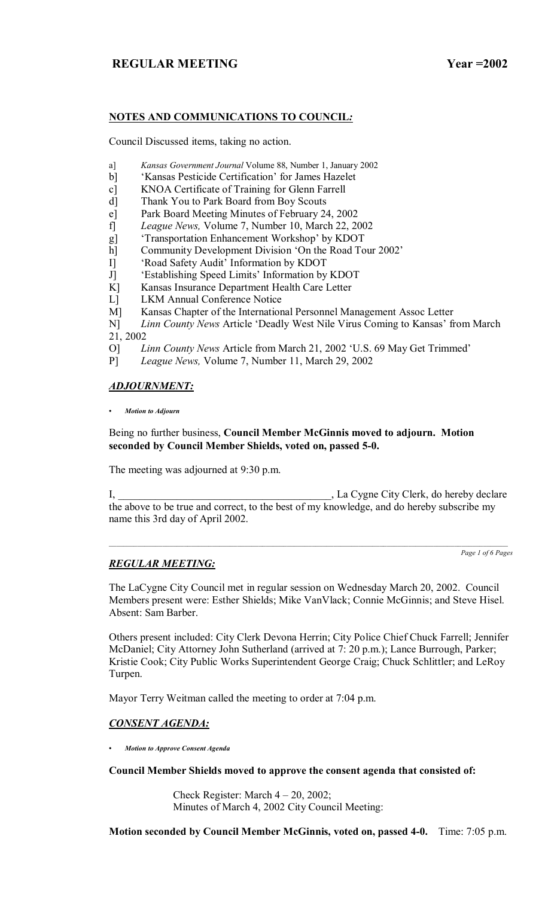## NOTES AND COMMUNICATIONS TO COUNCIL*:*

Council Discussed items, taking no action.

a] *Kansas Government Journal* Volume 88, Number 1, January 2002
b] 'Kansas Pesticide Certification' for James Hazelet
c] KNOA Certificate of Training for Glenn Farrell
d] Thank You to Park Board from Boy Scouts
e] Park Board Meeting Minutes of February 24, 2002
f] *League News,* Volume 7, Number 10, March 22, 2002
g] 'Transportation Enhancement Workshop' by KDOT
h] Community Development Division 'On the Road Tour 2002'
I] 'Road Safety Audit' Information by KDOT
J] 'Establishing Speed Limits' Information by KDOT
K] Kansas Insurance Department Health Care Letter
L] LKM Annual Conference Notice
M] Kansas Chapter of the International Personnel Management Assoc Letter
N] *Linn County News* Article 'Deadly West Nile Virus Coming to Kansas' from March 21, 2002
O] *Linn County News* Article from March 21, 2002 'U.S. 69 May Get Trimmed'
P] *League News,* Volume 7, Number 11, March 29, 2002

## *ADJOURNMENT:*

- ***Motion to Adjourn***

Being no further business, **Council Member McGinnis moved to adjourn. Motion seconded by Council Member Shields, voted on, passed 5-0.**

The meeting was adjourned at 9:30 p.m.

I, _________________________________________, La Cygne City Clerk, do hereby declare the above to be true and correct, to the best of my knowledge, and do hereby subscribe my name this 3rd day of April 2002.

---

## *REGULAR MEETING:*

The LaCygne City Council met in regular session on Wednesday March 20, 2002. Council Members present were: Esther Shields; Mike VanVlack; Connie McGinnis; and Steve Hisel. Absent: Sam Barber.

Others present included: City Clerk Devona Herrin; City Police Chief Chuck Farrell; Jennifer McDaniel; City Attorney John Sutherland (arrived at 7: 20 p.m.); Lance Burrough, Parker; Kristie Cook; City Public Works Superintendent George Craig; Chuck Schlittler; and LeRoy Turpen.

Mayor Terry Weitman called the meeting to order at 7:04 p.m.

## *CONSENT AGENDA:*

- ***Motion to Approve Consent Agenda***

**Council Member Shields moved to approve the consent agenda that consisted of:**

Check Register: March 4 – 20, 2002;
Minutes of March 4, 2002 City Council Meeting:

**Motion seconded by Council Member McGinnis, voted on, passed 4-0.** Time: 7:05 p.m.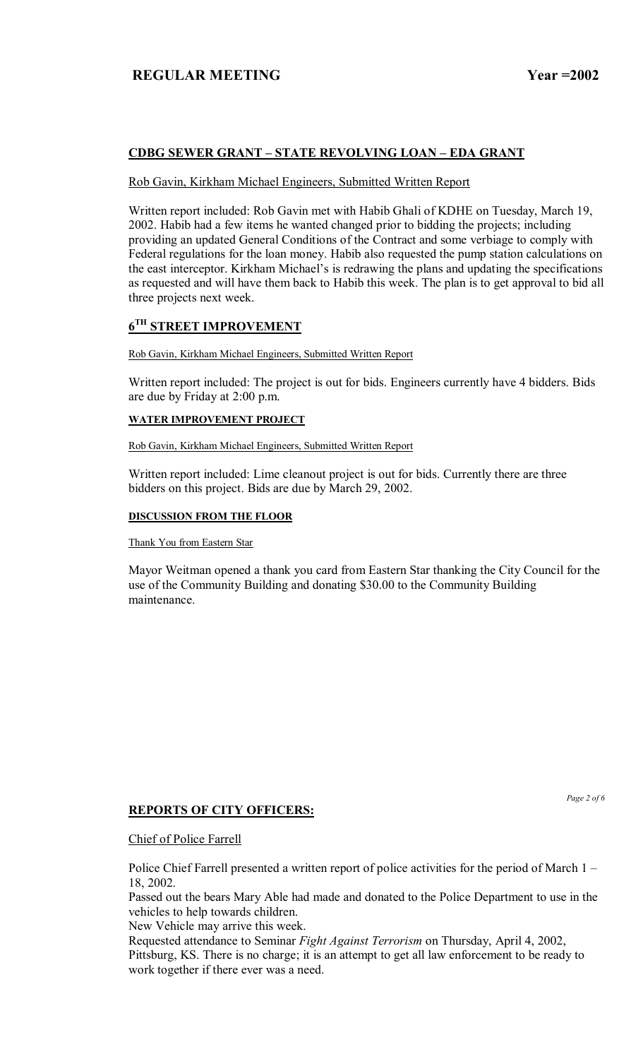## CDBG SEWER GRANT – STATE REVOLVING LOAN – EDA GRANT

Rob Gavin, Kirkham Michael Engineers, Submitted Written Report

Written report included: Rob Gavin met with Habib Ghali of KDHE on Tuesday, March 19, 2002. Habib had a few items he wanted changed prior to bidding the projects; including providing an updated General Conditions of the Contract and some verbiage to comply with Federal regulations for the loan money. Habib also requested the pump station calculations on the east interceptor. Kirkham Michael's is redrawing the plans and updating the specifications as requested and will have them back to Habib this week. The plan is to get approval to bid all three projects next week.

## 6TH STREET IMPROVEMENT

Rob Gavin, Kirkham Michael Engineers, Submitted Written Report

Written report included: The project is out for bids. Engineers currently have 4 bidders. Bids are due by Friday at 2:00 p.m.

### WATER IMPROVEMENT PROJECT

Rob Gavin, Kirkham Michael Engineers, Submitted Written Report

Written report included: Lime cleanout project is out for bids. Currently there are three bidders on this project. Bids are due by March 29, 2002.

### DISCUSSION FROM THE FLOOR

Thank You from Eastern Star

Mayor Weitman opened a thank you card from Eastern Star thanking the City Council for the use of the Community Building and donating $30.00 to the Community Building maintenance.

## REPORTS OF CITY OFFICERS:

Chief of Police Farrell

Police Chief Farrell presented a written report of police activities for the period of March 1 – 18, 2002.

Passed out the bears Mary Able had made and donated to the Police Department to use in the vehicles to help towards children.

New Vehicle may arrive this week.

Requested attendance to Seminar *Fight Against Terrorism* on Thursday, April 4, 2002, Pittsburg, KS. There is no charge; it is an attempt to get all law enforcement to be ready to work together if there ever was a need.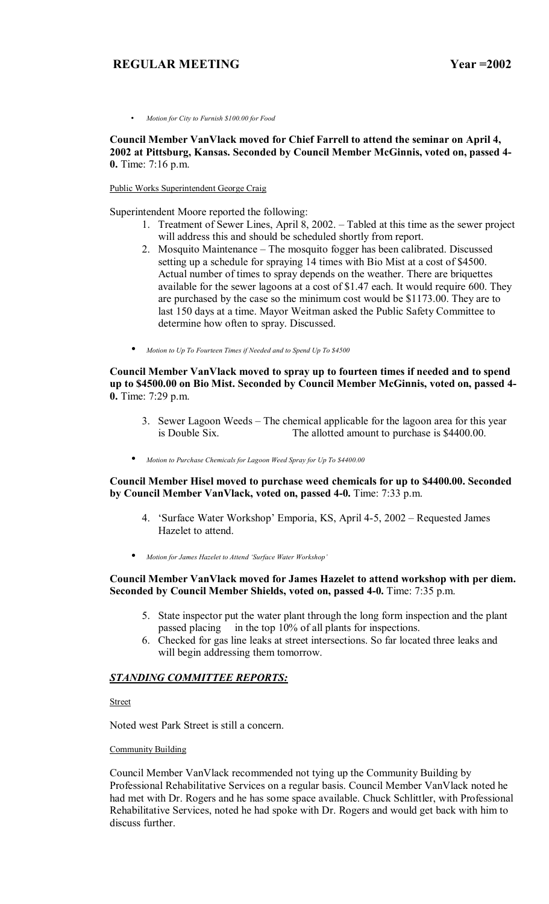- *Motion for City to Furnish $100.00 for Food*

**Council Member VanVlack moved for Chief Farrell to attend the seminar on April 4, 2002 at Pittsburg, Kansas. Seconded by Council Member McGinnis, voted on, passed 4-0.** Time: 7:16 p.m.

Public Works Superintendent George Craig

Superintendent Moore reported the following:

1. Treatment of Sewer Lines, April 8, 2002. – Tabled at this time as the sewer project will address this and should be scheduled shortly from report.
2. Mosquito Maintenance – The mosquito fogger has been calibrated. Discussed setting up a schedule for spraying 14 times with Bio Mist at a cost of $4500. Actual number of times to spray depends on the weather. There are briquettes available for the sewer lagoons at a cost of $1.47 each. It would require 600. They are purchased by the case so the minimum cost would be $1173.00. They are to last 150 days at a time. Mayor Weitman asked the Public Safety Committee to determine how often to spray. Discussed.

- *Motion to Up To Fourteen Times if Needed and to Spend Up To $4500*

**Council Member VanVlack moved to spray up to fourteen times if needed and to spend up to $4500.00 on Bio Mist. Seconded by Council Member McGinnis, voted on, passed 4-0.** Time: 7:29 p.m.

3. Sewer Lagoon Weeds – The chemical applicable for the lagoon area for this year is Double Six. The allotted amount to purchase is $4400.00.

- *Motion to Purchase Chemicals for Lagoon Weed Spray for Up To $4400.00*

**Council Member Hisel moved to purchase weed chemicals for up to $4400.00. Seconded by Council Member VanVlack, voted on, passed 4-0.** Time: 7:33 p.m.

4. 'Surface Water Workshop' Emporia, KS, April 4-5, 2002 – Requested James Hazelet to attend.

- *Motion for James Hazelet to Attend 'Surface Water Workshop'*

**Council Member VanVlack moved for James Hazelet to attend workshop with per diem. Seconded by Council Member Shields, voted on, passed 4-0.** Time: 7:35 p.m.

5. State inspector put the water plant through the long form inspection and the plant passed placing in the top 10% of all plants for inspections.
6. Checked for gas line leaks at street intersections. So far located three leaks and will begin addressing them tomorrow.

## ***STANDING COMMITTEE REPORTS:***

Street

Noted west Park Street is still a concern.

Community Building

Council Member VanVlack recommended not tying up the Community Building by Professional Rehabilitative Services on a regular basis. Council Member VanVlack noted he had met with Dr. Rogers and he has some space available. Chuck Schlittler, with Professional Rehabilitative Services, noted he had spoke with Dr. Rogers and would get back with him to discuss further.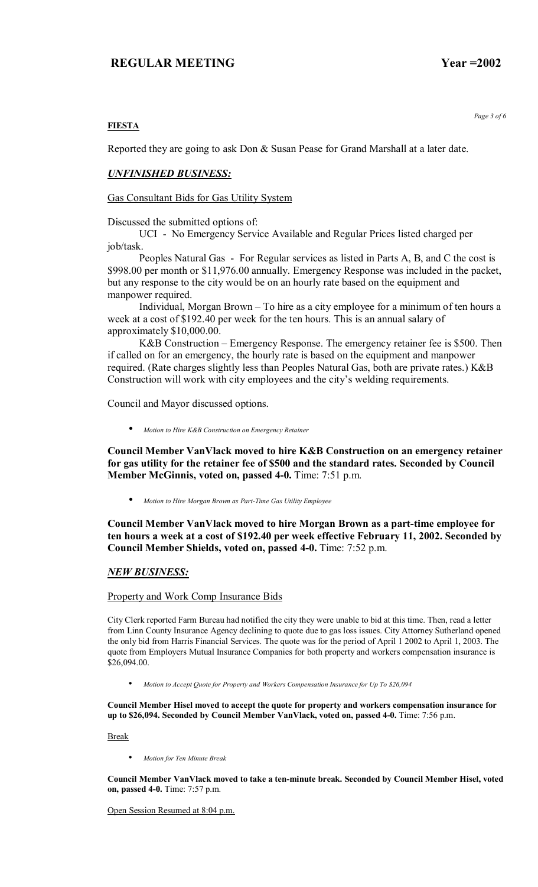**FIESTA**

Reported they are going to ask Don & Susan Pease for Grand Marshall at a later date.

***UNFINISHED BUSINESS:***

Gas Consultant Bids for Gas Utility System

Discussed the submitted options of:

UCI - No Emergency Service Available and Regular Prices listed charged per job/task.

Peoples Natural Gas - For Regular services as listed in Parts A, B, and C the cost is $998.00 per month or $11,976.00 annually. Emergency Response was included in the packet, but any response to the city would be on an hourly rate based on the equipment and manpower required.

Individual, Morgan Brown – To hire as a city employee for a minimum of ten hours a week at a cost of $192.40 per week for the ten hours. This is an annual salary of approximately $10,000.00.

K&B Construction – Emergency Response. The emergency retainer fee is $500. Then if called on for an emergency, the hourly rate is based on the equipment and manpower required. (Rate charges slightly less than Peoples Natural Gas, both are private rates.) K&B Construction will work with city employees and the city's welding requirements.

Council and Mayor discussed options.

- *Motion to Hire K&B Construction on Emergency Retainer*

**Council Member VanVlack moved to hire K&B Construction on an emergency retainer for gas utility for the retainer fee of $500 and the standard rates. Seconded by Council Member McGinnis, voted on, passed 4-0.** Time: 7:51 p.m.

- *Motion to Hire Morgan Brown as Part-Time Gas Utility Employee*

**Council Member VanVlack moved to hire Morgan Brown as a part-time employee for ten hours a week at a cost of $192.40 per week effective February 11, 2002. Seconded by Council Member Shields, voted on, passed 4-0.** Time: 7:52 p.m.

***NEW BUSINESS:***

Property and Work Comp Insurance Bids

City Clerk reported Farm Bureau had notified the city they were unable to bid at this time. Then, read a letter from Linn County Insurance Agency declining to quote due to gas loss issues. City Attorney Sutherland opened the only bid from Harris Financial Services. The quote was for the period of April 1 2002 to April 1, 2003. The quote from Employers Mutual Insurance Companies for both property and workers compensation insurance is $26,094.00.

- *Motion to Accept Quote for Property and Workers Compensation Insurance for Up To $26,094*

**Council Member Hisel moved to accept the quote for property and workers compensation insurance for up to $26,094. Seconded by Council Member VanVlack, voted on, passed 4-0.** Time: 7:56 p.m.

Break

- *Motion for Ten Minute Break*

**Council Member VanVlack moved to take a ten-minute break. Seconded by Council Member Hisel, voted on, passed 4-0.** Time: 7:57 p.m.

Open Session Resumed at 8:04 p.m.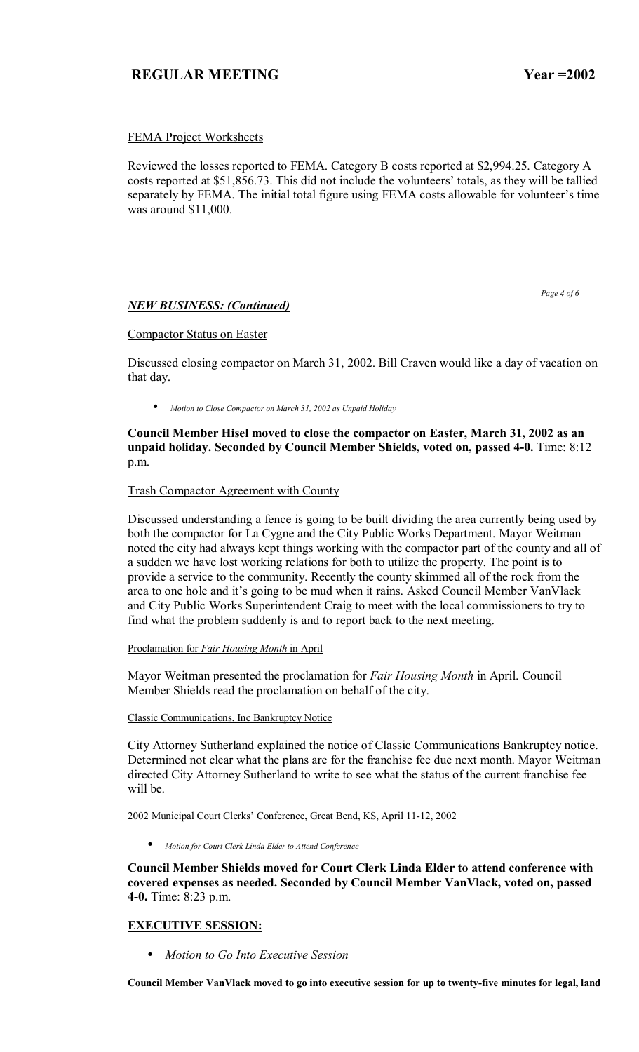FEMA Project Worksheets

Reviewed the losses reported to FEMA. Category B costs reported at $2,994.25. Category A costs reported at $51,856.73. This did not include the volunteers' totals, as they will be tallied separately by FEMA. The initial total figure using FEMA costs allowable for volunteer's time was around $11,000.

## *NEW BUSINESS: (Continued)*

Compactor Status on Easter

Discussed closing compactor on March 31, 2002. Bill Craven would like a day of vacation on that day.

- *Motion to Close Compactor on March 31, 2002 as Unpaid Holiday*

**Council Member Hisel moved to close the compactor on Easter, March 31, 2002 as an unpaid holiday. Seconded by Council Member Shields, voted on, passed 4-0.** Time: 8:12 p.m.

Trash Compactor Agreement with County

Discussed understanding a fence is going to be built dividing the area currently being used by both the compactor for La Cygne and the City Public Works Department. Mayor Weitman noted the city had always kept things working with the compactor part of the county and all of a sudden we have lost working relations for both to utilize the property. The point is to provide a service to the community. Recently the county skimmed all of the rock from the area to one hole and it's going to be mud when it rains. Asked Council Member VanVlack and City Public Works Superintendent Craig to meet with the local commissioners to try to find what the problem suddenly is and to report back to the next meeting.

Proclamation for *Fair Housing Month* in April

Mayor Weitman presented the proclamation for *Fair Housing Month* in April. Council Member Shields read the proclamation on behalf of the city.

Classic Communications, Inc Bankruptcy Notice

City Attorney Sutherland explained the notice of Classic Communications Bankruptcy notice. Determined not clear what the plans are for the franchise fee due next month. Mayor Weitman directed City Attorney Sutherland to write to see what the status of the current franchise fee will be.

2002 Municipal Court Clerks' Conference, Great Bend, KS, April 11-12, 2002

- *Motion for Court Clerk Linda Elder to Attend Conference*

**Council Member Shields moved for Court Clerk Linda Elder to attend conference with covered expenses as needed. Seconded by Council Member VanVlack, voted on, passed 4-0.** Time: 8:23 p.m.

## EXECUTIVE SESSION:

- *Motion to Go Into Executive Session*

**Council Member VanVlack moved to go into executive session for up to twenty-five minutes for legal, land**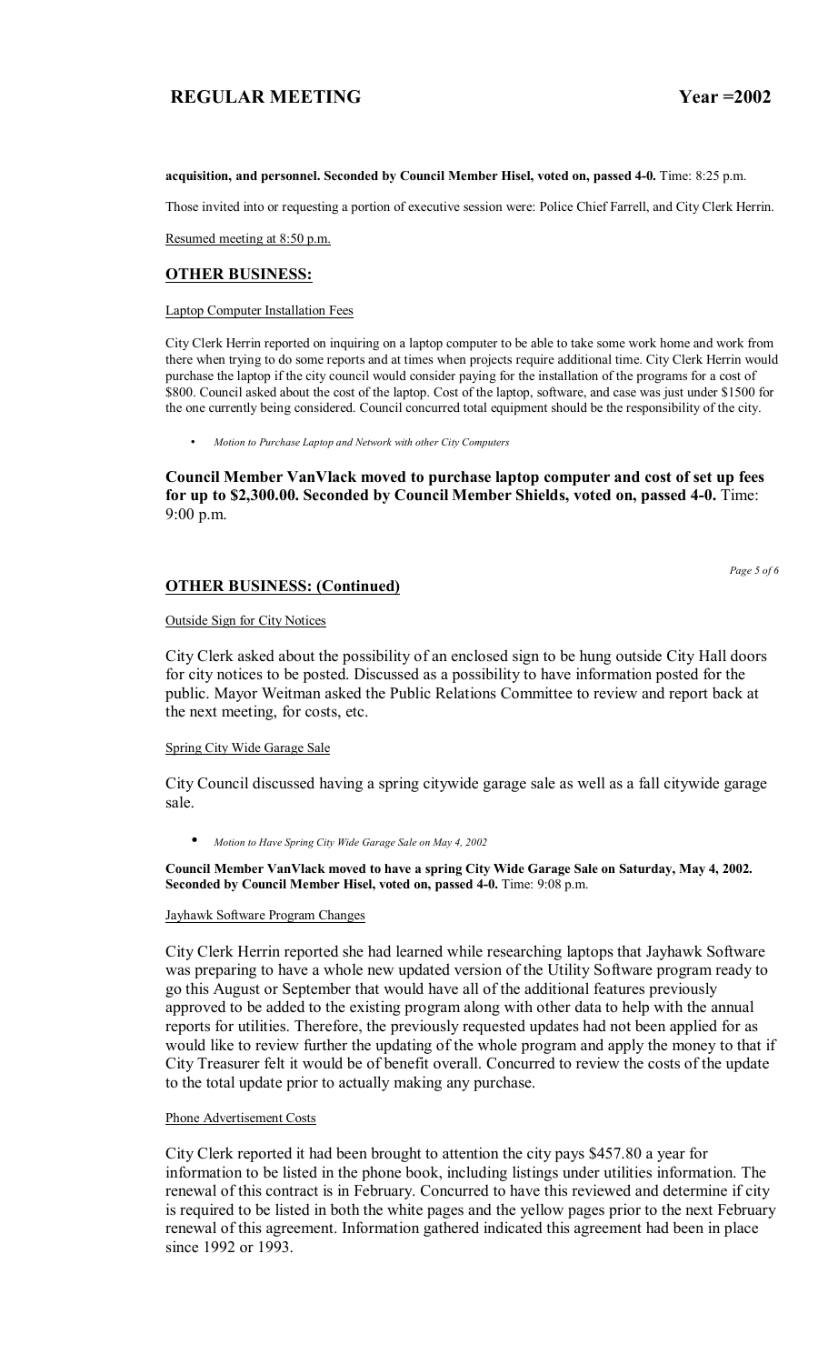**acquisition, and personnel. Seconded by Council Member Hisel, voted on, passed 4-0.** Time: 8:25 p.m.

Those invited into or requesting a portion of executive session were: Police Chief Farrell, and City Clerk Herrin.

Resumed meeting at 8:50 p.m.

## OTHER BUSINESS:

Laptop Computer Installation Fees

City Clerk Herrin reported on inquiring on a laptop computer to be able to take some work home and work from there when trying to do some reports and at times when projects require additional time. City Clerk Herrin would purchase the laptop if the city council would consider paying for the installation of the programs for a cost of $800. Council asked about the cost of the laptop. Cost of the laptop, software, and case was just under $1500 for the one currently being considered. Council concurred total equipment should be the responsibility of the city.

- *Motion to Purchase Laptop and Network with other City Computers*

**Council Member VanVlack moved to purchase laptop computer and cost of set up fees for up to $2,300.00. Seconded by Council Member Shields, voted on, passed 4-0.** Time: 9:00 p.m.

## OTHER BUSINESS: (Continued)

Outside Sign for City Notices

City Clerk asked about the possibility of an enclosed sign to be hung outside City Hall doors for city notices to be posted. Discussed as a possibility to have information posted for the public. Mayor Weitman asked the Public Relations Committee to review and report back at the next meeting, for costs, etc.

Spring City Wide Garage Sale

City Council discussed having a spring citywide garage sale as well as a fall citywide garage sale.

- *Motion to Have Spring City Wide Garage Sale on May 4, 2002*

**Council Member VanVlack moved to have a spring City Wide Garage Sale on Saturday, May 4, 2002. Seconded by Council Member Hisel, voted on, passed 4-0.** Time: 9:08 p.m.

Jayhawk Software Program Changes

City Clerk Herrin reported she had learned while researching laptops that Jayhawk Software was preparing to have a whole new updated version of the Utility Software program ready to go this August or September that would have all of the additional features previously approved to be added to the existing program along with other data to help with the annual reports for utilities. Therefore, the previously requested updates had not been applied for as would like to review further the updating of the whole program and apply the money to that if City Treasurer felt it would be of benefit overall. Concurred to review the costs of the update to the total update prior to actually making any purchase.

Phone Advertisement Costs

City Clerk reported it had been brought to attention the city pays $457.80 a year for information to be listed in the phone book, including listings under utilities information. The renewal of this contract is in February. Concurred to have this reviewed and determine if city is required to be listed in both the white pages and the yellow pages prior to the next February renewal of this agreement. Information gathered indicated this agreement had been in place since 1992 or 1993.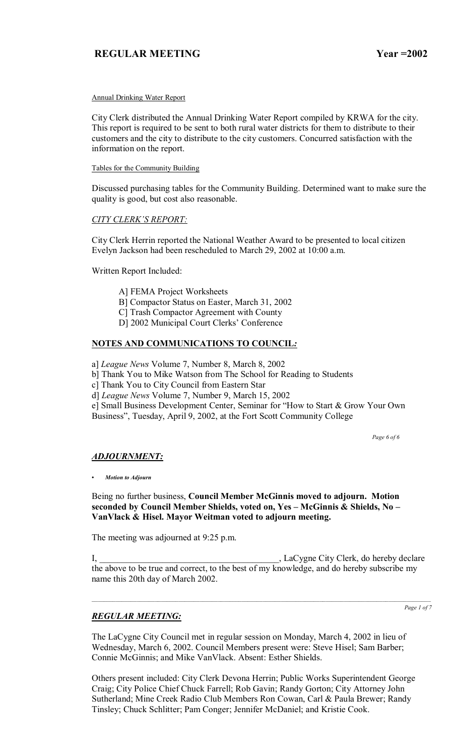Annual Drinking Water Report

City Clerk distributed the Annual Drinking Water Report compiled by KRWA for the city. This report is required to be sent to both rural water districts for them to distribute to their customers and the city to distribute to the city customers. Concurred satisfaction with the information on the report.

Tables for the Community Building

Discussed purchasing tables for the Community Building. Determined want to make sure the quality is good, but cost also reasonable.

## *CITY CLERK'S REPORT:*

City Clerk Herrin reported the National Weather Award to be presented to local citizen Evelyn Jackson had been rescheduled to March 29, 2002 at 10:00 a.m.

Written Report Included:

A] FEMA Project Worksheets
B] Compactor Status on Easter, March 31, 2002
C] Trash Compactor Agreement with County
D] 2002 Municipal Court Clerks' Conference

## **NOTES AND COMMUNICATIONS TO COUNCIL*:***

a] *League News* Volume 7, Number 8, March 8, 2002
b] Thank You to Mike Watson from The School for Reading to Students
c] Thank You to City Council from Eastern Star
d] *League News* Volume 7, Number 9, March 15, 2002
e] Small Business Development Center, Seminar for "How to Start & Grow Your Own Business", Tuesday, April 9, 2002, at the Fort Scott Community College

## *ADJOURNMENT:*

- ***Motion to Adjourn***

Being no further business, **Council Member McGinnis moved to adjourn. Motion seconded by Council Member Shields, voted on, Yes – McGinnis & Shields, No – VanVlack & Hisel. Mayor Weitman voted to adjourn meeting.**

The meeting was adjourned at 9:25 p.m.

I, \_\_\_\_\_\_\_\_\_\_\_\_\_\_\_\_\_\_\_\_\_\_\_\_\_\_\_\_\_\_\_\_\_\_\_\_\_\_\_\_, LaCygne City Clerk, do hereby declare the above to be true and correct, to the best of my knowledge, and do hereby subscribe my name this 20th day of March 2002.

---

## *REGULAR MEETING:*

The LaCygne City Council met in regular session on Monday, March 4, 2002 in lieu of Wednesday, March 6, 2002. Council Members present were: Steve Hisel; Sam Barber; Connie McGinnis; and Mike VanVlack. Absent: Esther Shields.

Others present included: City Clerk Devona Herrin; Public Works Superintendent George Craig; City Police Chief Chuck Farrell; Rob Gavin; Randy Gorton; City Attorney John Sutherland; Mine Creek Radio Club Members Ron Cowan, Carl & Paula Brewer; Randy Tinsley; Chuck Schlitter; Pam Conger; Jennifer McDaniel; and Kristie Cook.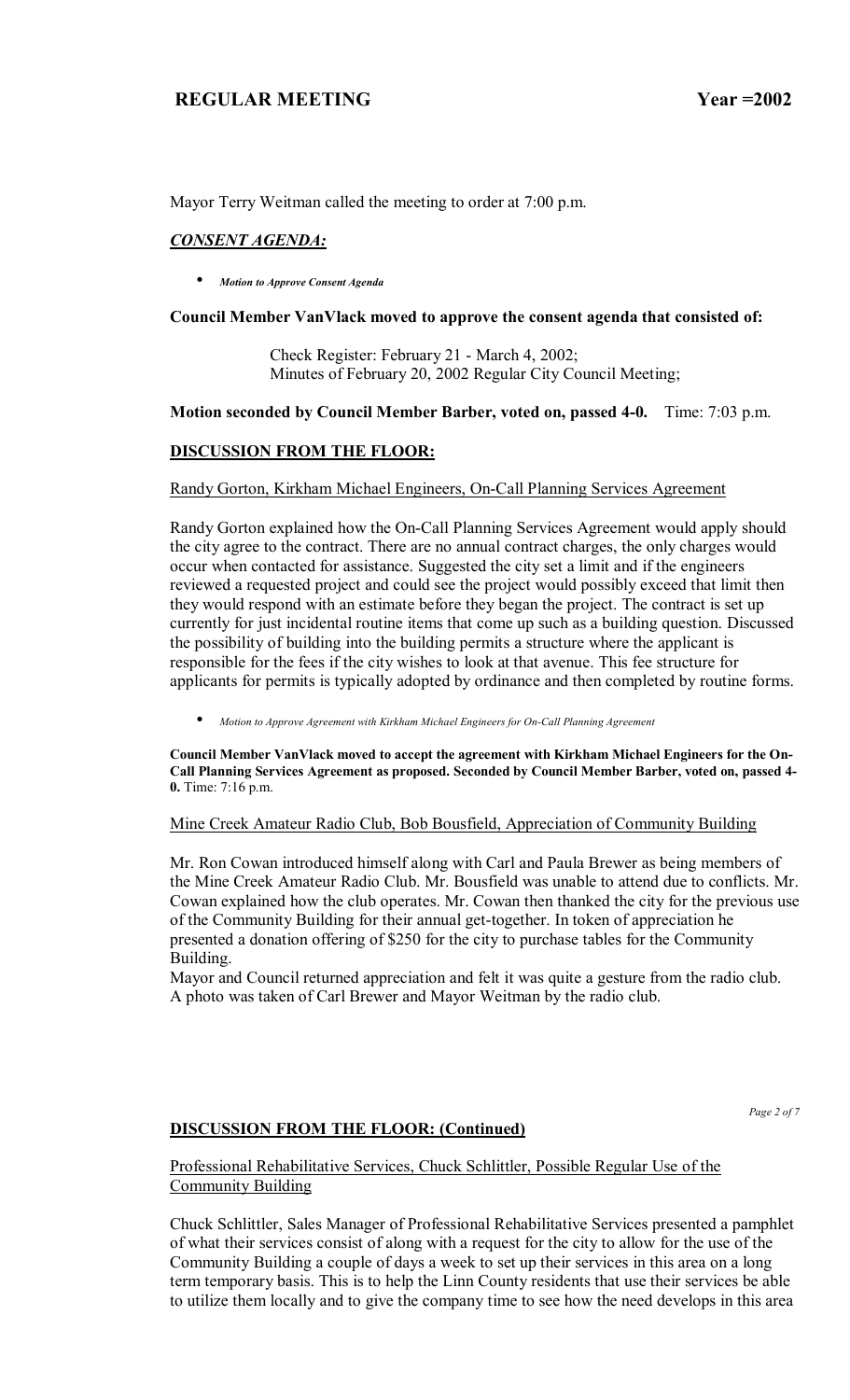Mayor Terry Weitman called the meeting to order at 7:00 p.m.

## *CONSENT AGENDA:*

- ***Motion to Approve Consent Agenda***

**Council Member VanVlack moved to approve the consent agenda that consisted of:**

> Check Register: February 21 - March 4, 2002;
> Minutes of February 20, 2002 Regular City Council Meeting;

**Motion seconded by Council Member Barber, voted on, passed 4-0.** Time: 7:03 p.m.

## DISCUSSION FROM THE FLOOR:

Randy Gorton, Kirkham Michael Engineers, On-Call Planning Services Agreement

Randy Gorton explained how the On-Call Planning Services Agreement would apply should the city agree to the contract. There are no annual contract charges, the only charges would occur when contacted for assistance. Suggested the city set a limit and if the engineers reviewed a requested project and could see the project would possibly exceed that limit then they would respond with an estimate before they began the project. The contract is set up currently for just incidental routine items that come up such as a building question. Discussed the possibility of building into the building permits a structure where the applicant is responsible for the fees if the city wishes to look at that avenue. This fee structure for applicants for permits is typically adopted by ordinance and then completed by routine forms.

- *Motion to Approve Agreement with Kirkham Michael Engineers for On-Call Planning Agreement*

**Council Member VanVlack moved to accept the agreement with Kirkham Michael Engineers for the On-Call Planning Services Agreement as proposed. Seconded by Council Member Barber, voted on, passed 4-0.** Time: 7:16 p.m.

Mine Creek Amateur Radio Club, Bob Bousfield, Appreciation of Community Building

Mr. Ron Cowan introduced himself along with Carl and Paula Brewer as being members of the Mine Creek Amateur Radio Club. Mr. Bousfield was unable to attend due to conflicts. Mr. Cowan explained how the club operates. Mr. Cowan then thanked the city for the previous use of the Community Building for their annual get-together. In token of appreciation he presented a donation offering of $250 for the city to purchase tables for the Community Building.
Mayor and Council returned appreciation and felt it was quite a gesture from the radio club. A photo was taken of Carl Brewer and Mayor Weitman by the radio club.

## DISCUSSION FROM THE FLOOR: (Continued)

Professional Rehabilitative Services, Chuck Schlittler, Possible Regular Use of the Community Building

Chuck Schlittler, Sales Manager of Professional Rehabilitative Services presented a pamphlet of what their services consist of along with a request for the city to allow for the use of the Community Building a couple of days a week to set up their services in this area on a long term temporary basis. This is to help the Linn County residents that use their services be able to utilize them locally and to give the company time to see how the need develops in this area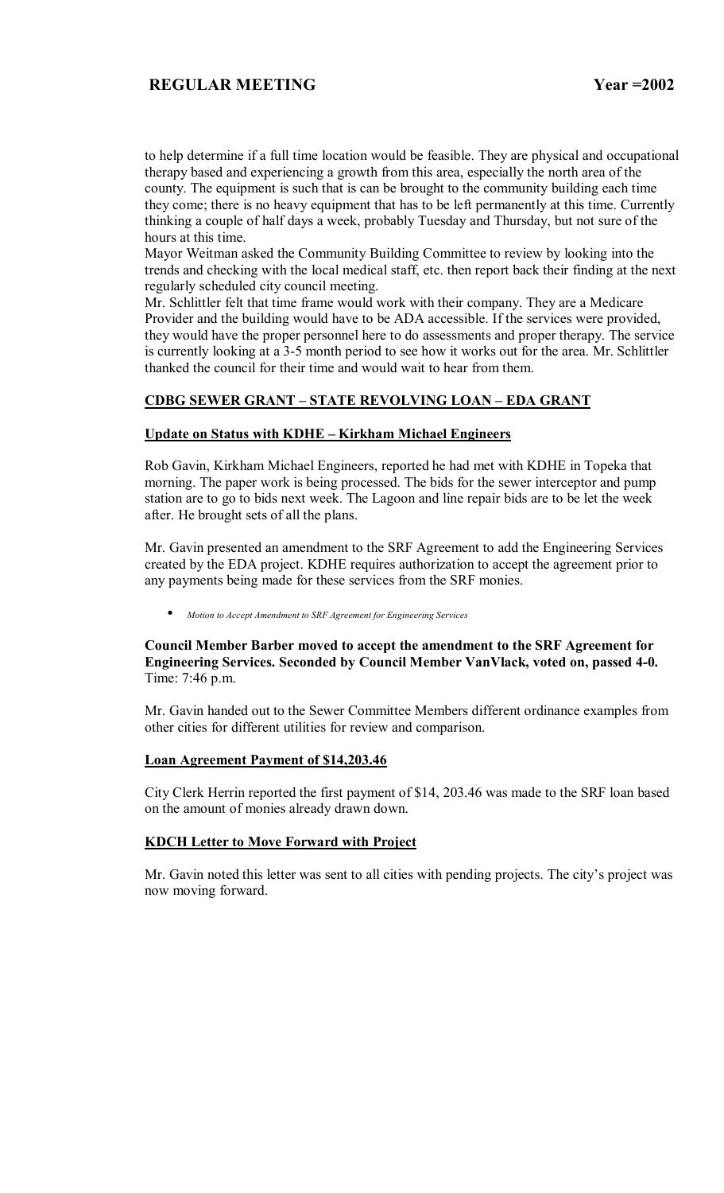to help determine if a full time location would be feasible. They are physical and occupational therapy based and experiencing a growth from this area, especially the north area of the county. The equipment is such that is can be brought to the community building each time they come; there is no heavy equipment that has to be left permanently at this time. Currently thinking a couple of half days a week, probably Tuesday and Thursday, but not sure of the hours at this time.
Mayor Weitman asked the Community Building Committee to review by looking into the trends and checking with the local medical staff, etc. then report back their finding at the next regularly scheduled city council meeting.
Mr. Schlittler felt that time frame would work with their company. They are a Medicare Provider and the building would have to be ADA accessible. If the services were provided, they would have the proper personnel here to do assessments and proper therapy. The service is currently looking at a 3-5 month period to see how it works out for the area. Mr. Schlittler thanked the council for their time and would wait to hear from them.

## CDBG SEWER GRANT – STATE REVOLVING LOAN – EDA GRANT

### Update on Status with KDHE – Kirkham Michael Engineers

Rob Gavin, Kirkham Michael Engineers, reported he had met with KDHE in Topeka that morning. The paper work is being processed. The bids for the sewer interceptor and pump station are to go to bids next week. The Lagoon and line repair bids are to be let the week after. He brought sets of all the plans.

Mr. Gavin presented an amendment to the SRF Agreement to add the Engineering Services created by the EDA project. KDHE requires authorization to accept the agreement prior to any payments being made for these services from the SRF monies.

- *Motion to Accept Amendment to SRF Agreement for Engineering Services*

**Council Member Barber moved to accept the amendment to the SRF Agreement for Engineering Services. Seconded by Council Member VanVlack, voted on, passed 4-0.** Time: 7:46 p.m.

Mr. Gavin handed out to the Sewer Committee Members different ordinance examples from other cities for different utilities for review and comparison.

### Loan Agreement Payment of $14,203.46

City Clerk Herrin reported the first payment of $14, 203.46 was made to the SRF loan based on the amount of monies already drawn down.

### KDCH Letter to Move Forward with Project

Mr. Gavin noted this letter was sent to all cities with pending projects. The city's project was now moving forward.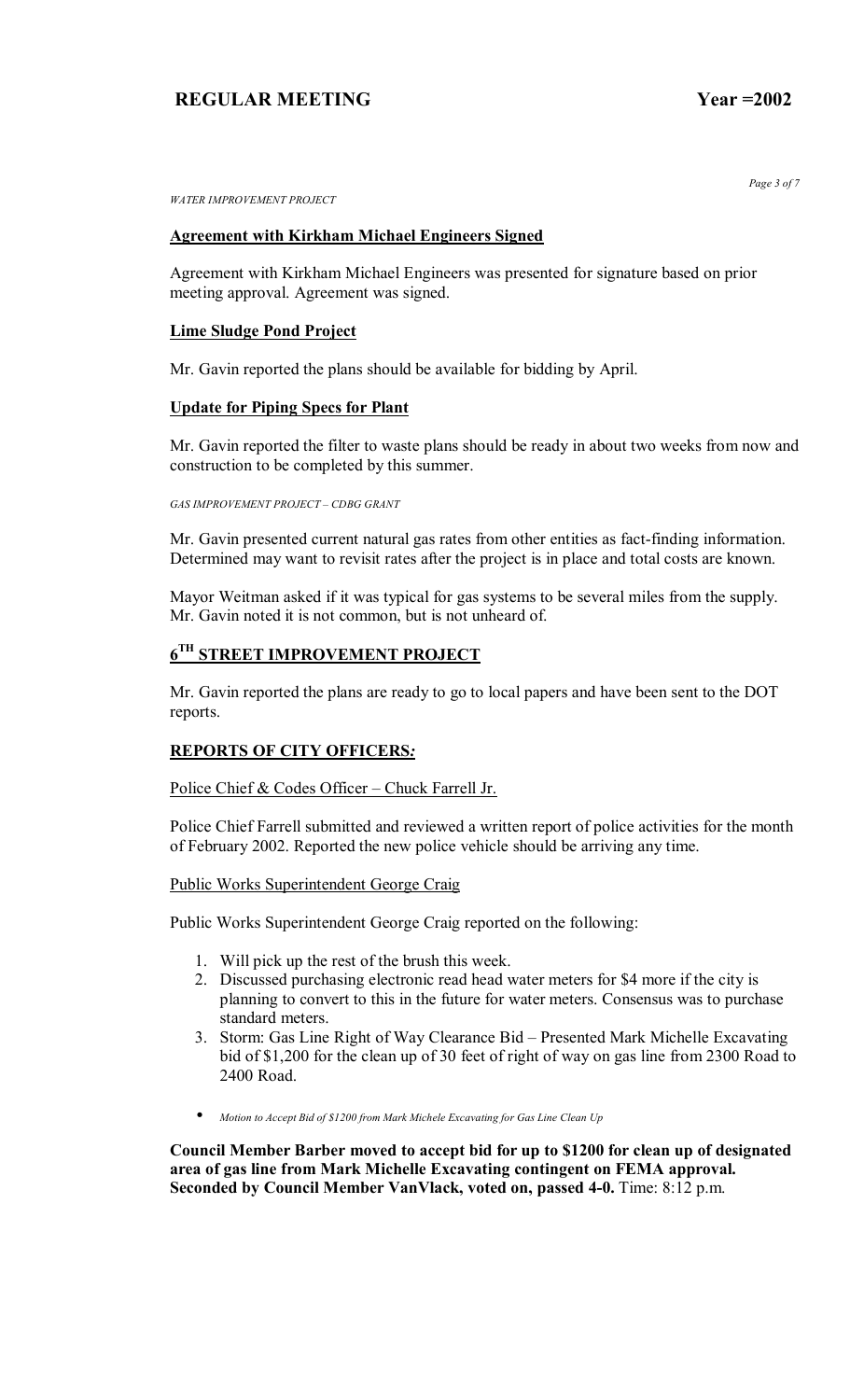*WATER IMPROVEMENT PROJECT*

**Agreement with Kirkham Michael Engineers Signed**

Agreement with Kirkham Michael Engineers was presented for signature based on prior meeting approval. Agreement was signed.

**Lime Sludge Pond Project**

Mr. Gavin reported the plans should be available for bidding by April.

**Update for Piping Specs for Plant**

Mr. Gavin reported the filter to waste plans should be ready in about two weeks from now and construction to be completed by this summer.

*GAS IMPROVEMENT PROJECT – CDBG GRANT*

Mr. Gavin presented current natural gas rates from other entities as fact-finding information. Determined may want to revisit rates after the project is in place and total costs are known.

Mayor Weitman asked if it was typical for gas systems to be several miles from the supply. Mr. Gavin noted it is not common, but is not unheard of.

## 6TH STREET IMPROVEMENT PROJECT

Mr. Gavin reported the plans are ready to go to local papers and have been sent to the DOT reports.

## REPORTS OF CITY OFFICERS*:*

Police Chief & Codes Officer – Chuck Farrell Jr.

Police Chief Farrell submitted and reviewed a written report of police activities for the month of February 2002. Reported the new police vehicle should be arriving any time.

Public Works Superintendent George Craig

Public Works Superintendent George Craig reported on the following:

1. Will pick up the rest of the brush this week.
2. Discussed purchasing electronic read head water meters for $4 more if the city is planning to convert to this in the future for water meters. Consensus was to purchase standard meters.
3. Storm: Gas Line Right of Way Clearance Bid – Presented Mark Michelle Excavating bid of $1,200 for the clean up of 30 feet of right of way on gas line from 2300 Road to 2400 Road.

- *Motion to Accept Bid of $1200 from Mark Michele Excavating for Gas Line Clean Up*

**Council Member Barber moved to accept bid for up to $1200 for clean up of designated area of gas line from Mark Michelle Excavating contingent on FEMA approval. Seconded by Council Member VanVlack, voted on, passed 4-0.** Time: 8:12 p.m.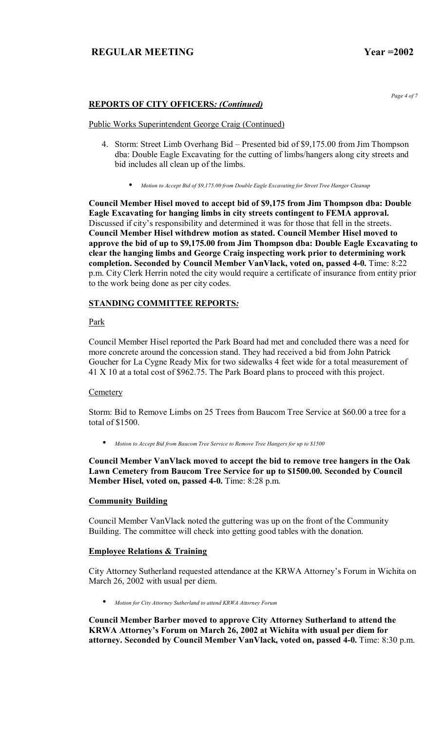## REPORTS OF CITY OFFICERS: *(Continued)*

Public Works Superintendent George Craig (Continued)

4. Storm: Street Limb Overhang Bid – Presented bid of $9,175.00 from Jim Thompson dba: Double Eagle Excavating for the cutting of limbs/hangers along city streets and bid includes all clean up of the limbs.

    - *Motion to Accept Bid of $9,175.00 from Double Eagle Excavating for Street Tree Hanger Cleanup*

**Council Member Hisel moved to accept bid of $9,175 from Jim Thompson dba: Double Eagle Excavating for hanging limbs in city streets contingent to FEMA approval.** Discussed if city's responsibility and determined it was for those that fell in the streets. **Council Member Hisel withdrew motion as stated. Council Member Hisel moved to approve the bid of up to $9,175.00 from Jim Thompson dba: Double Eagle Excavating to clear the hanging limbs and George Craig inspecting work prior to determining work completion. Seconded by Council Member VanVlack, voted on, passed 4-0.** Time: 8:22 p.m. City Clerk Herrin noted the city would require a certificate of insurance from entity prior to the work being done as per city codes.

## STANDING COMMITTEE REPORTS:

Park

Council Member Hisel reported the Park Board had met and concluded there was a need for more concrete around the concession stand. They had received a bid from John Patrick Goucher for La Cygne Ready Mix for two sidewalks 4 feet wide for a total measurement of 41 X 10 at a total cost of $962.75. The Park Board plans to proceed with this project.

Cemetery

Storm: Bid to Remove Limbs on 25 Trees from Baucom Tree Service at $60.00 a tree for a total of $1500.

- *Motion to Accept Bid from Baucom Tree Service to Remove Tree Hangers for up to $1500*

**Council Member VanVlack moved to accept the bid to remove tree hangers in the Oak Lawn Cemetery from Baucom Tree Service for up to $1500.00. Seconded by Council Member Hisel, voted on, passed 4-0.** Time: 8:28 p.m.

### Community Building

Council Member VanVlack noted the guttering was up on the front of the Community Building. The committee will check into getting good tables with the donation.

### Employee Relations & Training

City Attorney Sutherland requested attendance at the KRWA Attorney's Forum in Wichita on March 26, 2002 with usual per diem.

- *Motion for City Attorney Sutherland to attend KRWA Attorney Forum*

**Council Member Barber moved to approve City Attorney Sutherland to attend the KRWA Attorney's Forum on March 26, 2002 at Wichita with usual per diem for attorney. Seconded by Council Member VanVlack, voted on, passed 4-0.** Time: 8:30 p.m.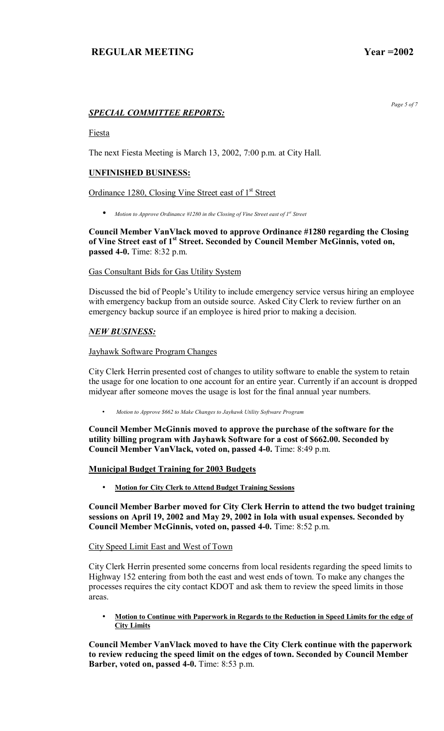## *SPECIAL COMMITTEE REPORTS:*

Fiesta

The next Fiesta Meeting is March 13, 2002, 7:00 p.m. at City Hall.

## UNFINISHED BUSINESS:

Ordinance 1280, Closing Vine Street east of 1st Street

- *Motion to Approve Ordinance #1280 in the Closing of Vine Street east of 1st Street*

**Council Member VanVlack moved to approve Ordinance #1280 regarding the Closing of Vine Street east of 1st Street. Seconded by Council Member McGinnis, voted on, passed 4-0.** Time: 8:32 p.m.

Gas Consultant Bids for Gas Utility System

Discussed the bid of People's Utility to include emergency service versus hiring an employee with emergency backup from an outside source. Asked City Clerk to review further on an emergency backup source if an employee is hired prior to making a decision.

## *NEW BUSINESS:*

Jayhawk Software Program Changes

City Clerk Herrin presented cost of changes to utility software to enable the system to retain the usage for one location to one account for an entire year. Currently if an account is dropped midyear after someone moves the usage is lost for the final annual year numbers.

- *Motion to Approve $662 to Make Changes to Jayhawk Utility Software Program*

**Council Member McGinnis moved to approve the purchase of the software for the utility billing program with Jayhawk Software for a cost of $662.00. Seconded by Council Member VanVlack, voted on, passed 4-0.** Time: 8:49 p.m.

**Municipal Budget Training for 2003 Budgets**

- **Motion for City Clerk to Attend Budget Training Sessions**

**Council Member Barber moved for City Clerk Herrin to attend the two budget training sessions on April 19, 2002 and May 29, 2002 in Iola with usual expenses. Seconded by Council Member McGinnis, voted on, passed 4-0.** Time: 8:52 p.m.

City Speed Limit East and West of Town

City Clerk Herrin presented some concerns from local residents regarding the speed limits to Highway 152 entering from both the east and west ends of town. To make any changes the processes requires the city contact KDOT and ask them to review the speed limits in those areas.

- **Motion to Continue with Paperwork in Regards to the Reduction in Speed Limits for the edge of City Limits**

**Council Member VanVlack moved to have the City Clerk continue with the paperwork to review reducing the speed limit on the edges of town. Seconded by Council Member Barber, voted on, passed 4-0.** Time: 8:53 p.m.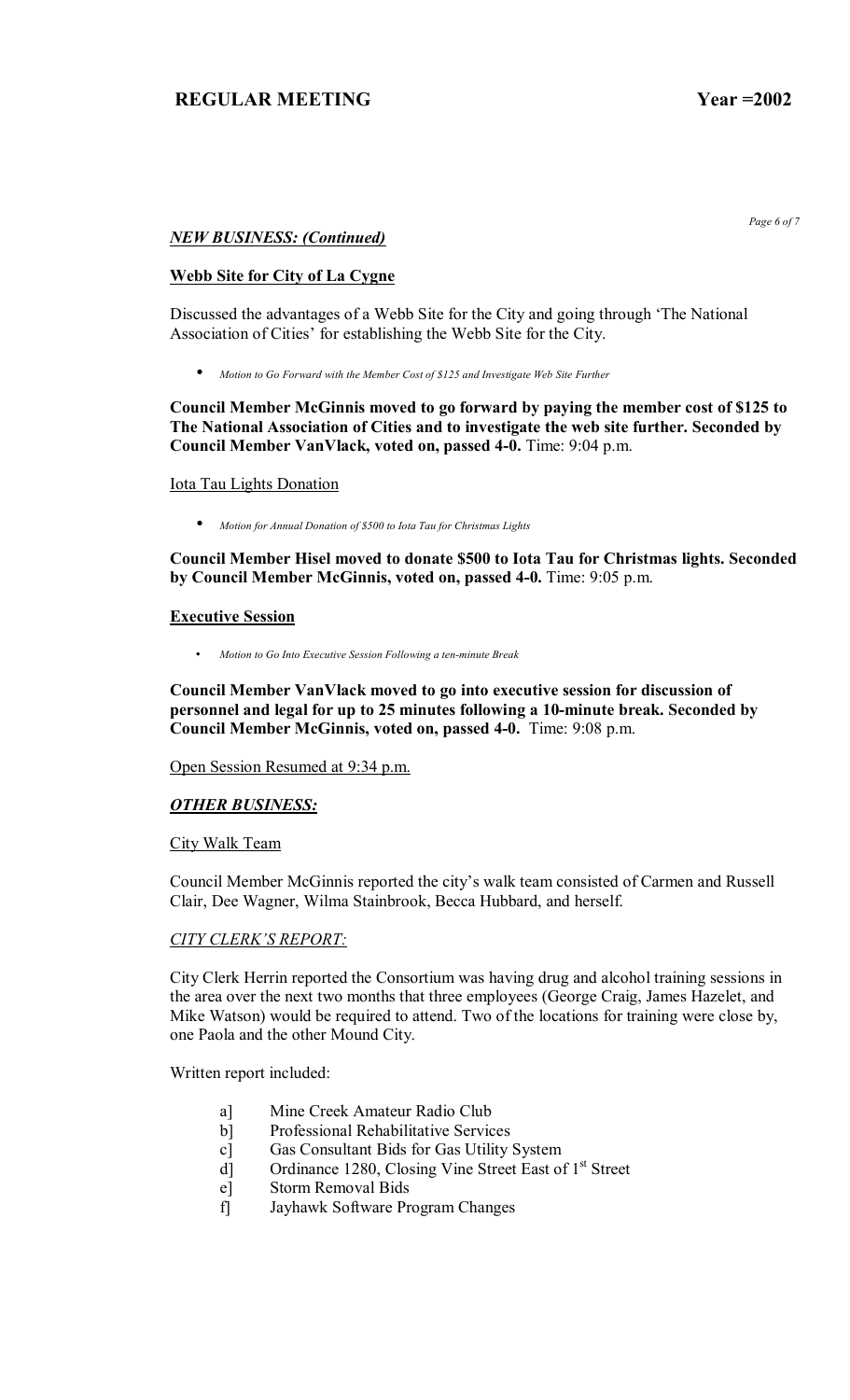### *NEW BUSINESS: (Continued)*

**Webb Site for City of La Cygne**

Discussed the advantages of a Webb Site for the City and going through 'The National Association of Cities' for establishing the Webb Site for the City.

- *Motion to Go Forward with the Member Cost of $125 and Investigate Web Site Further*

**Council Member McGinnis moved to go forward by paying the member cost of $125 to The National Association of Cities and to investigate the web site further. Seconded by Council Member VanVlack, voted on, passed 4-0.** Time: 9:04 p.m.

Iota Tau Lights Donation

- *Motion for Annual Donation of $500 to Iota Tau for Christmas Lights*

**Council Member Hisel moved to donate $500 to Iota Tau for Christmas lights. Seconded by Council Member McGinnis, voted on, passed 4-0.** Time: 9:05 p.m.

**Executive Session**

- *Motion to Go Into Executive Session Following a ten-minute Break*

**Council Member VanVlack moved to go into executive session for discussion of personnel and legal for up to 25 minutes following a 10-minute break. Seconded by Council Member McGinnis, voted on, passed 4-0.** Time: 9:08 p.m.

Open Session Resumed at 9:34 p.m.

### *OTHER BUSINESS:*

City Walk Team

Council Member McGinnis reported the city's walk team consisted of Carmen and Russell Clair, Dee Wagner, Wilma Stainbrook, Becca Hubbard, and herself.

### *CITY CLERK'S REPORT:*

City Clerk Herrin reported the Consortium was having drug and alcohol training sessions in the area over the next two months that three employees (George Craig, James Hazelet, and Mike Watson) would be required to attend. Two of the locations for training were close by, one Paola and the other Mound City.

Written report included:

a] Mine Creek Amateur Radio Club
b] Professional Rehabilitative Services
c] Gas Consultant Bids for Gas Utility System
d] Ordinance 1280, Closing Vine Street East of 1st Street
e] Storm Removal Bids
f] Jayhawk Software Program Changes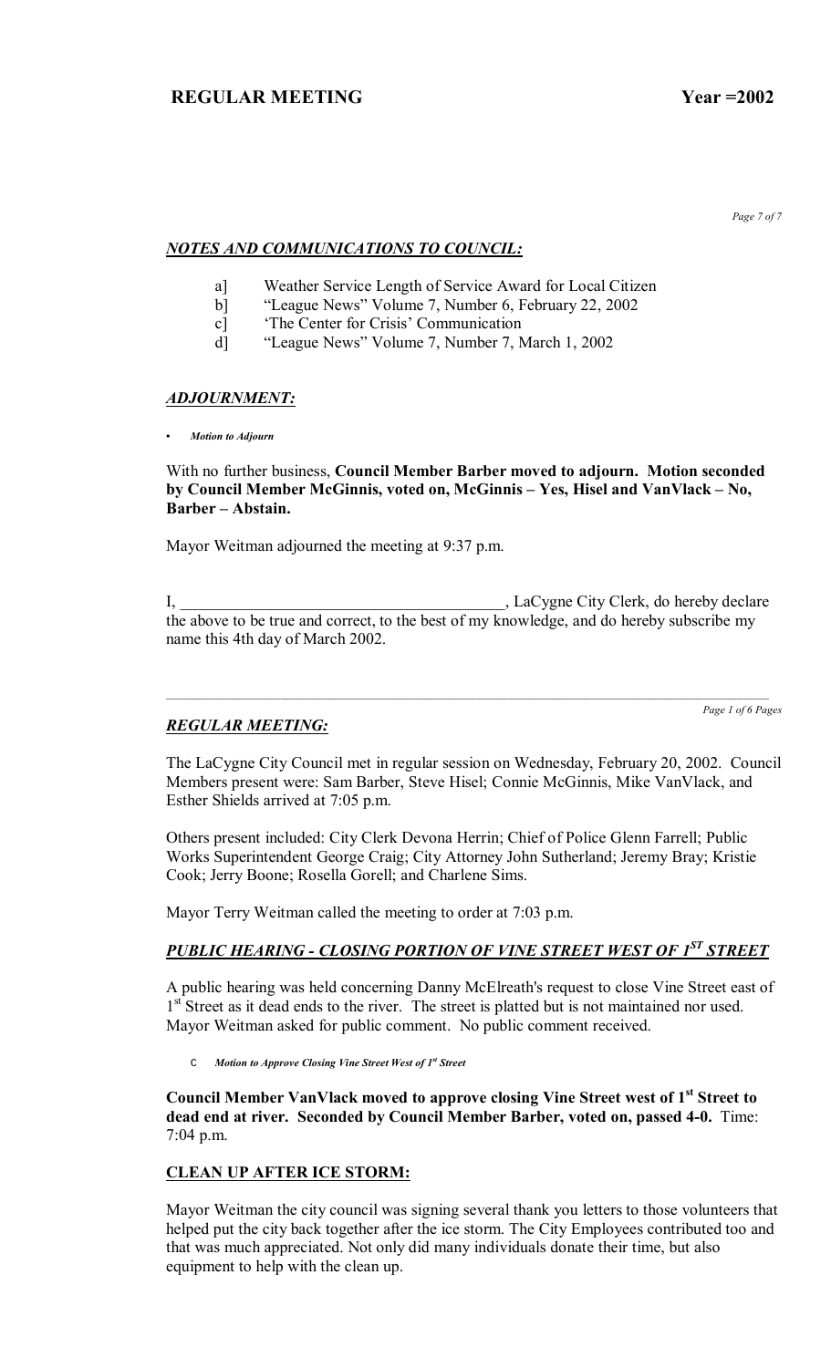### *NOTES AND COMMUNICATIONS TO COUNCIL:*

a] Weather Service Length of Service Award for Local Citizen
b] "League News" Volume 7, Number 6, February 22, 2002
c] 'The Center for Crisis' Communication
d] "League News" Volume 7, Number 7, March 1, 2002

### *ADJOURNMENT:*

- ***Motion to Adjourn***

With no further business, **Council Member Barber moved to adjourn. Motion seconded by Council Member McGinnis, voted on, McGinnis – Yes, Hisel and VanVlack – No, Barber – Abstain.**

Mayor Weitman adjourned the meeting at 9:37 p.m.

I, ________________________________________, LaCygne City Clerk, do hereby declare the above to be true and correct, to the best of my knowledge, and do hereby subscribe my name this 4th day of March 2002.

---

### *REGULAR MEETING:*

The LaCygne City Council met in regular session on Wednesday, February 20, 2002. Council Members present were: Sam Barber, Steve Hisel; Connie McGinnis, Mike VanVlack, and Esther Shields arrived at 7:05 p.m.

Others present included: City Clerk Devona Herrin; Chief of Police Glenn Farrell; Public Works Superintendent George Craig; City Attorney John Sutherland; Jeremy Bray; Kristie Cook; Jerry Boone; Rosella Gorell; and Charlene Sims.

Mayor Terry Weitman called the meeting to order at 7:03 p.m.

### *PUBLIC HEARING - CLOSING PORTION OF VINE STREET WEST OF 1ST STREET*

A public hearing was held concerning Danny McElreath's request to close Vine Street east of 1st Street as it dead ends to the river. The street is platted but is not maintained nor used. Mayor Weitman asked for public comment. No public comment received.

- ***Motion to Approve Closing Vine Street West of 1st Street***

**Council Member VanVlack moved to approve closing Vine Street west of 1st Street to dead end at river. Seconded by Council Member Barber, voted on, passed 4-0.** Time: 7:04 p.m.

### CLEAN UP AFTER ICE STORM:

Mayor Weitman the city council was signing several thank you letters to those volunteers that helped put the city back together after the ice storm. The City Employees contributed too and that was much appreciated. Not only did many individuals donate their time, but also equipment to help with the clean up.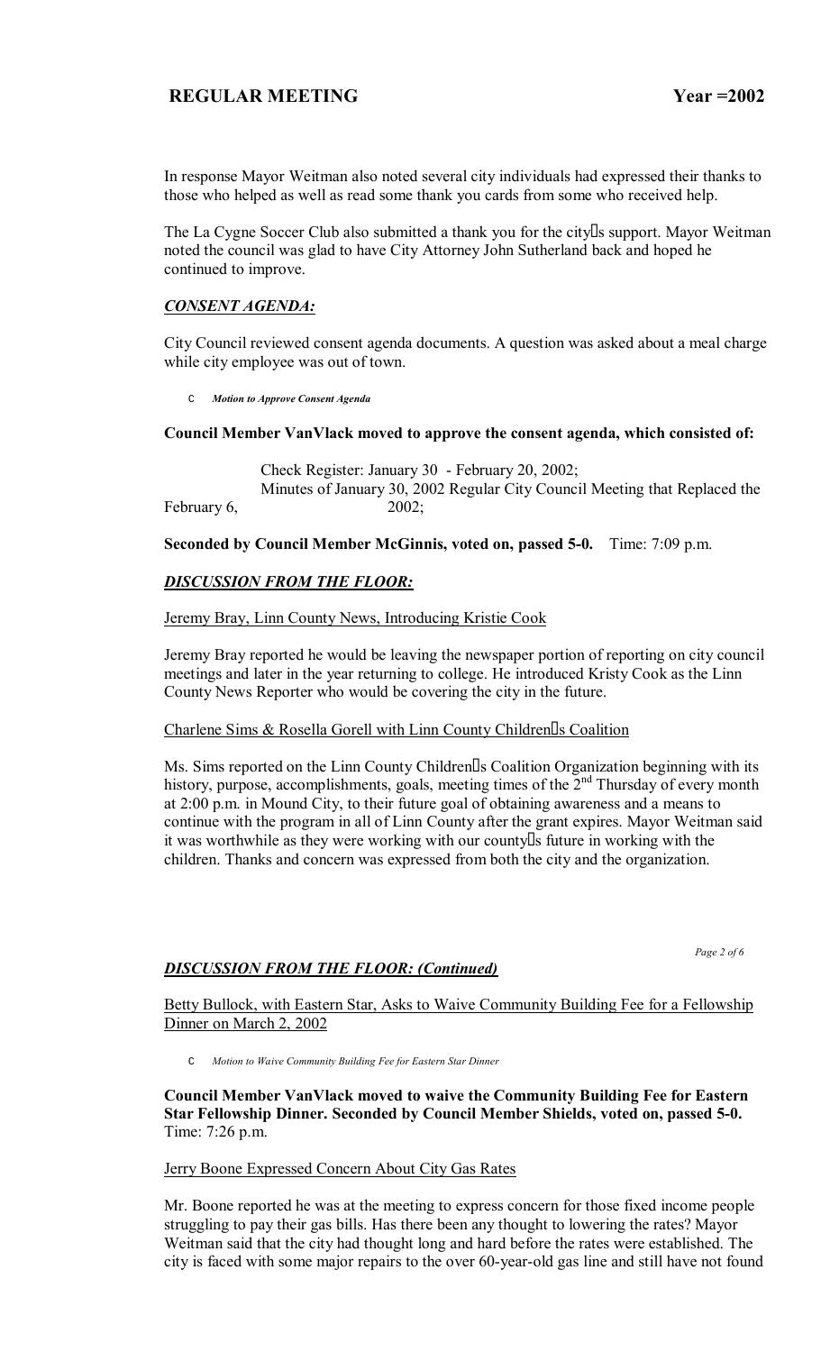In response Mayor Weitman also noted several city individuals had expressed their thanks to those who helped as well as read some thank you cards from some who received help.

The La Cygne Soccer Club also submitted a thank you for the city's support. Mayor Weitman noted the council was glad to have City Attorney John Sutherland back and hoped he continued to improve.

## *CONSENT AGENDA:*

City Council reviewed consent agenda documents. A question was asked about a meal charge while city employee was out of town.

- *Motion to Approve Consent Agenda*

**Council Member VanVlack moved to approve the consent agenda, which consisted of:**

Check Register: January 30 - February 20, 2002;
Minutes of January 30, 2002 Regular City Council Meeting that Replaced the February 6, 2002;

**Seconded by Council Member McGinnis, voted on, passed 5-0.** Time: 7:09 p.m.

## *DISCUSSION FROM THE FLOOR:*

Jeremy Bray, Linn County News, Introducing Kristie Cook

Jeremy Bray reported he would be leaving the newspaper portion of reporting on city council meetings and later in the year returning to college. He introduced Kristy Cook as the Linn County News Reporter who would be covering the city in the future.

Charlene Sims & Rosella Gorell with Linn County Children's Coalition

Ms. Sims reported on the Linn County Children's Coalition Organization beginning with its history, purpose, accomplishments, goals, meeting times of the 2nd Thursday of every month at 2:00 p.m. in Mound City, to their future goal of obtaining awareness and a means to continue with the program in all of Linn County after the grant expires. Mayor Weitman said it was worthwhile as they were working with our county's future in working with the children. Thanks and concern was expressed from both the city and the organization.

## *DISCUSSION FROM THE FLOOR: (Continued)*

Betty Bullock, with Eastern Star, Asks to Waive Community Building Fee for a Fellowship Dinner on March 2, 2002

- *Motion to Waive Community Building Fee for Eastern Star Dinner*

**Council Member VanVlack moved to waive the Community Building Fee for Eastern Star Fellowship Dinner. Seconded by Council Member Shields, voted on, passed 5-0.** Time: 7:26 p.m.

Jerry Boone Expressed Concern About City Gas Rates

Mr. Boone reported he was at the meeting to express concern for those fixed income people struggling to pay their gas bills. Has there been any thought to lowering the rates? Mayor Weitman said that the city had thought long and hard before the rates were established. The city is faced with some major repairs to the over 60-year-old gas line and still have not found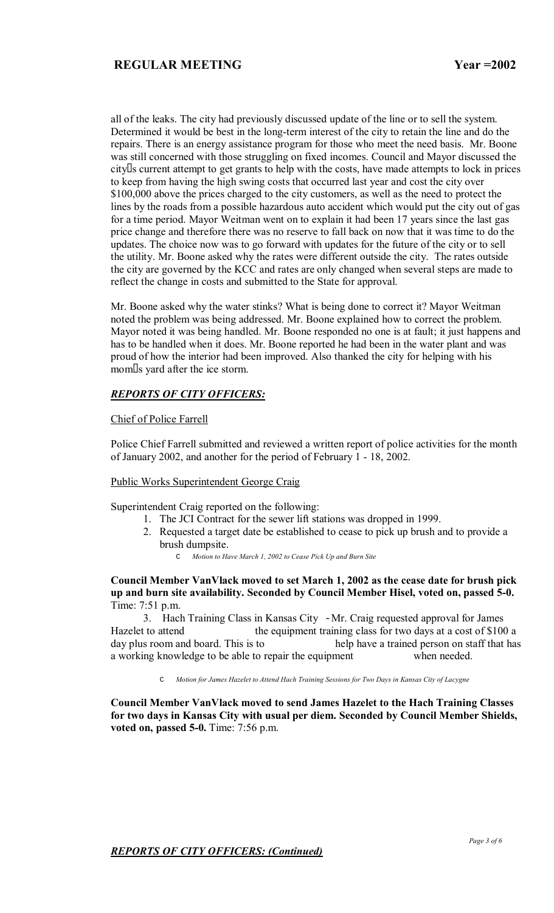all of the leaks. The city had previously discussed update of the line or to sell the system. Determined it would be best in the long-term interest of the city to retain the line and do the repairs. There is an energy assistance program for those who meet the need basis. Mr. Boone was still concerned with those struggling on fixed incomes. Council and Mayor discussed the city's current attempt to get grants to help with the costs, have made attempts to lock in prices to keep from having the high swing costs that occurred last year and cost the city over $100,000 above the prices charged to the city customers, as well as the need to protect the lines by the roads from a possible hazardous auto accident which would put the city out of gas for a time period. Mayor Weitman went on to explain it had been 17 years since the last gas price change and therefore there was no reserve to fall back on now that it was time to do the updates. The choice now was to go forward with updates for the future of the city or to sell the utility. Mr. Boone asked why the rates were different outside the city. The rates outside the city are governed by the KCC and rates are only changed when several steps are made to reflect the change in costs and submitted to the State for approval.

Mr. Boone asked why the water stinks? What is being done to correct it? Mayor Weitman noted the problem was being addressed. Mr. Boone explained how to correct the problem. Mayor noted it was being handled. Mr. Boone responded no one is at fault; it just happens and has to be handled when it does. Mr. Boone reported he had been in the water plant and was proud of how the interior had been improved. Also thanked the city for helping with his mom's yard after the ice storm.

## *REPORTS OF CITY OFFICERS:*

Chief of Police Farrell

Police Chief Farrell submitted and reviewed a written report of police activities for the month of January 2002, and another for the period of February 1 - 18, 2002.

Public Works Superintendent George Craig

Superintendent Craig reported on the following:

1. The JCI Contract for the sewer lift stations was dropped in 1999.
2. Requested a target date be established to cease to pick up brush and to provide a brush dumpsite.
    - *Motion to Have March 1, 2002 to Cease Pick Up and Burn Site*

**Council Member VanVlack moved to set March 1, 2002 as the cease date for brush pick up and burn site availability. Seconded by Council Member Hisel, voted on, passed 5-0.** Time: 7:51 p.m.

3. Hach Training Class in Kansas City - Mr. Craig requested approval for James Hazelet to attend the equipment training class for two days at a cost of $100 a day plus room and board. This is to help have a trained person on staff that has a working knowledge to be able to repair the equipment when needed.
    - *Motion for James Hazelet to Attend Hach Training Sessions for Two Days in Kansas City of Lacygne*

**Council Member VanVlack moved to send James Hazelet to the Hach Training Classes for two days in Kansas City with usual per diem. Seconded by Council Member Shields, voted on, passed 5-0.** Time: 7:56 p.m.

## *REPORTS OF CITY OFFICERS: (Continued)*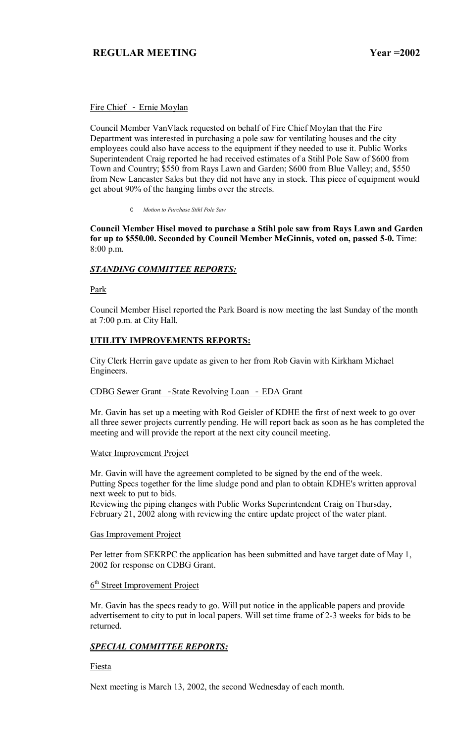Fire Chief - Ernie Moylan

Council Member VanVlack requested on behalf of Fire Chief Moylan that the Fire Department was interested in purchasing a pole saw for ventilating houses and the city employees could also have access to the equipment if they needed to use it. Public Works Superintendent Craig reported he had received estimates of a Stihl Pole Saw of $600 from Town and Country; $550 from Rays Lawn and Garden; $600 from Blue Valley; and, $550 from New Lancaster Sales but they did not have any in stock. This piece of equipment would get about 90% of the hanging limbs over the streets.

- *Motion to Purchase Stihl Pole Saw*

**Council Member Hisel moved to purchase a Stihl pole saw from Rays Lawn and Garden for up to $550.00. Seconded by Council Member McGinnis, voted on, passed 5-0.** Time: 8:00 p.m.

***STANDING COMMITTEE REPORTS:***

Park

Council Member Hisel reported the Park Board is now meeting the last Sunday of the month at 7:00 p.m. at City Hall.

**UTILITY IMPROVEMENTS REPORTS:**

City Clerk Herrin gave update as given to her from Rob Gavin with Kirkham Michael Engineers.

CDBG Sewer Grant - State Revolving Loan - EDA Grant

Mr. Gavin has set up a meeting with Rod Geisler of KDHE the first of next week to go over all three sewer projects currently pending. He will report back as soon as he has completed the meeting and will provide the report at the next city council meeting.

Water Improvement Project

Mr. Gavin will have the agreement completed to be signed by the end of the week.
Putting Specs together for the lime sludge pond and plan to obtain KDHE's written approval next week to put to bids.
Reviewing the piping changes with Public Works Superintendent Craig on Thursday, February 21, 2002 along with reviewing the entire update project of the water plant.

Gas Improvement Project

Per letter from SEKRPC the application has been submitted and have target date of May 1, 2002 for response on CDBG Grant.

6th Street Improvement Project

Mr. Gavin has the specs ready to go. Will put notice in the applicable papers and provide advertisement to city to put in local papers. Will set time frame of 2-3 weeks for bids to be returned.

***SPECIAL COMMITTEE REPORTS:***

Fiesta

Next meeting is March 13, 2002, the second Wednesday of each month.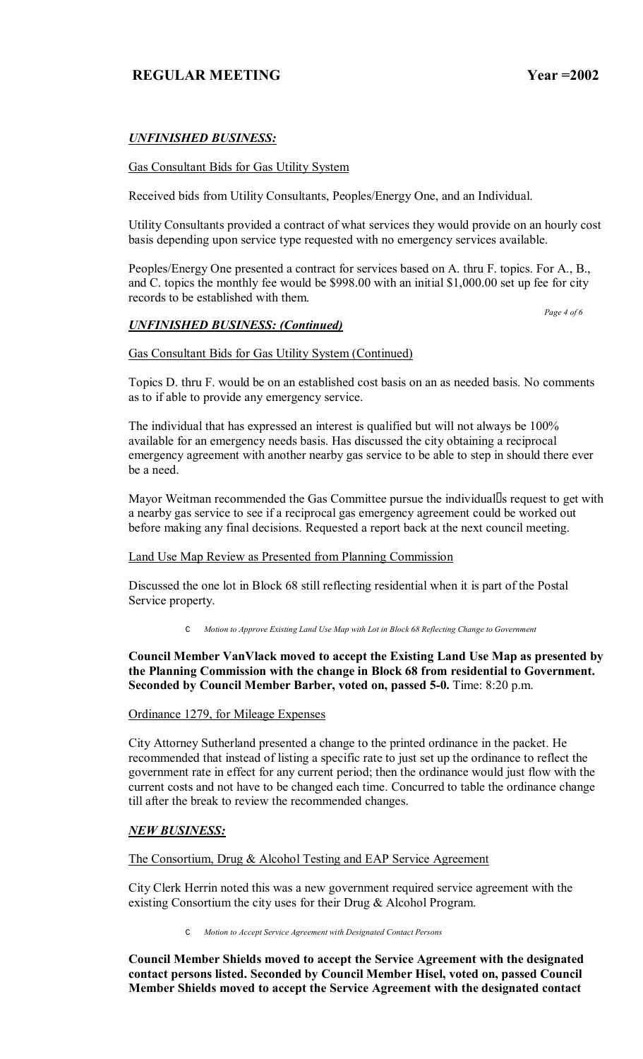## UNFINISHED BUSINESS:

Gas Consultant Bids for Gas Utility System

Received bids from Utility Consultants, Peoples/Energy One, and an Individual.

Utility Consultants provided a contract of what services they would provide on an hourly cost basis depending upon service type requested with no emergency services available.

Peoples/Energy One presented a contract for services based on A. thru F. topics. For A., B., and C. topics the monthly fee would be $998.00 with an initial $1,000.00 set up fee for city records to be established with them.

## UNFINISHED BUSINESS: (Continued)

Gas Consultant Bids for Gas Utility System (Continued)

Topics D. thru F. would be on an established cost basis on an as needed basis. No comments as to if able to provide any emergency service.

The individual that has expressed an interest is qualified but will not always be 100% available for an emergency needs basis. Has discussed the city obtaining a reciprocal emergency agreement with another nearby gas service to be able to step in should there ever be a need.

Mayor Weitman recommended the Gas Committee pursue the individual's request to get with a nearby gas service to see if a reciprocal gas emergency agreement could be worked out before making any final decisions. Requested a report back at the next council meeting.

Land Use Map Review as Presented from Planning Commission

Discussed the one lot in Block 68 still reflecting residential when it is part of the Postal Service property.

- *Motion to Approve Existing Land Use Map with Lot in Block 68 Reflecting Change to Government*

**Council Member VanVlack moved to accept the Existing Land Use Map as presented by the Planning Commission with the change in Block 68 from residential to Government. Seconded by Council Member Barber, voted on, passed 5-0.** Time: 8:20 p.m.

Ordinance 1279, for Mileage Expenses

City Attorney Sutherland presented a change to the printed ordinance in the packet. He recommended that instead of listing a specific rate to just set up the ordinance to reflect the government rate in effect for any current period; then the ordinance would just flow with the current costs and not have to be changed each time. Concurred to table the ordinance change till after the break to review the recommended changes.

## NEW BUSINESS:

The Consortium, Drug & Alcohol Testing and EAP Service Agreement

City Clerk Herrin noted this was a new government required service agreement with the existing Consortium the city uses for their Drug & Alcohol Program.

- *Motion to Accept Service Agreement with Designated Contact Persons*

**Council Member Shields moved to accept the Service Agreement with the designated contact persons listed. Seconded by Council Member Hisel, voted on, passed Council Member Shields moved to accept the Service Agreement with the designated contact**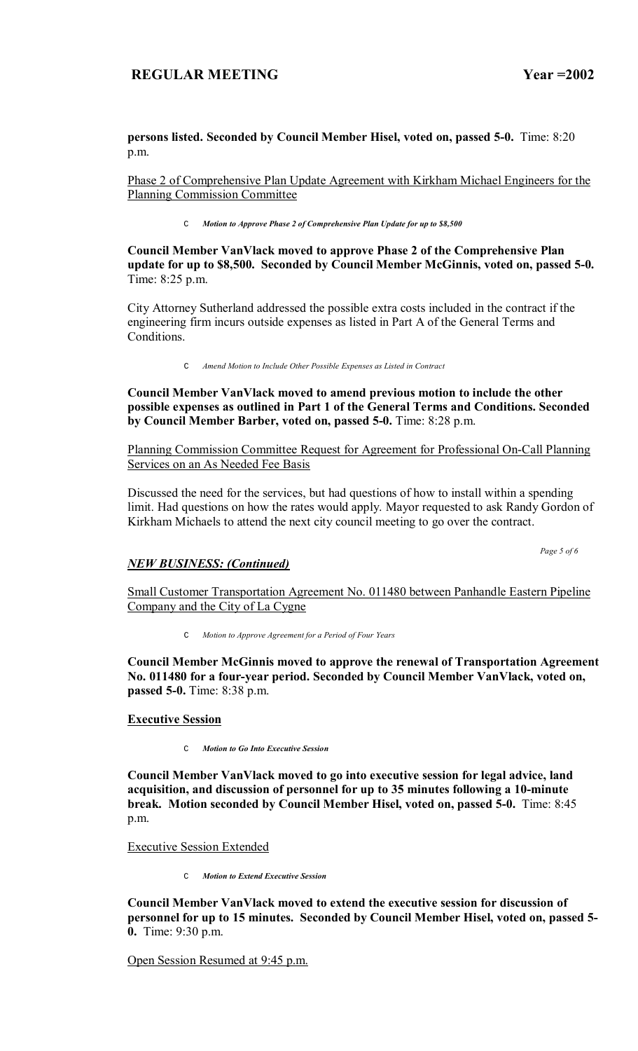**persons listed. Seconded by Council Member Hisel, voted on, passed 5-0.** Time: 8:20 p.m.

Phase 2 of Comprehensive Plan Update Agreement with Kirkham Michael Engineers for the Planning Commission Committee

- ***Motion to Approve Phase 2 of Comprehensive Plan Update for up to $8,500***

**Council Member VanVlack moved to approve Phase 2 of the Comprehensive Plan update for up to $8,500. Seconded by Council Member McGinnis, voted on, passed 5-0.** Time: 8:25 p.m.

City Attorney Sutherland addressed the possible extra costs included in the contract if the engineering firm incurs outside expenses as listed in Part A of the General Terms and Conditions.

- *Amend Motion to Include Other Possible Expenses as Listed in Contract*

**Council Member VanVlack moved to amend previous motion to include the other possible expenses as outlined in Part 1 of the General Terms and Conditions. Seconded by Council Member Barber, voted on, passed 5-0.** Time: 8:28 p.m.

Planning Commission Committee Request for Agreement for Professional On-Call Planning Services on an As Needed Fee Basis

Discussed the need for the services, but had questions of how to install within a spending limit. Had questions on how the rates would apply. Mayor requested to ask Randy Gordon of Kirkham Michaels to attend the next city council meeting to go over the contract.

## *NEW BUSINESS: (Continued)*

Small Customer Transportation Agreement No. 011480 between Panhandle Eastern Pipeline Company and the City of La Cygne

- *Motion to Approve Agreement for a Period of Four Years*

**Council Member McGinnis moved to approve the renewal of Transportation Agreement No. 011480 for a four-year period. Seconded by Council Member VanVlack, voted on, passed 5-0.** Time: 8:38 p.m.

## Executive Session

- ***Motion to Go Into Executive Session***

**Council Member VanVlack moved to go into executive session for legal advice, land acquisition, and discussion of personnel for up to 35 minutes following a 10-minute break. Motion seconded by Council Member Hisel, voted on, passed 5-0.** Time: 8:45 p.m.

Executive Session Extended

- ***Motion to Extend Executive Session***

**Council Member VanVlack moved to extend the executive session for discussion of personnel for up to 15 minutes. Seconded by Council Member Hisel, voted on, passed 5-0.** Time: 9:30 p.m.

Open Session Resumed at 9:45 p.m.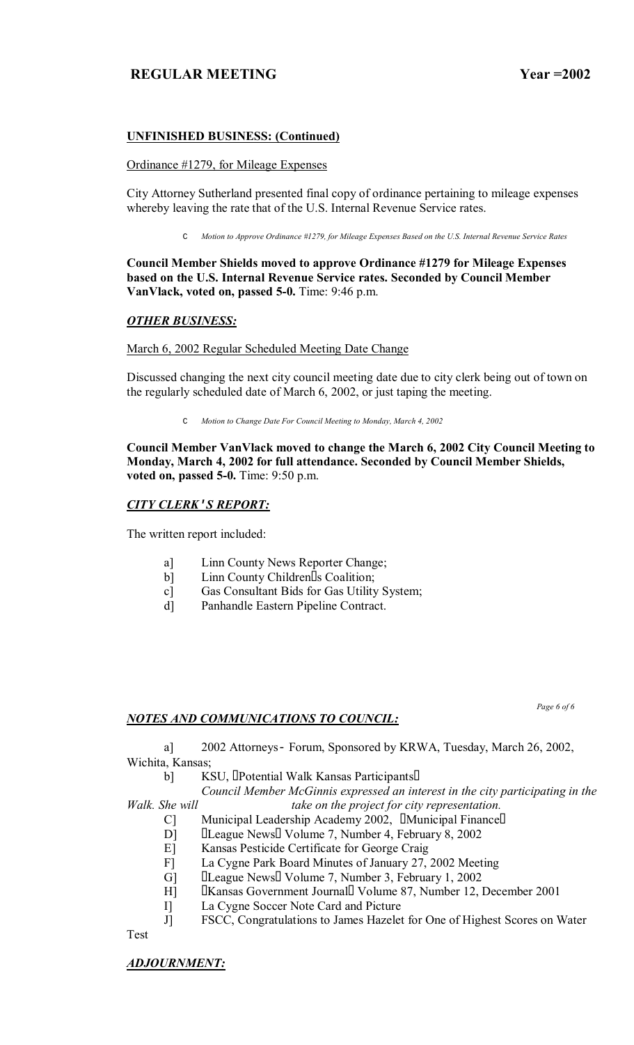## UNFINISHED BUSINESS: (Continued)

Ordinance #1279, for Mileage Expenses

City Attorney Sutherland presented final copy of ordinance pertaining to mileage expenses whereby leaving the rate that of the U.S. Internal Revenue Service rates.

- *Motion to Approve Ordinance #1279, for Mileage Expenses Based on the U.S. Internal Revenue Service Rates*

**Council Member Shields moved to approve Ordinance #1279 for Mileage Expenses based on the U.S. Internal Revenue Service rates. Seconded by Council Member VanVlack, voted on, passed 5-0.** Time: 9:46 p.m.

## *OTHER BUSINESS:*

March 6, 2002 Regular Scheduled Meeting Date Change

Discussed changing the next city council meeting date due to city clerk being out of town on the regularly scheduled date of March 6, 2002, or just taping the meeting.

- *Motion to Change Date For Council Meeting to Monday, March 4, 2002*

**Council Member VanVlack moved to change the March 6, 2002 City Council Meeting to Monday, March 4, 2002 for full attendance. Seconded by Council Member Shields, voted on, passed 5-0.** Time: 9:50 p.m.

## *CITY CLERK'S REPORT:*

The written report included:

a] Linn County News Reporter Change;
b] Linn County Children's Coalition;
c] Gas Consultant Bids for Gas Utility System;
d] Panhandle Eastern Pipeline Contract.

## *NOTES AND COMMUNICATIONS TO COUNCIL:*

a] 2002 Attorneys- Forum, Sponsored by KRWA, Tuesday, March 26, 2002, Wichita, Kansas;
b] KSU, "Potential Walk Kansas Participants"
*Council Member McGinnis expressed an interest in the city participating in the Walk. She will take on the project for city representation.*
C] Municipal Leadership Academy 2002, "Municipal Finance"
D] "League News" Volume 7, Number 4, February 8, 2002
E] Kansas Pesticide Certificate for George Craig
F] La Cygne Park Board Minutes of January 27, 2002 Meeting
G] "League News" Volume 7, Number 3, February 1, 2002
H] "Kansas Government Journal" Volume 87, Number 12, December 2001
I] La Cygne Soccer Note Card and Picture
J] FSCC, Congratulations to James Hazelet for One of Highest Scores on Water Test

## *ADJOURNMENT:*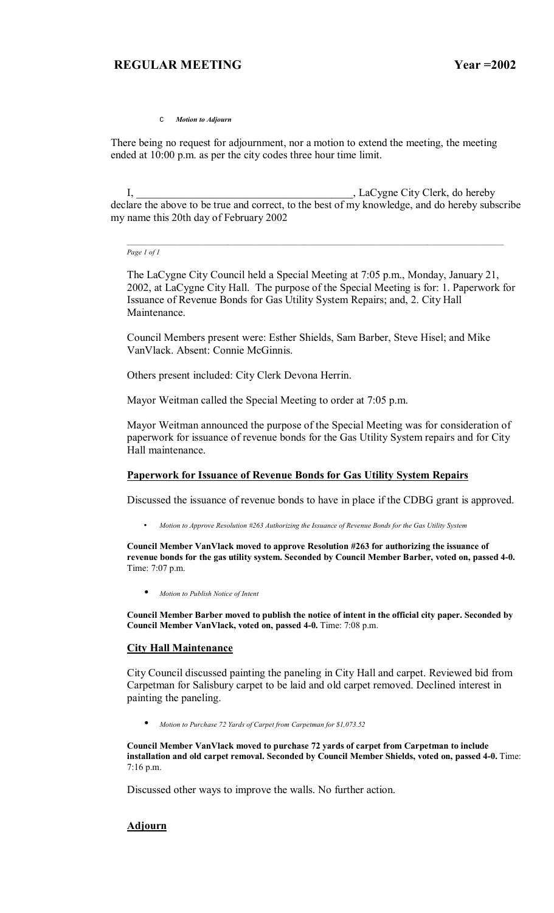c *Motion to Adjourn*

There being no request for adjournment, nor a motion to extend the meeting, the meeting ended at 10:00 p.m. as per the city codes three hour time limit.

I, ________________________________________, LaCygne City Clerk, do hereby declare the above to be true and correct, to the best of my knowledge, and do hereby subscribe my name this 20th day of February 2002

The LaCygne City Council held a Special Meeting at 7:05 p.m., Monday, January 21, 2002, at LaCygne City Hall. The purpose of the Special Meeting is for: 1. Paperwork for Issuance of Revenue Bonds for Gas Utility System Repairs; and, 2. City Hall Maintenance.

Council Members present were: Esther Shields, Sam Barber, Steve Hisel; and Mike VanVlack. Absent: Connie McGinnis.

Others present included: City Clerk Devona Herrin.

Mayor Weitman called the Special Meeting to order at 7:05 p.m.

Mayor Weitman announced the purpose of the Special Meeting was for consideration of paperwork for issuance of revenue bonds for the Gas Utility System repairs and for City Hall maintenance.

## Paperwork for Issuance of Revenue Bonds for Gas Utility System Repairs

Discussed the issuance of revenue bonds to have in place if the CDBG grant is approved.

- *Motion to Approve Resolution #263 Authorizing the Issuance of Revenue Bonds for the Gas Utility System*

**Council Member VanVlack moved to approve Resolution #263 for authorizing the issuance of revenue bonds for the gas utility system. Seconded by Council Member Barber, voted on, passed 4-0.** Time: 7:07 p.m.

- *Motion to Publish Notice of Intent*

**Council Member Barber moved to publish the notice of intent in the official city paper. Seconded by Council Member VanVlack, voted on, passed 4-0.** Time: 7:08 p.m.

## City Hall Maintenance

City Council discussed painting the paneling in City Hall and carpet. Reviewed bid from Carpetman for Salisbury carpet to be laid and old carpet removed. Declined interest in painting the paneling.

- *Motion to Purchase 72 Yards of Carpet from Carpetman for $1,073.52*

**Council Member VanVlack moved to purchase 72 yards of carpet from Carpetman to include installation and old carpet removal. Seconded by Council Member Shields, voted on, passed 4-0.** Time: 7:16 p.m.

Discussed other ways to improve the walls. No further action.

## Adjourn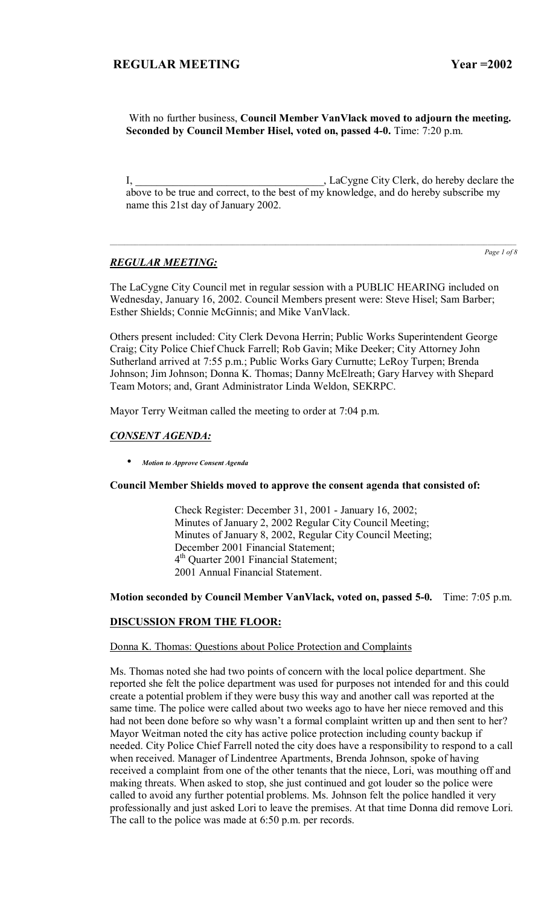With no further business, **Council Member VanVlack moved to adjourn the meeting. Seconded by Council Member Hisel, voted on, passed 4-0.** Time: 7:20 p.m.

I, ___________________________________, LaCygne City Clerk, do hereby declare the above to be true and correct, to the best of my knowledge, and do hereby subscribe my name this 21st day of January 2002.

---

## ***REGULAR MEETING:***

The LaCygne City Council met in regular session with a PUBLIC HEARING included on Wednesday, January 16, 2002. Council Members present were: Steve Hisel; Sam Barber; Esther Shields; Connie McGinnis; and Mike VanVlack.

Others present included: City Clerk Devona Herrin; Public Works Superintendent George Craig; City Police Chief Chuck Farrell; Rob Gavin; Mike Deeker; City Attorney John Sutherland arrived at 7:55 p.m.; Public Works Gary Curnutte; LeRoy Turpen; Brenda Johnson; Jim Johnson; Donna K. Thomas; Danny McElreath; Gary Harvey with Shepard Team Motors; and, Grant Administrator Linda Weldon, SEKRPC.

Mayor Terry Weitman called the meeting to order at 7:04 p.m.

## ***CONSENT AGENDA:***

- ***Motion to Approve Consent Agenda***

**Council Member Shields moved to approve the consent agenda that consisted of:**

> Check Register: December 31, 2001 - January 16, 2002;
> Minutes of January 2, 2002 Regular City Council Meeting;
> Minutes of January 8, 2002, Regular City Council Meeting;
> December 2001 Financial Statement;
> 4th Quarter 2001 Financial Statement;
> 2001 Annual Financial Statement.

**Motion seconded by Council Member VanVlack, voted on, passed 5-0.** Time: 7:05 p.m.

## **DISCUSSION FROM THE FLOOR:**

Donna K. Thomas: Questions about Police Protection and Complaints

Ms. Thomas noted she had two points of concern with the local police department. She reported she felt the police department was used for purposes not intended for and this could create a potential problem if they were busy this way and another call was reported at the same time. The police were called about two weeks ago to have her niece removed and this had not been done before so why wasn't a formal complaint written up and then sent to her? Mayor Weitman noted the city has active police protection including county backup if needed. City Police Chief Farrell noted the city does have a responsibility to respond to a call when received. Manager of Lindentree Apartments, Brenda Johnson, spoke of having received a complaint from one of the other tenants that the niece, Lori, was mouthing off and making threats. When asked to stop, she just continued and got louder so the police were called to avoid any further potential problems. Ms. Johnson felt the police handled it very professionally and just asked Lori to leave the premises. At that time Donna did remove Lori. The call to the police was made at 6:50 p.m. per records.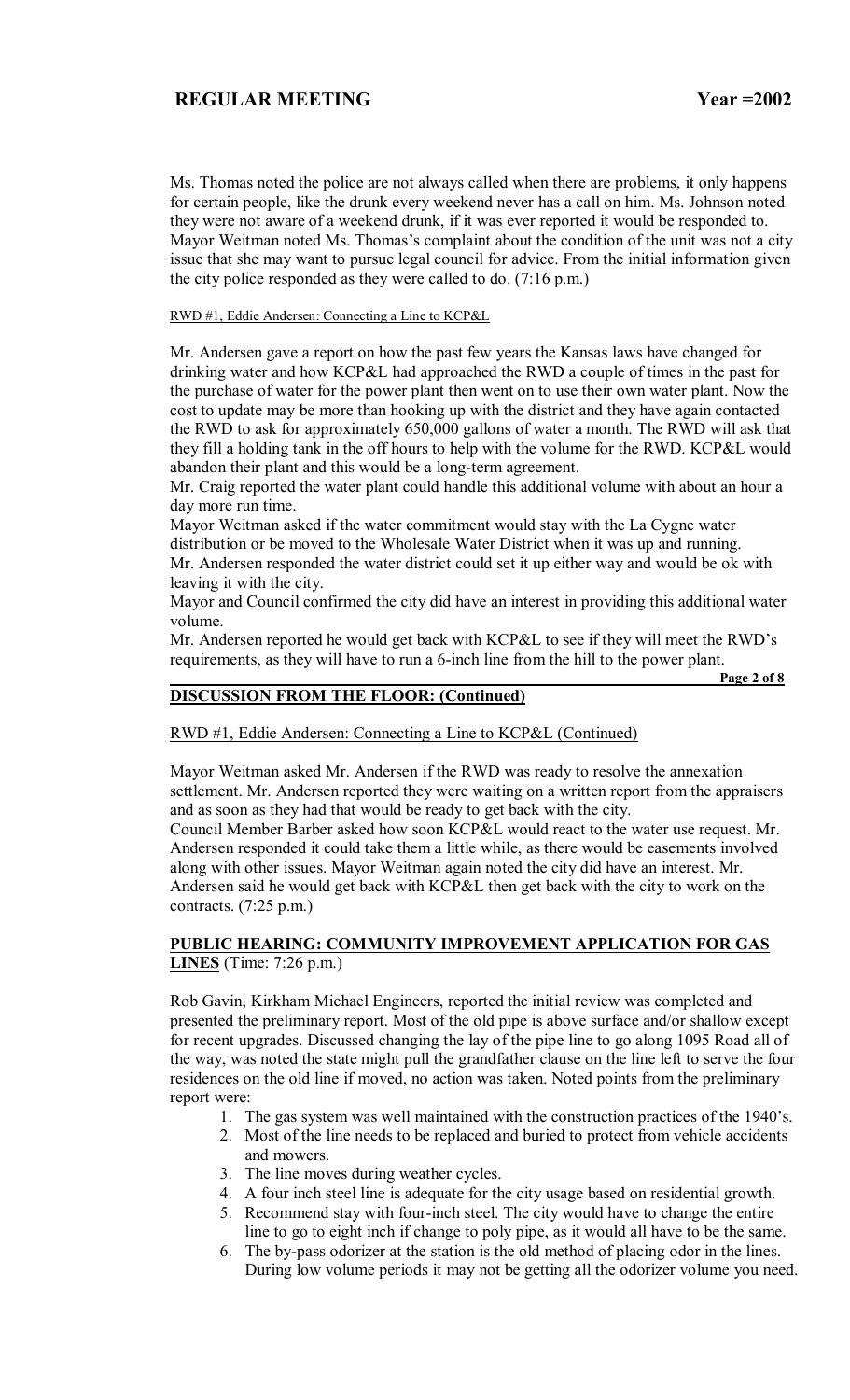Ms. Thomas noted the police are not always called when there are problems, it only happens for certain people, like the drunk every weekend never has a call on him. Ms. Johnson noted they were not aware of a weekend drunk, if it was ever reported it would be responded to. Mayor Weitman noted Ms. Thomas's complaint about the condition of the unit was not a city issue that she may want to pursue legal council for advice. From the initial information given the city police responded as they were called to do. (7:16 p.m.)

RWD #1, Eddie Andersen: Connecting a Line to KCP&L

Mr. Andersen gave a report on how the past few years the Kansas laws have changed for drinking water and how KCP&L had approached the RWD a couple of times in the past for the purchase of water for the power plant then went on to use their own water plant. Now the cost to update may be more than hooking up with the district and they have again contacted the RWD to ask for approximately 650,000 gallons of water a month. The RWD will ask that they fill a holding tank in the off hours to help with the volume for the RWD. KCP&L would abandon their plant and this would be a long-term agreement.

Mr. Craig reported the water plant could handle this additional volume with about an hour a day more run time.

Mayor Weitman asked if the water commitment would stay with the La Cygne water distribution or be moved to the Wholesale Water District when it was up and running.

Mr. Andersen responded the water district could set it up either way and would be ok with leaving it with the city.

Mayor and Council confirmed the city did have an interest in providing this additional water volume.

Mr. Andersen reported he would get back with KCP&L to see if they will meet the RWD's requirements, as they will have to run a 6-inch line from the hill to the power plant.

**DISCUSSION FROM THE FLOOR: (Continued)**

RWD #1, Eddie Andersen: Connecting a Line to KCP&L (Continued)

Mayor Weitman asked Mr. Andersen if the RWD was ready to resolve the annexation settlement. Mr. Andersen reported they were waiting on a written report from the appraisers and as soon as they had that would be ready to get back with the city.

Council Member Barber asked how soon KCP&L would react to the water use request. Mr. Andersen responded it could take them a little while, as there would be easements involved along with other issues. Mayor Weitman again noted the city did have an interest. Mr. Andersen said he would get back with KCP&L then get back with the city to work on the contracts. (7:25 p.m.)

**PUBLIC HEARING: COMMUNITY IMPROVEMENT APPLICATION FOR GAS LINES** (Time: 7:26 p.m.)

Rob Gavin, Kirkham Michael Engineers, reported the initial review was completed and presented the preliminary report. Most of the old pipe is above surface and/or shallow except for recent upgrades. Discussed changing the lay of the pipe line to go along 1095 Road all of the way, was noted the state might pull the grandfather clause on the line left to serve the four residences on the old line if moved, no action was taken. Noted points from the preliminary report were:

1. The gas system was well maintained with the construction practices of the 1940's.
2. Most of the line needs to be replaced and buried to protect from vehicle accidents and mowers.
3. The line moves during weather cycles.
4. A four inch steel line is adequate for the city usage based on residential growth.
5. Recommend stay with four-inch steel. The city would have to change the entire line to go to eight inch if change to poly pipe, as it would all have to be the same.
6. The by-pass odorizer at the station is the old method of placing odor in the lines. During low volume periods it may not be getting all the odorizer volume you need.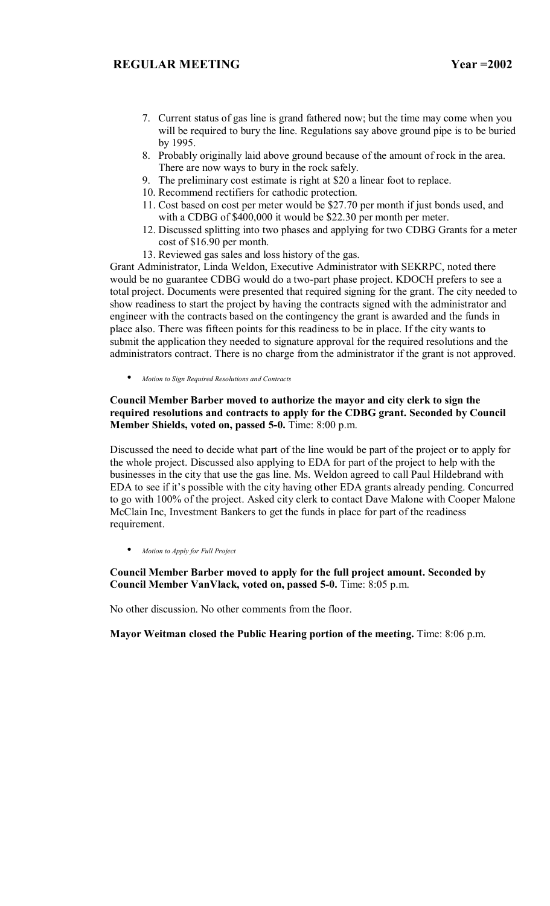7. Current status of gas line is grand fathered now; but the time may come when you will be required to bury the line. Regulations say above ground pipe is to be buried by 1995.
8. Probably originally laid above ground because of the amount of rock in the area. There are now ways to bury in the rock safely.
9. The preliminary cost estimate is right at $20 a linear foot to replace.
10. Recommend rectifiers for cathodic protection.
11. Cost based on cost per meter would be $27.70 per month if just bonds used, and with a CDBG of $400,000 it would be $22.30 per month per meter.
12. Discussed splitting into two phases and applying for two CDBG Grants for a meter cost of $16.90 per month.
13. Reviewed gas sales and loss history of the gas.

Grant Administrator, Linda Weldon, Executive Administrator with SEKRPC, noted there would be no guarantee CDBG would do a two-part phase project. KDOCH prefers to see a total project. Documents were presented that required signing for the grant. The city needed to show readiness to start the project by having the contracts signed with the administrator and engineer with the contracts based on the contingency the grant is awarded and the funds in place also. There was fifteen points for this readiness to be in place. If the city wants to submit the application they needed to signature approval for the required resolutions and the administrators contract. There is no charge from the administrator if the grant is not approved.

- *Motion to Sign Required Resolutions and Contracts*

**Council Member Barber moved to authorize the mayor and city clerk to sign the required resolutions and contracts to apply for the CDBG grant. Seconded by Council Member Shields, voted on, passed 5-0.** Time: 8:00 p.m.

Discussed the need to decide what part of the line would be part of the project or to apply for the whole project. Discussed also applying to EDA for part of the project to help with the businesses in the city that use the gas line. Ms. Weldon agreed to call Paul Hildebrand with EDA to see if it's possible with the city having other EDA grants already pending. Concurred to go with 100% of the project. Asked city clerk to contact Dave Malone with Cooper Malone McClain Inc, Investment Bankers to get the funds in place for part of the readiness requirement.

- *Motion to Apply for Full Project*

**Council Member Barber moved to apply for the full project amount. Seconded by Council Member VanVlack, voted on, passed 5-0.** Time: 8:05 p.m.

No other discussion. No other comments from the floor.

**Mayor Weitman closed the Public Hearing portion of the meeting.** Time: 8:06 p.m.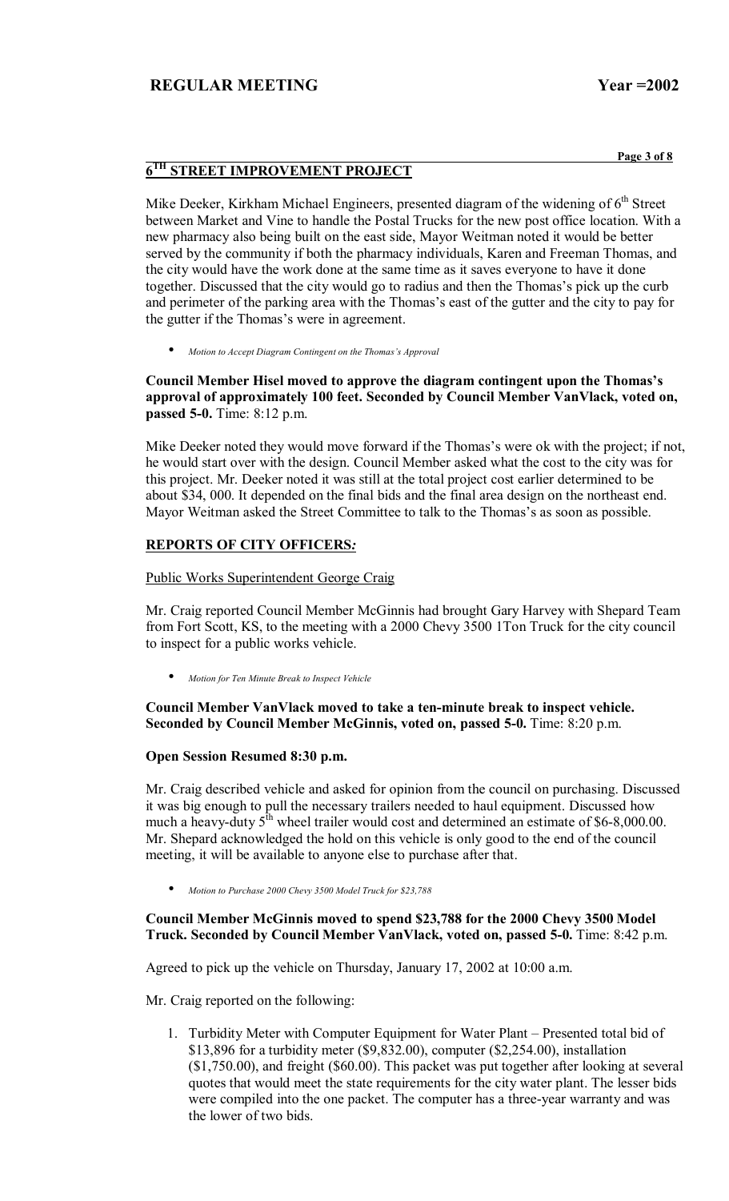## 6TH STREET IMPROVEMENT PROJECT

Mike Deeker, Kirkham Michael Engineers, presented diagram of the widening of 6th Street between Market and Vine to handle the Postal Trucks for the new post office location. With a new pharmacy also being built on the east side, Mayor Weitman noted it would be better served by the community if both the pharmacy individuals, Karen and Freeman Thomas, and the city would have the work done at the same time as it saves everyone to have it done together. Discussed that the city would go to radius and then the Thomas's pick up the curb and perimeter of the parking area with the Thomas's east of the gutter and the city to pay for the gutter if the Thomas's were in agreement.

- *Motion to Accept Diagram Contingent on the Thomas's Approval*

**Council Member Hisel moved to approve the diagram contingent upon the Thomas's approval of approximately 100 feet. Seconded by Council Member VanVlack, voted on, passed 5-0.** Time: 8:12 p.m.

Mike Deeker noted they would move forward if the Thomas's were ok with the project; if not, he would start over with the design. Council Member asked what the cost to the city was for this project. Mr. Deeker noted it was still at the total project cost earlier determined to be about $34, 000. It depended on the final bids and the final area design on the northeast end. Mayor Weitman asked the Street Committee to talk to the Thomas's as soon as possible.

## REPORTS OF CITY OFFICERS:

Public Works Superintendent George Craig

Mr. Craig reported Council Member McGinnis had brought Gary Harvey with Shepard Team from Fort Scott, KS, to the meeting with a 2000 Chevy 3500 1Ton Truck for the city council to inspect for a public works vehicle.

- *Motion for Ten Minute Break to Inspect Vehicle*

**Council Member VanVlack moved to take a ten-minute break to inspect vehicle. Seconded by Council Member McGinnis, voted on, passed 5-0.** Time: 8:20 p.m.

**Open Session Resumed 8:30 p.m.**

Mr. Craig described vehicle and asked for opinion from the council on purchasing. Discussed it was big enough to pull the necessary trailers needed to haul equipment. Discussed how much a heavy-duty 5th wheel trailer would cost and determined an estimate of $6-8,000.00. Mr. Shepard acknowledged the hold on this vehicle is only good to the end of the council meeting, it will be available to anyone else to purchase after that.

- *Motion to Purchase 2000 Chevy 3500 Model Truck for $23,788*

**Council Member McGinnis moved to spend $23,788 for the 2000 Chevy 3500 Model Truck. Seconded by Council Member VanVlack, voted on, passed 5-0.** Time: 8:42 p.m.

Agreed to pick up the vehicle on Thursday, January 17, 2002 at 10:00 a.m.

Mr. Craig reported on the following:

1. Turbidity Meter with Computer Equipment for Water Plant – Presented total bid of $13,896 for a turbidity meter ($9,832.00), computer ($2,254.00), installation ($1,750.00), and freight ($60.00). This packet was put together after looking at several quotes that would meet the state requirements for the city water plant. The lesser bids were compiled into the one packet. The computer has a three-year warranty and was the lower of two bids.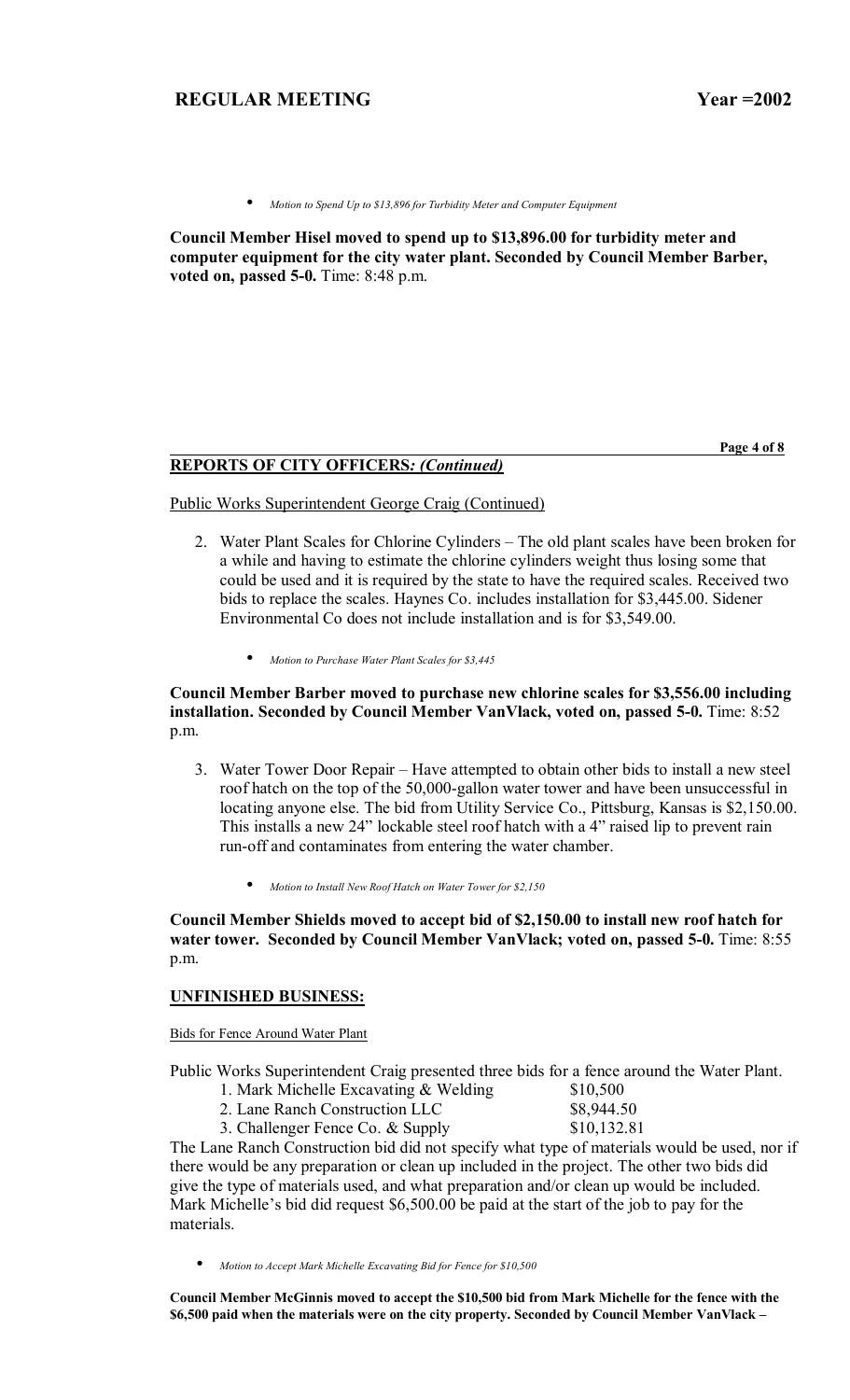- *Motion to Spend Up to $13,896 for Turbidity Meter and Computer Equipment*

**Council Member Hisel moved to spend up to $13,896.00 for turbidity meter and computer equipment for the city water plant. Seconded by Council Member Barber, voted on, passed 5-0.** Time: 8:48 p.m.

## REPORTS OF CITY OFFICERS*: (Continued)*

Public Works Superintendent George Craig (Continued)

2. Water Plant Scales for Chlorine Cylinders – The old plant scales have been broken for a while and having to estimate the chlorine cylinders weight thus losing some that could be used and it is required by the state to have the required scales. Received two bids to replace the scales. Haynes Co. includes installation for $3,445.00. Sidener Environmental Co does not include installation and is for $3,549.00.

   - *Motion to Purchase Water Plant Scales for $3,445*

**Council Member Barber moved to purchase new chlorine scales for $3,556.00 including installation. Seconded by Council Member VanVlack, voted on, passed 5-0.** Time: 8:52 p.m.

3. Water Tower Door Repair – Have attempted to obtain other bids to install a new steel roof hatch on the top of the 50,000-gallon water tower and have been unsuccessful in locating anyone else. The bid from Utility Service Co., Pittsburg, Kansas is $2,150.00. This installs a new 24" lockable steel roof hatch with a 4" raised lip to prevent rain run-off and contaminates from entering the water chamber.

   - *Motion to Install New Roof Hatch on Water Tower for $2,150*

**Council Member Shields moved to accept bid of $2,150.00 to install new roof hatch for water tower. Seconded by Council Member VanVlack; voted on, passed 5-0.** Time: 8:55 p.m.

## UNFINISHED BUSINESS:

Bids for Fence Around Water Plant

Public Works Superintendent Craig presented three bids for a fence around the Water Plant.

| | |
|---|---|
| 1. Mark Michelle Excavating & Welding | $10,500 |
| 2. Lane Ranch Construction LLC | $8,944.50 |
| 3. Challenger Fence Co. & Supply | $10,132.81 |

The Lane Ranch Construction bid did not specify what type of materials would be used, nor if there would be any preparation or clean up included in the project. The other two bids did give the type of materials used, and what preparation and/or clean up would be included. Mark Michelle's bid did request $6,500.00 be paid at the start of the job to pay for the materials.

- *Motion to Accept Mark Michelle Excavating Bid for Fence for $10,500*

**Council Member McGinnis moved to accept the $10,500 bid from Mark Michelle for the fence with the $6,500 paid when the materials were on the city property. Seconded by Council Member VanVlack –**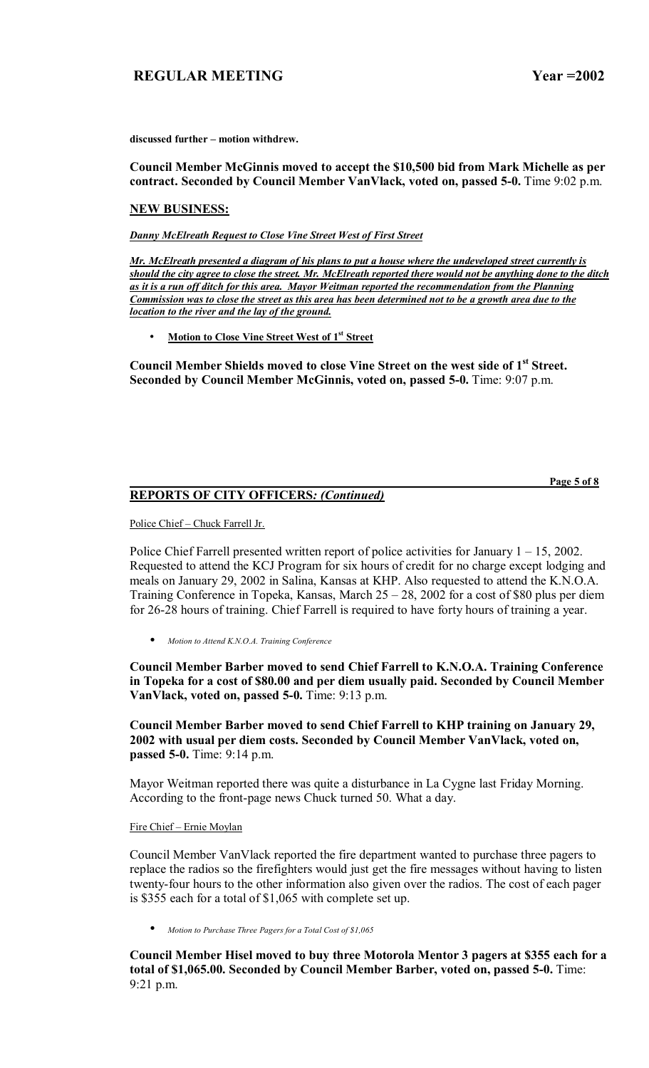**discussed further – motion withdrew.**

**Council Member McGinnis moved to accept the $10,500 bid from Mark Michelle as per contract. Seconded by Council Member VanVlack, voted on, passed 5-0.** Time 9:02 p.m.

## NEW BUSINESS:

***Danny McElreath Request to Close Vine Street West of First Street***

***Mr. McElreath presented a diagram of his plans to put a house where the undeveloped street currently is should the city agree to close the street. Mr. McElreath reported there would not be anything done to the ditch as it is a run off ditch for this area. Mayor Weitman reported the recommendation from the Planning Commission was to close the street as this area has been determined not to be a growth area due to the location to the river and the lay of the ground.***

- **Motion to Close Vine Street West of 1st Street**

**Council Member Shields moved to close Vine Street on the west side of 1st Street. Seconded by Council Member McGinnis, voted on, passed 5-0.** Time: 9:07 p.m.

## REPORTS OF CITY OFFICERS: *(Continued)*

Police Chief – Chuck Farrell Jr.

Police Chief Farrell presented written report of police activities for January 1 – 15, 2002. Requested to attend the KCJ Program for six hours of credit for no charge except lodging and meals on January 29, 2002 in Salina, Kansas at KHP. Also requested to attend the K.N.O.A. Training Conference in Topeka, Kansas, March 25 – 28, 2002 for a cost of $80 plus per diem for 26-28 hours of training. Chief Farrell is required to have forty hours of training a year.

- *Motion to Attend K.N.O.A. Training Conference*

**Council Member Barber moved to send Chief Farrell to K.N.O.A. Training Conference in Topeka for a cost of $80.00 and per diem usually paid. Seconded by Council Member VanVlack, voted on, passed 5-0.** Time: 9:13 p.m.

**Council Member Barber moved to send Chief Farrell to KHP training on January 29, 2002 with usual per diem costs. Seconded by Council Member VanVlack, voted on, passed 5-0.** Time: 9:14 p.m.

Mayor Weitman reported there was quite a disturbance in La Cygne last Friday Morning. According to the front-page news Chuck turned 50. What a day.

Fire Chief – Ernie Moylan

Council Member VanVlack reported the fire department wanted to purchase three pagers to replace the radios so the firefighters would just get the fire messages without having to listen twenty-four hours to the other information also given over the radios. The cost of each pager is $355 each for a total of $1,065 with complete set up.

- *Motion to Purchase Three Pagers for a Total Cost of $1,065*

**Council Member Hisel moved to buy three Motorola Mentor 3 pagers at $355 each for a total of $1,065.00. Seconded by Council Member Barber, voted on, passed 5-0.** Time: 9:21 p.m.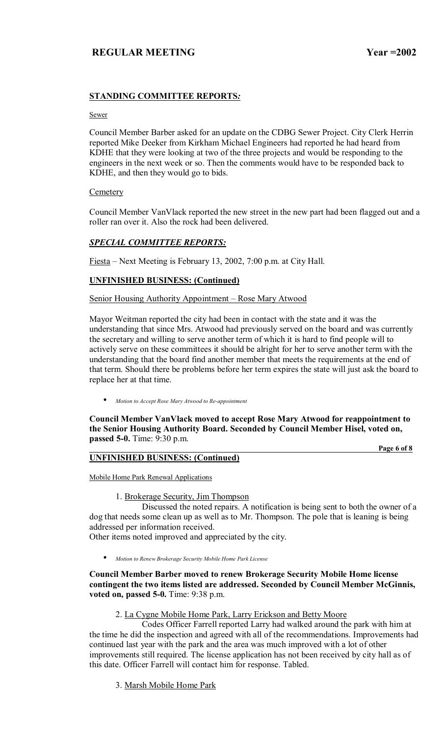## STANDING COMMITTEE REPORTS*:*

Sewer

Council Member Barber asked for an update on the CDBG Sewer Project. City Clerk Herrin reported Mike Deeker from Kirkham Michael Engineers had reported he had heard from KDHE that they were looking at two of the three projects and would be responding to the engineers in the next week or so. Then the comments would have to be responded back to KDHE, and then they would go to bids.

Cemetery

Council Member VanVlack reported the new street in the new part had been flagged out and a roller ran over it. Also the rock had been delivered.

## *SPECIAL COMMITTEE REPORTS:*

Fiesta – Next Meeting is February 13, 2002, 7:00 p.m. at City Hall.

## UNFINISHED BUSINESS: (Continued)

Senior Housing Authority Appointment – Rose Mary Atwood

Mayor Weitman reported the city had been in contact with the state and it was the understanding that since Mrs. Atwood had previously served on the board and was currently the secretary and willing to serve another term of which it is hard to find people will to actively serve on these committees it should be alright for her to serve another term with the understanding that the board find another member that meets the requirements at the end of that term. Should there be problems before her term expires the state will just ask the board to replace her at that time.

- *Motion to Accept Rose Mary Atwood to Re-appointment*

**Council Member VanVlack moved to accept Rose Mary Atwood for reappointment to the Senior Housing Authority Board. Seconded by Council Member Hisel, voted on, passed 5-0.** Time: 9:30 p.m.

## UNFINISHED BUSINESS: (Continued)

Mobile Home Park Renewal Applications

1. Brokerage Security, Jim Thompson

Discussed the noted repairs. A notification is being sent to both the owner of a dog that needs some clean up as well as to Mr. Thompson. The pole that is leaning is being addressed per information received.
Other items noted improved and appreciated by the city.

- *Motion to Renew Brokerage Security Mobile Home Park License*

**Council Member Barber moved to renew Brokerage Security Mobile Home license contingent the two items listed are addressed. Seconded by Council Member McGinnis, voted on, passed 5-0.** Time: 9:38 p.m.

2. La Cygne Mobile Home Park, Larry Erickson and Betty Moore

Codes Officer Farrell reported Larry had walked around the park with him at the time he did the inspection and agreed with all of the recommendations. Improvements had continued last year with the park and the area was much improved with a lot of other improvements still required. The license application has not been received by city hall as of this date. Officer Farrell will contact him for response. Tabled.

3. Marsh Mobile Home Park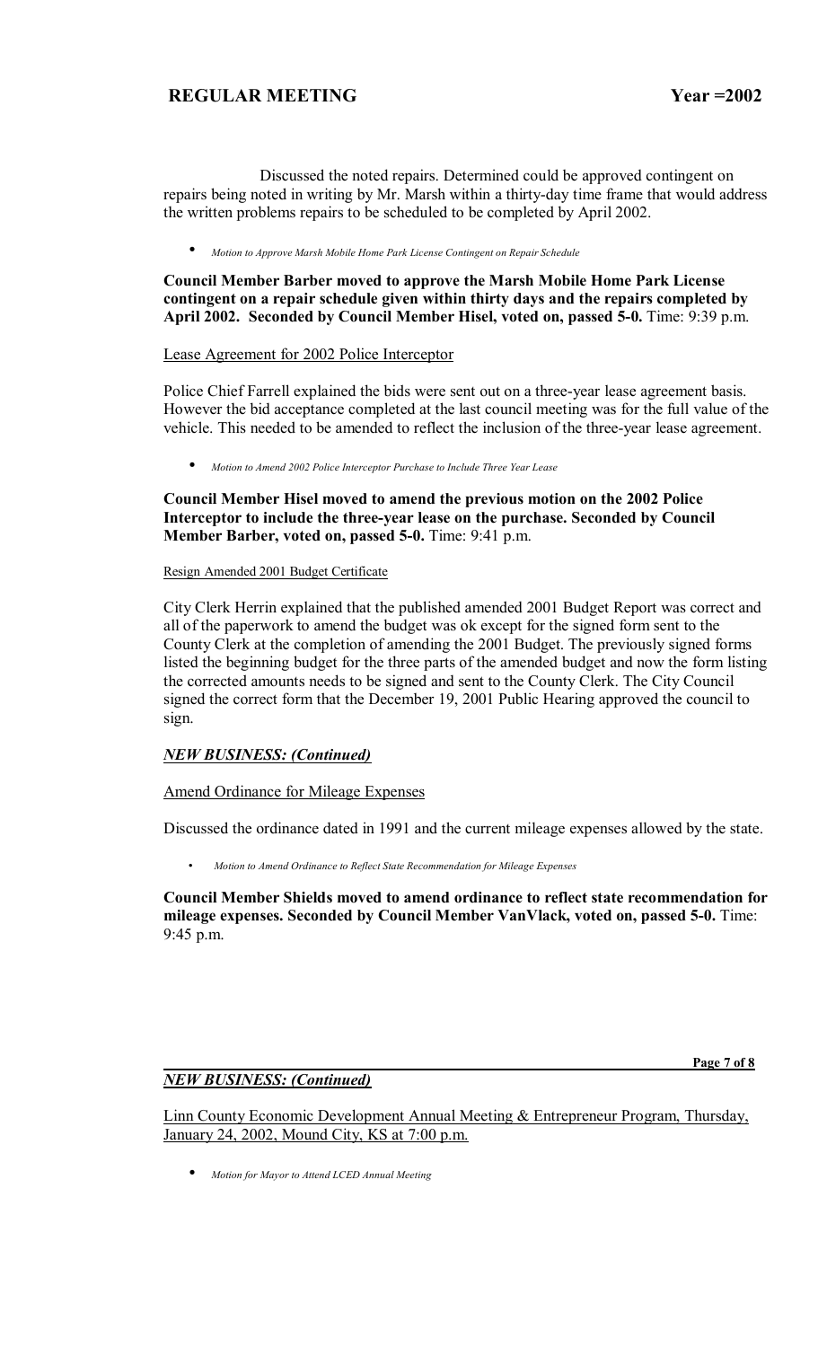Discussed the noted repairs. Determined could be approved contingent on repairs being noted in writing by Mr. Marsh within a thirty-day time frame that would address the written problems repairs to be scheduled to be completed by April 2002.

- *Motion to Approve Marsh Mobile Home Park License Contingent on Repair Schedule*

**Council Member Barber moved to approve the Marsh Mobile Home Park License contingent on a repair schedule given within thirty days and the repairs completed by April 2002. Seconded by Council Member Hisel, voted on, passed 5-0.** Time: 9:39 p.m.

Lease Agreement for 2002 Police Interceptor

Police Chief Farrell explained the bids were sent out on a three-year lease agreement basis. However the bid acceptance completed at the last council meeting was for the full value of the vehicle. This needed to be amended to reflect the inclusion of the three-year lease agreement.

- *Motion to Amend 2002 Police Interceptor Purchase to Include Three Year Lease*

**Council Member Hisel moved to amend the previous motion on the 2002 Police Interceptor to include the three-year lease on the purchase. Seconded by Council Member Barber, voted on, passed 5-0.** Time: 9:41 p.m.

Resign Amended 2001 Budget Certificate

City Clerk Herrin explained that the published amended 2001 Budget Report was correct and all of the paperwork to amend the budget was ok except for the signed form sent to the County Clerk at the completion of amending the 2001 Budget. The previously signed forms listed the beginning budget for the three parts of the amended budget and now the form listing the corrected amounts needs to be signed and sent to the County Clerk. The City Council signed the correct form that the December 19, 2001 Public Hearing approved the council to sign.

***NEW BUSINESS: (Continued)***

Amend Ordinance for Mileage Expenses

Discussed the ordinance dated in 1991 and the current mileage expenses allowed by the state.

- *Motion to Amend Ordinance to Reflect State Recommendation for Mileage Expenses*

**Council Member Shields moved to amend ordinance to reflect state recommendation for mileage expenses. Seconded by Council Member VanVlack, voted on, passed 5-0.** Time: 9:45 p.m.

***NEW BUSINESS: (Continued)***

Linn County Economic Development Annual Meeting & Entrepreneur Program, Thursday, January 24, 2002, Mound City, KS at 7:00 p.m.

- *Motion for Mayor to Attend LCED Annual Meeting*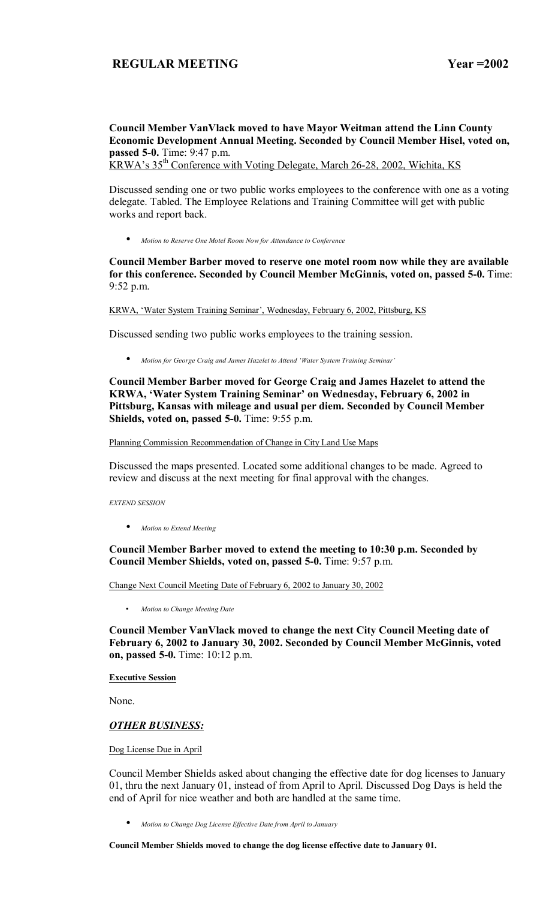**Council Member VanVlack moved to have Mayor Weitman attend the Linn County Economic Development Annual Meeting. Seconded by Council Member Hisel, voted on, passed 5-0.** Time: 9:47 p.m.

KRWA's 35th Conference with Voting Delegate, March 26-28, 2002, Wichita, KS

Discussed sending one or two public works employees to the conference with one as a voting delegate. Tabled. The Employee Relations and Training Committee will get with public works and report back.

- *Motion to Reserve One Motel Room Now for Attendance to Conference*

**Council Member Barber moved to reserve one motel room now while they are available for this conference. Seconded by Council Member McGinnis, voted on, passed 5-0.** Time: 9:52 p.m.

KRWA, 'Water System Training Seminar', Wednesday, February 6, 2002, Pittsburg, KS

Discussed sending two public works employees to the training session.

- *Motion for George Craig and James Hazelet to Attend 'Water System Training Seminar'*

**Council Member Barber moved for George Craig and James Hazelet to attend the KRWA, 'Water System Training Seminar' on Wednesday, February 6, 2002 in Pittsburg, Kansas with mileage and usual per diem. Seconded by Council Member Shields, voted on, passed 5-0.** Time: 9:55 p.m.

Planning Commission Recommendation of Change in City Land Use Maps

Discussed the maps presented. Located some additional changes to be made. Agreed to review and discuss at the next meeting for final approval with the changes.

*EXTEND SESSION*

- *Motion to Extend Meeting*

**Council Member Barber moved to extend the meeting to 10:30 p.m. Seconded by Council Member Shields, voted on, passed 5-0.** Time: 9:57 p.m.

Change Next Council Meeting Date of February 6, 2002 to January 30, 2002

- *Motion to Change Meeting Date*

**Council Member VanVlack moved to change the next City Council Meeting date of February 6, 2002 to January 30, 2002. Seconded by Council Member McGinnis, voted on, passed 5-0.** Time: 10:12 p.m.

**Executive Session**

None.

***OTHER BUSINESS:***

Dog License Due in April

Council Member Shields asked about changing the effective date for dog licenses to January 01, thru the next January 01, instead of from April to April. Discussed Dog Days is held the end of April for nice weather and both are handled at the same time.

- *Motion to Change Dog License Effective Date from April to January*

**Council Member Shields moved to change the dog license effective date to January 01.**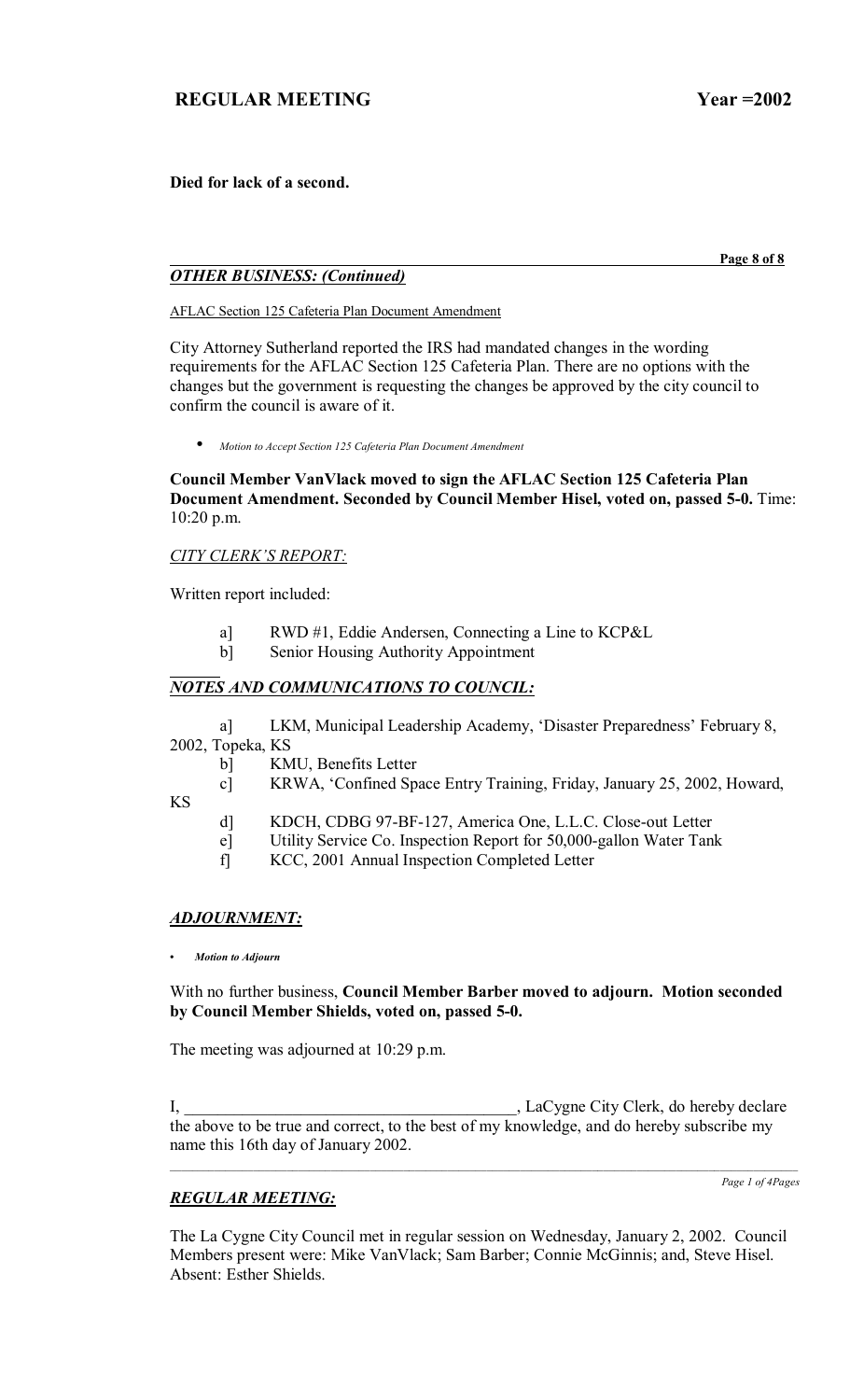**Died for lack of a second.**

### *OTHER BUSINESS: (Continued)*

AFLAC Section 125 Cafeteria Plan Document Amendment

City Attorney Sutherland reported the IRS had mandated changes in the wording requirements for the AFLAC Section 125 Cafeteria Plan. There are no options with the changes but the government is requesting the changes be approved by the city council to confirm the council is aware of it.

- *Motion to Accept Section 125 Cafeteria Plan Document Amendment*

**Council Member VanVlack moved to sign the AFLAC Section 125 Cafeteria Plan Document Amendment. Seconded by Council Member Hisel, voted on, passed 5-0.** Time: 10:20 p.m.

*CITY CLERK'S REPORT:*

Written report included:

a] RWD #1, Eddie Andersen, Connecting a Line to KCP&L
b] Senior Housing Authority Appointment

### *NOTES AND COMMUNICATIONS TO COUNCIL:*

a] LKM, Municipal Leadership Academy, 'Disaster Preparedness' February 8, 2002, Topeka, KS
b] KMU, Benefits Letter
c] KRWA, 'Confined Space Entry Training, Friday, January 25, 2002, Howard, KS
d] KDCH, CDBG 97-BF-127, America One, L.L.C. Close-out Letter
e] Utility Service Co. Inspection Report for 50,000-gallon Water Tank
f] KCC, 2001 Annual Inspection Completed Letter

### *ADJOURNMENT:*

- ***Motion to Adjourn***

With no further business, **Council Member Barber moved to adjourn. Motion seconded by Council Member Shields, voted on, passed 5-0.**

The meeting was adjourned at 10:29 p.m.

I, ________________________________________, LaCygne City Clerk, do hereby declare the above to be true and correct, to the best of my knowledge, and do hereby subscribe my name this 16th day of January 2002.

---

### *REGULAR MEETING:*

The La Cygne City Council met in regular session on Wednesday, January 2, 2002. Council Members present were: Mike VanVlack; Sam Barber; Connie McGinnis; and, Steve Hisel. Absent: Esther Shields.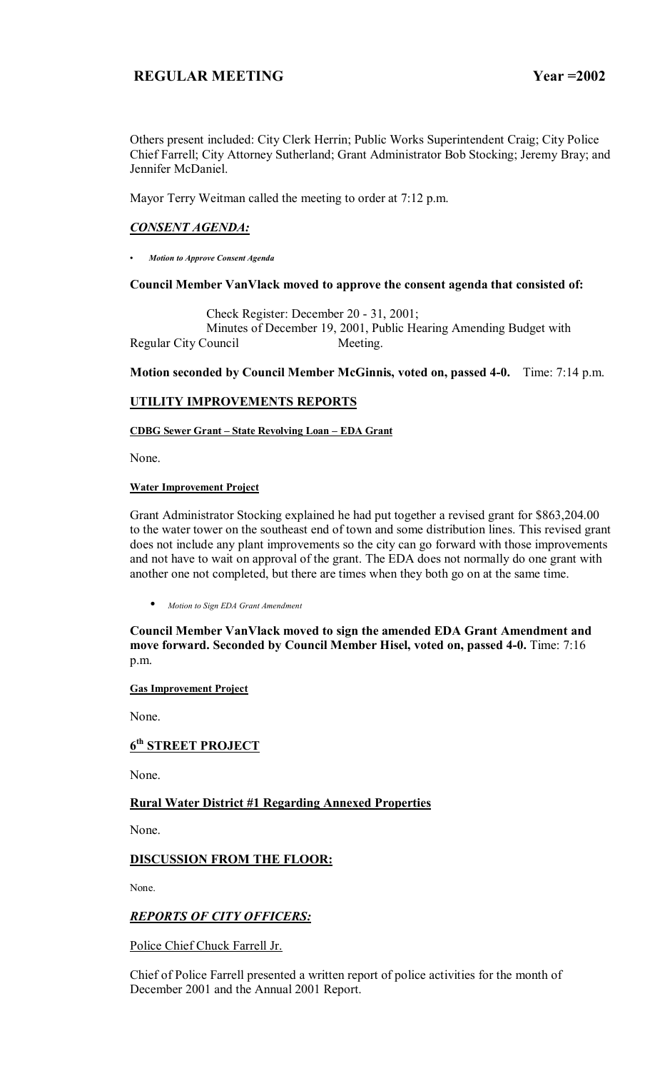# REGULAR MEETING Year =2002

Others present included: City Clerk Herrin; Public Works Superintendent Craig; City Police Chief Farrell; City Attorney Sutherland; Grant Administrator Bob Stocking; Jeremy Bray; and Jennifer McDaniel.

Mayor Terry Weitman called the meeting to order at 7:12 p.m.

## *CONSENT AGENDA:*

- ***Motion to Approve Consent Agenda***

**Council Member VanVlack moved to approve the consent agenda that consisted of:**

Check Register: December 20 - 31, 2001;
Minutes of December 19, 2001, Public Hearing Amending Budget with Regular City Council Meeting.

**Motion seconded by Council Member McGinnis, voted on, passed 4-0.** Time: 7:14 p.m.

## UTILITY IMPROVEMENTS REPORTS

### CDBG Sewer Grant – State Revolving Loan – EDA Grant

None.

### Water Improvement Project

Grant Administrator Stocking explained he had put together a revised grant for $863,204.00 to the water tower on the southeast end of town and some distribution lines. This revised grant does not include any plant improvements so the city can go forward with those improvements and not have to wait on approval of the grant. The EDA does not normally do one grant with another one not completed, but there are times when they both go on at the same time.

- *Motion to Sign EDA Grant Amendment*

**Council Member VanVlack moved to sign the amended EDA Grant Amendment and move forward. Seconded by Council Member Hisel, voted on, passed 4-0.** Time: 7:16 p.m.

### Gas Improvement Project

None.

## 6th STREET PROJECT

None.

## Rural Water District #1 Regarding Annexed Properties

None.

## DISCUSSION FROM THE FLOOR:

None.

## *REPORTS OF CITY OFFICERS:*

Police Chief Chuck Farrell Jr.

Chief of Police Farrell presented a written report of police activities for the month of December 2001 and the Annual 2001 Report.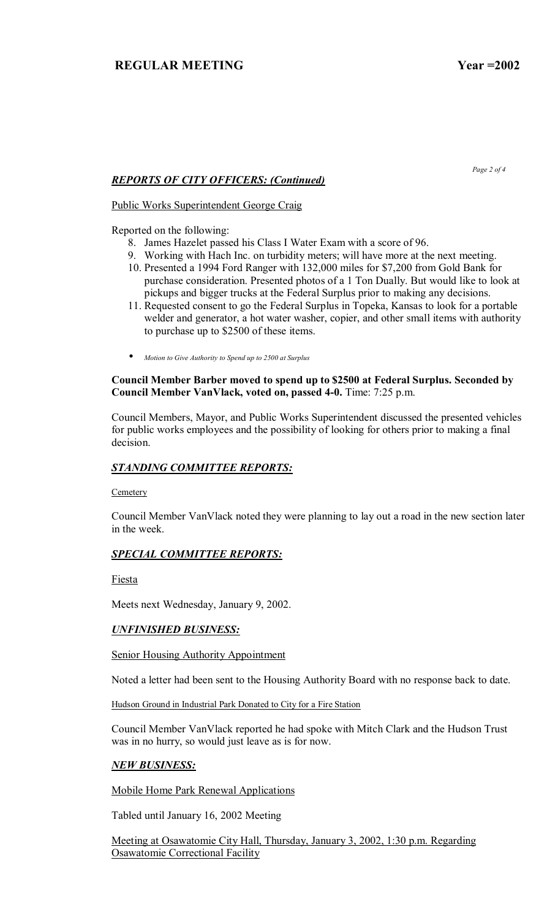## *REPORTS OF CITY OFFICERS: (Continued)*

Public Works Superintendent George Craig

Reported on the following:

8. James Hazelet passed his Class I Water Exam with a score of 96.
9. Working with Hach Inc. on turbidity meters; will have more at the next meeting.
10. Presented a 1994 Ford Ranger with 132,000 miles for $7,200 from Gold Bank for purchase consideration. Presented photos of a 1 Ton Dually. But would like to look at pickups and bigger trucks at the Federal Surplus prior to making any decisions.
11. Requested consent to go the Federal Surplus in Topeka, Kansas to look for a portable welder and generator, a hot water washer, copier, and other small items with authority to purchase up to $2500 of these items.

- *Motion to Give Authority to Spend up to 2500 at Surplus*

**Council Member Barber moved to spend up to $2500 at Federal Surplus. Seconded by Council Member VanVlack, voted on, passed 4-0.** Time: 7:25 p.m.

Council Members, Mayor, and Public Works Superintendent discussed the presented vehicles for public works employees and the possibility of looking for others prior to making a final decision.

## *STANDING COMMITTEE REPORTS:*

Cemetery

Council Member VanVlack noted they were planning to lay out a road in the new section later in the week.

## *SPECIAL COMMITTEE REPORTS:*

Fiesta

Meets next Wednesday, January 9, 2002.

## *UNFINISHED BUSINESS:*

Senior Housing Authority Appointment

Noted a letter had been sent to the Housing Authority Board with no response back to date.

Hudson Ground in Industrial Park Donated to City for a Fire Station

Council Member VanVlack reported he had spoke with Mitch Clark and the Hudson Trust was in no hurry, so would just leave as is for now.

## *NEW BUSINESS:*

Mobile Home Park Renewal Applications

Tabled until January 16, 2002 Meeting

Meeting at Osawatomie City Hall, Thursday, January 3, 2002, 1:30 p.m. Regarding Osawatomie Correctional Facility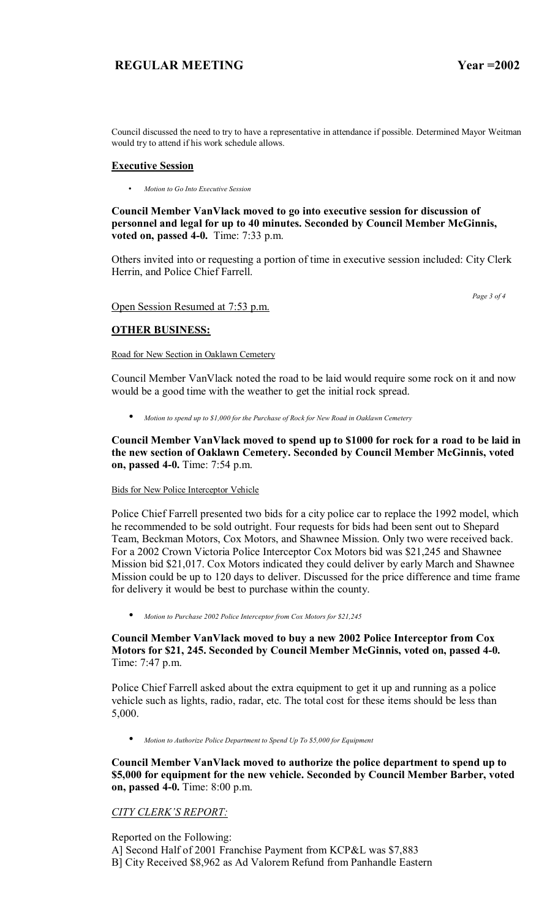Council discussed the need to try to have a representative in attendance if possible. Determined Mayor Weitman would try to attend if his work schedule allows.

## Executive Session

- *Motion to Go Into Executive Session*

**Council Member VanVlack moved to go into executive session for discussion of personnel and legal for up to 40 minutes. Seconded by Council Member McGinnis, voted on, passed 4-0.** Time: 7:33 p.m.

Others invited into or requesting a portion of time in executive session included: City Clerk Herrin, and Police Chief Farrell.

Open Session Resumed at 7:53 p.m.

## OTHER BUSINESS:

Road for New Section in Oaklawn Cemetery

Council Member VanVlack noted the road to be laid would require some rock on it and now would be a good time with the weather to get the initial rock spread.

- *Motion to spend up to $1,000 for the Purchase of Rock for New Road in Oaklawn Cemetery*

**Council Member VanVlack moved to spend up to $1000 for rock for a road to be laid in the new section of Oaklawn Cemetery. Seconded by Council Member McGinnis, voted on, passed 4-0.** Time: 7:54 p.m.

Bids for New Police Interceptor Vehicle

Police Chief Farrell presented two bids for a city police car to replace the 1992 model, which he recommended to be sold outright. Four requests for bids had been sent out to Shepard Team, Beckman Motors, Cox Motors, and Shawnee Mission. Only two were received back. For a 2002 Crown Victoria Police Interceptor Cox Motors bid was $21,245 and Shawnee Mission bid $21,017. Cox Motors indicated they could deliver by early March and Shawnee Mission could be up to 120 days to deliver. Discussed for the price difference and time frame for delivery it would be best to purchase within the county.

- *Motion to Purchase 2002 Police Interceptor from Cox Motors for $21,245*

**Council Member VanVlack moved to buy a new 2002 Police Interceptor from Cox Motors for $21, 245. Seconded by Council Member McGinnis, voted on, passed 4-0.** Time: 7:47 p.m.

Police Chief Farrell asked about the extra equipment to get it up and running as a police vehicle such as lights, radio, radar, etc. The total cost for these items should be less than 5,000.

- *Motion to Authorize Police Department to Spend Up To $5,000 for Equipment*

**Council Member VanVlack moved to authorize the police department to spend up to $5,000 for equipment for the new vehicle. Seconded by Council Member Barber, voted on, passed 4-0.** Time: 8:00 p.m.

*CITY CLERK'S REPORT:*

Reported on the Following:

A] Second Half of 2001 Franchise Payment from KCP&L was $7,883

B] City Received $8,962 as Ad Valorem Refund from Panhandle Eastern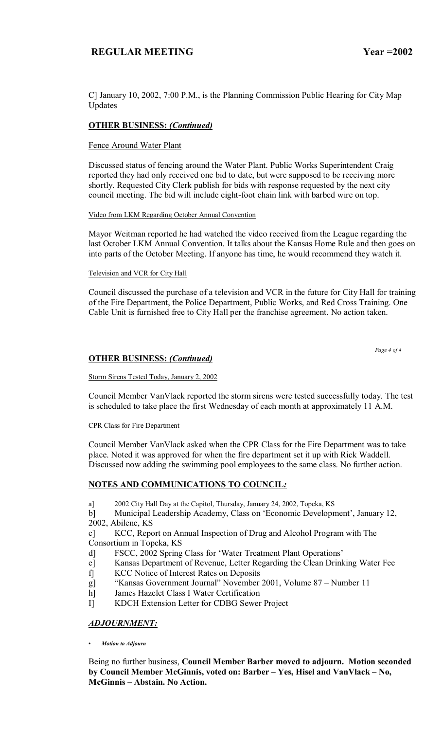C] January 10, 2002, 7:00 P.M., is the Planning Commission Public Hearing for City Map Updates

## OTHER BUSINESS: *(Continued)*

Fence Around Water Plant

Discussed status of fencing around the Water Plant. Public Works Superintendent Craig reported they had only received one bid to date, but were supposed to be receiving more shortly. Requested City Clerk publish for bids with response requested by the next city council meeting. The bid will include eight-foot chain link with barbed wire on top.

Video from LKM Regarding October Annual Convention

Mayor Weitman reported he had watched the video received from the League regarding the last October LKM Annual Convention. It talks about the Kansas Home Rule and then goes on into parts of the October Meeting. If anyone has time, he would recommend they watch it.

Television and VCR for City Hall

Council discussed the purchase of a television and VCR in the future for City Hall for training of the Fire Department, the Police Department, Public Works, and Red Cross Training. One Cable Unit is furnished free to City Hall per the franchise agreement. No action taken.

## OTHER BUSINESS: *(Continued)*

Storm Sirens Tested Today, January 2, 2002

Council Member VanVlack reported the storm sirens were tested successfully today. The test is scheduled to take place the first Wednesday of each month at approximately 11 A.M.

CPR Class for Fire Department

Council Member VanVlack asked when the CPR Class for the Fire Department was to take place. Noted it was approved for when the fire department set it up with Rick Waddell. Discussed now adding the swimming pool employees to the same class. No further action.

## NOTES AND COMMUNICATIONS TO COUNCIL*:*

a] 2002 City Hall Day at the Capitol, Thursday, January 24, 2002, Topeka, KS
b] Municipal Leadership Academy, Class on 'Economic Development', January 12, 2002, Abilene, KS
c] KCC, Report on Annual Inspection of Drug and Alcohol Program with The Consortium in Topeka, KS
d] FSCC, 2002 Spring Class for 'Water Treatment Plant Operations'
e] Kansas Department of Revenue, Letter Regarding the Clean Drinking Water Fee
f] KCC Notice of Interest Rates on Deposits
g] "Kansas Government Journal" November 2001, Volume 87 – Number 11
h] James Hazelet Class I Water Certification
I] KDCH Extension Letter for CDBG Sewer Project

## *ADJOURNMENT:*

- ***Motion to Adjourn***

Being no further business, **Council Member Barber moved to adjourn. Motion seconded by Council Member McGinnis, voted on: Barber – Yes, Hisel and VanVlack – No, McGinnis – Abstain. No Action.**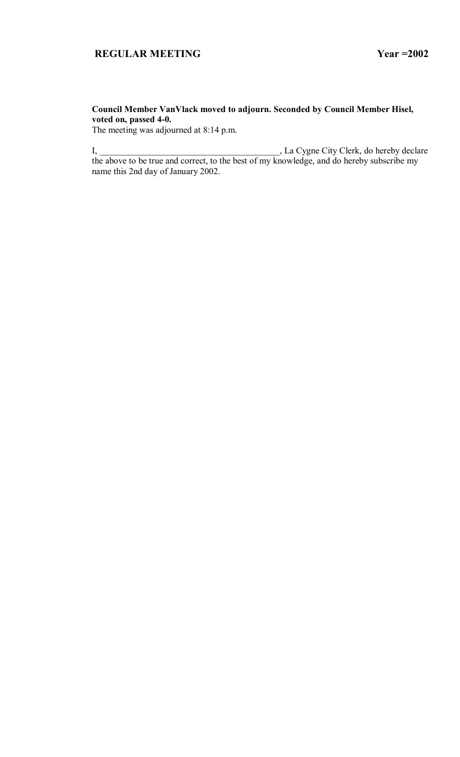**Council Member VanVlack moved to adjourn. Seconded by Council Member Hisel, voted on, passed 4-0.**
The meeting was adjourned at 8:14 p.m.

I, _______________________________________, La Cygne City Clerk, do hereby declare the above to be true and correct, to the best of my knowledge, and do hereby subscribe my name this 2nd day of January 2002.